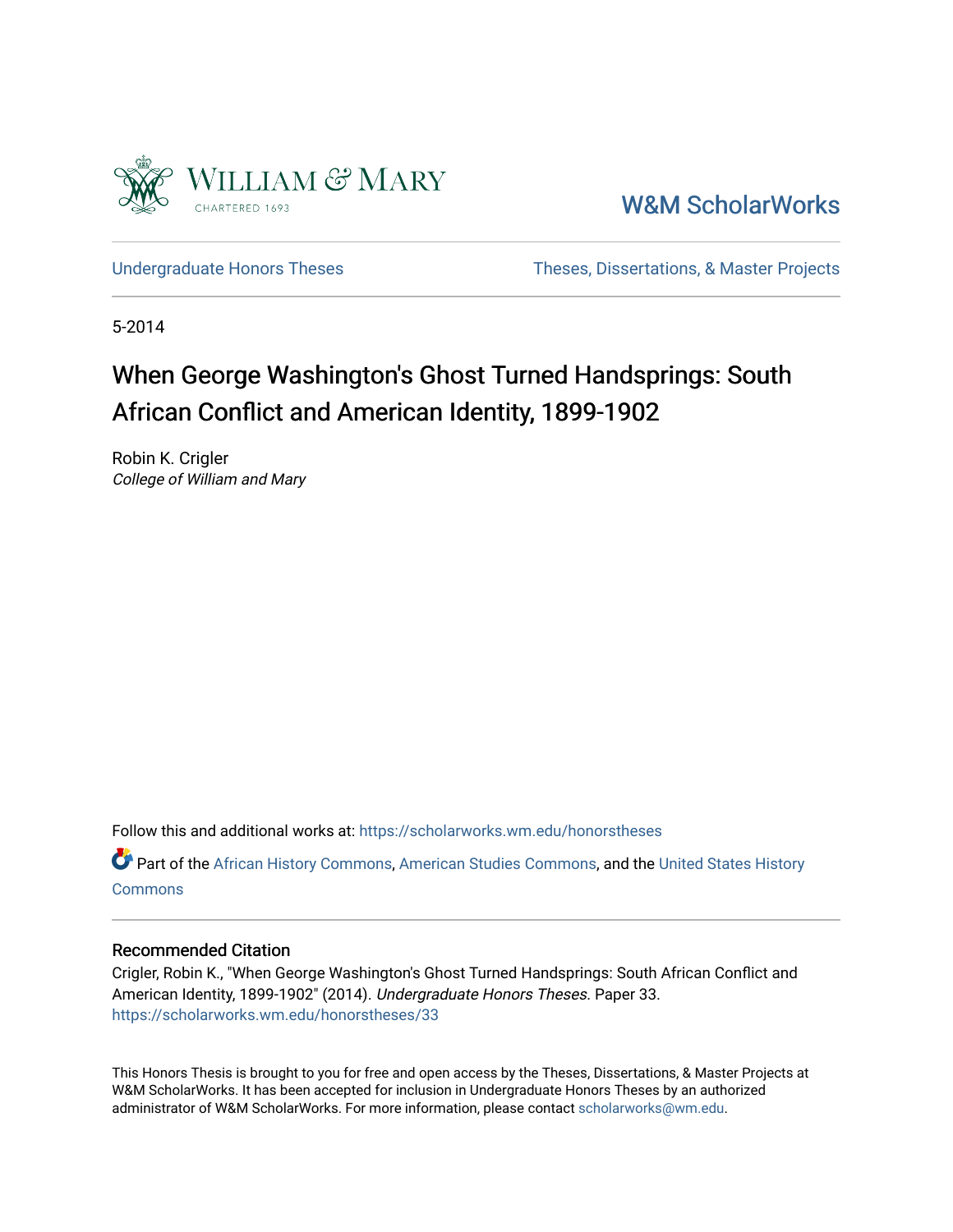William & Mary
CHARTERED 1693

W&M ScholarWorks

Undergraduate Honors Theses | Theses, Dissertations, & Master Projects

5-2014

# When George Washington's Ghost Turned Handsprings: South African Conflict and American Identity, 1899-1902

Robin K. Crigler
*College of William and Mary*

Follow this and additional works at: https://scholarworks.wm.edu/honorstheses

Part of the African History Commons, American Studies Commons, and the United States History Commons

## Recommended Citation

Crigler, Robin K., "When George Washington's Ghost Turned Handsprings: South African Conflict and American Identity, 1899-1902" (2014). *Undergraduate Honors Theses.* Paper 33.
https://scholarworks.wm.edu/honorstheses/33

This Honors Thesis is brought to you for free and open access by the Theses, Dissertations, & Master Projects at W&M ScholarWorks. It has been accepted for inclusion in Undergraduate Honors Theses by an authorized administrator of W&M ScholarWorks. For more information, please contact scholarworks@wm.edu.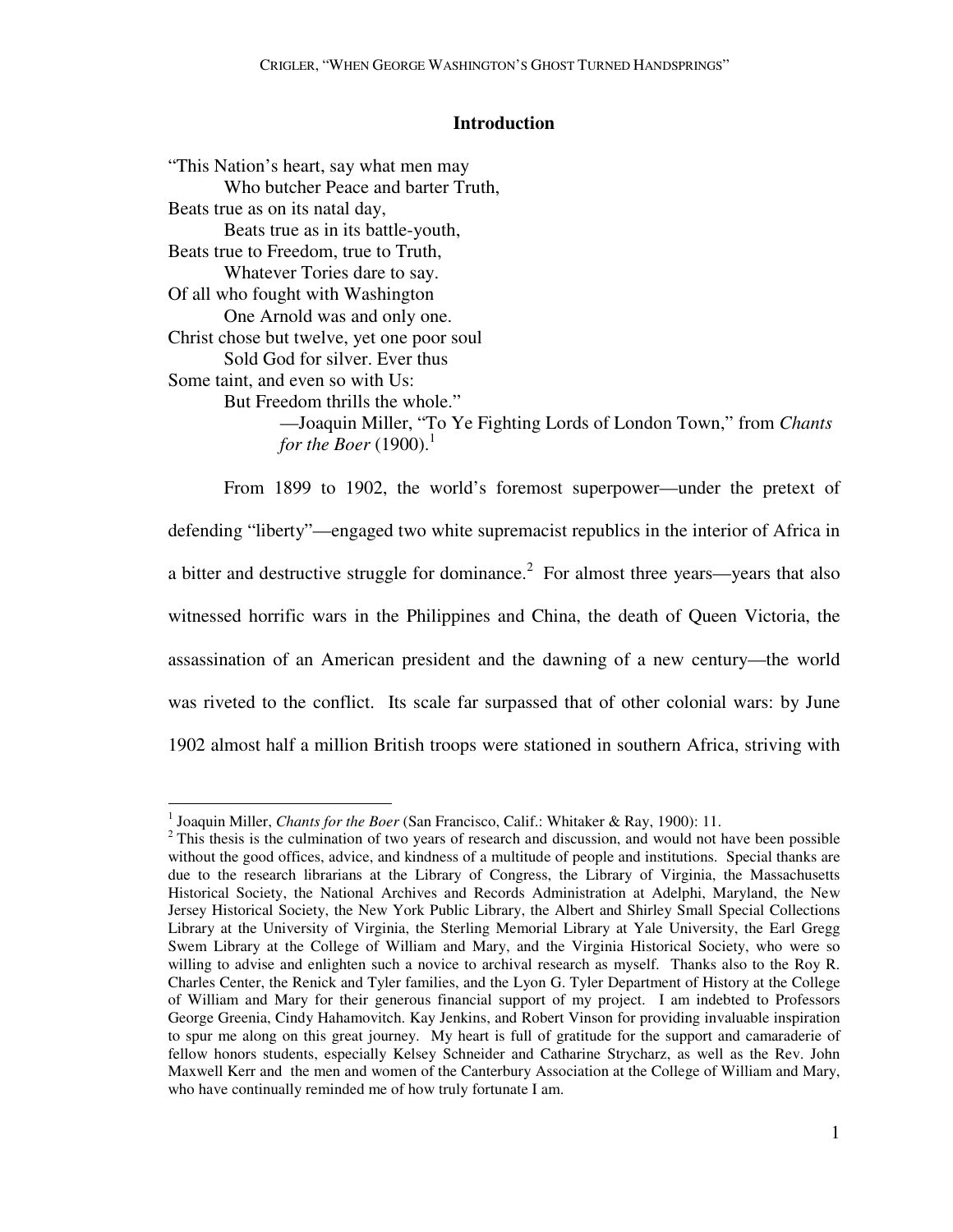## Introduction

"This Nation's heart, say what men may
    Who butcher Peace and barter Truth,
Beats true as on its natal day,
    Beats true as in its battle-youth,
Beats true to Freedom, true to Truth,
    Whatever Tories dare to say.
Of all who fought with Washington
    One Arnold was and only one.
Christ chose but twelve, yet one poor soul
    Sold God for silver. Ever thus
Some taint, and even so with Us:
    But Freedom thrills the whole."

—Joaquin Miller, "To Ye Fighting Lords of London Town," from *Chants for the Boer* (1900).[1]

From 1899 to 1902, the world's foremost superpower—under the pretext of defending "liberty"—engaged two white supremacist republics in the interior of Africa in a bitter and destructive struggle for dominance.[2] For almost three years—years that also witnessed horrific wars in the Philippines and China, the death of Queen Victoria, the assassination of an American president and the dawning of a new century—the world was riveted to the conflict. Its scale far surpassed that of other colonial wars: by June 1902 almost half a million British troops were stationed in southern Africa, striving with

---

[1] Joaquin Miller, *Chants for the Boer* (San Francisco, Calif.: Whitaker & Ray, 1900): 11.

[2] This thesis is the culmination of two years of research and discussion, and would not have been possible without the good offices, advice, and kindness of a multitude of people and institutions. Special thanks are due to the research librarians at the Library of Congress, the Library of Virginia, the Massachusetts Historical Society, the National Archives and Records Administration at Adelphi, Maryland, the New Jersey Historical Society, the New York Public Library, the Albert and Shirley Small Special Collections Library at the University of Virginia, the Sterling Memorial Library at Yale University, the Earl Gregg Swem Library at the College of William and Mary, and the Virginia Historical Society, who were so willing to advise and enlighten such a novice to archival research as myself. Thanks also to the Roy R. Charles Center, the Renick and Tyler families, and the Lyon G. Tyler Department of History at the College of William and Mary for their generous financial support of my project. I am indebted to Professors George Greenia, Cindy Hahamovitch. Kay Jenkins, and Robert Vinson for providing invaluable inspiration to spur me along on this great journey. My heart is full of gratitude for the support and camaraderie of fellow honors students, especially Kelsey Schneider and Catharine Strycharz, as well as the Rev. John Maxwell Kerr and the men and women of the Canterbury Association at the College of William and Mary, who have continually reminded me of how truly fortunate I am.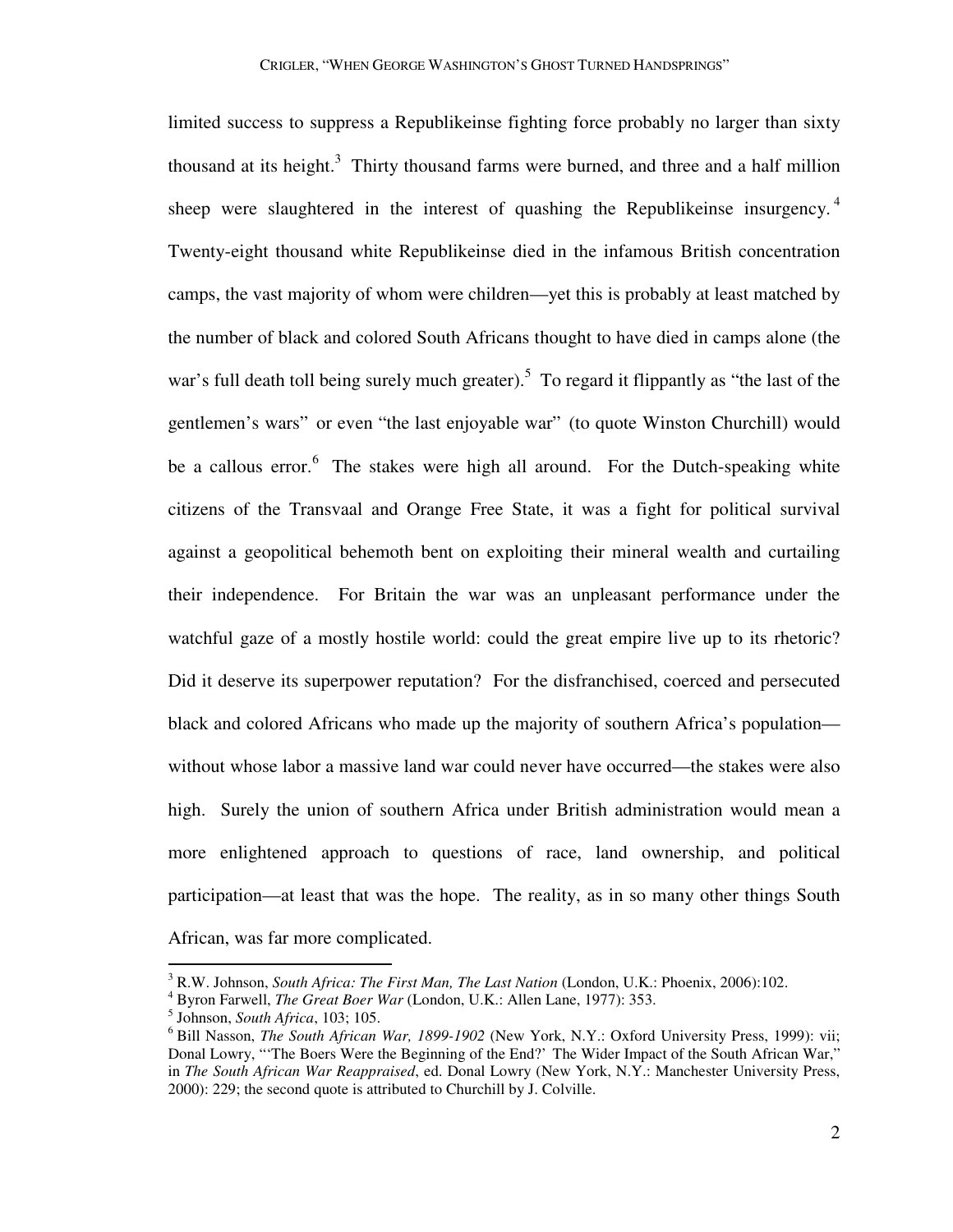limited success to suppress a Republikeinse fighting force probably no larger than sixty thousand at its height.[3] Thirty thousand farms were burned, and three and a half million sheep were slaughtered in the interest of quashing the Republikeinse insurgency.[4] Twenty-eight thousand white Republikeinse died in the infamous British concentration camps, the vast majority of whom were children—yet this is probably at least matched by the number of black and colored South Africans thought to have died in camps alone (the war's full death toll being surely much greater).[5] To regard it flippantly as "the last of the gentlemen's wars" or even "the last enjoyable war" (to quote Winston Churchill) would be a callous error.[6] The stakes were high all around. For the Dutch-speaking white citizens of the Transvaal and Orange Free State, it was a fight for political survival against a geopolitical behemoth bent on exploiting their mineral wealth and curtailing their independence. For Britain the war was an unpleasant performance under the watchful gaze of a mostly hostile world: could the great empire live up to its rhetoric? Did it deserve its superpower reputation? For the disfranchised, coerced and persecuted black and colored Africans who made up the majority of southern Africa's population—without whose labor a massive land war could never have occurred—the stakes were also high. Surely the union of southern Africa under British administration would mean a more enlightened approach to questions of race, land ownership, and political participation—at least that was the hope. The reality, as in so many other things South African, was far more complicated.

---

[3] R.W. Johnson, *South Africa: The First Man, The Last Nation* (London, U.K.: Phoenix, 2006):102.

[4] Byron Farwell, *The Great Boer War* (London, U.K.: Allen Lane, 1977): 353.

[5] Johnson, *South Africa*, 103; 105.

[6] Bill Nasson, *The South African War, 1899-1902* (New York, N.Y.: Oxford University Press, 1999): vii; Donal Lowry, "'The Boers Were the Beginning of the End?' The Wider Impact of the South African War," in *The South African War Reappraised*, ed. Donal Lowry (New York, N.Y.: Manchester University Press, 2000): 229; the second quote is attributed to Churchill by J. Colville.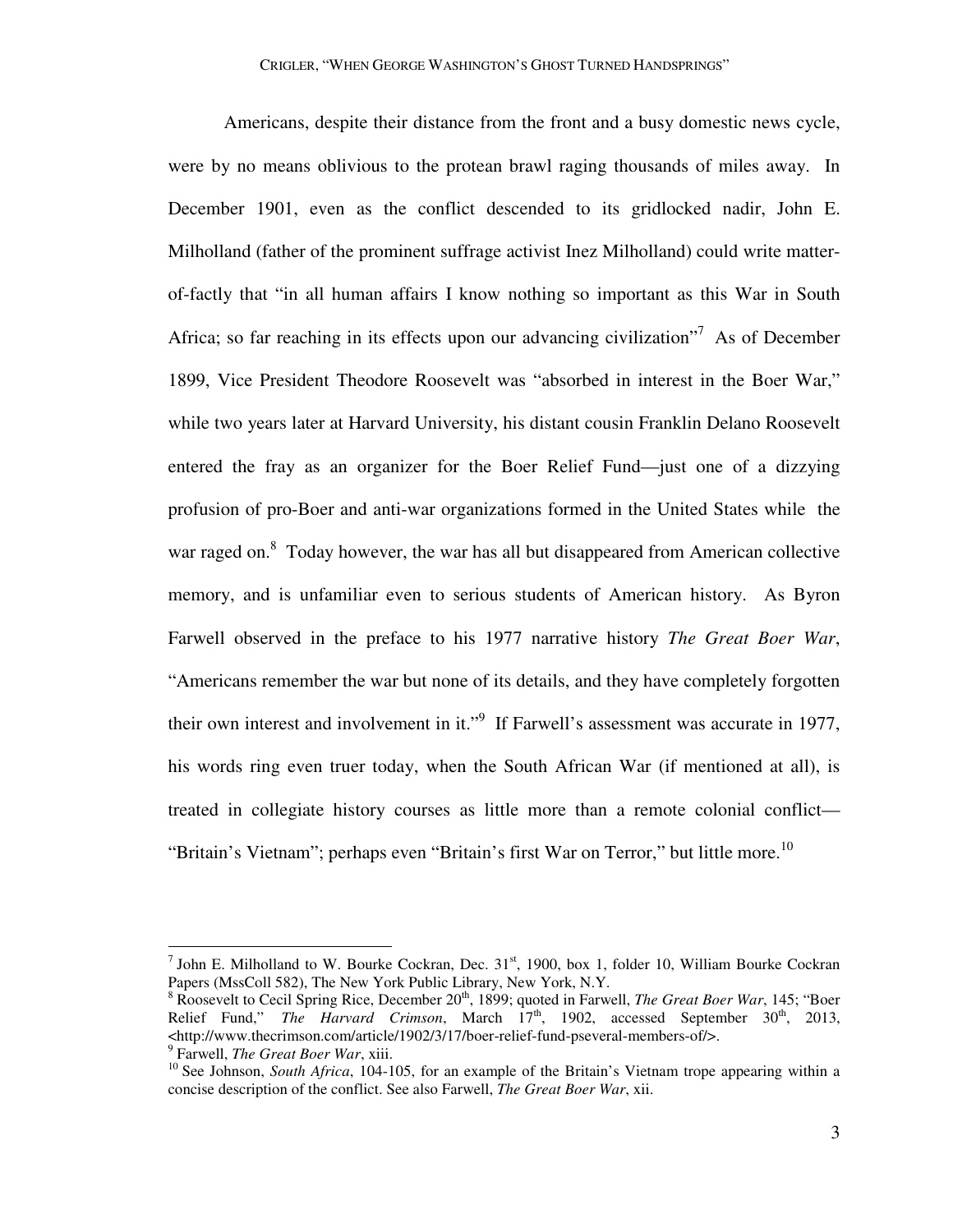Americans, despite their distance from the front and a busy domestic news cycle, were by no means oblivious to the protean brawl raging thousands of miles away. In December 1901, even as the conflict descended to its gridlocked nadir, John E. Milholland (father of the prominent suffrage activist Inez Milholland) could write matter-of-factly that "in all human affairs I know nothing so important as this War in South Africa; so far reaching in its effects upon our advancing civilization"[7] As of December 1899, Vice President Theodore Roosevelt was "absorbed in interest in the Boer War," while two years later at Harvard University, his distant cousin Franklin Delano Roosevelt entered the fray as an organizer for the Boer Relief Fund—just one of a dizzying profusion of pro-Boer and anti-war organizations formed in the United States while the war raged on.[8] Today however, the war has all but disappeared from American collective memory, and is unfamiliar even to serious students of American history. As Byron Farwell observed in the preface to his 1977 narrative history *The Great Boer War*, "Americans remember the war but none of its details, and they have completely forgotten their own interest and involvement in it."[9] If Farwell's assessment was accurate in 1977, his words ring even truer today, when the South African War (if mentioned at all), is treated in collegiate history courses as little more than a remote colonial conflict—"Britain's Vietnam"; perhaps even "Britain's first War on Terror," but little more.[10]

---

[7] John E. Milholland to W. Bourke Cockran, Dec. 31st, 1900, box 1, folder 10, William Bourke Cockran Papers (MssColl 582), The New York Public Library, New York, N.Y.

[8] Roosevelt to Cecil Spring Rice, December 20th, 1899; quoted in Farwell, *The Great Boer War*, 145; "Boer Relief Fund," *The Harvard Crimson*, March 17th, 1902, accessed September 30th, 2013, <http://www.thecrimson.com/article/1902/3/17/boer-relief-fund-pseveral-members-of/>.

[9] Farwell, *The Great Boer War*, xiii.

[10] See Johnson, *South Africa*, 104-105, for an example of the Britain's Vietnam trope appearing within a concise description of the conflict. See also Farwell, *The Great Boer War*, xii.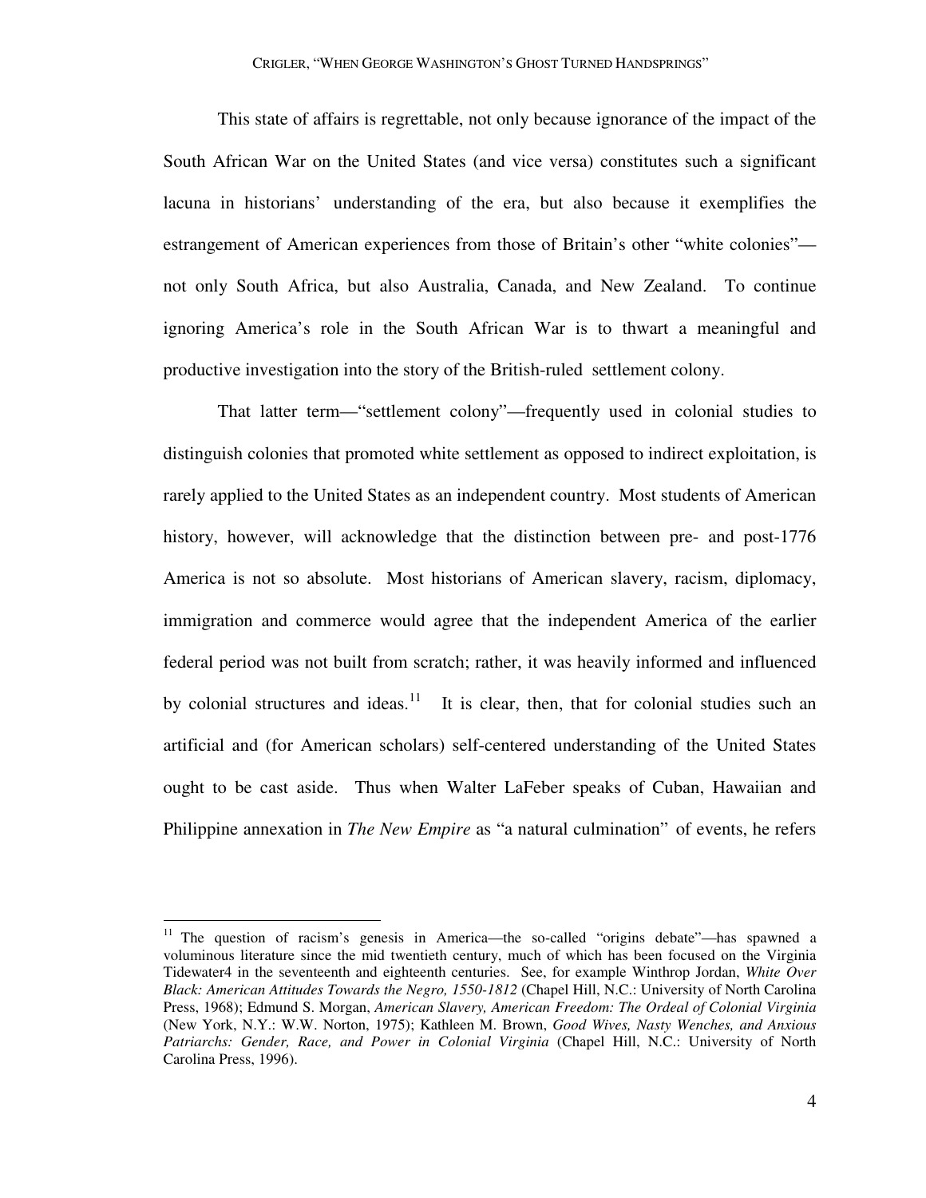This state of affairs is regrettable, not only because ignorance of the impact of the South African War on the United States (and vice versa) constitutes such a significant lacuna in historians' understanding of the era, but also because it exemplifies the estrangement of American experiences from those of Britain's other "white colonies"—not only South Africa, but also Australia, Canada, and New Zealand. To continue ignoring America's role in the South African War is to thwart a meaningful and productive investigation into the story of the British-ruled settlement colony.

That latter term—"settlement colony"—frequently used in colonial studies to distinguish colonies that promoted white settlement as opposed to indirect exploitation, is rarely applied to the United States as an independent country. Most students of American history, however, will acknowledge that the distinction between pre- and post-1776 America is not so absolute. Most historians of American slavery, racism, diplomacy, immigration and commerce would agree that the independent America of the earlier federal period was not built from scratch; rather, it was heavily informed and influenced by colonial structures and ideas.[11] It is clear, then, that for colonial studies such an artificial and (for American scholars) self-centered understanding of the United States ought to be cast aside. Thus when Walter LaFeber speaks of Cuban, Hawaiian and Philippine annexation in *The New Empire* as "a natural culmination" of events, he refers

---

[11] The question of racism's genesis in America—the so-called "origins debate"—has spawned a voluminous literature since the mid twentieth century, much of which has been focused on the Virginia Tidewater4 in the seventeenth and eighteenth centuries. See, for example Winthrop Jordan, *White Over Black: American Attitudes Towards the Negro, 1550-1812* (Chapel Hill, N.C.: University of North Carolina Press, 1968); Edmund S. Morgan, *American Slavery, American Freedom: The Ordeal of Colonial Virginia* (New York, N.Y.: W.W. Norton, 1975); Kathleen M. Brown, *Good Wives, Nasty Wenches, and Anxious Patriarchs: Gender, Race, and Power in Colonial Virginia* (Chapel Hill, N.C.: University of North Carolina Press, 1996).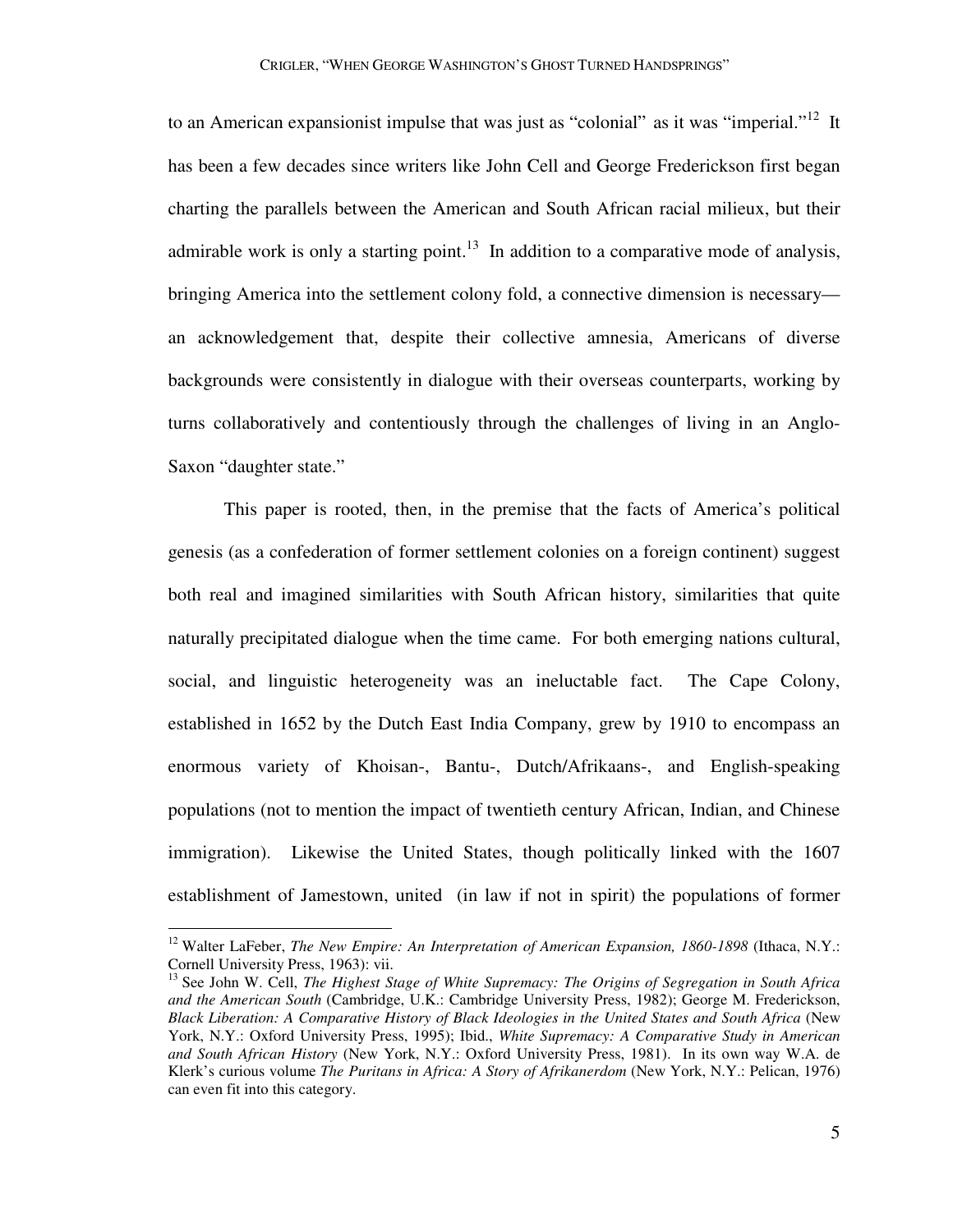to an American expansionist impulse that was just as "colonial" as it was "imperial."[12] It has been a few decades since writers like John Cell and George Frederickson first began charting the parallels between the American and South African racial milieux, but their admirable work is only a starting point.[13] In addition to a comparative mode of analysis, bringing America into the settlement colony fold, a connective dimension is necessary—an acknowledgement that, despite their collective amnesia, Americans of diverse backgrounds were consistently in dialogue with their overseas counterparts, working by turns collaboratively and contentiously through the challenges of living in an Anglo-Saxon "daughter state."

This paper is rooted, then, in the premise that the facts of America's political genesis (as a confederation of former settlement colonies on a foreign continent) suggest both real and imagined similarities with South African history, similarities that quite naturally precipitated dialogue when the time came. For both emerging nations cultural, social, and linguistic heterogeneity was an ineluctable fact. The Cape Colony, established in 1652 by the Dutch East India Company, grew by 1910 to encompass an enormous variety of Khoisan-, Bantu-, Dutch/Afrikaans-, and English-speaking populations (not to mention the impact of twentieth century African, Indian, and Chinese immigration). Likewise the United States, though politically linked with the 1607 establishment of Jamestown, united (in law if not in spirit) the populations of former

---

[12] Walter LaFeber, *The New Empire: An Interpretation of American Expansion, 1860-1898* (Ithaca, N.Y.: Cornell University Press, 1963): vii.

[13] See John W. Cell, *The Highest Stage of White Supremacy: The Origins of Segregation in South Africa and the American South* (Cambridge, U.K.: Cambridge University Press, 1982); George M. Frederickson, *Black Liberation: A Comparative History of Black Ideologies in the United States and South Africa* (New York, N.Y.: Oxford University Press, 1995); Ibid., *White Supremacy: A Comparative Study in American and South African History* (New York, N.Y.: Oxford University Press, 1981). In its own way W.A. de Klerk's curious volume *The Puritans in Africa: A Story of Afrikanerdom* (New York, N.Y.: Pelican, 1976) can even fit into this category.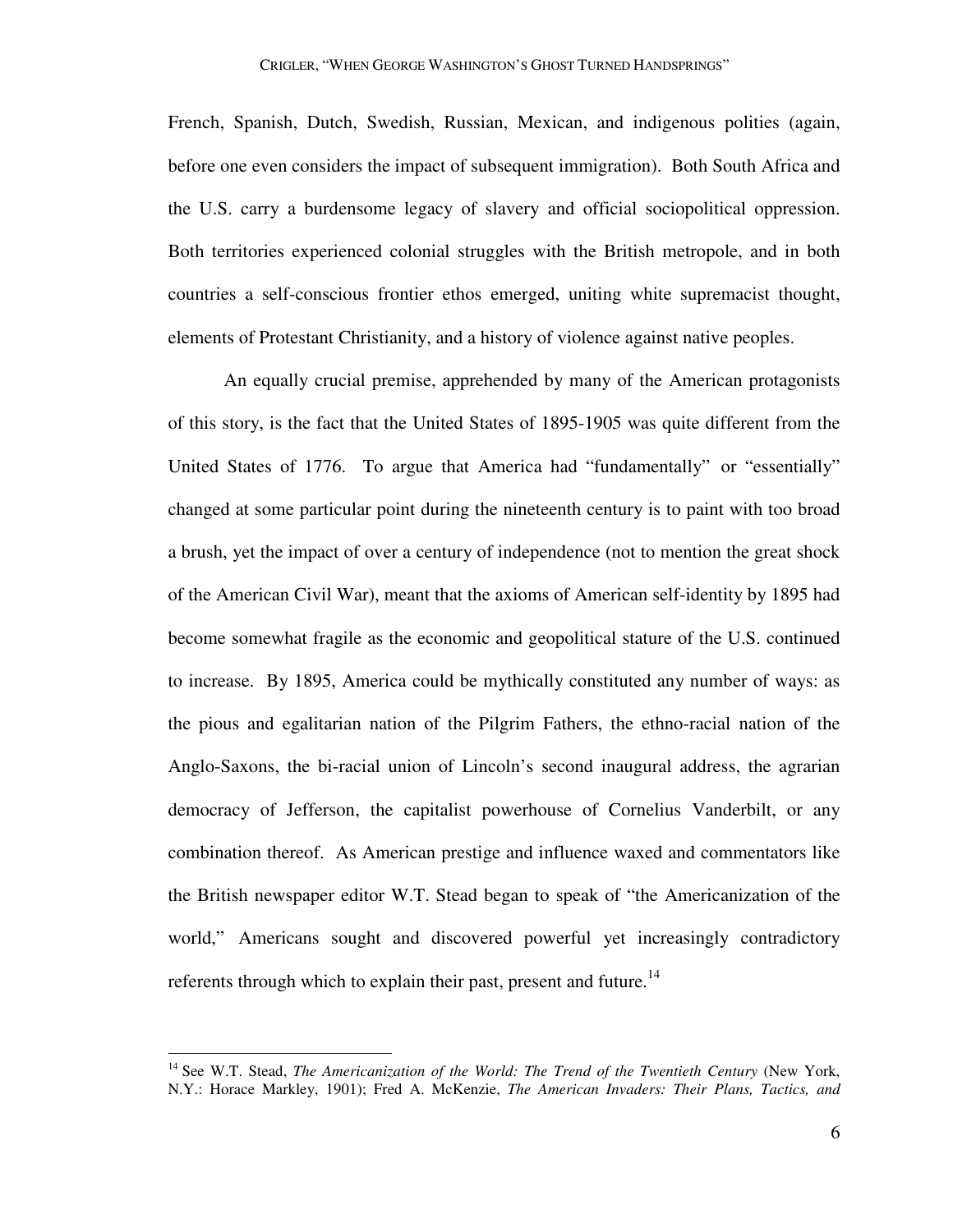French, Spanish, Dutch, Swedish, Russian, Mexican, and indigenous polities (again, before one even considers the impact of subsequent immigration). Both South Africa and the U.S. carry a burdensome legacy of slavery and official sociopolitical oppression. Both territories experienced colonial struggles with the British metropole, and in both countries a self-conscious frontier ethos emerged, uniting white supremacist thought, elements of Protestant Christianity, and a history of violence against native peoples.

An equally crucial premise, apprehended by many of the American protagonists of this story, is the fact that the United States of 1895-1905 was quite different from the United States of 1776. To argue that America had "fundamentally" or "essentially" changed at some particular point during the nineteenth century is to paint with too broad a brush, yet the impact of over a century of independence (not to mention the great shock of the American Civil War), meant that the axioms of American self-identity by 1895 had become somewhat fragile as the economic and geopolitical stature of the U.S. continued to increase. By 1895, America could be mythically constituted any number of ways: as the pious and egalitarian nation of the Pilgrim Fathers, the ethno-racial nation of the Anglo-Saxons, the bi-racial union of Lincoln's second inaugural address, the agrarian democracy of Jefferson, the capitalist powerhouse of Cornelius Vanderbilt, or any combination thereof. As American prestige and influence waxed and commentators like the British newspaper editor W.T. Stead began to speak of "the Americanization of the world," Americans sought and discovered powerful yet increasingly contradictory referents through which to explain their past, present and future.[14]

---

[14] See W.T. Stead, *The Americanization of the World: The Trend of the Twentieth Century* (New York, N.Y.: Horace Markley, 1901); Fred A. McKenzie, *The American Invaders: Their Plans, Tactics, and*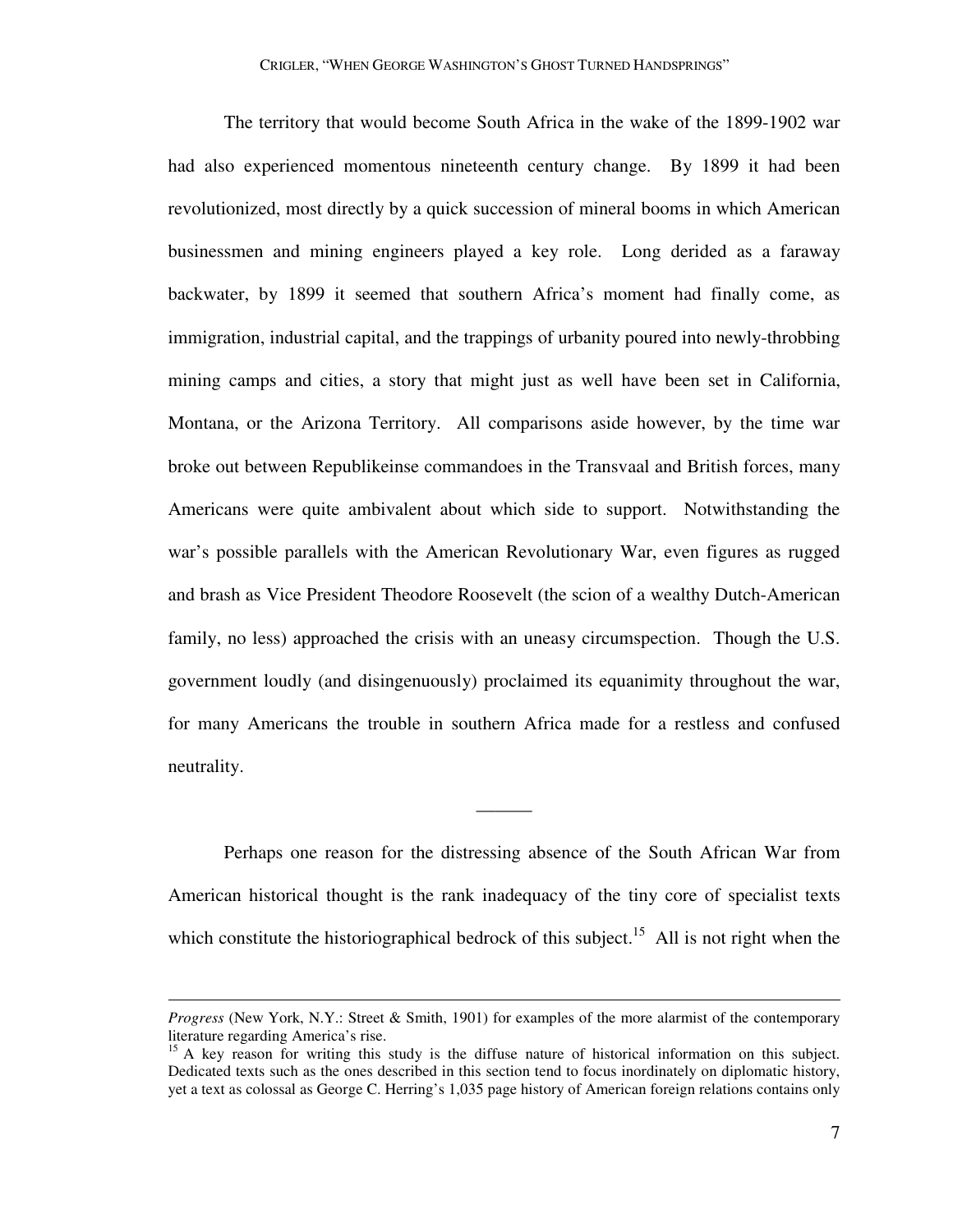The territory that would become South Africa in the wake of the 1899-1902 war had also experienced momentous nineteenth century change. By 1899 it had been revolutionized, most directly by a quick succession of mineral booms in which American businessmen and mining engineers played a key role. Long derided as a faraway backwater, by 1899 it seemed that southern Africa's moment had finally come, as immigration, industrial capital, and the trappings of urbanity poured into newly-throbbing mining camps and cities, a story that might just as well have been set in California, Montana, or the Arizona Territory. All comparisons aside however, by the time war broke out between Republikeinse commandoes in the Transvaal and British forces, many Americans were quite ambivalent about which side to support. Notwithstanding the war's possible parallels with the American Revolutionary War, even figures as rugged and brash as Vice President Theodore Roosevelt (the scion of a wealthy Dutch-American family, no less) approached the crisis with an uneasy circumspection. Though the U.S. government loudly (and disingenuously) proclaimed its equanimity throughout the war, for many Americans the trouble in southern Africa made for a restless and confused neutrality.

———

Perhaps one reason for the distressing absence of the South African War from American historical thought is the rank inadequacy of the tiny core of specialist texts which constitute the historiographical bedrock of this subject.[15] All is not right when the

---

*Progress* (New York, N.Y.: Street & Smith, 1901) for examples of the more alarmist of the contemporary literature regarding America's rise.

[15] A key reason for writing this study is the diffuse nature of historical information on this subject. Dedicated texts such as the ones described in this section tend to focus inordinately on diplomatic history, yet a text as colossal as George C. Herring's 1,035 page history of American foreign relations contains only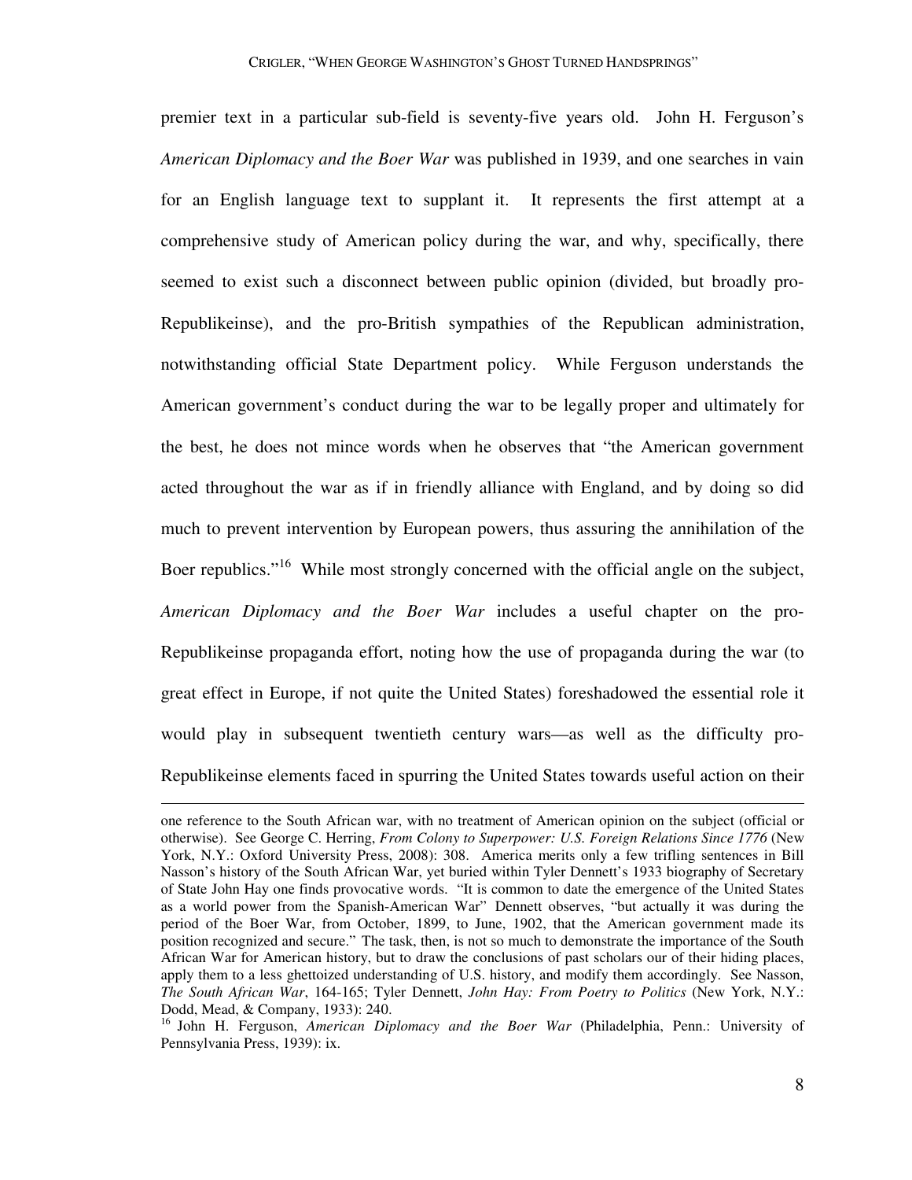premier text in a particular sub-field is seventy-five years old. John H. Ferguson's *American Diplomacy and the Boer War* was published in 1939, and one searches in vain for an English language text to supplant it. It represents the first attempt at a comprehensive study of American policy during the war, and why, specifically, there seemed to exist such a disconnect between public opinion (divided, but broadly pro-Republikeinse), and the pro-British sympathies of the Republican administration, notwithstanding official State Department policy. While Ferguson understands the American government's conduct during the war to be legally proper and ultimately for the best, he does not mince words when he observes that "the American government acted throughout the war as if in friendly alliance with England, and by doing so did much to prevent intervention by European powers, thus assuring the annihilation of the Boer republics."[16] While most strongly concerned with the official angle on the subject, *American Diplomacy and the Boer War* includes a useful chapter on the pro-Republikeinse propaganda effort, noting how the use of propaganda during the war (to great effect in Europe, if not quite the United States) foreshadowed the essential role it would play in subsequent twentieth century wars—as well as the difficulty pro-Republikeinse elements faced in spurring the United States towards useful action on their

---

one reference to the South African war, with no treatment of American opinion on the subject (official or otherwise). See George C. Herring, *From Colony to Superpower: U.S. Foreign Relations Since 1776* (New York, N.Y.: Oxford University Press, 2008): 308. America merits only a few trifling sentences in Bill Nasson's history of the South African War, yet buried within Tyler Dennett's 1933 biography of Secretary of State John Hay one finds provocative words. "It is common to date the emergence of the United States as a world power from the Spanish-American War" Dennett observes, "but actually it was during the period of the Boer War, from October, 1899, to June, 1902, that the American government made its position recognized and secure." The task, then, is not so much to demonstrate the importance of the South African War for American history, but to draw the conclusions of past scholars our of their hiding places, apply them to a less ghettoized understanding of U.S. history, and modify them accordingly. See Nasson, *The South African War*, 164-165; Tyler Dennett, *John Hay: From Poetry to Politics* (New York, N.Y.: Dodd, Mead, & Company, 1933): 240.

[16] John H. Ferguson, *American Diplomacy and the Boer War* (Philadelphia, Penn.: University of Pennsylvania Press, 1939): ix.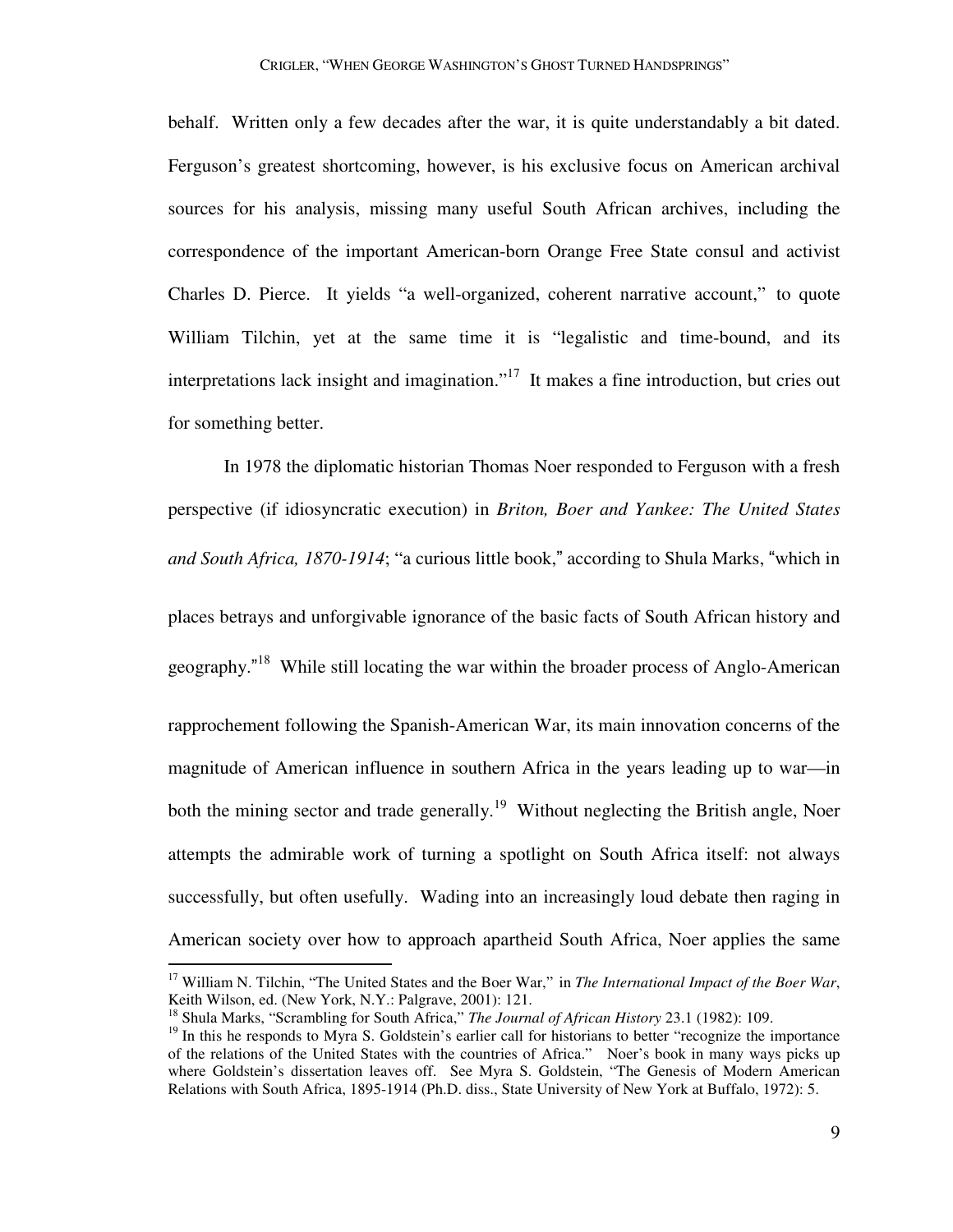behalf. Written only a few decades after the war, it is quite understandably a bit dated. Ferguson's greatest shortcoming, however, is his exclusive focus on American archival sources for his analysis, missing many useful South African archives, including the correspondence of the important American-born Orange Free State consul and activist Charles D. Pierce. It yields "a well-organized, coherent narrative account," to quote William Tilchin, yet at the same time it is "legalistic and time-bound, and its interpretations lack insight and imagination."[17] It makes a fine introduction, but cries out for something better.

In 1978 the diplomatic historian Thomas Noer responded to Ferguson with a fresh perspective (if idiosyncratic execution) in *Briton, Boer and Yankee: The United States and South Africa, 1870-1914*; "a curious little book," according to Shula Marks, "which in places betrays and unforgivable ignorance of the basic facts of South African history and geography."[18] While still locating the war within the broader process of Anglo-American rapprochement following the Spanish-American War, its main innovation concerns of the magnitude of American influence in southern Africa in the years leading up to war—in both the mining sector and trade generally.[19] Without neglecting the British angle, Noer attempts the admirable work of turning a spotlight on South Africa itself: not always successfully, but often usefully. Wading into an increasingly loud debate then raging in American society over how to approach apartheid South Africa, Noer applies the same

---

[17] William N. Tilchin, "The United States and the Boer War," in *The International Impact of the Boer War*, Keith Wilson, ed. (New York, N.Y.: Palgrave, 2001): 121.

[18] Shula Marks, "Scrambling for South Africa," *The Journal of African History* 23.1 (1982): 109.

[19] In this he responds to Myra S. Goldstein's earlier call for historians to better "recognize the importance of the relations of the United States with the countries of Africa." Noer's book in many ways picks up where Goldstein's dissertation leaves off. See Myra S. Goldstein, "The Genesis of Modern American Relations with South Africa, 1895-1914 (Ph.D. diss., State University of New York at Buffalo, 1972): 5.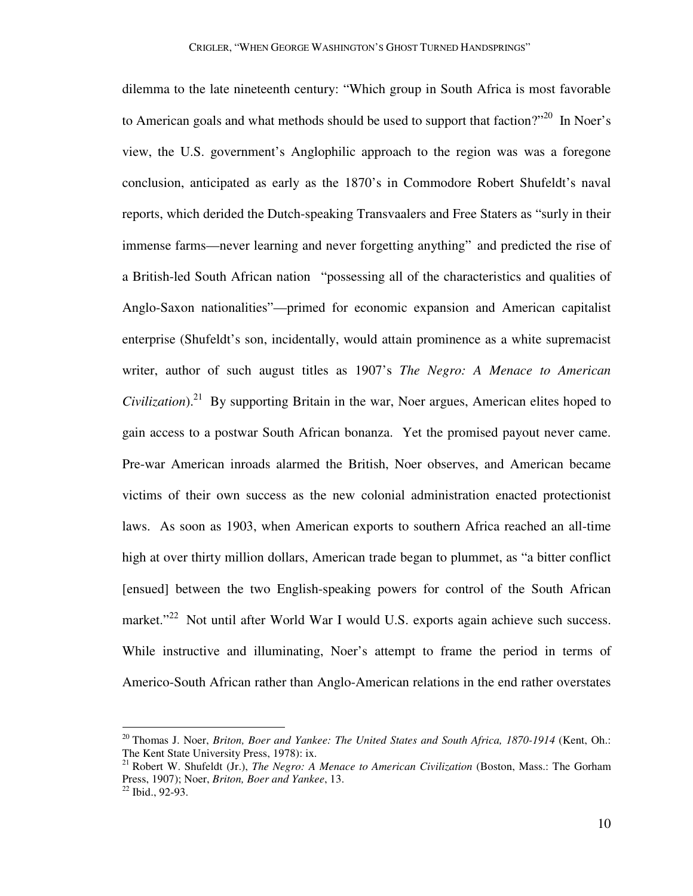dilemma to the late nineteenth century: "Which group in South Africa is most favorable to American goals and what methods should be used to support that faction?"[20] In Noer's view, the U.S. government's Anglophilic approach to the region was was a foregone conclusion, anticipated as early as the 1870's in Commodore Robert Shufeldt's naval reports, which derided the Dutch-speaking Transvaalers and Free Staters as "surly in their immense farms—never learning and never forgetting anything" and predicted the rise of a British-led South African nation "possessing all of the characteristics and qualities of Anglo-Saxon nationalities"—primed for economic expansion and American capitalist enterprise (Shufeldt's son, incidentally, would attain prominence as a white supremacist writer, author of such august titles as 1907's *The Negro: A Menace to American Civilization*).[21] By supporting Britain in the war, Noer argues, American elites hoped to gain access to a postwar South African bonanza. Yet the promised payout never came. Pre-war American inroads alarmed the British, Noer observes, and American became victims of their own success as the new colonial administration enacted protectionist laws. As soon as 1903, when American exports to southern Africa reached an all-time high at over thirty million dollars, American trade began to plummet, as "a bitter conflict [ensued] between the two English-speaking powers for control of the South African market."[22] Not until after World War I would U.S. exports again achieve such success. While instructive and illuminating, Noer's attempt to frame the period in terms of Americo-South African rather than Anglo-American relations in the end rather overstates

---

[20] Thomas J. Noer, *Briton, Boer and Yankee: The United States and South Africa, 1870-1914* (Kent, Oh.: The Kent State University Press, 1978): ix.

[21] Robert W. Shufeldt (Jr.), *The Negro: A Menace to American Civilization* (Boston, Mass.: The Gorham Press, 1907); Noer, *Briton, Boer and Yankee*, 13.

[22] Ibid., 92-93.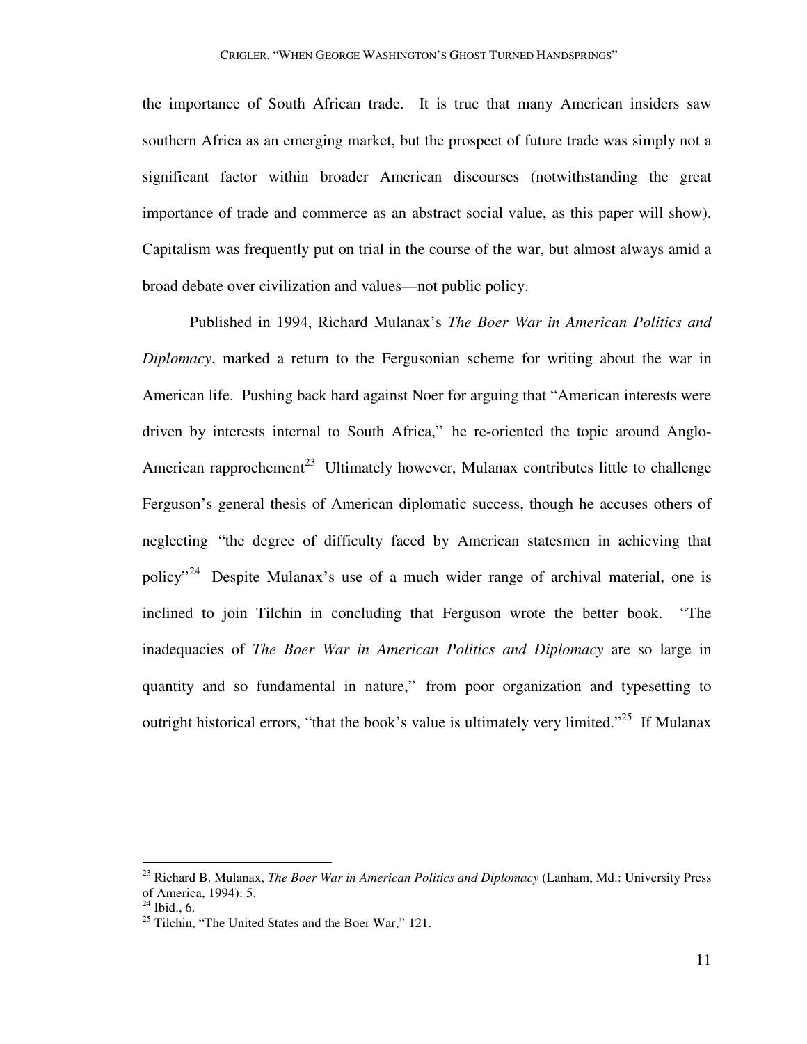the importance of South African trade. It is true that many American insiders saw southern Africa as an emerging market, but the prospect of future trade was simply not a significant factor within broader American discourses (notwithstanding the great importance of trade and commerce as an abstract social value, as this paper will show). Capitalism was frequently put on trial in the course of the war, but almost always amid a broad debate over civilization and values—not public policy.

Published in 1994, Richard Mulanax's *The Boer War in American Politics and Diplomacy*, marked a return to the Fergusonian scheme for writing about the war in American life. Pushing back hard against Noer for arguing that "American interests were driven by interests internal to South Africa," he re-oriented the topic around Anglo-American rapprochement[23] Ultimately however, Mulanax contributes little to challenge Ferguson's general thesis of American diplomatic success, though he accuses others of neglecting "the degree of difficulty faced by American statesmen in achieving that policy"[24] Despite Mulanax's use of a much wider range of archival material, one is inclined to join Tilchin in concluding that Ferguson wrote the better book. "The inadequacies of *The Boer War in American Politics and Diplomacy* are so large in quantity and so fundamental in nature," from poor organization and typesetting to outright historical errors, "that the book's value is ultimately very limited."[25] If Mulanax

---

[23] Richard B. Mulanax, *The Boer War in American Politics and Diplomacy* (Lanham, Md.: University Press of America, 1994): 5.

[24] Ibid., 6.

[25] Tilchin, "The United States and the Boer War," 121.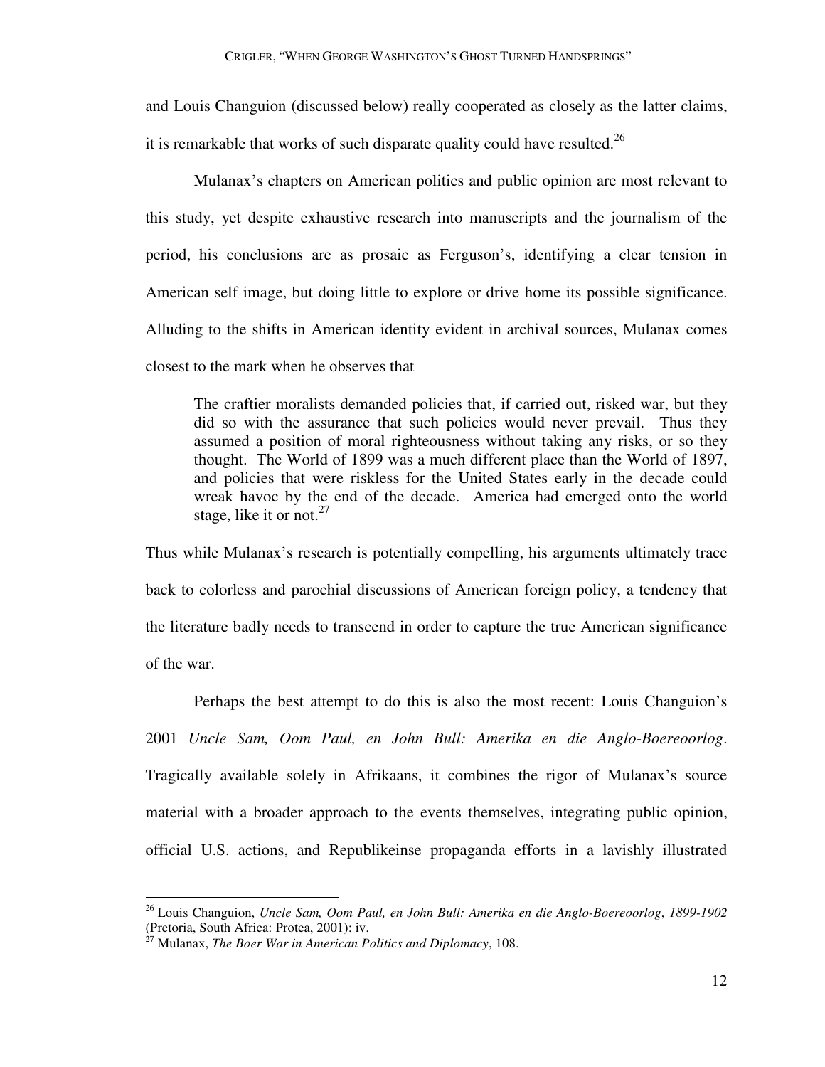and Louis Changuion (discussed below) really cooperated as closely as the latter claims, it is remarkable that works of such disparate quality could have resulted.[26]

Mulanax's chapters on American politics and public opinion are most relevant to this study, yet despite exhaustive research into manuscripts and the journalism of the period, his conclusions are as prosaic as Ferguson's, identifying a clear tension in American self image, but doing little to explore or drive home its possible significance. Alluding to the shifts in American identity evident in archival sources, Mulanax comes closest to the mark when he observes that

> The craftier moralists demanded policies that, if carried out, risked war, but they did so with the assurance that such policies would never prevail. Thus they assumed a position of moral righteousness without taking any risks, or so they thought. The World of 1899 was a much different place than the World of 1897, and policies that were riskless for the United States early in the decade could wreak havoc by the end of the decade. America had emerged onto the world stage, like it or not.[27]

Thus while Mulanax's research is potentially compelling, his arguments ultimately trace back to colorless and parochial discussions of American foreign policy, a tendency that the literature badly needs to transcend in order to capture the true American significance of the war.

Perhaps the best attempt to do this is also the most recent: Louis Changuion's 2001 *Uncle Sam, Oom Paul, en John Bull: Amerika en die Anglo-Boereoorlog*. Tragically available solely in Afrikaans, it combines the rigor of Mulanax's source material with a broader approach to the events themselves, integrating public opinion, official U.S. actions, and Republikeinse propaganda efforts in a lavishly illustrated

---

[26] Louis Changuion, *Uncle Sam, Oom Paul, en John Bull: Amerika en die Anglo-Boereoorlog*, *1899-1902* (Pretoria, South Africa: Protea, 2001): iv.

[27] Mulanax, *The Boer War in American Politics and Diplomacy*, 108.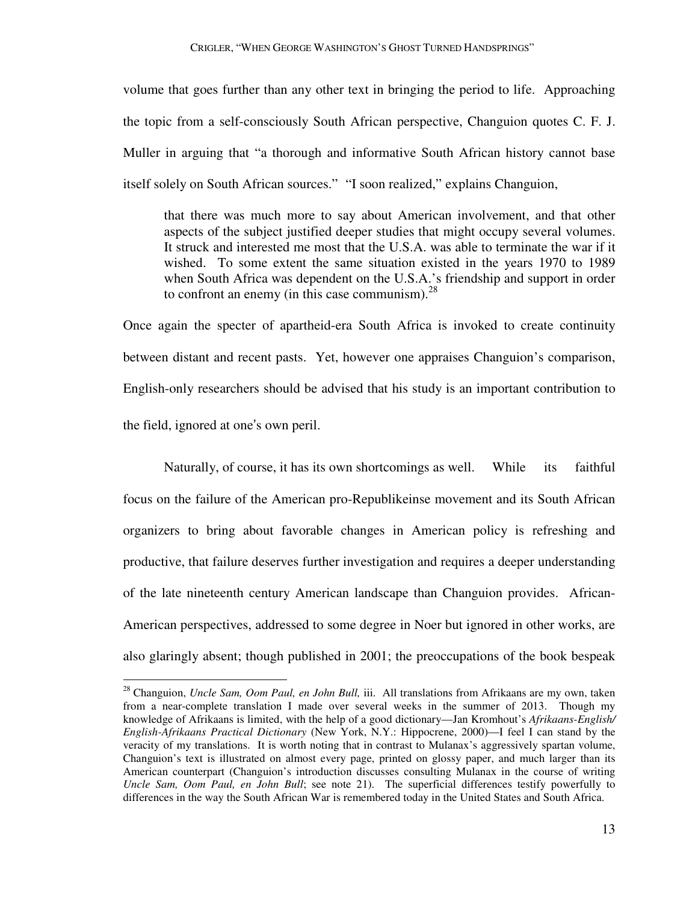volume that goes further than any other text in bringing the period to life. Approaching the topic from a self-consciously South African perspective, Changuion quotes C. F. J. Muller in arguing that "a thorough and informative South African history cannot base itself solely on South African sources." "I soon realized," explains Changuion,

> that there was much more to say about American involvement, and that other aspects of the subject justified deeper studies that might occupy several volumes. It struck and interested me most that the U.S.A. was able to terminate the war if it wished. To some extent the same situation existed in the years 1970 to 1989 when South Africa was dependent on the U.S.A.'s friendship and support in order to confront an enemy (in this case communism).[28]

Once again the specter of apartheid-era South Africa is invoked to create continuity between distant and recent pasts. Yet, however one appraises Changuion's comparison, English-only researchers should be advised that his study is an important contribution to the field, ignored at one's own peril.

Naturally, of course, it has its own shortcomings as well. While its faithful focus on the failure of the American pro-Republikeinse movement and its South African organizers to bring about favorable changes in American policy is refreshing and productive, that failure deserves further investigation and requires a deeper understanding of the late nineteenth century American landscape than Changuion provides. African-American perspectives, addressed to some degree in Noer but ignored in other works, are also glaringly absent; though published in 2001; the preoccupations of the book bespeak

[28] Changuion, *Uncle Sam, Oom Paul, en John Bull,* iii. All translations from Afrikaans are my own, taken from a near-complete translation I made over several weeks in the summer of 2013. Though my knowledge of Afrikaans is limited, with the help of a good dictionary—Jan Kromhout's *Afrikaans-English/ English-Afrikaans Practical Dictionary* (New York, N.Y.: Hippocrene, 2000)—I feel I can stand by the veracity of my translations. It is worth noting that in contrast to Mulanax's aggressively spartan volume, Changuion's text is illustrated on almost every page, printed on glossy paper, and much larger than its American counterpart (Changuion's introduction discusses consulting Mulanax in the course of writing *Uncle Sam, Oom Paul, en John Bull*; see note 21). The superficial differences testify powerfully to differences in the way the South African War is remembered today in the United States and South Africa.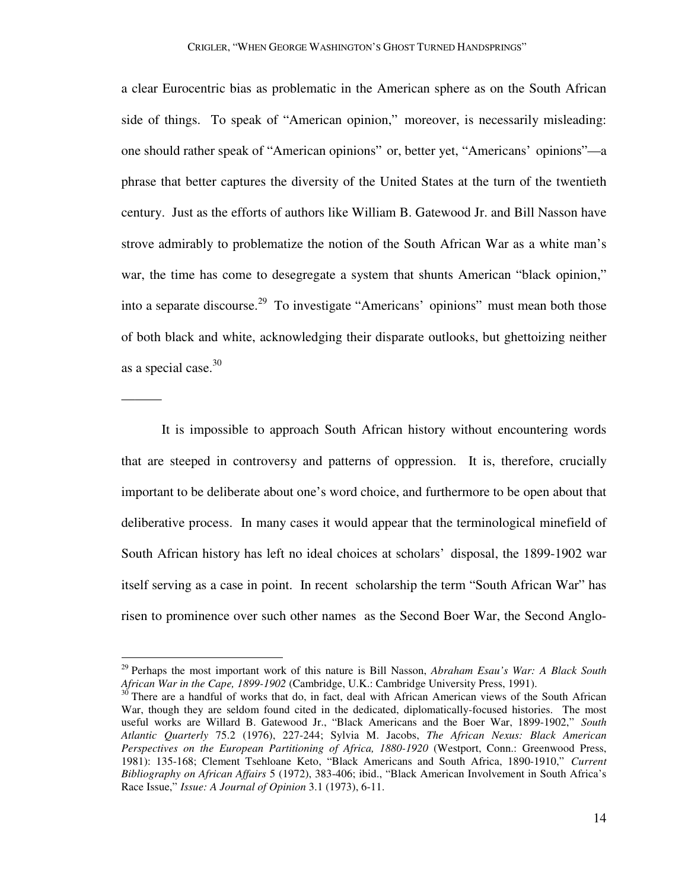a clear Eurocentric bias as problematic in the American sphere as on the South African side of things. To speak of "American opinion," moreover, is necessarily misleading: one should rather speak of "American opinions" or, better yet, "Americans' opinions"—a phrase that better captures the diversity of the United States at the turn of the twentieth century. Just as the efforts of authors like William B. Gatewood Jr. and Bill Nasson have strove admirably to problematize the notion of the South African War as a white man's war, the time has come to desegregate a system that shunts American "black opinion," into a separate discourse.[29] To investigate "Americans' opinions" must mean both those of both black and white, acknowledging their disparate outlooks, but ghettoizing neither as a special case.[30]

———

It is impossible to approach South African history without encountering words that are steeped in controversy and patterns of oppression. It is, therefore, crucially important to be deliberate about one's word choice, and furthermore to be open about that deliberative process. In many cases it would appear that the terminological minefield of South African history has left no ideal choices at scholars' disposal, the 1899-1902 war itself serving as a case in point. In recent scholarship the term "South African War" has risen to prominence over such other names as the Second Boer War, the Second Anglo-

---

[29] Perhaps the most important work of this nature is Bill Nasson, *Abraham Esau's War: A Black South African War in the Cape, 1899-1902* (Cambridge, U.K.: Cambridge University Press, 1991).

[30] There are a handful of works that do, in fact, deal with African American views of the South African War, though they are seldom found cited in the dedicated, diplomatically-focused histories. The most useful works are Willard B. Gatewood Jr., "Black Americans and the Boer War, 1899-1902," *South Atlantic Quarterly* 75.2 (1976), 227-244; Sylvia M. Jacobs, *The African Nexus: Black American Perspectives on the European Partitioning of Africa, 1880-1920* (Westport, Conn.: Greenwood Press, 1981): 135-168; Clement Tsehloane Keto, "Black Americans and South Africa, 1890-1910," *Current Bibliography on African Affairs* 5 (1972), 383-406; ibid., "Black American Involvement in South Africa's Race Issue," *Issue: A Journal of Opinion* 3.1 (1973), 6-11.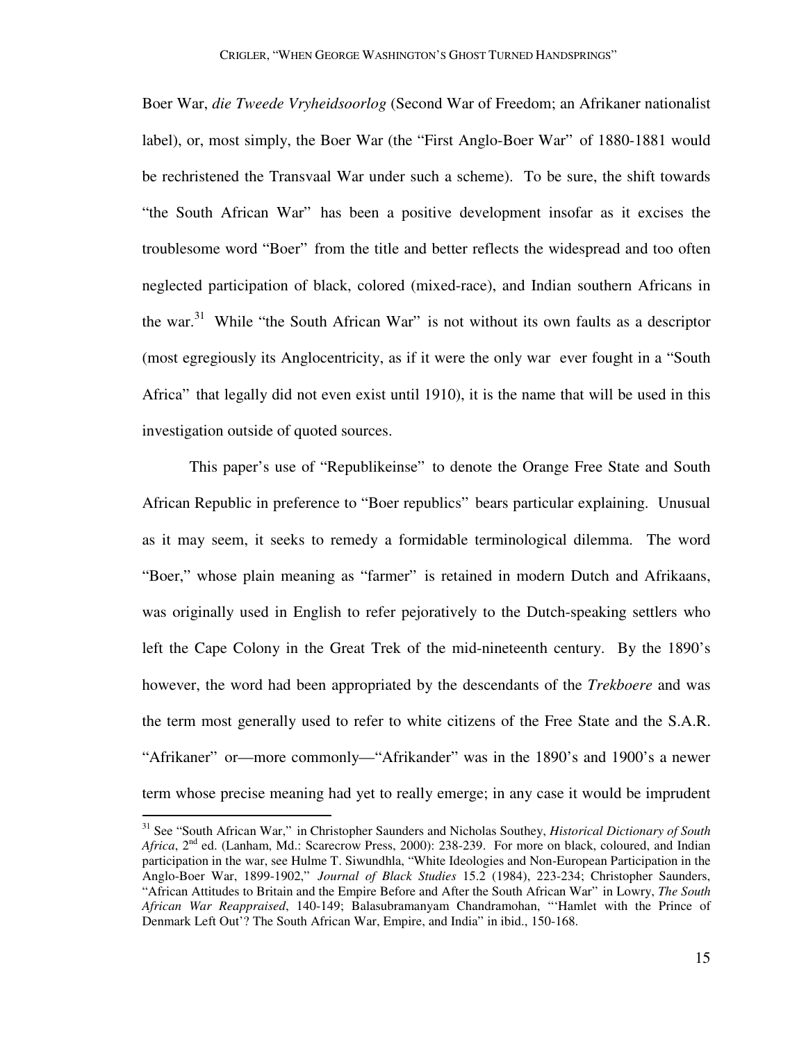Boer War, *die Tweede Vryheidsoorlog* (Second War of Freedom; an Afrikaner nationalist label), or, most simply, the Boer War (the "First Anglo-Boer War" of 1880-1881 would be rechristened the Transvaal War under such a scheme). To be sure, the shift towards "the South African War" has been a positive development insofar as it excises the troublesome word "Boer" from the title and better reflects the widespread and too often neglected participation of black, colored (mixed-race), and Indian southern Africans in the war.[31] While "the South African War" is not without its own faults as a descriptor (most egregiously its Anglocentricity, as if it were the only war ever fought in a "South Africa" that legally did not even exist until 1910), it is the name that will be used in this investigation outside of quoted sources.

This paper's use of "Republikeinse" to denote the Orange Free State and South African Republic in preference to "Boer republics" bears particular explaining. Unusual as it may seem, it seeks to remedy a formidable terminological dilemma. The word "Boer," whose plain meaning as "farmer" is retained in modern Dutch and Afrikaans, was originally used in English to refer pejoratively to the Dutch-speaking settlers who left the Cape Colony in the Great Trek of the mid-nineteenth century. By the 1890's however, the word had been appropriated by the descendants of the ***Trekboere*** and was the term most generally used to refer to white citizens of the Free State and the S.A.R. "Afrikaner" or—more commonly—"Afrikander" was in the 1890's and 1900's a newer term whose precise meaning had yet to really emerge; in any case it would be imprudent

---

[31] See "South African War," in Christopher Saunders and Nicholas Southey, *Historical Dictionary of South Africa*, 2nd ed. (Lanham, Md.: Scarecrow Press, 2000): 238-239. For more on black, coloured, and Indian participation in the war, see Hulme T. Siwundhla, "White Ideologies and Non-European Participation in the Anglo-Boer War, 1899-1902," *Journal of Black Studies* 15.2 (1984), 223-234; Christopher Saunders, "African Attitudes to Britain and the Empire Before and After the South African War" in Lowry, *The South African War Reappraised*, 140-149; Balasubramanyam Chandramohan, "'Hamlet with the Prince of Denmark Left Out'? The South African War, Empire, and India" in ibid., 150-168.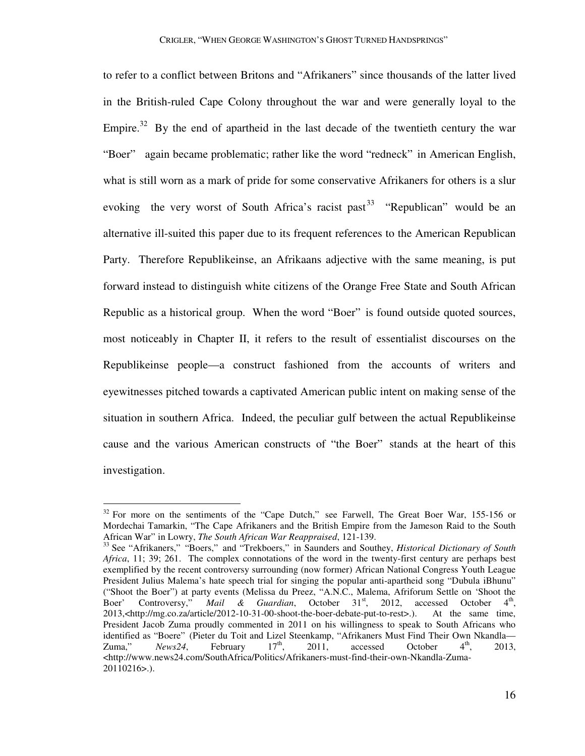to refer to a conflict between Britons and "Afrikaners" since thousands of the latter lived in the British-ruled Cape Colony throughout the war and were generally loyal to the Empire.[32] By the end of apartheid in the last decade of the twentieth century the war "Boer" again became problematic; rather like the word "redneck" in American English, what is still worn as a mark of pride for some conservative Afrikaners for others is a slur evoking the very worst of South Africa's racist past[33] "Republican" would be an alternative ill-suited this paper due to its frequent references to the American Republican Party. Therefore Republikeinse, an Afrikaans adjective with the same meaning, is put forward instead to distinguish white citizens of the Orange Free State and South African Republic as a historical group. When the word "Boer" is found outside quoted sources, most noticeably in Chapter II, it refers to the result of essentialist discourses on the Republikeinse people—a construct fashioned from the accounts of writers and eyewitnesses pitched towards a captivated American public intent on making sense of the situation in southern Africa. Indeed, the peculiar gulf between the actual Republikeinse cause and the various American constructs of "the Boer" stands at the heart of this investigation.

---

[32] For more on the sentiments of the "Cape Dutch," see Farwell, The Great Boer War, 155-156 or Mordechai Tamarkin, "The Cape Afrikaners and the British Empire from the Jameson Raid to the South African War" in Lowry, *The South African War Reappraised*, 121-139.

[33] See "Afrikaners," "Boers," and "Trekboers," in Saunders and Southey, *Historical Dictionary of South Africa*, 11; 39; 261. The complex connotations of the word in the twenty-first century are perhaps best exemplified by the recent controversy surrounding (now former) African National Congress Youth League President Julius Malema's hate speech trial for singing the popular anti-apartheid song "Dubula iBhunu" ("Shoot the Boer") at party events (Melissa du Preez, "A.N.C., Malema, Afriforum Settle on 'Shoot the Boer' Controversy," *Mail & Guardian*, October 31st, 2012, accessed October 4th, 2013,<http://mg.co.za/article/2012-10-31-00-shoot-the-boer-debate-put-to-rest>.). At the same time, President Jacob Zuma proudly commented in 2011 on his willingness to speak to South Africans who identified as "Boere" (Pieter du Toit and Lizel Steenkamp, "Afrikaners Must Find Their Own Nkandla—Zuma," *News24*, February 17th, 2011, accessed October 4th, 2013, <http://www.news24.com/SouthAfrica/Politics/Afrikaners-must-find-their-own-Nkandla-Zuma-20110216>.).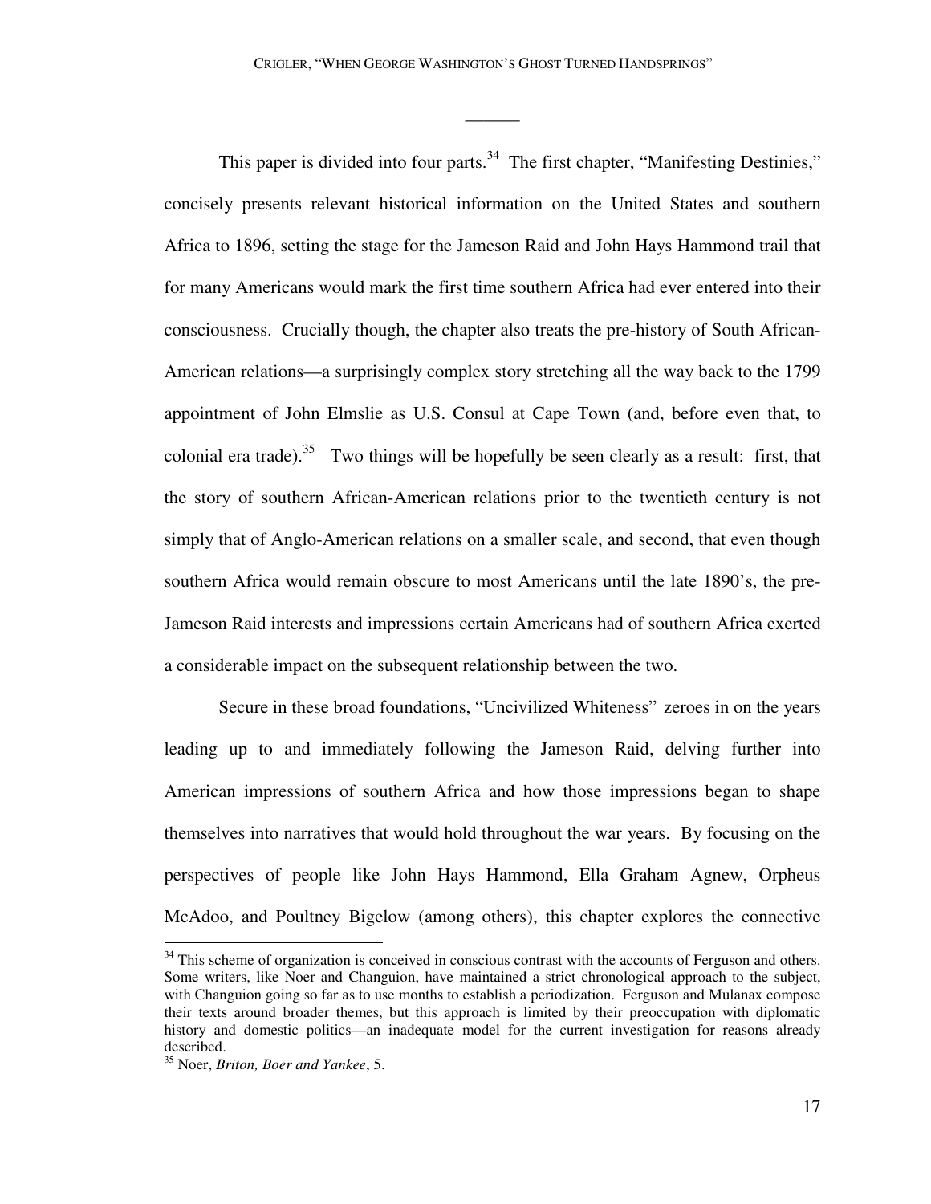______

This paper is divided into four parts.[34] The first chapter, "Manifesting Destinies," concisely presents relevant historical information on the United States and southern Africa to 1896, setting the stage for the Jameson Raid and John Hays Hammond trail that for many Americans would mark the first time southern Africa had ever entered into their consciousness. Crucially though, the chapter also treats the pre-history of South African-American relations—a surprisingly complex story stretching all the way back to the 1799 appointment of John Elmslie as U.S. Consul at Cape Town (and, before even that, to colonial era trade).[35] Two things will be hopefully be seen clearly as a result: first, that the story of southern African-American relations prior to the twentieth century is not simply that of Anglo-American relations on a smaller scale, and second, that even though southern Africa would remain obscure to most Americans until the late 1890's, the pre-Jameson Raid interests and impressions certain Americans had of southern Africa exerted a considerable impact on the subsequent relationship between the two.

Secure in these broad foundations, "Uncivilized Whiteness" zeroes in on the years leading up to and immediately following the Jameson Raid, delving further into American impressions of southern Africa and how those impressions began to shape themselves into narratives that would hold throughout the war years. By focusing on the perspectives of people like John Hays Hammond, Ella Graham Agnew, Orpheus McAdoo, and Poultney Bigelow (among others), this chapter explores the connective

---

[34] This scheme of organization is conceived in conscious contrast with the accounts of Ferguson and others. Some writers, like Noer and Changuion, have maintained a strict chronological approach to the subject, with Changuion going so far as to use months to establish a periodization. Ferguson and Mulanax compose their texts around broader themes, but this approach is limited by their preoccupation with diplomatic history and domestic politics—an inadequate model for the current investigation for reasons already described.

[35] Noer, *Briton, Boer and Yankee*, 5.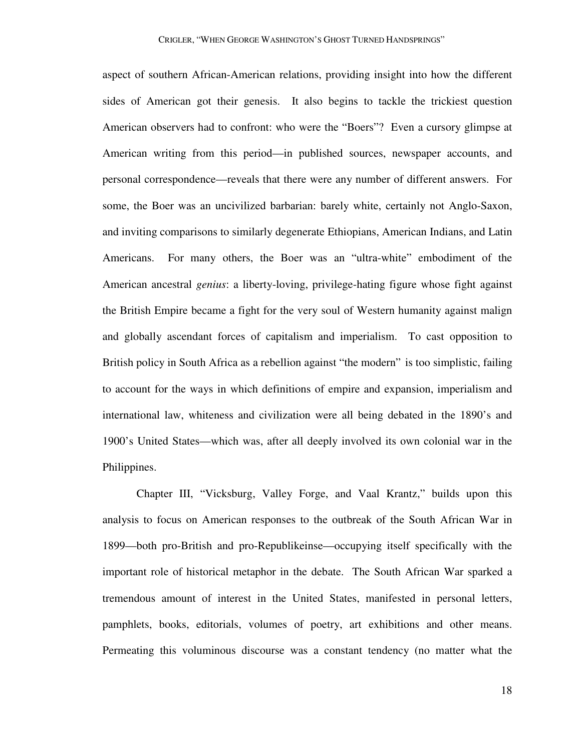aspect of southern African-American relations, providing insight into how the different sides of American got their genesis. It also begins to tackle the trickiest question American observers had to confront: who were the "Boers"? Even a cursory glimpse at American writing from this period—in published sources, newspaper accounts, and personal correspondence—reveals that there were any number of different answers. For some, the Boer was an uncivilized barbarian: barely white, certainly not Anglo-Saxon, and inviting comparisons to similarly degenerate Ethiopians, American Indians, and Latin Americans. For many others, the Boer was an "ultra-white" embodiment of the American ancestral *genius*: a liberty-loving, privilege-hating figure whose fight against the British Empire became a fight for the very soul of Western humanity against malign and globally ascendant forces of capitalism and imperialism. To cast opposition to British policy in South Africa as a rebellion against "the modern" is too simplistic, failing to account for the ways in which definitions of empire and expansion, imperialism and international law, whiteness and civilization were all being debated in the 1890's and 1900's United States—which was, after all deeply involved its own colonial war in the Philippines.

Chapter III, "Vicksburg, Valley Forge, and Vaal Krantz," builds upon this analysis to focus on American responses to the outbreak of the South African War in 1899—both pro-British and pro-Republikeinse—occupying itself specifically with the important role of historical metaphor in the debate. The South African War sparked a tremendous amount of interest in the United States, manifested in personal letters, pamphlets, books, editorials, volumes of poetry, art exhibitions and other means. Permeating this voluminous discourse was a constant tendency (no matter what the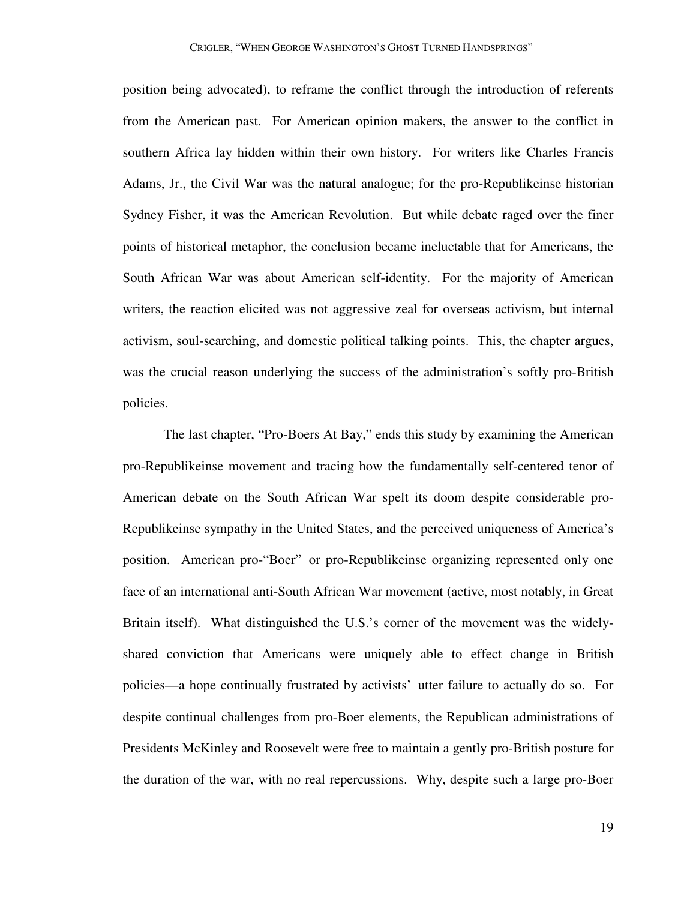position being advocated), to reframe the conflict through the introduction of referents from the American past. For American opinion makers, the answer to the conflict in southern Africa lay hidden within their own history. For writers like Charles Francis Adams, Jr., the Civil War was the natural analogue; for the pro-Republikeinse historian Sydney Fisher, it was the American Revolution. But while debate raged over the finer points of historical metaphor, the conclusion became ineluctable that for Americans, the South African War was about American self-identity. For the majority of American writers, the reaction elicited was not aggressive zeal for overseas activism, but internal activism, soul-searching, and domestic political talking points. This, the chapter argues, was the crucial reason underlying the success of the administration's softly pro-British policies.

The last chapter, "Pro-Boers At Bay," ends this study by examining the American pro-Republikeinse movement and tracing how the fundamentally self-centered tenor of American debate on the South African War spelt its doom despite considerable pro-Republikeinse sympathy in the United States, and the perceived uniqueness of America's position. American pro-"Boer" or pro-Republikeinse organizing represented only one face of an international anti-South African War movement (active, most notably, in Great Britain itself). What distinguished the U.S.'s corner of the movement was the widely-shared conviction that Americans were uniquely able to effect change in British policies—a hope continually frustrated by activists' utter failure to actually do so. For despite continual challenges from pro-Boer elements, the Republican administrations of Presidents McKinley and Roosevelt were free to maintain a gently pro-British posture for the duration of the war, with no real repercussions. Why, despite such a large pro-Boer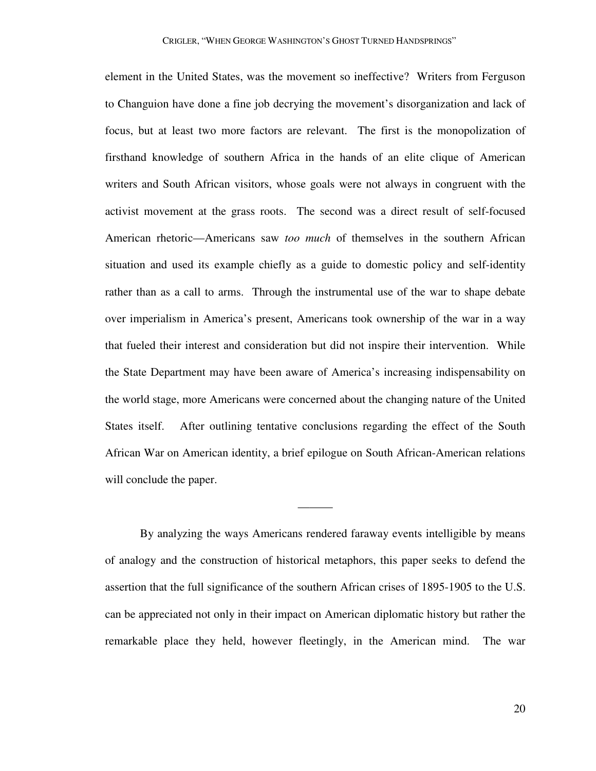element in the United States, was the movement so ineffective? Writers from Ferguson to Changuion have done a fine job decrying the movement's disorganization and lack of focus, but at least two more factors are relevant. The first is the monopolization of firsthand knowledge of southern Africa in the hands of an elite clique of American writers and South African visitors, whose goals were not always in congruent with the activist movement at the grass roots. The second was a direct result of self-focused American rhetoric—Americans saw *too much* of themselves in the southern African situation and used its example chiefly as a guide to domestic policy and self-identity rather than as a call to arms. Through the instrumental use of the war to shape debate over imperialism in America's present, Americans took ownership of the war in a way that fueled their interest and consideration but did not inspire their intervention. While the State Department may have been aware of America's increasing indispensability on the world stage, more Americans were concerned about the changing nature of the United States itself. After outlining tentative conclusions regarding the effect of the South African War on American identity, a brief epilogue on South African-American relations will conclude the paper.

———

By analyzing the ways Americans rendered faraway events intelligible by means of analogy and the construction of historical metaphors, this paper seeks to defend the assertion that the full significance of the southern African crises of 1895-1905 to the U.S. can be appreciated not only in their impact on American diplomatic history but rather the remarkable place they held, however fleetingly, in the American mind. The war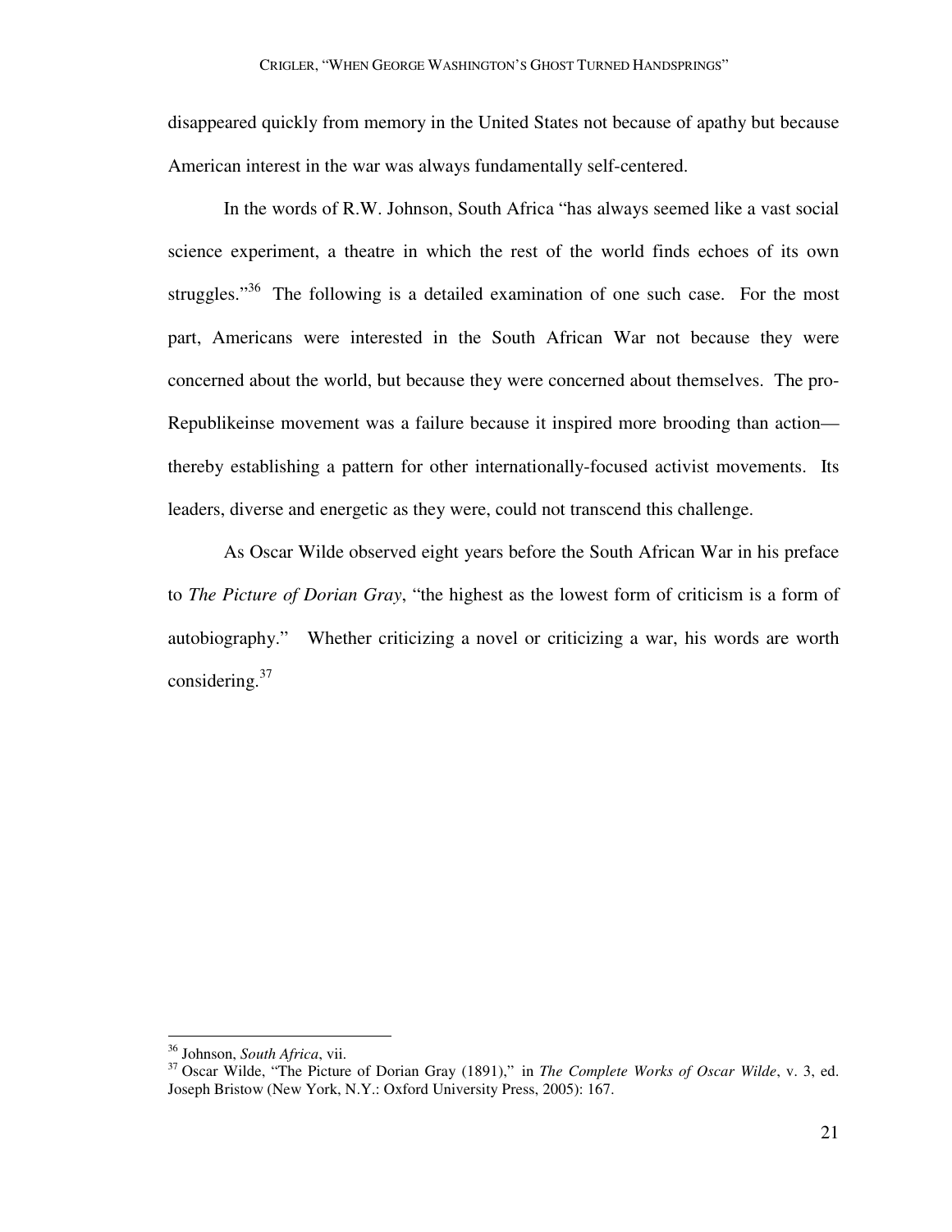disappeared quickly from memory in the United States not because of apathy but because American interest in the war was always fundamentally self-centered.

In the words of R.W. Johnson, South Africa "has always seemed like a vast social science experiment, a theatre in which the rest of the world finds echoes of its own struggles."[36] The following is a detailed examination of one such case. For the most part, Americans were interested in the South African War not because they were concerned about the world, but because they were concerned about themselves. The pro-Republikeinse movement was a failure because it inspired more brooding than action—thereby establishing a pattern for other internationally-focused activist movements. Its leaders, diverse and energetic as they were, could not transcend this challenge.

As Oscar Wilde observed eight years before the South African War in his preface to *The Picture of Dorian Gray*, "the highest as the lowest form of criticism is a form of autobiography." Whether criticizing a novel or criticizing a war, his words are worth considering.[37]

---

[36] Johnson, *South Africa*, vii.

[37] Oscar Wilde, "The Picture of Dorian Gray (1891)," in *The Complete Works of Oscar Wilde*, v. 3, ed. Joseph Bristow (New York, N.Y.: Oxford University Press, 2005): 167.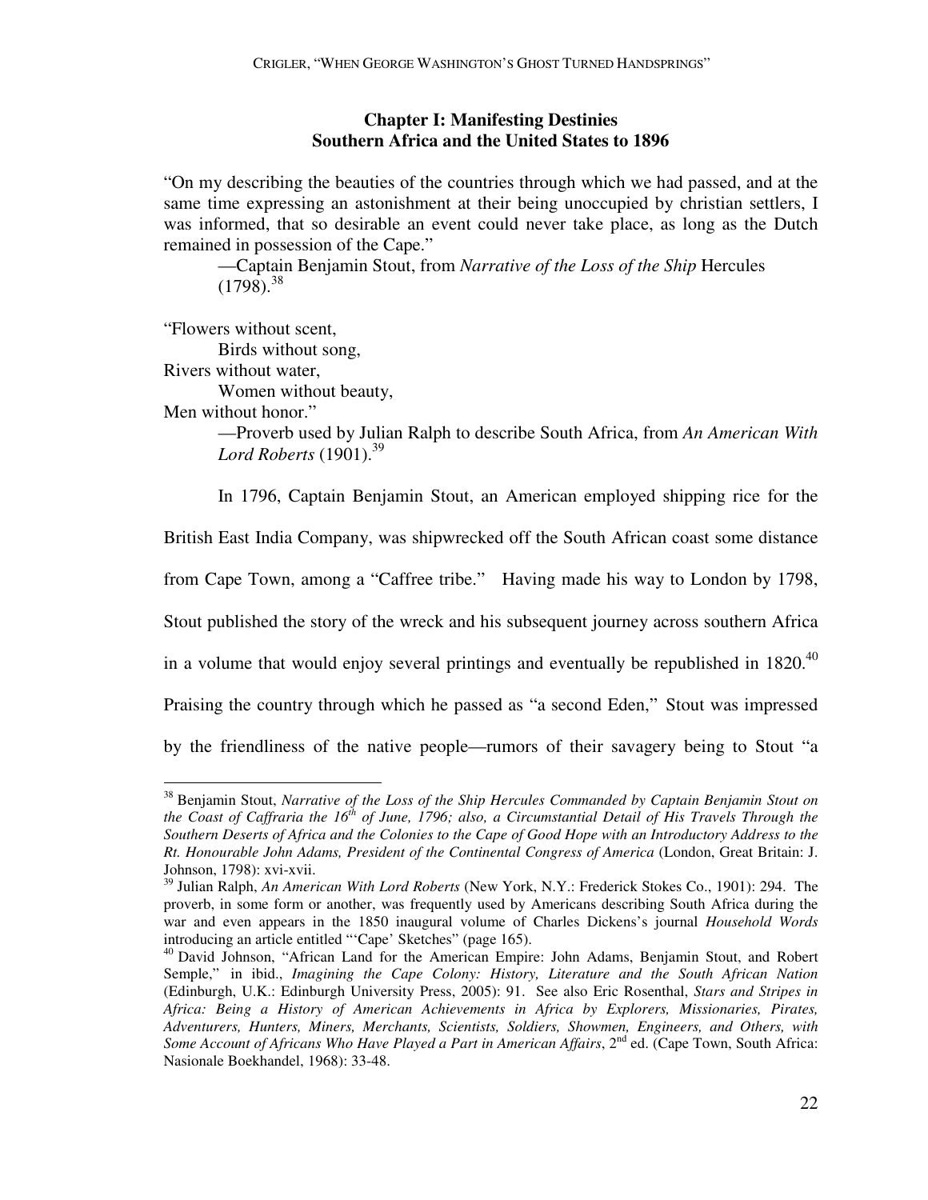## Chapter I: Manifesting Destinies
## Southern Africa and the United States to 1896

"On my describing the beauties of the countries through which we had passed, and at the same time expressing an astonishment at their being unoccupied by christian settlers, I was informed, that so desirable an event could never take place, as long as the Dutch remained in possession of the Cape."

—Captain Benjamin Stout, from *Narrative of the Loss of the Ship* Hercules (1798).[38]

"Flowers without scent,
Birds without song,
Rivers without water,
Women without beauty,
Men without honor."

—Proverb used by Julian Ralph to describe South Africa, from *An American With Lord Roberts* (1901).[39]

In 1796, Captain Benjamin Stout, an American employed shipping rice for the British East India Company, was shipwrecked off the South African coast some distance from Cape Town, among a "Caffree tribe." Having made his way to London by 1798, Stout published the story of the wreck and his subsequent journey across southern Africa in a volume that would enjoy several printings and eventually be republished in 1820.[40] Praising the country through which he passed as "a second Eden," Stout was impressed by the friendliness of the native people—rumors of their savagery being to Stout "a

---

[38] Benjamin Stout, *Narrative of the Loss of the Ship Hercules Commanded by Captain Benjamin Stout on the Coast of Caffraria the 16th of June, 1796; also, a Circumstantial Detail of His Travels Through the Southern Deserts of Africa and the Colonies to the Cape of Good Hope with an Introductory Address to the Rt. Honourable John Adams, President of the Continental Congress of America* (London, Great Britain: J. Johnson, 1798): xvi-xvii.

[39] Julian Ralph, *An American With Lord Roberts* (New York, N.Y.: Frederick Stokes Co., 1901): 294. The proverb, in some form or another, was frequently used by Americans describing South Africa during the war and even appears in the 1850 inaugural volume of Charles Dickens's journal *Household Words* introducing an article entitled "'Cape' Sketches" (page 165).

[40] David Johnson, "African Land for the American Empire: John Adams, Benjamin Stout, and Robert Semple," in ibid., *Imagining the Cape Colony: History, Literature and the South African Nation* (Edinburgh, U.K.: Edinburgh University Press, 2005): 91. See also Eric Rosenthal, *Stars and Stripes in Africa: Being a History of American Achievements in Africa by Explorers, Missionaries, Pirates, Adventurers, Hunters, Miners, Merchants, Scientists, Soldiers, Showmen, Engineers, and Others, with Some Account of Africans Who Have Played a Part in American Affairs*, 2nd ed. (Cape Town, South Africa: Nasionale Boekhandel, 1968): 33-48.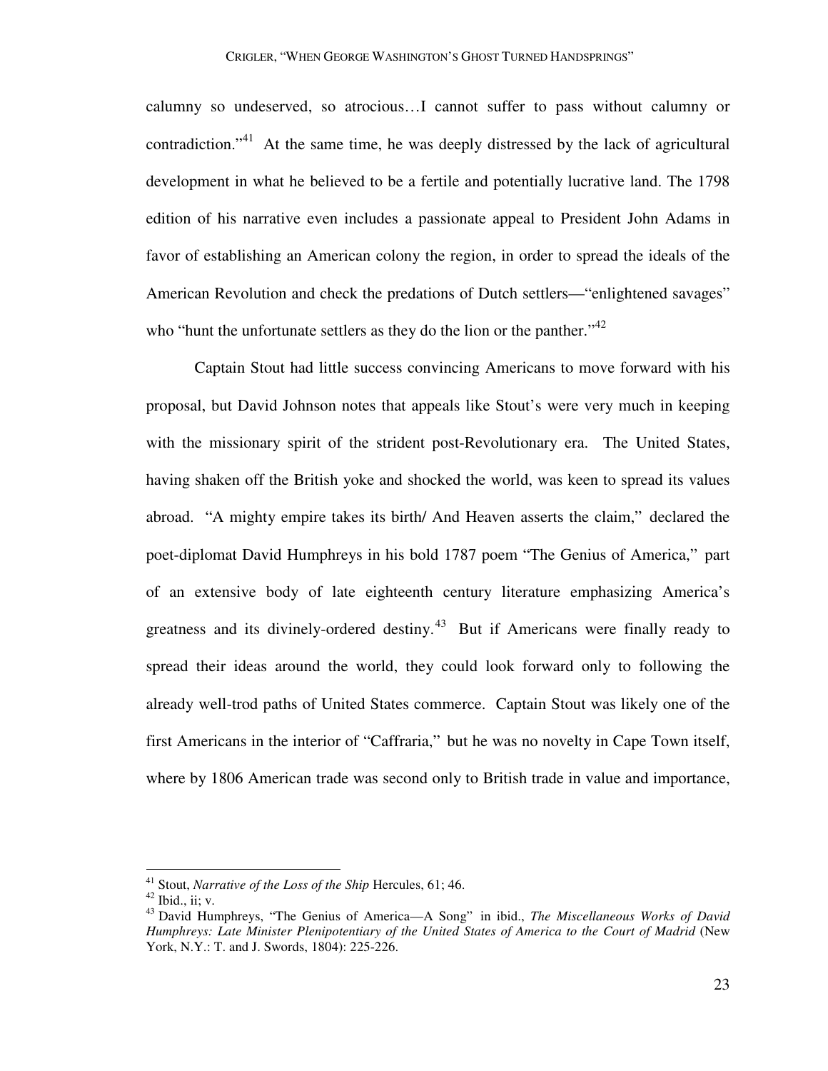calumny so undeserved, so atrocious…I cannot suffer to pass without calumny or contradiction."[41] At the same time, he was deeply distressed by the lack of agricultural development in what he believed to be a fertile and potentially lucrative land. The 1798 edition of his narrative even includes a passionate appeal to President John Adams in favor of establishing an American colony the region, in order to spread the ideals of the American Revolution and check the predations of Dutch settlers—"enlightened savages" who "hunt the unfortunate settlers as they do the lion or the panther."[42]

Captain Stout had little success convincing Americans to move forward with his proposal, but David Johnson notes that appeals like Stout's were very much in keeping with the missionary spirit of the strident post-Revolutionary era. The United States, having shaken off the British yoke and shocked the world, was keen to spread its values abroad. "A mighty empire takes its birth/ And Heaven asserts the claim," declared the poet-diplomat David Humphreys in his bold 1787 poem "The Genius of America," part of an extensive body of late eighteenth century literature emphasizing America's greatness and its divinely-ordered destiny.[43] But if Americans were finally ready to spread their ideas around the world, they could look forward only to following the already well-trod paths of United States commerce. Captain Stout was likely one of the first Americans in the interior of "Caffraria," but he was no novelty in Cape Town itself, where by 1806 American trade was second only to British trade in value and importance,

---

[41] Stout, *Narrative of the Loss of the Ship* Hercules, 61; 46.

[42] Ibid., ii; v.

[43] David Humphreys, "The Genius of America—A Song" in ibid., *The Miscellaneous Works of David Humphreys: Late Minister Plenipotentiary of the United States of America to the Court of Madrid* (New York, N.Y.: T. and J. Swords, 1804): 225-226.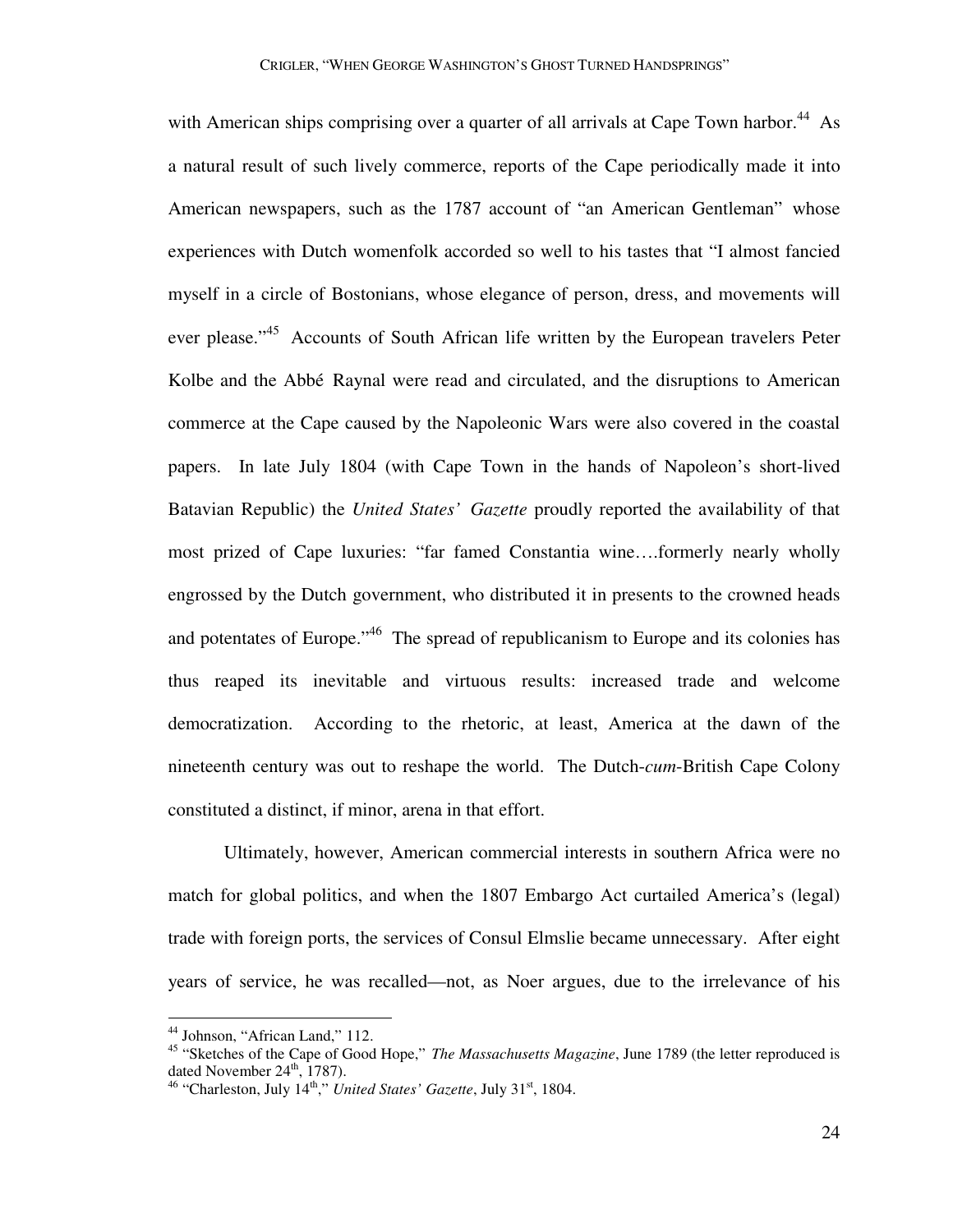with American ships comprising over a quarter of all arrivals at Cape Town harbor.[44] As a natural result of such lively commerce, reports of the Cape periodically made it into American newspapers, such as the 1787 account of "an American Gentleman" whose experiences with Dutch womenfolk accorded so well to his tastes that "I almost fancied myself in a circle of Bostonians, whose elegance of person, dress, and movements will ever please."[45] Accounts of South African life written by the European travelers Peter Kolbe and the Abbé Raynal were read and circulated, and the disruptions to American commerce at the Cape caused by the Napoleonic Wars were also covered in the coastal papers. In late July 1804 (with Cape Town in the hands of Napoleon's short-lived Batavian Republic) the *United States' Gazette* proudly reported the availability of that most prized of Cape luxuries: "far famed Constantia wine….formerly nearly wholly engrossed by the Dutch government, who distributed it in presents to the crowned heads and potentates of Europe."[46] The spread of republicanism to Europe and its colonies has thus reaped its inevitable and virtuous results: increased trade and welcome democratization. According to the rhetoric, at least, America at the dawn of the nineteenth century was out to reshape the world. The Dutch-*cum*-British Cape Colony constituted a distinct, if minor, arena in that effort.

Ultimately, however, American commercial interests in southern Africa were no match for global politics, and when the 1807 Embargo Act curtailed America's (legal) trade with foreign ports, the services of Consul Elmslie became unnecessary. After eight years of service, he was recalled—not, as Noer argues, due to the irrelevance of his

---

[44] Johnson, "African Land," 112.

[45] "Sketches of the Cape of Good Hope," *The Massachusetts Magazine*, June 1789 (the letter reproduced is dated November 24th, 1787).

[46] "Charleston, July 14th," *United States' Gazette*, July 31st, 1804.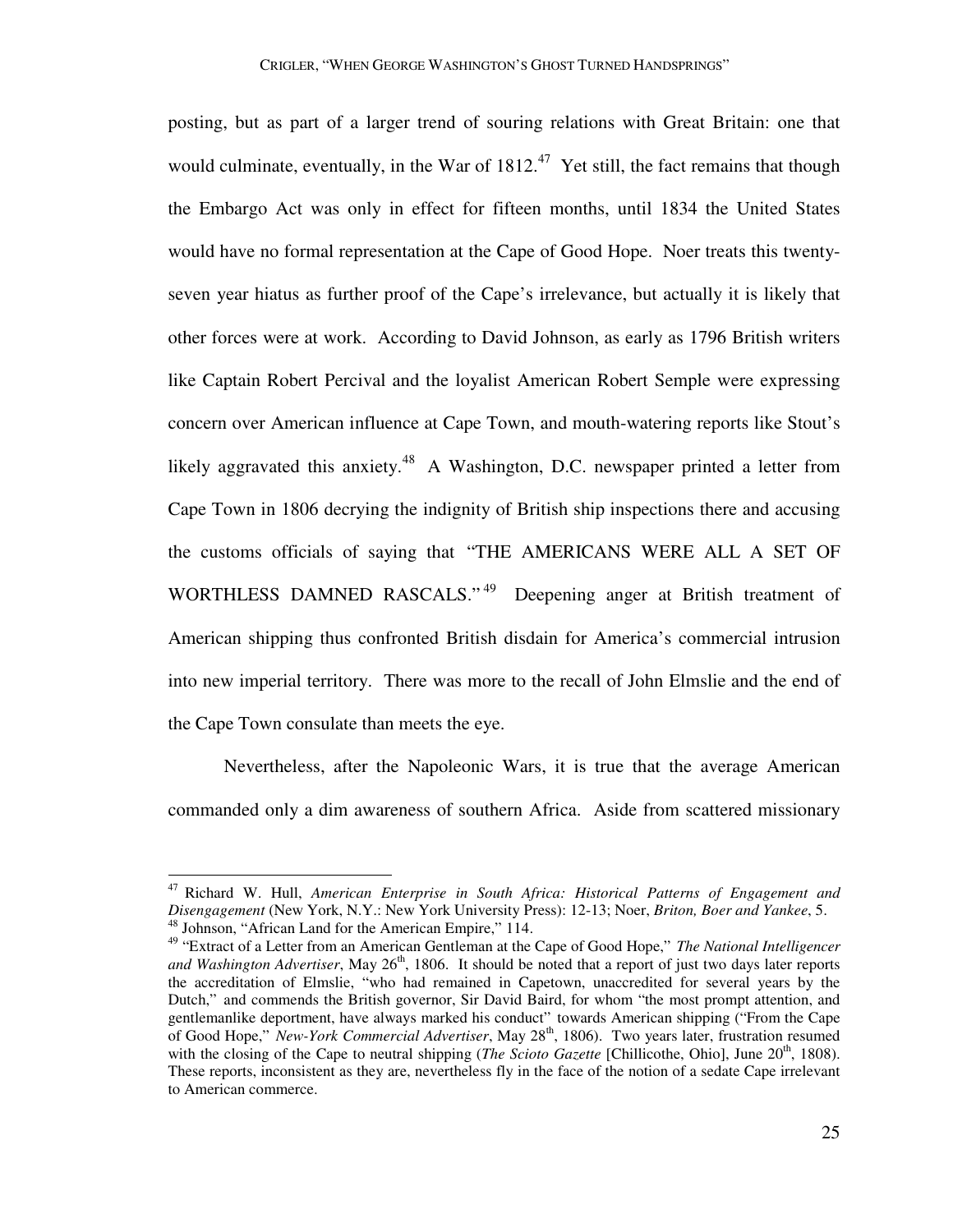posting, but as part of a larger trend of souring relations with Great Britain: one that would culminate, eventually, in the War of 1812.[47] Yet still, the fact remains that though the Embargo Act was only in effect for fifteen months, until 1834 the United States would have no formal representation at the Cape of Good Hope. Noer treats this twenty-seven year hiatus as further proof of the Cape's irrelevance, but actually it is likely that other forces were at work. According to David Johnson, as early as 1796 British writers like Captain Robert Percival and the loyalist American Robert Semple were expressing concern over American influence at Cape Town, and mouth-watering reports like Stout's likely aggravated this anxiety.[48] A Washington, D.C. newspaper printed a letter from Cape Town in 1806 decrying the indignity of British ship inspections there and accusing the customs officials of saying that "THE AMERICANS WERE ALL A SET OF WORTHLESS DAMNED RASCALS."[49] Deepening anger at British treatment of American shipping thus confronted British disdain for America's commercial intrusion into new imperial territory. There was more to the recall of John Elmslie and the end of the Cape Town consulate than meets the eye.

Nevertheless, after the Napoleonic Wars, it is true that the average American commanded only a dim awareness of southern Africa. Aside from scattered missionary

---

[47] Richard W. Hull, *American Enterprise in South Africa: Historical Patterns of Engagement and Disengagement* (New York, N.Y.: New York University Press): 12-13; Noer, *Briton, Boer and Yankee*, 5.

[48] Johnson, "African Land for the American Empire," 114.

[49] "Extract of a Letter from an American Gentleman at the Cape of Good Hope," *The National Intelligencer and Washington Advertiser*, May 26th, 1806. It should be noted that a report of just two days later reports the accreditation of Elmslie, "who had remained in Capetown, unaccredited for several years by the Dutch," and commends the British governor, Sir David Baird, for whom "the most prompt attention, and gentlemanlike deportment, have always marked his conduct" towards American shipping ("From the Cape of Good Hope," *New-York Commercial Advertiser*, May 28th, 1806). Two years later, frustration resumed with the closing of the Cape to neutral shipping (*The Scioto Gazette* [Chillicothe, Ohio], June 20th, 1808). These reports, inconsistent as they are, nevertheless fly in the face of the notion of a sedate Cape irrelevant to American commerce.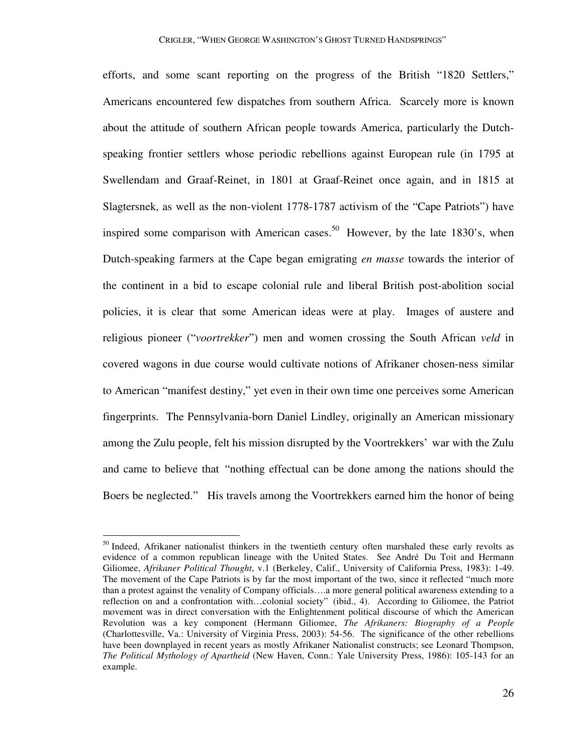efforts, and some scant reporting on the progress of the British "1820 Settlers," Americans encountered few dispatches from southern Africa. Scarcely more is known about the attitude of southern African people towards America, particularly the Dutch-speaking frontier settlers whose periodic rebellions against European rule (in 1795 at Swellendam and Graaf-Reinet, in 1801 at Graaf-Reinet once again, and in 1815 at Slagtersnek, as well as the non-violent 1778-1787 activism of the "Cape Patriots") have inspired some comparison with American cases.[50] However, by the late 1830's, when Dutch-speaking farmers at the Cape began emigrating *en masse* towards the interior of the continent in a bid to escape colonial rule and liberal British post-abolition social policies, it is clear that some American ideas were at play. Images of austere and religious pioneer ("*voortrekker*") men and women crossing the South African *veld* in covered wagons in due course would cultivate notions of Afrikaner chosen-ness similar to American "manifest destiny," yet even in their own time one perceives some American fingerprints. The Pennsylvania-born Daniel Lindley, originally an American missionary among the Zulu people, felt his mission disrupted by the Voortrekkers' war with the Zulu and came to believe that "nothing effectual can be done among the nations should the Boers be neglected." His travels among the Voortrekkers earned him the honor of being

---

[50] Indeed, Afrikaner nationalist thinkers in the twentieth century often marshaled these early revolts as evidence of a common republican lineage with the United States. See André Du Toit and Hermann Giliomee, *Afrikaner Political Thought*, v.1 (Berkeley, Calif., University of California Press, 1983): 1-49. The movement of the Cape Patriots is by far the most important of the two, since it reflected "much more than a protest against the venality of Company officials….a more general political awareness extending to a reflection on and a confrontation with…colonial society" (ibid., 4). According to Giliomee, the Patriot movement was in direct conversation with the Enlightenment political discourse of which the American Revolution was a key component (Hermann Giliomee, *The Afrikaners: Biography of a People* (Charlottesville, Va.: University of Virginia Press, 2003): 54-56. The significance of the other rebellions have been downplayed in recent years as mostly Afrikaner Nationalist constructs; see Leonard Thompson, *The Political Mythology of Apartheid* (New Haven, Conn.: Yale University Press, 1986): 105-143 for an example.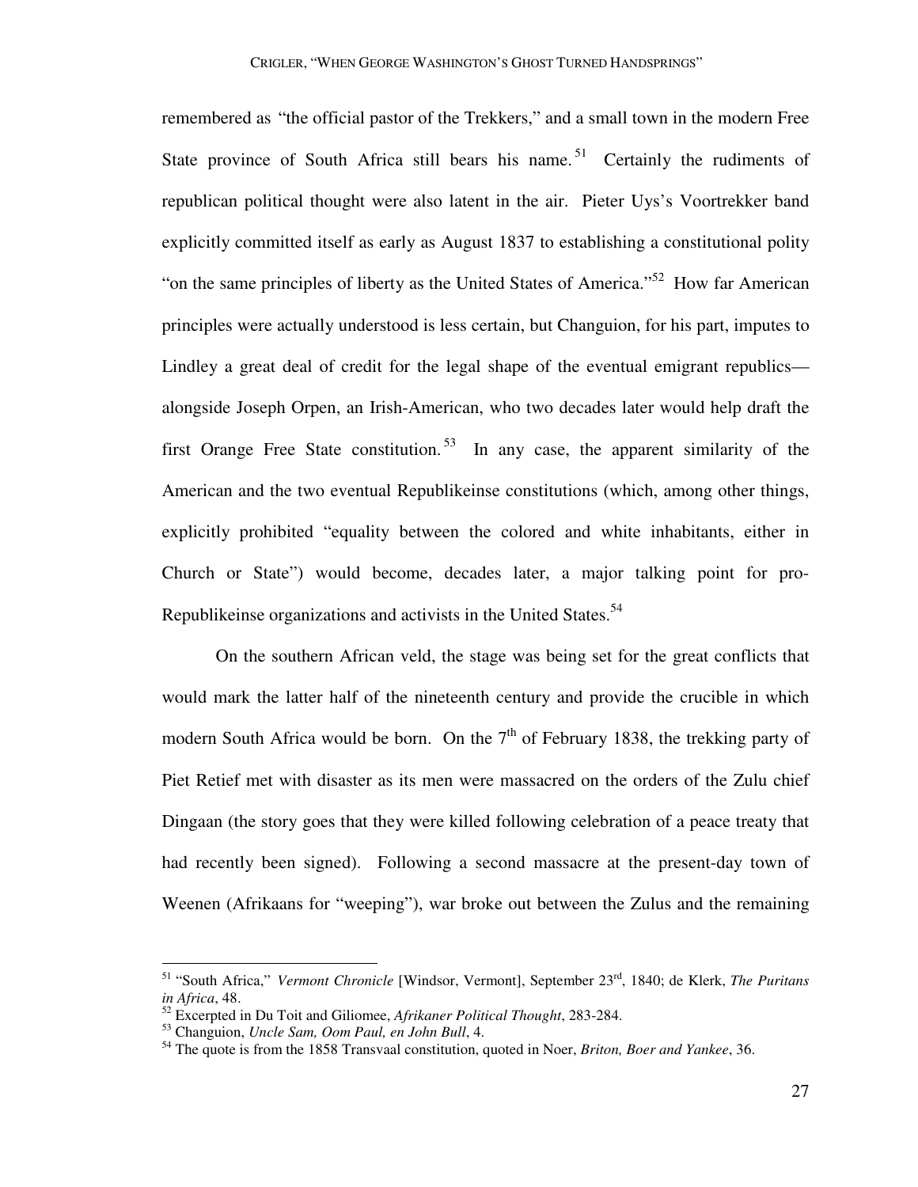remembered as "the official pastor of the Trekkers," and a small town in the modern Free State province of South Africa still bears his name.[51] Certainly the rudiments of republican political thought were also latent in the air. Pieter Uys's Voortrekker band explicitly committed itself as early as August 1837 to establishing a constitutional polity "on the same principles of liberty as the United States of America."[52] How far American principles were actually understood is less certain, but Changuion, for his part, imputes to Lindley a great deal of credit for the legal shape of the eventual emigrant republics—alongside Joseph Orpen, an Irish-American, who two decades later would help draft the first Orange Free State constitution.[53] In any case, the apparent similarity of the American and the two eventual Republikeinse constitutions (which, among other things, explicitly prohibited "equality between the colored and white inhabitants, either in Church or State") would become, decades later, a major talking point for pro-Republikeinse organizations and activists in the United States.[54]

On the southern African veld, the stage was being set for the great conflicts that would mark the latter half of the nineteenth century and provide the crucible in which modern South Africa would be born. On the 7th of February 1838, the trekking party of Piet Retief met with disaster as its men were massacred on the orders of the Zulu chief Dingaan (the story goes that they were killed following celebration of a peace treaty that had recently been signed). Following a second massacre at the present-day town of Weenen (Afrikaans for "weeping"), war broke out between the Zulus and the remaining

---

[51] "South Africa," *Vermont Chronicle* [Windsor, Vermont], September 23rd, 1840; de Klerk, *The Puritans in Africa*, 48.

[52] Excerpted in Du Toit and Giliomee, *Afrikaner Political Thought*, 283-284.

[53] Changuion, *Uncle Sam, Oom Paul, en John Bull*, 4.

[54] The quote is from the 1858 Transvaal constitution, quoted in Noer, *Briton, Boer and Yankee*, 36.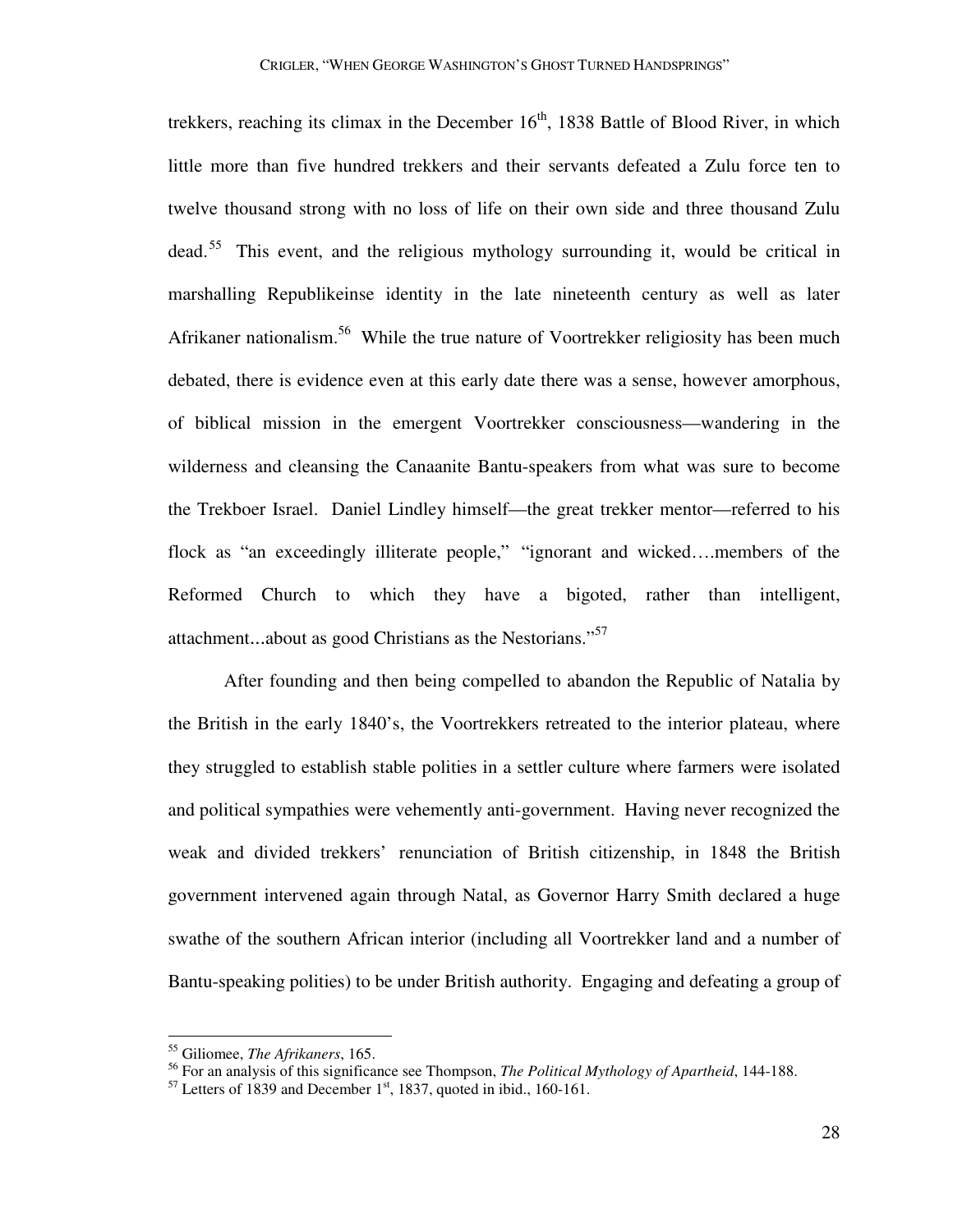trekkers, reaching its climax in the December 16th, 1838 Battle of Blood River, in which little more than five hundred trekkers and their servants defeated a Zulu force ten to twelve thousand strong with no loss of life on their own side and three thousand Zulu dead.[55] This event, and the religious mythology surrounding it, would be critical in marshalling Republikeinse identity in the late nineteenth century as well as later Afrikaner nationalism.[56] While the true nature of Voortrekker religiosity has been much debated, there is evidence even at this early date there was a sense, however amorphous, of biblical mission in the emergent Voortrekker consciousness—wandering in the wilderness and cleansing the Canaanite Bantu-speakers from what was sure to become the Trekboer Israel. Daniel Lindley himself—the great trekker mentor—referred to his flock as "an exceedingly illiterate people," "ignorant and wicked….members of the Reformed Church to which they have a bigoted, rather than intelligent, attachment...about as good Christians as the Nestorians."[57]

After founding and then being compelled to abandon the Republic of Natalia by the British in the early 1840's, the Voortrekkers retreated to the interior plateau, where they struggled to establish stable polities in a settler culture where farmers were isolated and political sympathies were vehemently anti-government. Having never recognized the weak and divided trekkers' renunciation of British citizenship, in 1848 the British government intervened again through Natal, as Governor Harry Smith declared a huge swathe of the southern African interior (including all Voortrekker land and a number of Bantu-speaking polities) to be under British authority. Engaging and defeating a group of

---

[55] Giliomee, *The Afrikaners*, 165.

[56] For an analysis of this significance see Thompson, *The Political Mythology of Apartheid*, 144-188.

[57] Letters of 1839 and December 1st, 1837, quoted in ibid., 160-161.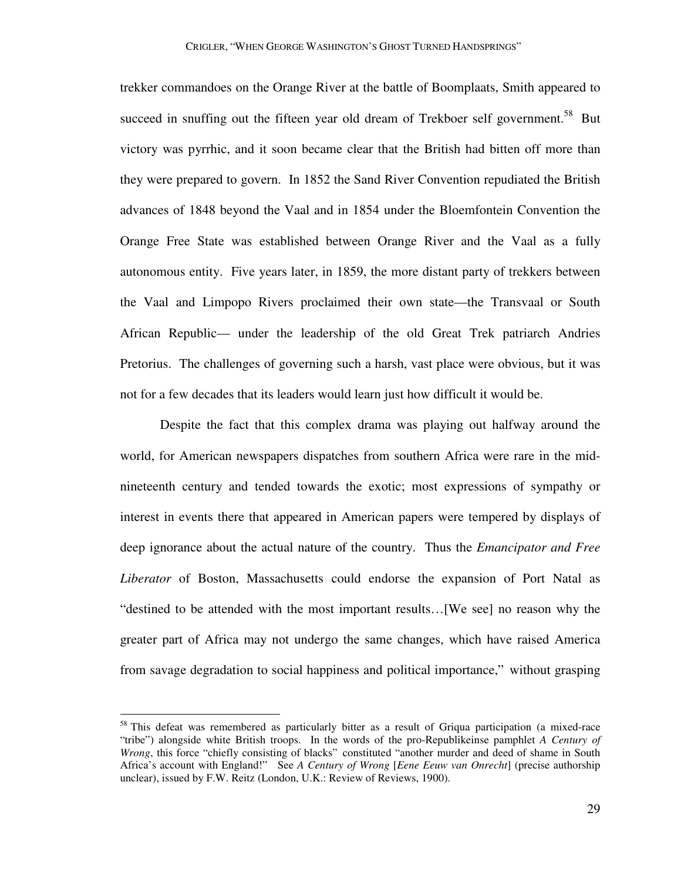trekker commandoes on the Orange River at the battle of Boomplaats, Smith appeared to succeed in snuffing out the fifteen year old dream of Trekboer self government.[58] But victory was pyrrhic, and it soon became clear that the British had bitten off more than they were prepared to govern. In 1852 the Sand River Convention repudiated the British advances of 1848 beyond the Vaal and in 1854 under the Bloemfontein Convention the Orange Free State was established between Orange River and the Vaal as a fully autonomous entity. Five years later, in 1859, the more distant party of trekkers between the Vaal and Limpopo Rivers proclaimed their own state—the Transvaal or South African Republic— under the leadership of the old Great Trek patriarch Andries Pretorius. The challenges of governing such a harsh, vast place were obvious, but it was not for a few decades that its leaders would learn just how difficult it would be.

Despite the fact that this complex drama was playing out halfway around the world, for American newspapers dispatches from southern Africa were rare in the mid-nineteenth century and tended towards the exotic; most expressions of sympathy or interest in events there that appeared in American papers were tempered by displays of deep ignorance about the actual nature of the country. Thus the *Emancipator and Free Liberator* of Boston, Massachusetts could endorse the expansion of Port Natal as "destined to be attended with the most important results…[We see] no reason why the greater part of Africa may not undergo the same changes, which have raised America from savage degradation to social happiness and political importance," without grasping

---

[58] This defeat was remembered as particularly bitter as a result of Griqua participation (a mixed-race "tribe") alongside white British troops. In the words of the pro-Republikeinse pamphlet *A Century of Wrong*, this force "chiefly consisting of blacks" constituted "another murder and deed of shame in South Africa's account with England!" See *A Century of Wrong* [*Eene Eeuw van Onrecht*] (precise authorship unclear), issued by F.W. Reitz (London, U.K.: Review of Reviews, 1900).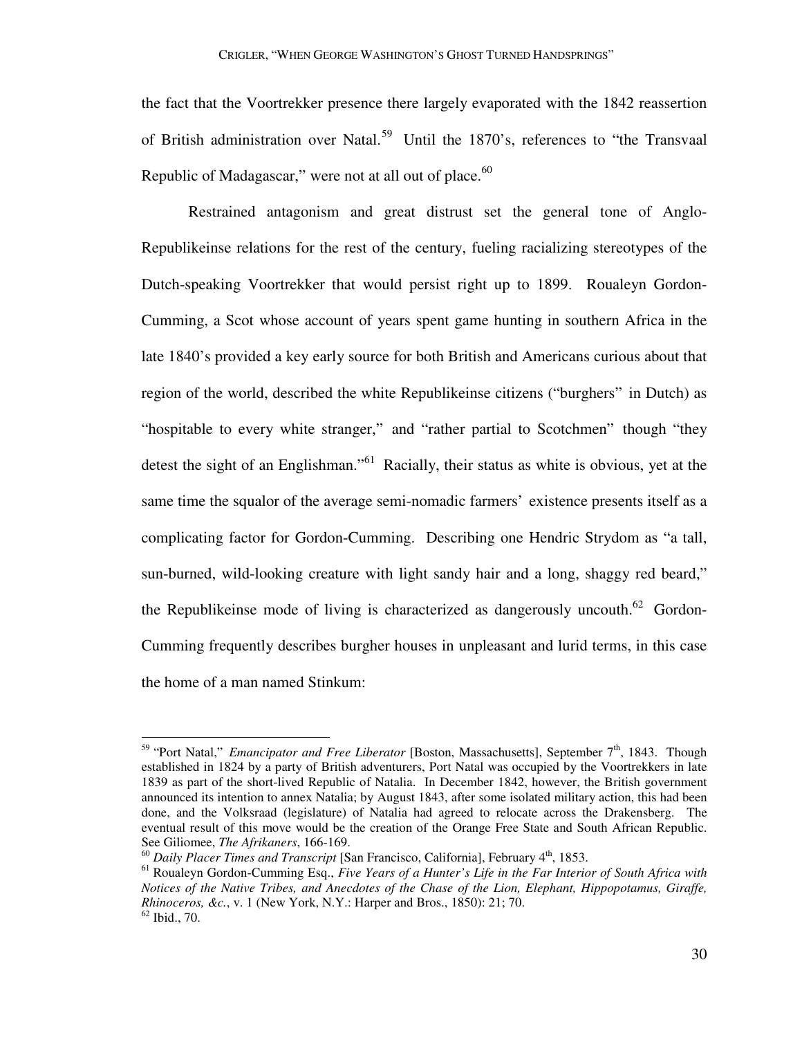the fact that the Voortrekker presence there largely evaporated with the 1842 reassertion of British administration over Natal.[59] Until the 1870's, references to "the Transvaal Republic of Madagascar," were not at all out of place.[60]

Restrained antagonism and great distrust set the general tone of Anglo-Republikeinse relations for the rest of the century, fueling racializing stereotypes of the Dutch-speaking Voortrekker that would persist right up to 1899. Roualeyn Gordon-Cumming, a Scot whose account of years spent game hunting in southern Africa in the late 1840's provided a key early source for both British and Americans curious about that region of the world, described the white Republikeinse citizens ("burghers" in Dutch) as "hospitable to every white stranger," and "rather partial to Scotchmen" though "they detest the sight of an Englishman."[61] Racially, their status as white is obvious, yet at the same time the squalor of the average semi-nomadic farmers' existence presents itself as a complicating factor for Gordon-Cumming. Describing one Hendric Strydom as "a tall, sun-burned, wild-looking creature with light sandy hair and a long, shaggy red beard," the Republikeinse mode of living is characterized as dangerously uncouth.[62] Gordon-Cumming frequently describes burgher houses in unpleasant and lurid terms, in this case the home of a man named Stinkum:

---

[59] "Port Natal," *Emancipator and Free Liberator* [Boston, Massachusetts], September 7th, 1843. Though established in 1824 by a party of British adventurers, Port Natal was occupied by the Voortrekkers in late 1839 as part of the short-lived Republic of Natalia. In December 1842, however, the British government announced its intention to annex Natalia; by August 1843, after some isolated military action, this had been done, and the Volksraad (legislature) of Natalia had agreed to relocate across the Drakensberg. The eventual result of this move would be the creation of the Orange Free State and South African Republic. See Giliomee, *The Afrikaners*, 166-169.

[60] *Daily Placer Times and Transcript* [San Francisco, California], February 4th, 1853.

[61] Roualeyn Gordon-Cumming Esq., *Five Years of a Hunter's Life in the Far Interior of South Africa with Notices of the Native Tribes, and Anecdotes of the Chase of the Lion, Elephant, Hippopotamus, Giraffe, Rhinoceros, &c.*, v. 1 (New York, N.Y.: Harper and Bros., 1850): 21; 70.

[62] Ibid., 70.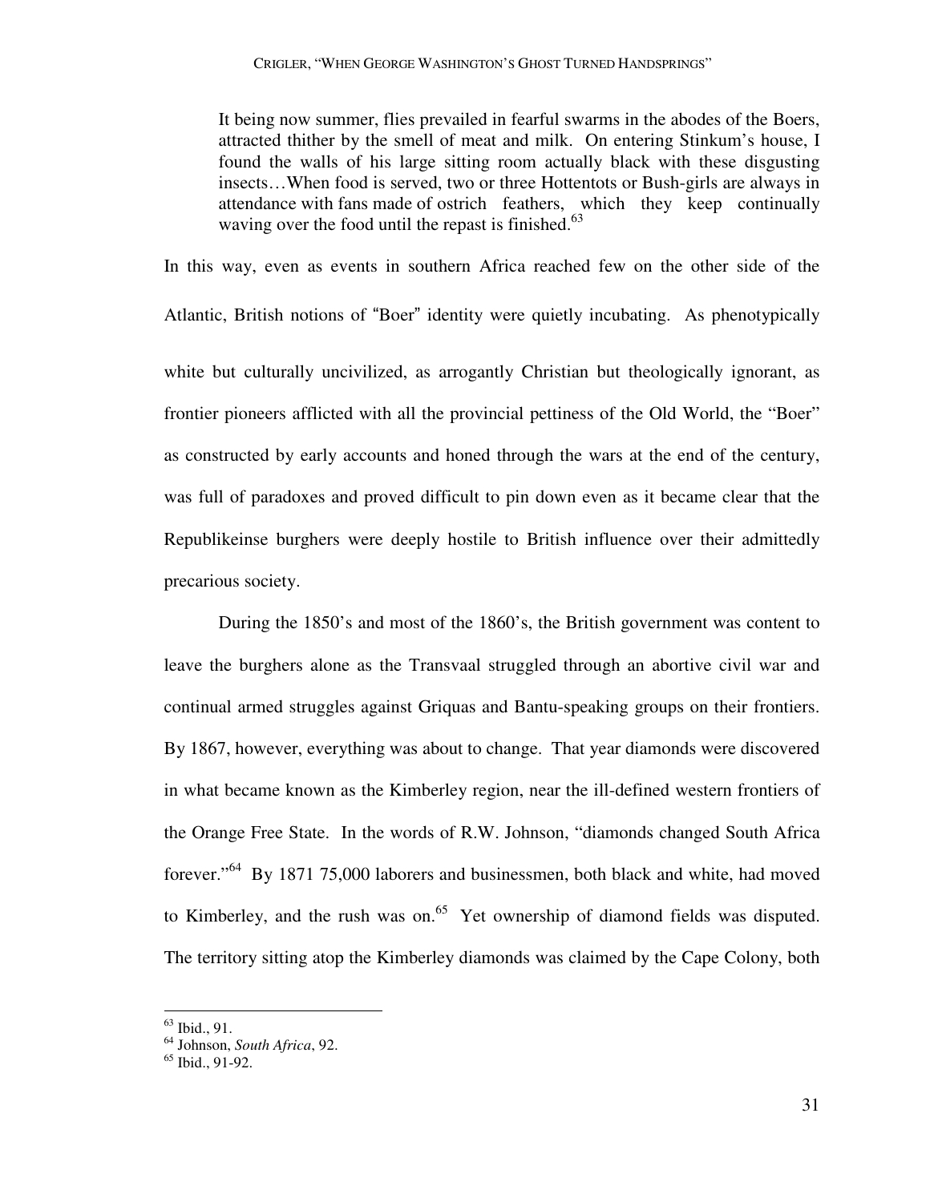> It being now summer, flies prevailed in fearful swarms in the abodes of the Boers, attracted thither by the smell of meat and milk. On entering Stinkum's house, I found the walls of his large sitting room actually black with these disgusting insects…When food is served, two or three Hottentots or Bush-girls are always in attendance with fans made of ostrich feathers, which they keep continually waving over the food until the repast is finished.[63]

In this way, even as events in southern Africa reached few on the other side of the Atlantic, British notions of "Boer" identity were quietly incubating. As phenotypically white but culturally uncivilized, as arrogantly Christian but theologically ignorant, as frontier pioneers afflicted with all the provincial pettiness of the Old World, the "Boer" as constructed by early accounts and honed through the wars at the end of the century, was full of paradoxes and proved difficult to pin down even as it became clear that the Republikeinse burghers were deeply hostile to British influence over their admittedly precarious society.

During the 1850's and most of the 1860's, the British government was content to leave the burghers alone as the Transvaal struggled through an abortive civil war and continual armed struggles against Griquas and Bantu-speaking groups on their frontiers. By 1867, however, everything was about to change. That year diamonds were discovered in what became known as the Kimberley region, near the ill-defined western frontiers of the Orange Free State. In the words of R.W. Johnson, "diamonds changed South Africa forever."[64] By 1871 75,000 laborers and businessmen, both black and white, had moved to Kimberley, and the rush was on.[65] Yet ownership of diamond fields was disputed. The territory sitting atop the Kimberley diamonds was claimed by the Cape Colony, both

---

[63] Ibid., 91.
[64] Johnson, *South Africa*, 92.
[65] Ibid., 91-92.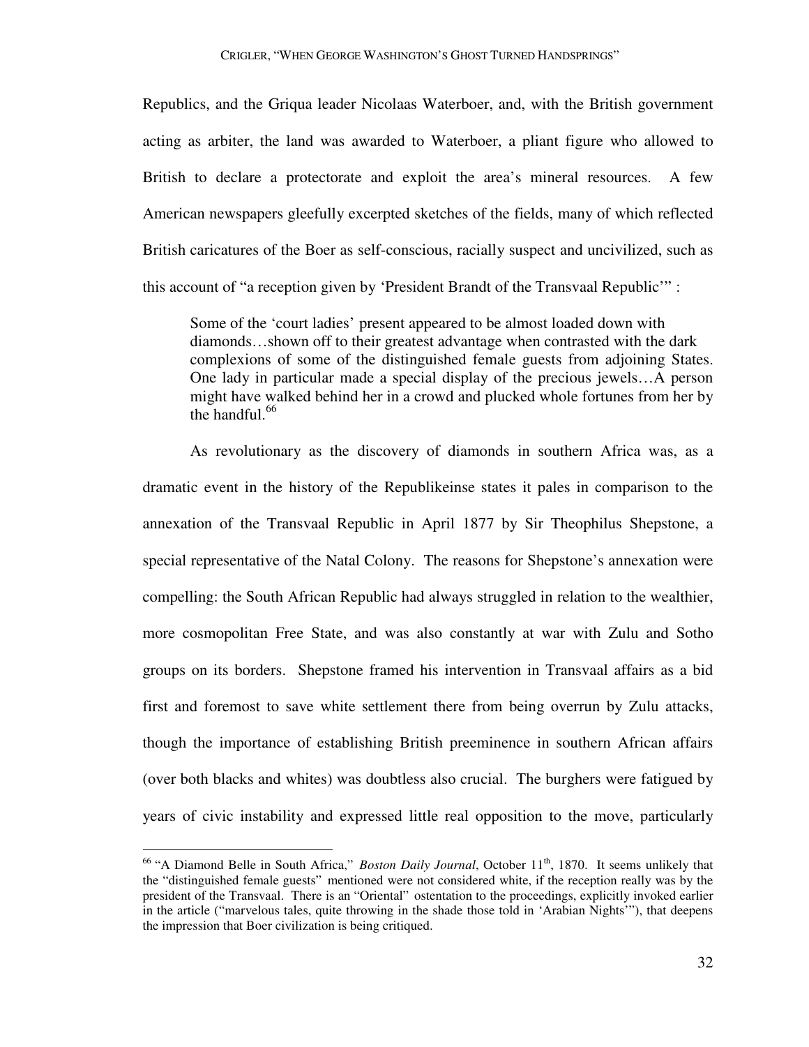Republics, and the Griqua leader Nicolaas Waterboer, and, with the British government acting as arbiter, the land was awarded to Waterboer, a pliant figure who allowed to British to declare a protectorate and exploit the area's mineral resources. A few American newspapers gleefully excerpted sketches of the fields, many of which reflected British caricatures of the Boer as self-conscious, racially suspect and uncivilized, such as this account of "a reception given by 'President Brandt of the Transvaal Republic'" :

> Some of the 'court ladies' present appeared to be almost loaded down with diamonds…shown off to their greatest advantage when contrasted with the dark complexions of some of the distinguished female guests from adjoining States. One lady in particular made a special display of the precious jewels…A person might have walked behind her in a crowd and plucked whole fortunes from her by the handful.[66]

As revolutionary as the discovery of diamonds in southern Africa was, as a dramatic event in the history of the Republikeinse states it pales in comparison to the annexation of the Transvaal Republic in April 1877 by Sir Theophilus Shepstone, a special representative of the Natal Colony. The reasons for Shepstone's annexation were compelling: the South African Republic had always struggled in relation to the wealthier, more cosmopolitan Free State, and was also constantly at war with Zulu and Sotho groups on its borders. Shepstone framed his intervention in Transvaal affairs as a bid first and foremost to save white settlement there from being overrun by Zulu attacks, though the importance of establishing British preeminence in southern African affairs (over both blacks and whites) was doubtless also crucial. The burghers were fatigued by years of civic instability and expressed little real opposition to the move, particularly

[66] "A Diamond Belle in South Africa," *Boston Daily Journal*, October 11th, 1870. It seems unlikely that the "distinguished female guests" mentioned were not considered white, if the reception really was by the president of the Transvaal. There is an "Oriental" ostentation to the proceedings, explicitly invoked earlier in the article ("marvelous tales, quite throwing in the shade those told in 'Arabian Nights'"), that deepens the impression that Boer civilization is being critiqued.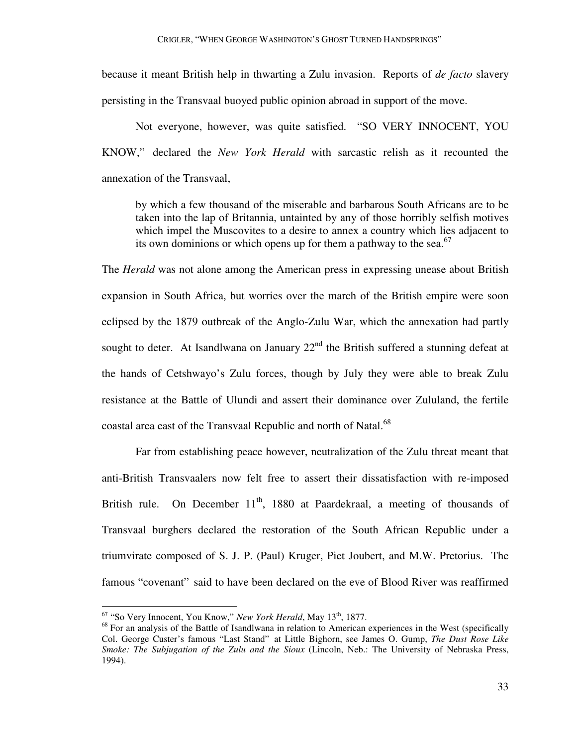because it meant British help in thwarting a Zulu invasion. Reports of *de facto* slavery persisting in the Transvaal buoyed public opinion abroad in support of the move.

Not everyone, however, was quite satisfied. "SO VERY INNOCENT, YOU KNOW," declared the *New York Herald* with sarcastic relish as it recounted the annexation of the Transvaal,

> by which a few thousand of the miserable and barbarous South Africans are to be taken into the lap of Britannia, untainted by any of those horribly selfish motives which impel the Muscovites to a desire to annex a country which lies adjacent to its own dominions or which opens up for them a pathway to the sea.[67]

The *Herald* was not alone among the American press in expressing unease about British expansion in South Africa, but worries over the march of the British empire were soon eclipsed by the 1879 outbreak of the Anglo-Zulu War, which the annexation had partly sought to deter. At Isandlwana on January 22nd the British suffered a stunning defeat at the hands of Cetshwayo's Zulu forces, though by July they were able to break Zulu resistance at the Battle of Ulundi and assert their dominance over Zululand, the fertile coastal area east of the Transvaal Republic and north of Natal.[68]

Far from establishing peace however, neutralization of the Zulu threat meant that anti-British Transvaalers now felt free to assert their dissatisfaction with re-imposed British rule. On December 11th, 1880 at Paardekraal, a meeting of thousands of Transvaal burghers declared the restoration of the South African Republic under a triumvirate composed of S. J. P. (Paul) Kruger, Piet Joubert, and M.W. Pretorius. The famous "covenant" said to have been declared on the eve of Blood River was reaffirmed

---

[67] "So Very Innocent, You Know," *New York Herald*, May 13th, 1877.

[68] For an analysis of the Battle of Isandlwana in relation to American experiences in the West (specifically Col. George Custer's famous "Last Stand" at Little Bighorn, see James O. Gump, *The Dust Rose Like Smoke: The Subjugation of the Zulu and the Sioux* (Lincoln, Neb.: The University of Nebraska Press, 1994).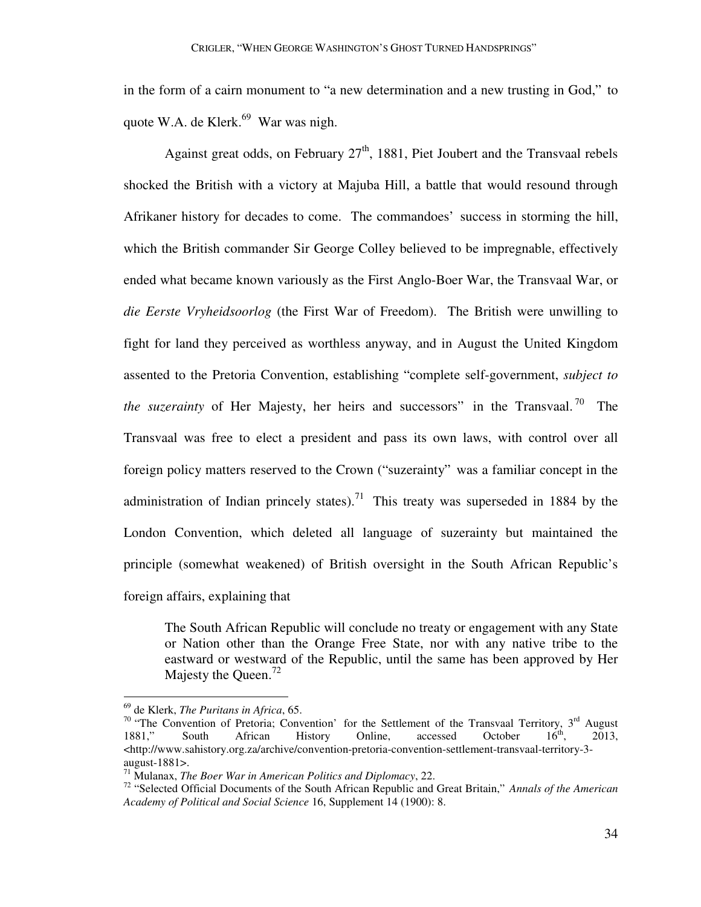in the form of a cairn monument to "a new determination and a new trusting in God," to quote W.A. de Klerk.[69] War was nigh.

Against great odds, on February 27th, 1881, Piet Joubert and the Transvaal rebels shocked the British with a victory at Majuba Hill, a battle that would resound through Afrikaner history for decades to come. The commandoes' success in storming the hill, which the British commander Sir George Colley believed to be impregnable, effectively ended what became known variously as the First Anglo-Boer War, the Transvaal War, or *die Eerste Vryheidsoorlog* (the First War of Freedom). The British were unwilling to fight for land they perceived as worthless anyway, and in August the United Kingdom assented to the Pretoria Convention, establishing "complete self-government, *subject to the suzerainty* of Her Majesty, her heirs and successors" in the Transvaal.[70] The Transvaal was free to elect a president and pass its own laws, with control over all foreign policy matters reserved to the Crown ("suzerainty" was a familiar concept in the administration of Indian princely states).[71] This treaty was superseded in 1884 by the London Convention, which deleted all language of suzerainty but maintained the principle (somewhat weakened) of British oversight in the South African Republic's foreign affairs, explaining that

> The South African Republic will conclude no treaty or engagement with any State or Nation other than the Orange Free State, nor with any native tribe to the eastward or westward of the Republic, until the same has been approved by Her Majesty the Queen.[72]

---

[69] de Klerk, *The Puritans in Africa*, 65.

[70] "The Convention of Pretoria; Convention' for the Settlement of the Transvaal Territory, 3rd August 1881," South African History Online, accessed October 16th, 2013, <http://www.sahistory.org.za/archive/convention-pretoria-convention-settlement-transvaal-territory-3-august-1881>.

[71] Mulanax, *The Boer War in American Politics and Diplomacy*, 22.

[72] "Selected Official Documents of the South African Republic and Great Britain," *Annals of the American Academy of Political and Social Science* 16, Supplement 14 (1900): 8.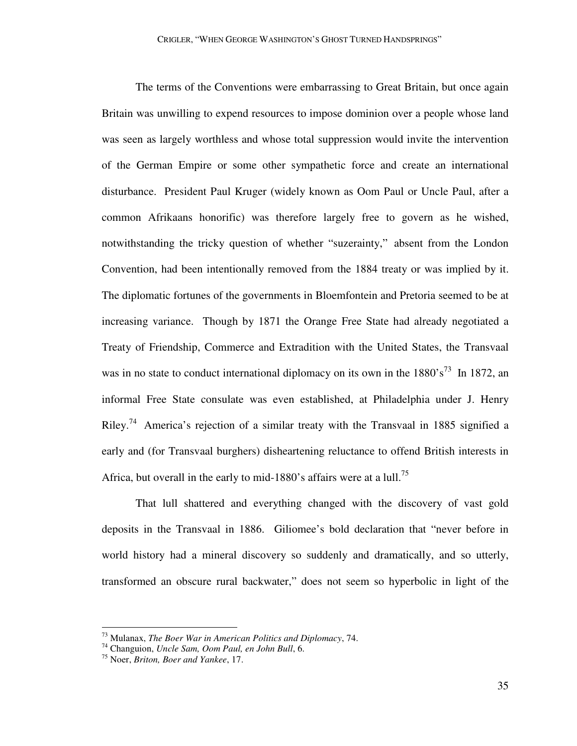The terms of the Conventions were embarrassing to Great Britain, but once again Britain was unwilling to expend resources to impose dominion over a people whose land was seen as largely worthless and whose total suppression would invite the intervention of the German Empire or some other sympathetic force and create an international disturbance. President Paul Kruger (widely known as Oom Paul or Uncle Paul, after a common Afrikaans honorific) was therefore largely free to govern as he wished, notwithstanding the tricky question of whether "suzerainty," absent from the London Convention, had been intentionally removed from the 1884 treaty or was implied by it. The diplomatic fortunes of the governments in Bloemfontein and Pretoria seemed to be at increasing variance. Though by 1871 the Orange Free State had already negotiated a Treaty of Friendship, Commerce and Extradition with the United States, the Transvaal was in no state to conduct international diplomacy on its own in the 1880's[73] In 1872, an informal Free State consulate was even established, at Philadelphia under J. Henry Riley.[74] America's rejection of a similar treaty with the Transvaal in 1885 signified a early and (for Transvaal burghers) disheartening reluctance to offend British interests in Africa, but overall in the early to mid-1880's affairs were at a lull.[75]

That lull shattered and everything changed with the discovery of vast gold deposits in the Transvaal in 1886. Giliomee's bold declaration that "never before in world history had a mineral discovery so suddenly and dramatically, and so utterly, transformed an obscure rural backwater," does not seem so hyperbolic in light of the

---

[73] Mulanax, *The Boer War in American Politics and Diplomacy*, 74.

[74] Changuion, *Uncle Sam, Oom Paul, en John Bull*, 6.

[75] Noer, *Briton, Boer and Yankee*, 17.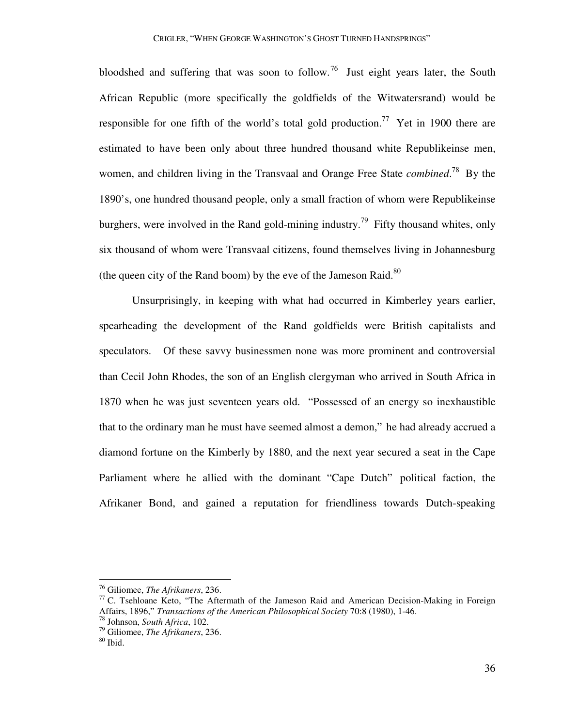bloodshed and suffering that was soon to follow.[76] Just eight years later, the South African Republic (more specifically the goldfields of the Witwatersrand) would be responsible for one fifth of the world's total gold production.[77] Yet in 1900 there are estimated to have been only about three hundred thousand white Republikeinse men, women, and children living in the Transvaal and Orange Free State *combined*.[78] By the 1890's, one hundred thousand people, only a small fraction of whom were Republikeinse burghers, were involved in the Rand gold-mining industry.[79] Fifty thousand whites, only six thousand of whom were Transvaal citizens, found themselves living in Johannesburg (the queen city of the Rand boom) by the eve of the Jameson Raid.[80]

Unsurprisingly, in keeping with what had occurred in Kimberley years earlier, spearheading the development of the Rand goldfields were British capitalists and speculators. Of these savvy businessmen none was more prominent and controversial than Cecil John Rhodes, the son of an English clergyman who arrived in South Africa in 1870 when he was just seventeen years old. "Possessed of an energy so inexhaustible that to the ordinary man he must have seemed almost a demon," he had already accrued a diamond fortune on the Kimberly by 1880, and the next year secured a seat in the Cape Parliament where he allied with the dominant "Cape Dutch" political faction, the Afrikaner Bond, and gained a reputation for friendliness towards Dutch-speaking

---

[76] Giliomee, *The Afrikaners*, 236.

[77] C. Tsehloane Keto, "The Aftermath of the Jameson Raid and American Decision-Making in Foreign Affairs, 1896," *Transactions of the American Philosophical Society* 70:8 (1980), 1-46.

[78] Johnson, *South Africa*, 102.

[79] Giliomee, *The Afrikaners*, 236.

[80] Ibid.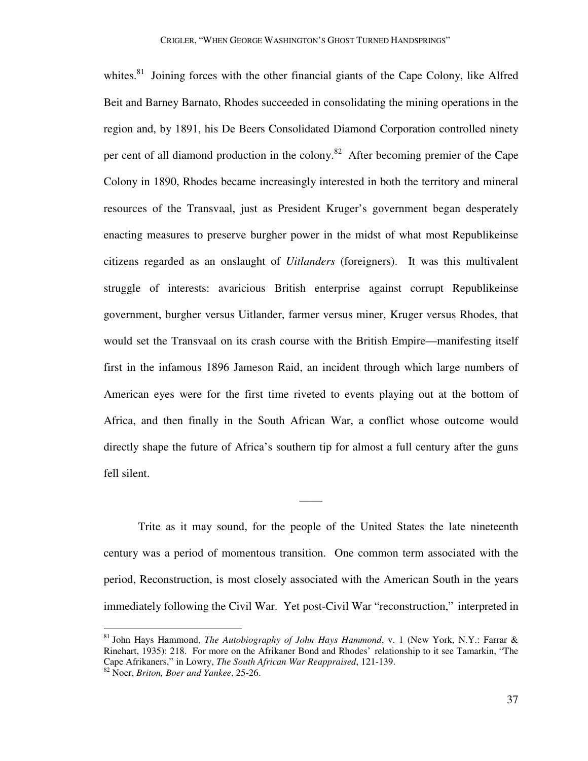whites.[81] Joining forces with the other financial giants of the Cape Colony, like Alfred Beit and Barney Barnato, Rhodes succeeded in consolidating the mining operations in the region and, by 1891, his De Beers Consolidated Diamond Corporation controlled ninety per cent of all diamond production in the colony.[82] After becoming premier of the Cape Colony in 1890, Rhodes became increasingly interested in both the territory and mineral resources of the Transvaal, just as President Kruger's government began desperately enacting measures to preserve burgher power in the midst of what most Republikeinse citizens regarded as an onslaught of *Uitlanders* (foreigners). It was this multivalent struggle of interests: avaricious British enterprise against corrupt Republikeinse government, burgher versus Uitlander, farmer versus miner, Kruger versus Rhodes, that would set the Transvaal on its crash course with the British Empire—manifesting itself first in the infamous 1896 Jameson Raid, an incident through which large numbers of American eyes were for the first time riveted to events playing out at the bottom of Africa, and then finally in the South African War, a conflict whose outcome would directly shape the future of Africa's southern tip for almost a full century after the guns fell silent.

——

Trite as it may sound, for the people of the United States the late nineteenth century was a period of momentous transition. One common term associated with the period, Reconstruction, is most closely associated with the American South in the years immediately following the Civil War. Yet post-Civil War "reconstruction," interpreted in

---

[81] John Hays Hammond, *The Autobiography of John Hays Hammond*, v. 1 (New York, N.Y.: Farrar & Rinehart, 1935): 218. For more on the Afrikaner Bond and Rhodes' relationship to it see Tamarkin, "The Cape Afrikaners," in Lowry, *The South African War Reappraised*, 121-139.

[82] Noer, *Briton, Boer and Yankee*, 25-26.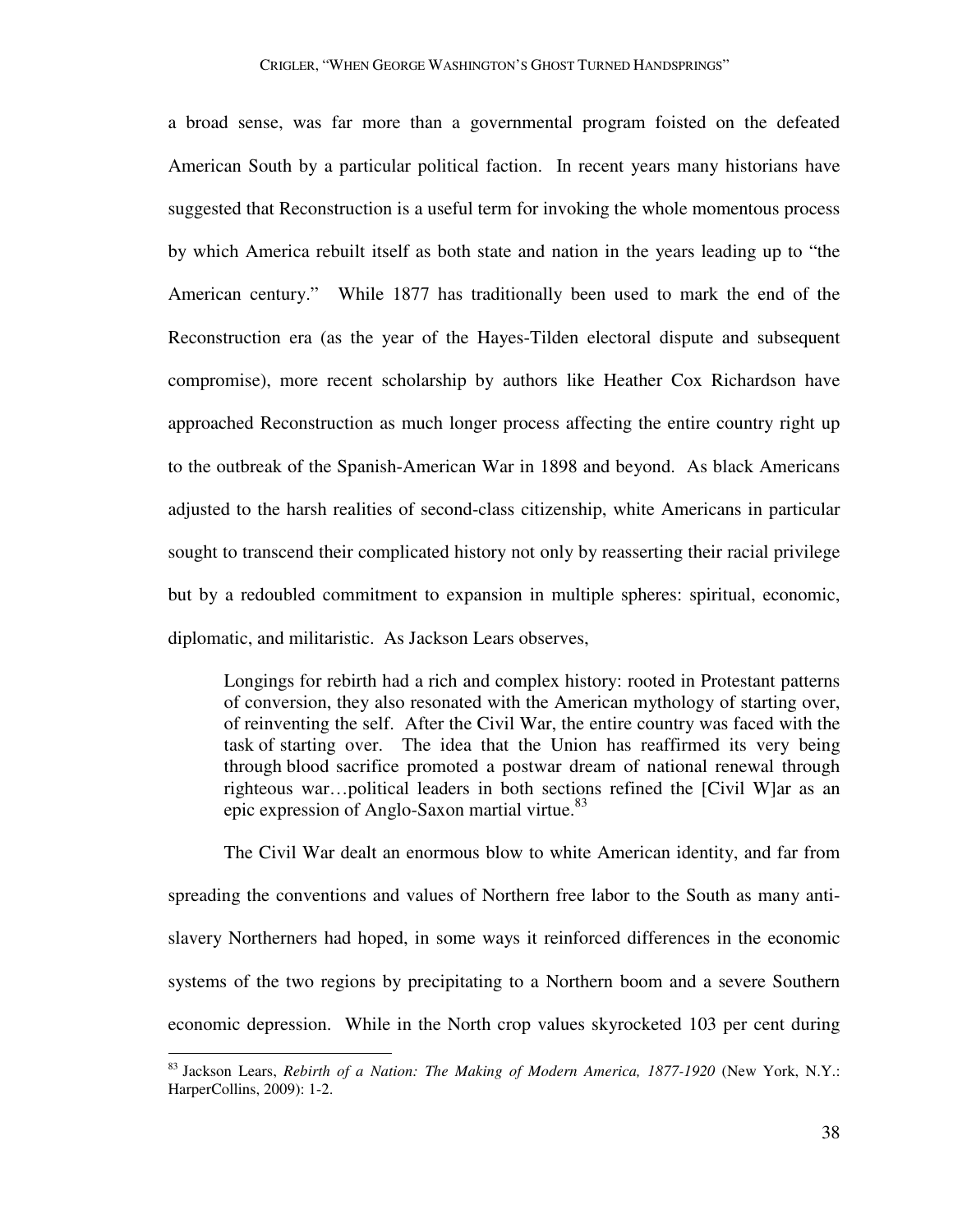a broad sense, was far more than a governmental program foisted on the defeated American South by a particular political faction. In recent years many historians have suggested that Reconstruction is a useful term for invoking the whole momentous process by which America rebuilt itself as both state and nation in the years leading up to "the American century." While 1877 has traditionally been used to mark the end of the Reconstruction era (as the year of the Hayes-Tilden electoral dispute and subsequent compromise), more recent scholarship by authors like Heather Cox Richardson have approached Reconstruction as much longer process affecting the entire country right up to the outbreak of the Spanish-American War in 1898 and beyond. As black Americans adjusted to the harsh realities of second-class citizenship, white Americans in particular sought to transcend their complicated history not only by reasserting their racial privilege but by a redoubled commitment to expansion in multiple spheres: spiritual, economic, diplomatic, and militaristic. As Jackson Lears observes,

> Longings for rebirth had a rich and complex history: rooted in Protestant patterns of conversion, they also resonated with the American mythology of starting over, of reinventing the self. After the Civil War, the entire country was faced with the task of starting over. The idea that the Union has reaffirmed its very being through blood sacrifice promoted a postwar dream of national renewal through righteous war…political leaders in both sections refined the [Civil W]ar as an epic expression of Anglo-Saxon martial virtue.[83]

The Civil War dealt an enormous blow to white American identity, and far from spreading the conventions and values of Northern free labor to the South as many anti-slavery Northerners had hoped, in some ways it reinforced differences in the economic systems of the two regions by precipitating to a Northern boom and a severe Southern economic depression. While in the North crop values skyrocketed 103 per cent during

---

[83] Jackson Lears, *Rebirth of a Nation: The Making of Modern America, 1877-1920* (New York, N.Y.: HarperCollins, 2009): 1-2.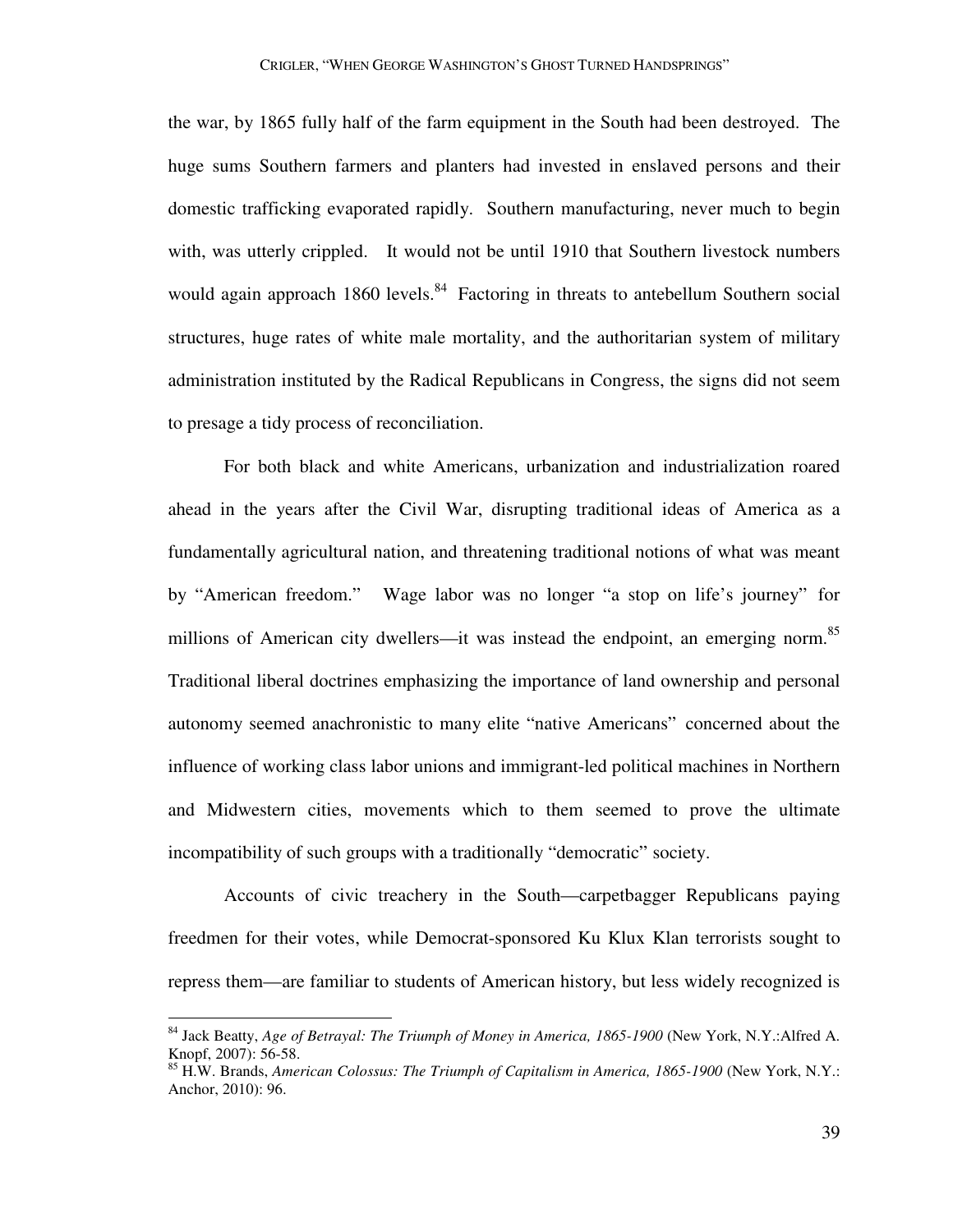the war, by 1865 fully half of the farm equipment in the South had been destroyed. The huge sums Southern farmers and planters had invested in enslaved persons and their domestic trafficking evaporated rapidly. Southern manufacturing, never much to begin with, was utterly crippled. It would not be until 1910 that Southern livestock numbers would again approach 1860 levels.[84] Factoring in threats to antebellum Southern social structures, huge rates of white male mortality, and the authoritarian system of military administration instituted by the Radical Republicans in Congress, the signs did not seem to presage a tidy process of reconciliation.

For both black and white Americans, urbanization and industrialization roared ahead in the years after the Civil War, disrupting traditional ideas of America as a fundamentally agricultural nation, and threatening traditional notions of what was meant by "American freedom." Wage labor was no longer "a stop on life's journey" for millions of American city dwellers—it was instead the endpoint, an emerging norm.[85] Traditional liberal doctrines emphasizing the importance of land ownership and personal autonomy seemed anachronistic to many elite "native Americans" concerned about the influence of working class labor unions and immigrant-led political machines in Northern and Midwestern cities, movements which to them seemed to prove the ultimate incompatibility of such groups with a traditionally "democratic" society.

Accounts of civic treachery in the South—carpetbagger Republicans paying freedmen for their votes, while Democrat-sponsored Ku Klux Klan terrorists sought to repress them—are familiar to students of American history, but less widely recognized is

---

[84] Jack Beatty, *Age of Betrayal: The Triumph of Money in America, 1865-1900* (New York, N.Y.:Alfred A. Knopf, 2007): 56-58.

[85] H.W. Brands, *American Colossus: The Triumph of Capitalism in America, 1865-1900* (New York, N.Y.: Anchor, 2010): 96.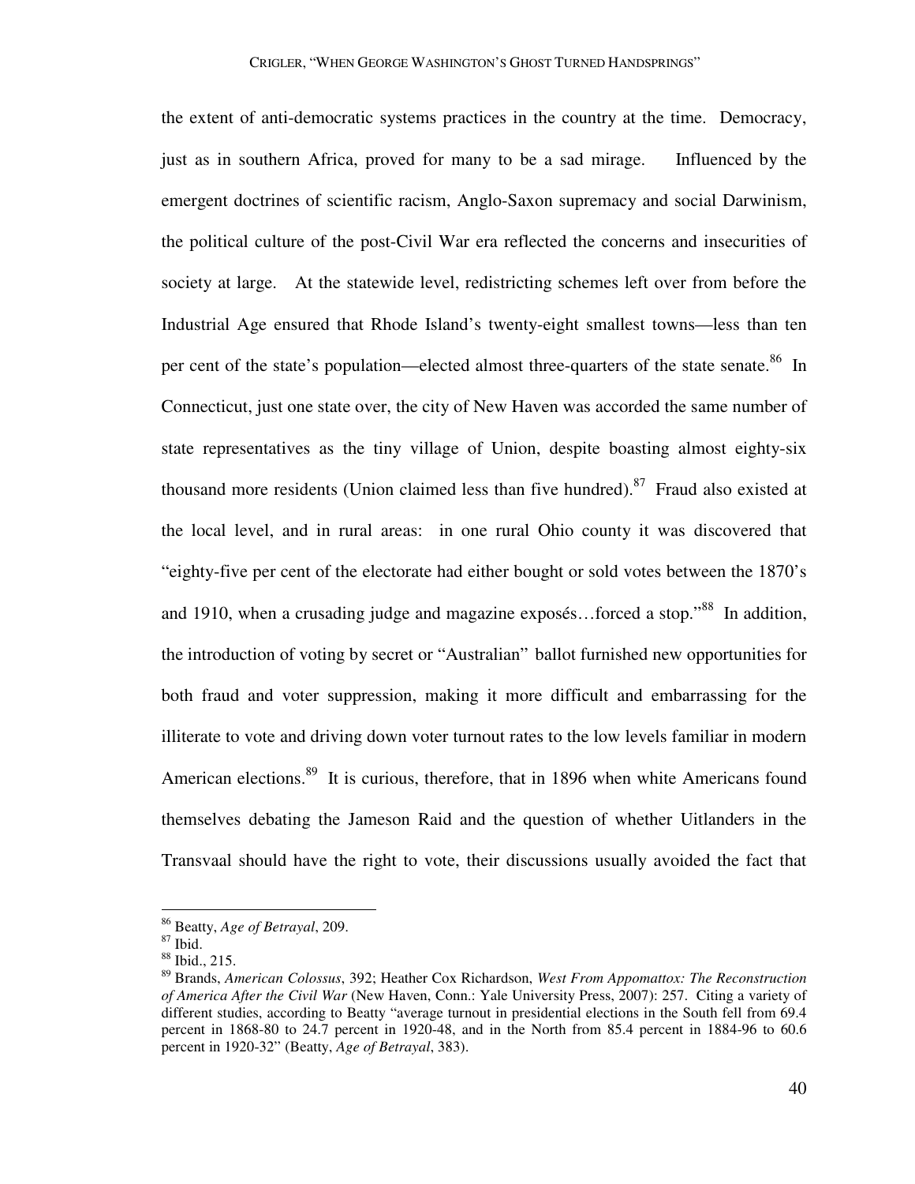the extent of anti-democratic systems practices in the country at the time. Democracy, just as in southern Africa, proved for many to be a sad mirage. Influenced by the emergent doctrines of scientific racism, Anglo-Saxon supremacy and social Darwinism, the political culture of the post-Civil War era reflected the concerns and insecurities of society at large. At the statewide level, redistricting schemes left over from before the Industrial Age ensured that Rhode Island's twenty-eight smallest towns—less than ten per cent of the state's population—elected almost three-quarters of the state senate.[86] In Connecticut, just one state over, the city of New Haven was accorded the same number of state representatives as the tiny village of Union, despite boasting almost eighty-six thousand more residents (Union claimed less than five hundred).[87] Fraud also existed at the local level, and in rural areas: in one rural Ohio county it was discovered that "eighty-five per cent of the electorate had either bought or sold votes between the 1870's and 1910, when a crusading judge and magazine exposés…forced a stop."[88] In addition, the introduction of voting by secret or "Australian" ballot furnished new opportunities for both fraud and voter suppression, making it more difficult and embarrassing for the illiterate to vote and driving down voter turnout rates to the low levels familiar in modern American elections.[89] It is curious, therefore, that in 1896 when white Americans found themselves debating the Jameson Raid and the question of whether Uitlanders in the Transvaal should have the right to vote, their discussions usually avoided the fact that

---

[86] Beatty, *Age of Betrayal*, 209.

[87] Ibid.

[88] Ibid., 215.

[89] Brands, *American Colossus*, 392; Heather Cox Richardson, *West From Appomattox: The Reconstruction of America After the Civil War* (New Haven, Conn.: Yale University Press, 2007): 257. Citing a variety of different studies, according to Beatty "average turnout in presidential elections in the South fell from 69.4 percent in 1868-80 to 24.7 percent in 1920-48, and in the North from 85.4 percent in 1884-96 to 60.6 percent in 1920-32" (Beatty, *Age of Betrayal*, 383).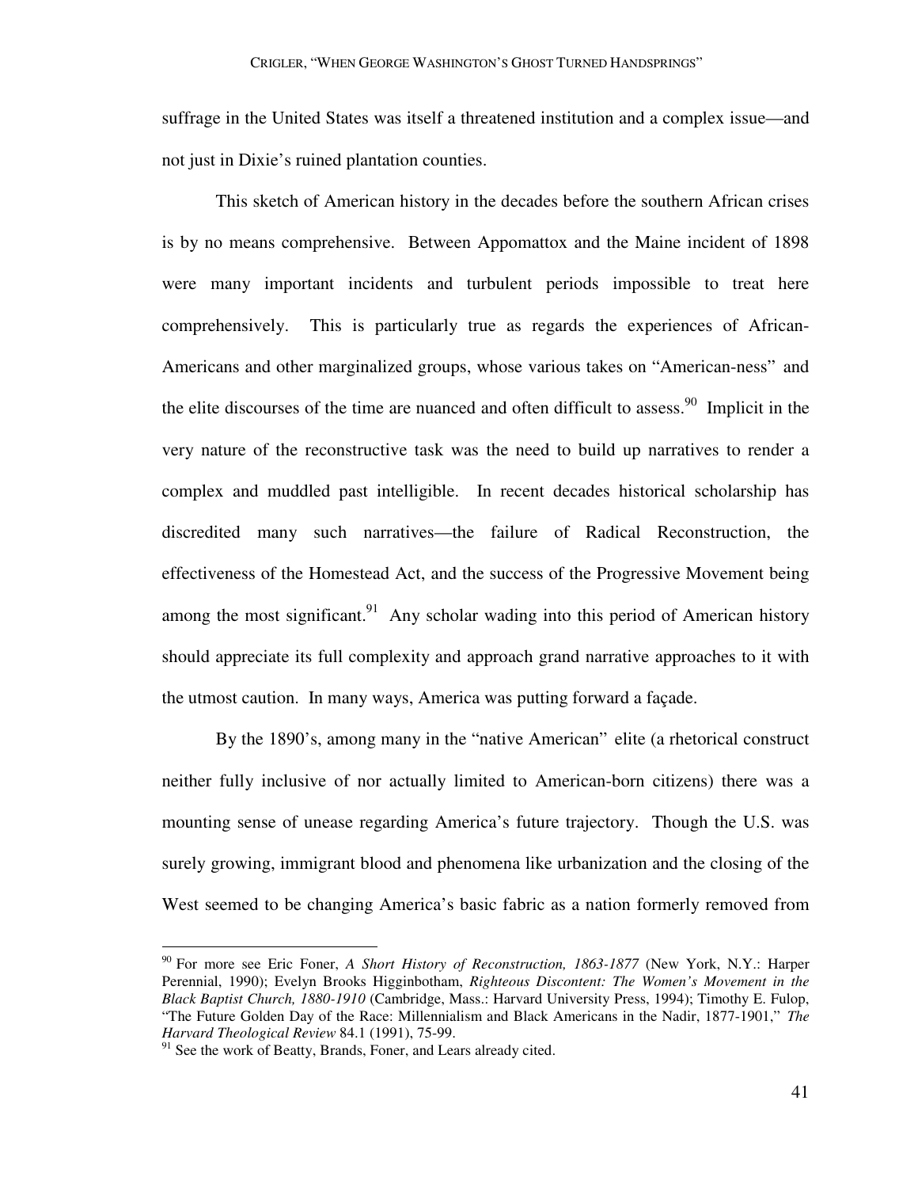suffrage in the United States was itself a threatened institution and a complex issue—and not just in Dixie's ruined plantation counties.

This sketch of American history in the decades before the southern African crises is by no means comprehensive. Between Appomattox and the Maine incident of 1898 were many important incidents and turbulent periods impossible to treat here comprehensively. This is particularly true as regards the experiences of African-Americans and other marginalized groups, whose various takes on "American-ness" and the elite discourses of the time are nuanced and often difficult to assess.[90] Implicit in the very nature of the reconstructive task was the need to build up narratives to render a complex and muddled past intelligible. In recent decades historical scholarship has discredited many such narratives—the failure of Radical Reconstruction, the effectiveness of the Homestead Act, and the success of the Progressive Movement being among the most significant.[91] Any scholar wading into this period of American history should appreciate its full complexity and approach grand narrative approaches to it with the utmost caution. In many ways, America was putting forward a façade.

By the 1890's, among many in the "native American" elite (a rhetorical construct neither fully inclusive of nor actually limited to American-born citizens) there was a mounting sense of unease regarding America's future trajectory. Though the U.S. was surely growing, immigrant blood and phenomena like urbanization and the closing of the West seemed to be changing America's basic fabric as a nation formerly removed from

---

[90] For more see Eric Foner, *A Short History of Reconstruction, 1863-1877* (New York, N.Y.: Harper Perennial, 1990); Evelyn Brooks Higginbotham, *Righteous Discontent: The Women's Movement in the Black Baptist Church, 1880-1910* (Cambridge, Mass.: Harvard University Press, 1994); Timothy E. Fulop, "The Future Golden Day of the Race: Millennialism and Black Americans in the Nadir, 1877-1901," *The Harvard Theological Review* 84.1 (1991), 75-99.

[91] See the work of Beatty, Brands, Foner, and Lears already cited.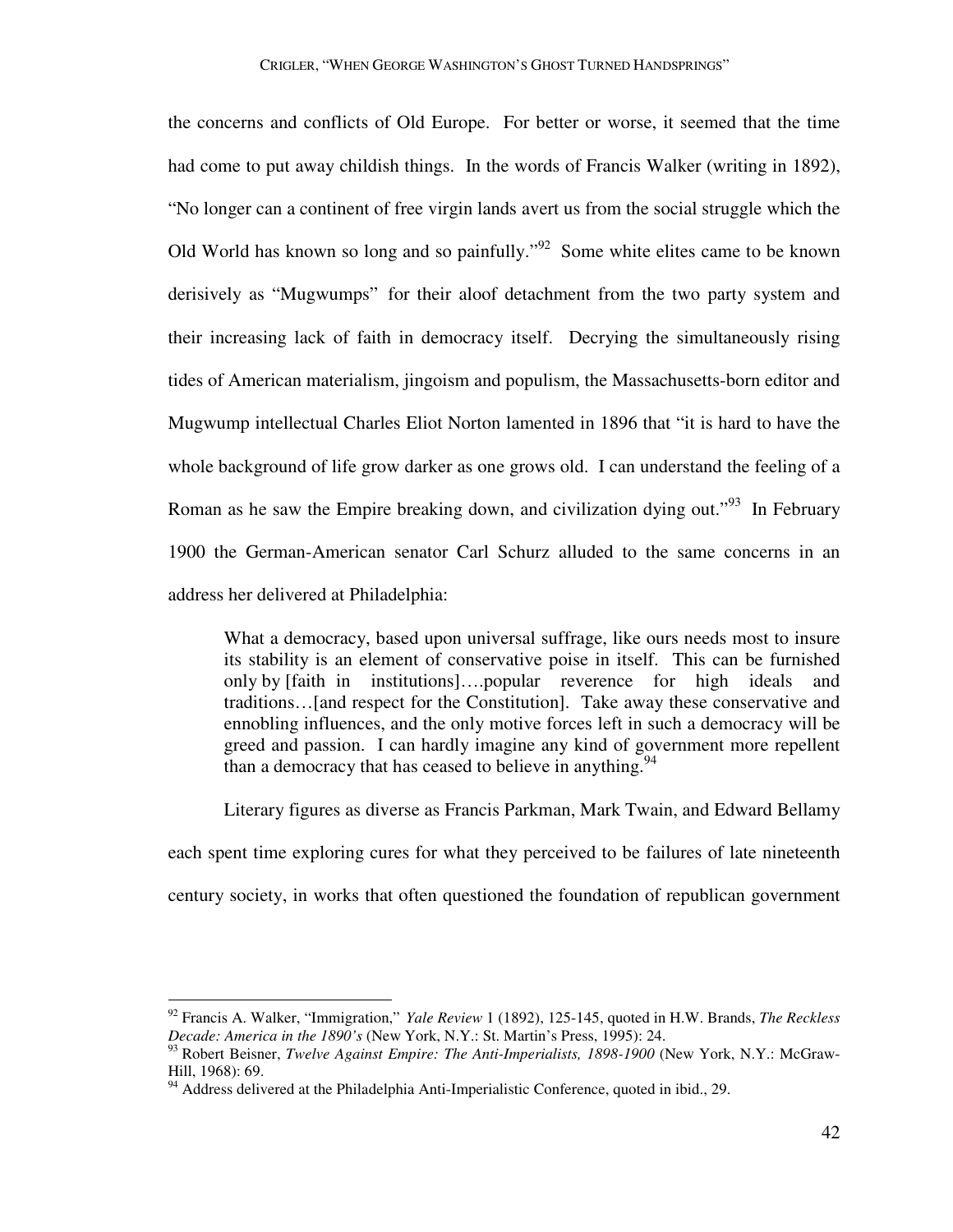the concerns and conflicts of Old Europe. For better or worse, it seemed that the time had come to put away childish things. In the words of Francis Walker (writing in 1892), "No longer can a continent of free virgin lands avert us from the social struggle which the Old World has known so long and so painfully."[92] Some white elites came to be known derisively as "Mugwumps" for their aloof detachment from the two party system and their increasing lack of faith in democracy itself. Decrying the simultaneously rising tides of American materialism, jingoism and populism, the Massachusetts-born editor and Mugwump intellectual Charles Eliot Norton lamented in 1896 that "it is hard to have the whole background of life grow darker as one grows old. I can understand the feeling of a Roman as he saw the Empire breaking down, and civilization dying out."[93] In February 1900 the German-American senator Carl Schurz alluded to the same concerns in an address her delivered at Philadelphia:

> What a democracy, based upon universal suffrage, like ours needs most to insure its stability is an element of conservative poise in itself. This can be furnished only by [faith in institutions]….popular reverence for high ideals and traditions…[and respect for the Constitution]. Take away these conservative and ennobling influences, and the only motive forces left in such a democracy will be greed and passion. I can hardly imagine any kind of government more repellent than a democracy that has ceased to believe in anything.[94]

Literary figures as diverse as Francis Parkman, Mark Twain, and Edward Bellamy each spent time exploring cures for what they perceived to be failures of late nineteenth century society, in works that often questioned the foundation of republican government

---

[92] Francis A. Walker, "Immigration," *Yale Review* 1 (1892), 125-145, quoted in H.W. Brands, *The Reckless Decade: America in the 1890's* (New York, N.Y.: St. Martin's Press, 1995): 24.

[93] Robert Beisner, *Twelve Against Empire: The Anti-Imperialists, 1898-1900* (New York, N.Y.: McGraw-Hill, 1968): 69.

[94] Address delivered at the Philadelphia Anti-Imperialistic Conference, quoted in ibid., 29.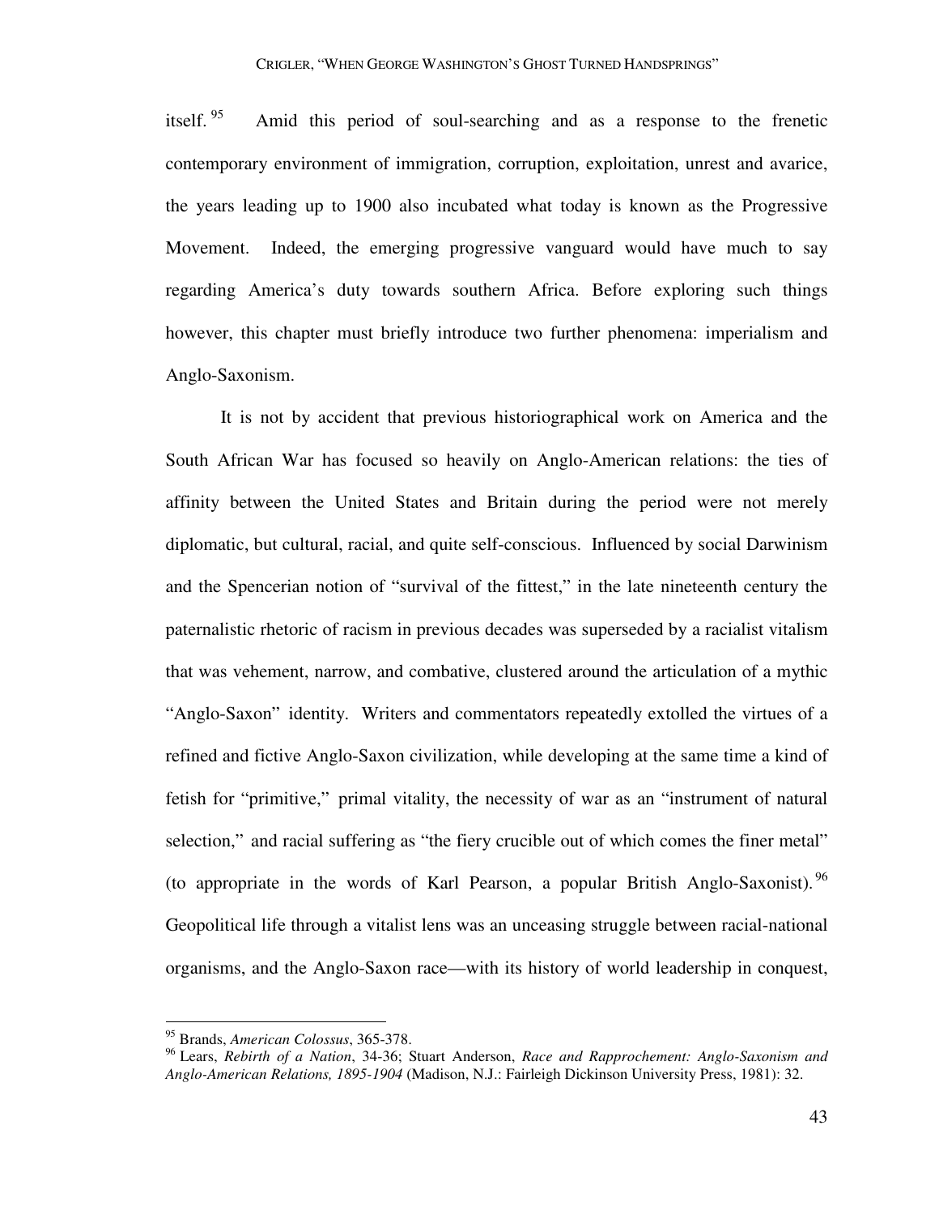itself.[95] Amid this period of soul-searching and as a response to the frenetic contemporary environment of immigration, corruption, exploitation, unrest and avarice, the years leading up to 1900 also incubated what today is known as the Progressive Movement. Indeed, the emerging progressive vanguard would have much to say regarding America's duty towards southern Africa. Before exploring such things however, this chapter must briefly introduce two further phenomena: imperialism and Anglo-Saxonism.

It is not by accident that previous historiographical work on America and the South African War has focused so heavily on Anglo-American relations: the ties of affinity between the United States and Britain during the period were not merely diplomatic, but cultural, racial, and quite self-conscious. Influenced by social Darwinism and the Spencerian notion of "survival of the fittest," in the late nineteenth century the paternalistic rhetoric of racism in previous decades was superseded by a racialist vitalism that was vehement, narrow, and combative, clustered around the articulation of a mythic "Anglo-Saxon" identity. Writers and commentators repeatedly extolled the virtues of a refined and fictive Anglo-Saxon civilization, while developing at the same time a kind of fetish for "primitive," primal vitality, the necessity of war as an "instrument of natural selection," and racial suffering as "the fiery crucible out of which comes the finer metal" (to appropriate in the words of Karl Pearson, a popular British Anglo-Saxonist).[96] Geopolitical life through a vitalist lens was an unceasing struggle between racial-national organisms, and the Anglo-Saxon race—with its history of world leadership in conquest,

---

[95] Brands, *American Colossus*, 365-378.

[96] Lears, *Rebirth of a Nation*, 34-36; Stuart Anderson, *Race and Rapprochement: Anglo-Saxonism and Anglo-American Relations, 1895-1904* (Madison, N.J.: Fairleigh Dickinson University Press, 1981): 32.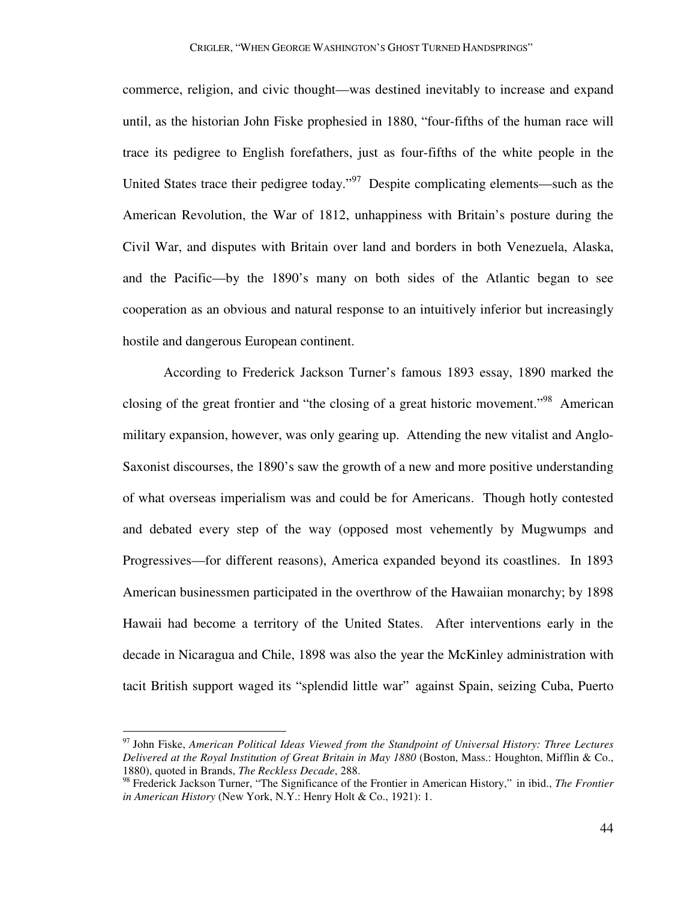commerce, religion, and civic thought—was destined inevitably to increase and expand until, as the historian John Fiske prophesied in 1880, "four-fifths of the human race will trace its pedigree to English forefathers, just as four-fifths of the white people in the United States trace their pedigree today."[97] Despite complicating elements—such as the American Revolution, the War of 1812, unhappiness with Britain's posture during the Civil War, and disputes with Britain over land and borders in both Venezuela, Alaska, and the Pacific—by the 1890's many on both sides of the Atlantic began to see cooperation as an obvious and natural response to an intuitively inferior but increasingly hostile and dangerous European continent.

According to Frederick Jackson Turner's famous 1893 essay, 1890 marked the closing of the great frontier and "the closing of a great historic movement."[98] American military expansion, however, was only gearing up. Attending the new vitalist and Anglo-Saxonist discourses, the 1890's saw the growth of a new and more positive understanding of what overseas imperialism was and could be for Americans. Though hotly contested and debated every step of the way (opposed most vehemently by Mugwumps and Progressives—for different reasons), America expanded beyond its coastlines. In 1893 American businessmen participated in the overthrow of the Hawaiian monarchy; by 1898 Hawaii had become a territory of the United States. After interventions early in the decade in Nicaragua and Chile, 1898 was also the year the McKinley administration with tacit British support waged its "splendid little war" against Spain, seizing Cuba, Puerto

---

[97] John Fiske, *American Political Ideas Viewed from the Standpoint of Universal History: Three Lectures Delivered at the Royal Institution of Great Britain in May 1880* (Boston, Mass.: Houghton, Mifflin & Co., 1880), quoted in Brands, *The Reckless Decade*, 288.

[98] Frederick Jackson Turner, "The Significance of the Frontier in American History," in ibid., *The Frontier in American History* (New York, N.Y.: Henry Holt & Co., 1921): 1.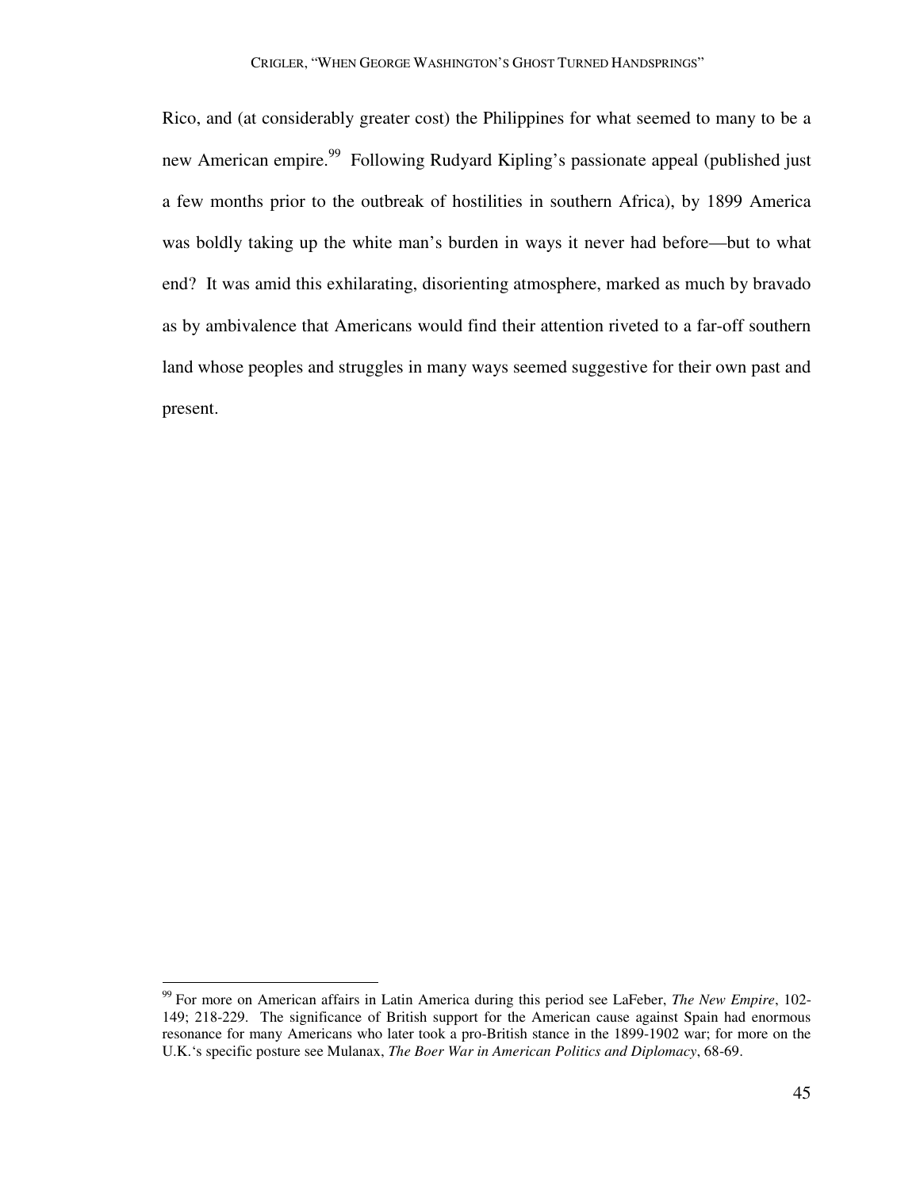Rico, and (at considerably greater cost) the Philippines for what seemed to many to be a new American empire.[99] Following Rudyard Kipling's passionate appeal (published just a few months prior to the outbreak of hostilities in southern Africa), by 1899 America was boldly taking up the white man's burden in ways it never had before—but to what end? It was amid this exhilarating, disorienting atmosphere, marked as much by bravado as by ambivalence that Americans would find their attention riveted to a far-off southern land whose peoples and struggles in many ways seemed suggestive for their own past and present.

---

[99] For more on American affairs in Latin America during this period see LaFeber, *The New Empire*, 102-149; 218-229. The significance of British support for the American cause against Spain had enormous resonance for many Americans who later took a pro-British stance in the 1899-1902 war; for more on the U.K.'s specific posture see Mulanax, *The Boer War in American Politics and Diplomacy*, 68-69.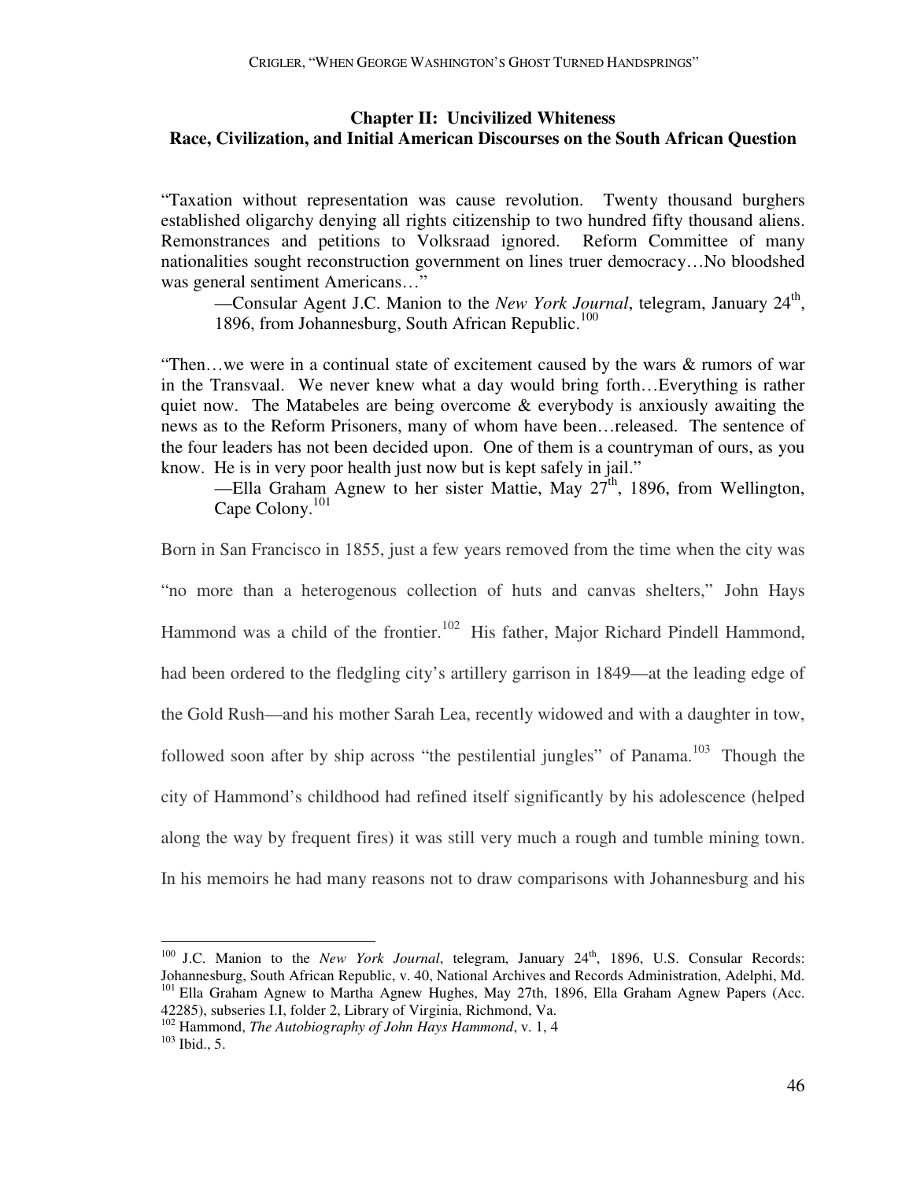## Chapter II: Uncivilized Whiteness
## Race, Civilization, and Initial American Discourses on the South African Question

"Taxation without representation was cause revolution. Twenty thousand burghers established oligarchy denying all rights citizenship to two hundred fifty thousand aliens. Remonstrances and petitions to Volksraad ignored. Reform Committee of many nationalities sought reconstruction government on lines truer democracy…No bloodshed was general sentiment Americans…"

—Consular Agent J.C. Manion to the *New York Journal*, telegram, January 24th, 1896, from Johannesburg, South African Republic.[100]

"Then…we were in a continual state of excitement caused by the wars & rumors of war in the Transvaal. We never knew what a day would bring forth…Everything is rather quiet now. The Matabeles are being overcome & everybody is anxiously awaiting the news as to the Reform Prisoners, many of whom have been…released. The sentence of the four leaders has not been decided upon. One of them is a countryman of ours, as you know. He is in very poor health just now but is kept safely in jail."

—Ella Graham Agnew to her sister Mattie, May 27th, 1896, from Wellington, Cape Colony.[101]

Born in San Francisco in 1855, just a few years removed from the time when the city was "no more than a heterogenous collection of huts and canvas shelters," John Hays Hammond was a child of the frontier.[102] His father, Major Richard Pindell Hammond, had been ordered to the fledgling city's artillery garrison in 1849—at the leading edge of the Gold Rush—and his mother Sarah Lea, recently widowed and with a daughter in tow, followed soon after by ship across "the pestilential jungles" of Panama.[103] Though the city of Hammond's childhood had refined itself significantly by his adolescence (helped along the way by frequent fires) it was still very much a rough and tumble mining town. In his memoirs he had many reasons not to draw comparisons with Johannesburg and his

---

[100] J.C. Manion to the *New York Journal*, telegram, January 24th, 1896, U.S. Consular Records: Johannesburg, South African Republic, v. 40, National Archives and Records Administration, Adelphi, Md.

[101] Ella Graham Agnew to Martha Agnew Hughes, May 27th, 1896, Ella Graham Agnew Papers (Acc. 42285), subseries I.I, folder 2, Library of Virginia, Richmond, Va.

[102] Hammond, *The Autobiography of John Hays Hammond*, v. 1, 4

[103] Ibid., 5.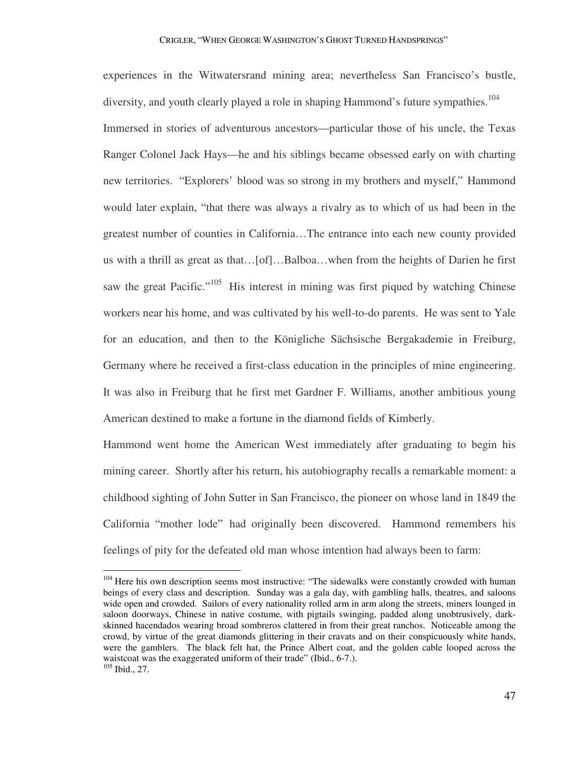experiences in the Witwatersrand mining area; nevertheless San Francisco's bustle, diversity, and youth clearly played a role in shaping Hammond's future sympathies.[104]

Immersed in stories of adventurous ancestors—particular those of his uncle, the Texas Ranger Colonel Jack Hays—he and his siblings became obsessed early on with charting new territories. "Explorers' blood was so strong in my brothers and myself," Hammond would later explain, "that there was always a rivalry as to which of us had been in the greatest number of counties in California…The entrance into each new county provided us with a thrill as great as that…[of]…Balboa…when from the heights of Darien he first saw the great Pacific."[105] His interest in mining was first piqued by watching Chinese workers near his home, and was cultivated by his well-to-do parents. He was sent to Yale for an education, and then to the Königliche Sächsische Bergakademie in Freiburg, Germany where he received a first-class education in the principles of mine engineering. It was also in Freiburg that he first met Gardner F. Williams, another ambitious young American destined to make a fortune in the diamond fields of Kimberly.

Hammond went home the American West immediately after graduating to begin his mining career. Shortly after his return, his autobiography recalls a remarkable moment: a childhood sighting of John Sutter in San Francisco, the pioneer on whose land in 1849 the California "mother lode" had originally been discovered. Hammond remembers his feelings of pity for the defeated old man whose intention had always been to farm:

---

[104] Here his own description seems most instructive: "The sidewalks were constantly crowded with human beings of every class and description. Sunday was a gala day, with gambling halls, theatres, and saloons wide open and crowded. Sailors of every nationality rolled arm in arm along the streets, miners lounged in saloon doorways, Chinese in native costume, with pigtails swinging, padded along unobtrusively, dark-skinned hacendados wearing broad sombreros clattered in from their great ranchos. Noticeable among the crowd, by virtue of the great diamonds glittering in their cravats and on their conspicuously white hands, were the gamblers. The black felt hat, the Prince Albert coat, and the golden cable looped across the waistcoat was the exaggerated uniform of their trade" (Ibid., 6-7.).

[105] Ibid., 27.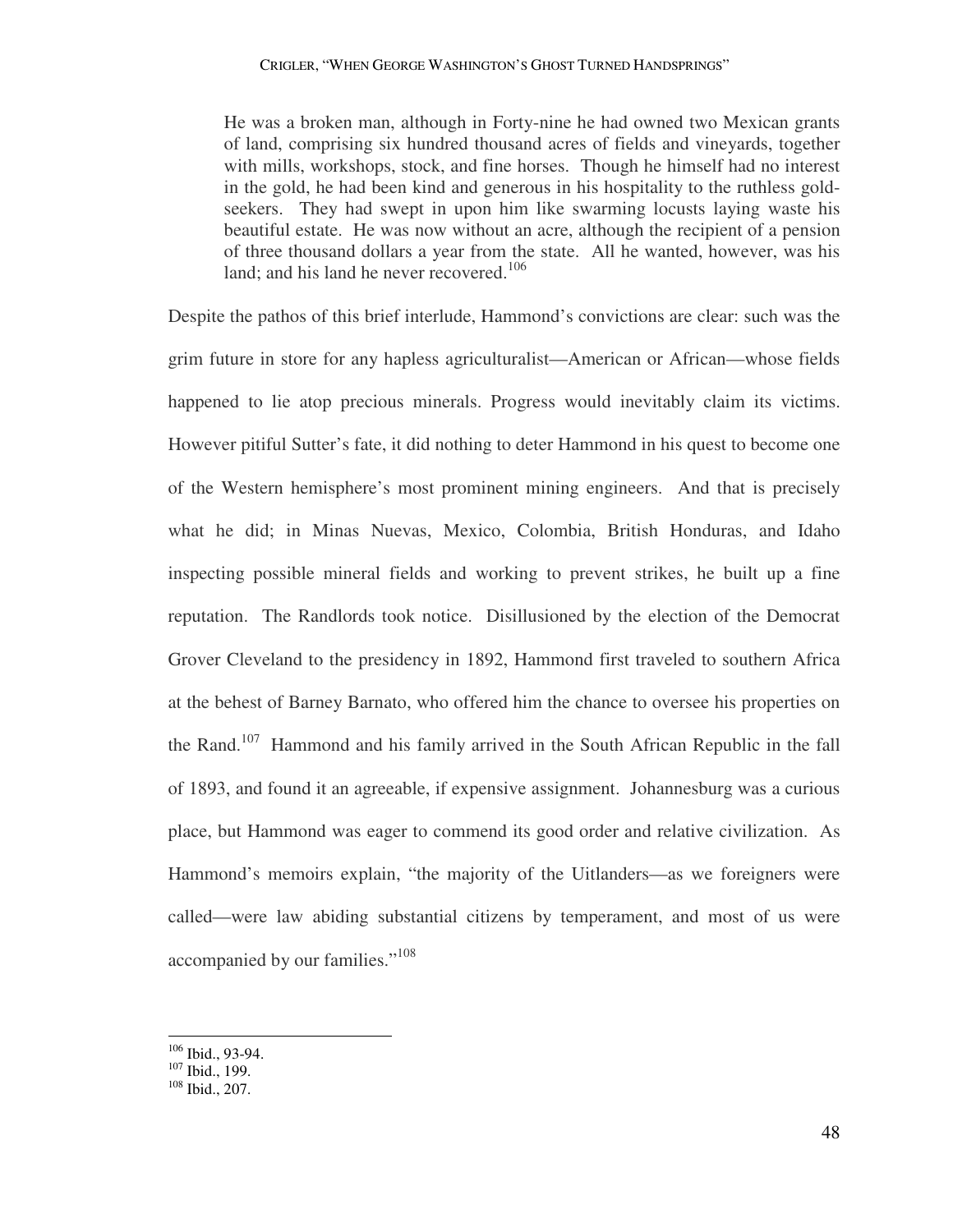> He was a broken man, although in Forty-nine he had owned two Mexican grants of land, comprising six hundred thousand acres of fields and vineyards, together with mills, workshops, stock, and fine horses. Though he himself had no interest in the gold, he had been kind and generous in his hospitality to the ruthless gold-seekers. They had swept in upon him like swarming locusts laying waste his beautiful estate. He was now without an acre, although the recipient of a pension of three thousand dollars a year from the state. All he wanted, however, was his land; and his land he never recovered.[106]

Despite the pathos of this brief interlude, Hammond's convictions are clear: such was the grim future in store for any hapless agriculturalist—American or African—whose fields happened to lie atop precious minerals. Progress would inevitably claim its victims. However pitiful Sutter's fate, it did nothing to deter Hammond in his quest to become one of the Western hemisphere's most prominent mining engineers. And that is precisely what he did; in Minas Nuevas, Mexico, Colombia, British Honduras, and Idaho inspecting possible mineral fields and working to prevent strikes, he built up a fine reputation. The Randlords took notice. Disillusioned by the election of the Democrat Grover Cleveland to the presidency in 1892, Hammond first traveled to southern Africa at the behest of Barney Barnato, who offered him the chance to oversee his properties on the Rand.[107] Hammond and his family arrived in the South African Republic in the fall of 1893, and found it an agreeable, if expensive assignment. Johannesburg was a curious place, but Hammond was eager to commend its good order and relative civilization. As Hammond's memoirs explain, "the majority of the Uitlanders—as we foreigners were called—were law abiding substantial citizens by temperament, and most of us were accompanied by our families."[108]

---

[106] Ibid., 93-94.
[107] Ibid., 199.
[108] Ibid., 207.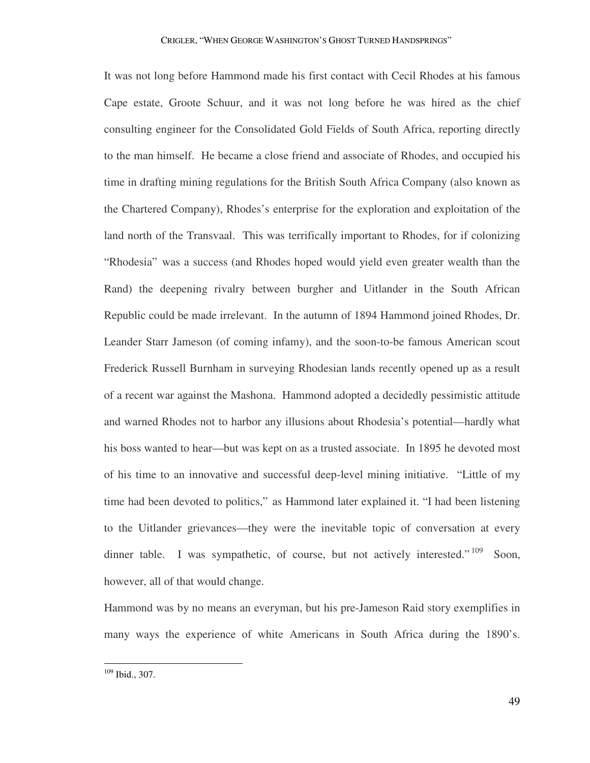It was not long before Hammond made his first contact with Cecil Rhodes at his famous Cape estate, Groote Schuur, and it was not long before he was hired as the chief consulting engineer for the Consolidated Gold Fields of South Africa, reporting directly to the man himself. He became a close friend and associate of Rhodes, and occupied his time in drafting mining regulations for the British South Africa Company (also known as the Chartered Company), Rhodes's enterprise for the exploration and exploitation of the land north of the Transvaal. This was terrifically important to Rhodes, for if colonizing "Rhodesia" was a success (and Rhodes hoped would yield even greater wealth than the Rand) the deepening rivalry between burgher and Uitlander in the South African Republic could be made irrelevant. In the autumn of 1894 Hammond joined Rhodes, Dr. Leander Starr Jameson (of coming infamy), and the soon-to-be famous American scout Frederick Russell Burnham in surveying Rhodesian lands recently opened up as a result of a recent war against the Mashona. Hammond adopted a decidedly pessimistic attitude and warned Rhodes not to harbor any illusions about Rhodesia's potential—hardly what his boss wanted to hear—but was kept on as a trusted associate. In 1895 he devoted most of his time to an innovative and successful deep-level mining initiative. "Little of my time had been devoted to politics," as Hammond later explained it. "I had been listening to the Uitlander grievances—they were the inevitable topic of conversation at every dinner table. I was sympathetic, of course, but not actively interested."[109] Soon, however, all of that would change.

Hammond was by no means an everyman, but his pre-Jameson Raid story exemplifies in many ways the experience of white Americans in South Africa during the 1890's.

---

[109] Ibid., 307.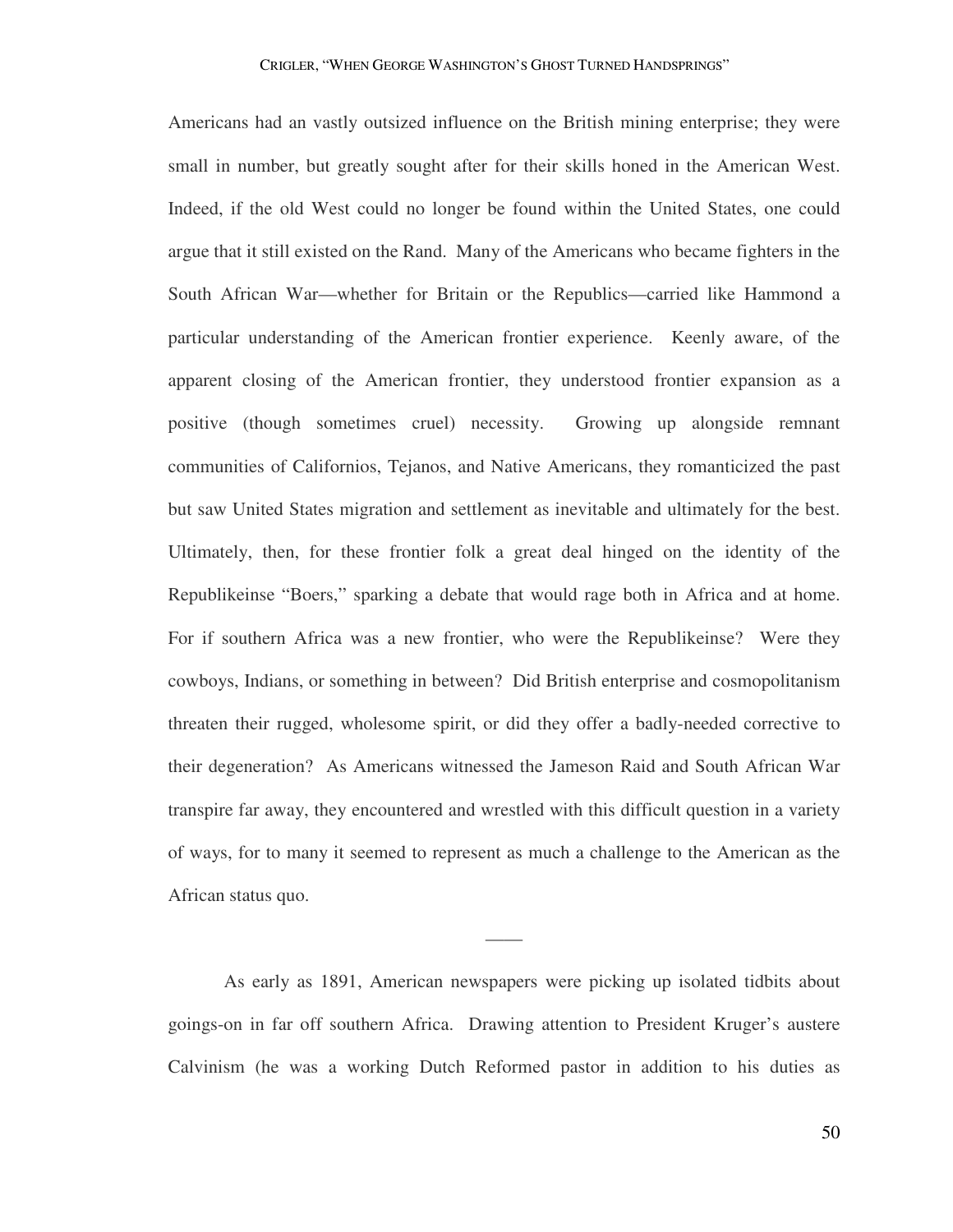Americans had an vastly outsized influence on the British mining enterprise; they were small in number, but greatly sought after for their skills honed in the American West. Indeed, if the old West could no longer be found within the United States, one could argue that it still existed on the Rand. Many of the Americans who became fighters in the South African War—whether for Britain or the Republics—carried like Hammond a particular understanding of the American frontier experience. Keenly aware, of the apparent closing of the American frontier, they understood frontier expansion as a positive (though sometimes cruel) necessity. Growing up alongside remnant communities of Californios, Tejanos, and Native Americans, they romanticized the past but saw United States migration and settlement as inevitable and ultimately for the best. Ultimately, then, for these frontier folk a great deal hinged on the identity of the Republikeinse "Boers," sparking a debate that would rage both in Africa and at home. For if southern Africa was a new frontier, who were the Republikeinse? Were they cowboys, Indians, or something in between? Did British enterprise and cosmopolitanism threaten their rugged, wholesome spirit, or did they offer a badly-needed corrective to their degeneration? As Americans witnessed the Jameson Raid and South African War transpire far away, they encountered and wrestled with this difficult question in a variety of ways, for to many it seemed to represent as much a challenge to the American as the African status quo.

——

As early as 1891, American newspapers were picking up isolated tidbits about goings-on in far off southern Africa. Drawing attention to President Kruger's austere Calvinism (he was a working Dutch Reformed pastor in addition to his duties as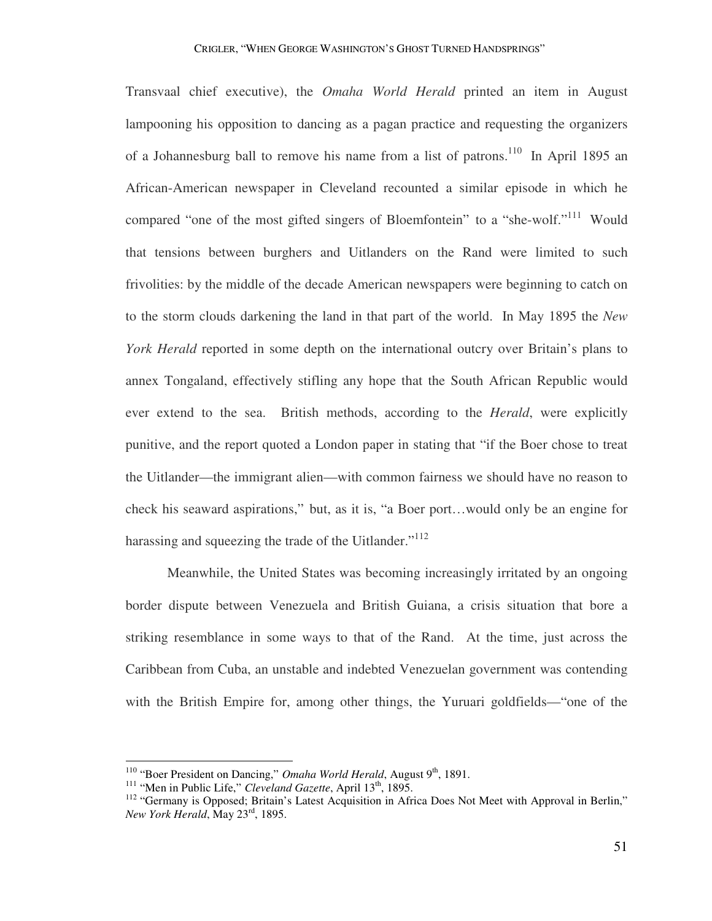Transvaal chief executive), the *Omaha World Herald* printed an item in August lampooning his opposition to dancing as a pagan practice and requesting the organizers of a Johannesburg ball to remove his name from a list of patrons.[110] In April 1895 an African-American newspaper in Cleveland recounted a similar episode in which he compared "one of the most gifted singers of Bloemfontein" to a "she-wolf."[111] Would that tensions between burghers and Uitlanders on the Rand were limited to such frivolities: by the middle of the decade American newspapers were beginning to catch on to the storm clouds darkening the land in that part of the world. In May 1895 the *New York Herald* reported in some depth on the international outcry over Britain's plans to annex Tongaland, effectively stifling any hope that the South African Republic would ever extend to the sea. British methods, according to the *Herald*, were explicitly punitive, and the report quoted a London paper in stating that "if the Boer chose to treat the Uitlander—the immigrant alien—with common fairness we should have no reason to check his seaward aspirations," but, as it is, "a Boer port…would only be an engine for harassing and squeezing the trade of the Uitlander."[112]

Meanwhile, the United States was becoming increasingly irritated by an ongoing border dispute between Venezuela and British Guiana, a crisis situation that bore a striking resemblance in some ways to that of the Rand. At the time, just across the Caribbean from Cuba, an unstable and indebted Venezuelan government was contending with the British Empire for, among other things, the Yuruari goldfields—"one of the

---

[110] "Boer President on Dancing," *Omaha World Herald*, August 9th, 1891.

[111] "Men in Public Life," *Cleveland Gazette*, April 13th, 1895.

[112] "Germany is Opposed; Britain's Latest Acquisition in Africa Does Not Meet with Approval in Berlin," *New York Herald*, May 23rd, 1895.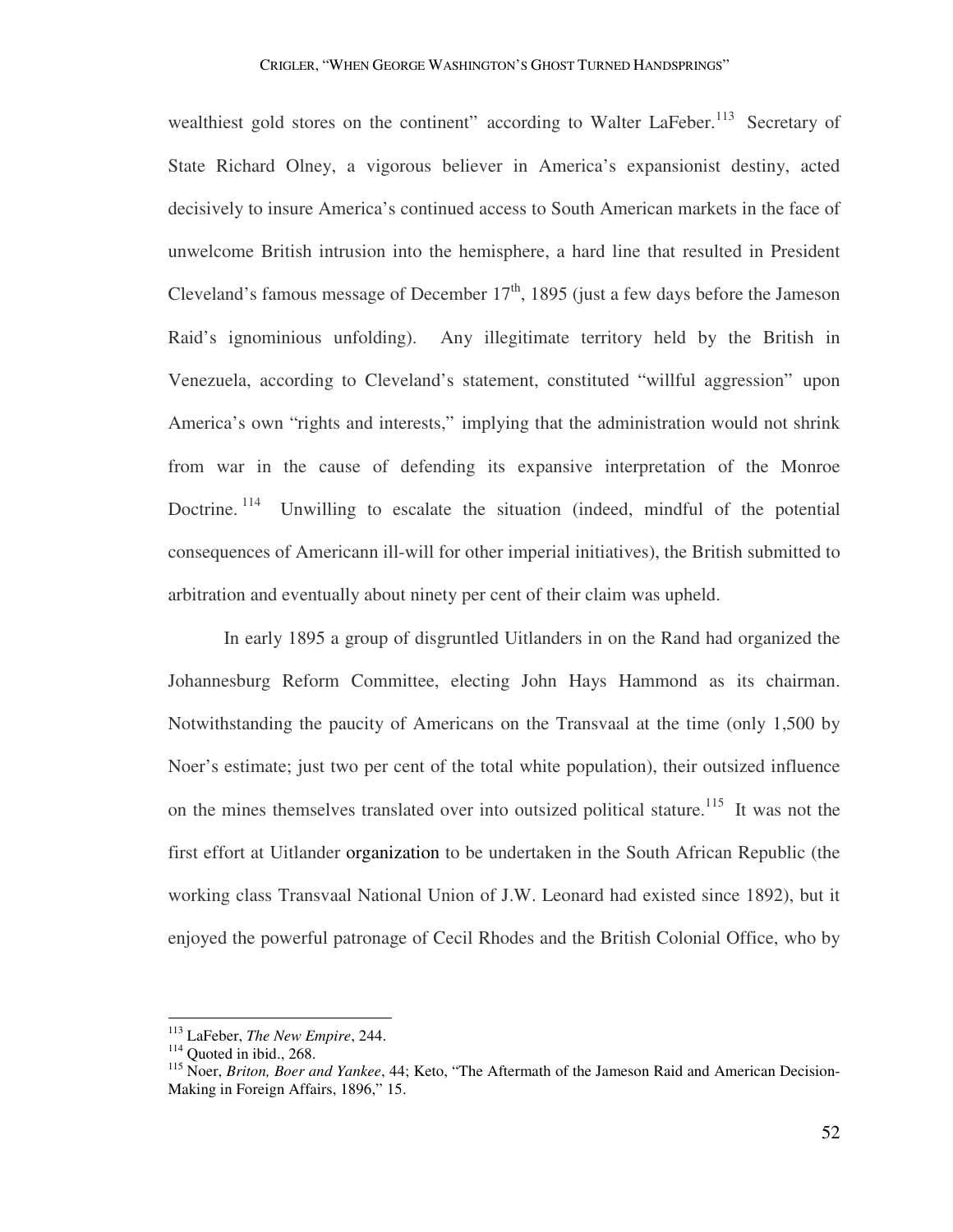wealthiest gold stores on the continent" according to Walter LaFeber.[113] Secretary of State Richard Olney, a vigorous believer in America's expansionist destiny, acted decisively to insure America's continued access to South American markets in the face of unwelcome British intrusion into the hemisphere, a hard line that resulted in President Cleveland's famous message of December 17th, 1895 (just a few days before the Jameson Raid's ignominious unfolding). Any illegitimate territory held by the British in Venezuela, according to Cleveland's statement, constituted "willful aggression" upon America's own "rights and interests," implying that the administration would not shrink from war in the cause of defending its expansive interpretation of the Monroe Doctrine.[114] Unwilling to escalate the situation (indeed, mindful of the potential consequences of Americann ill-will for other imperial initiatives), the British submitted to arbitration and eventually about ninety per cent of their claim was upheld.

In early 1895 a group of disgruntled Uitlanders in on the Rand had organized the Johannesburg Reform Committee, electing John Hays Hammond as its chairman. Notwithstanding the paucity of Americans on the Transvaal at the time (only 1,500 by Noer's estimate; just two per cent of the total white population), their outsized influence on the mines themselves translated over into outsized political stature.[115] It was not the first effort at Uitlander organization to be undertaken in the South African Republic (the working class Transvaal National Union of J.W. Leonard had existed since 1892), but it enjoyed the powerful patronage of Cecil Rhodes and the British Colonial Office, who by

---

[113] LaFeber, *The New Empire*, 244.

[114] Quoted in ibid., 268.

[115] Noer, *Briton, Boer and Yankee*, 44; Keto, "The Aftermath of the Jameson Raid and American Decision-Making in Foreign Affairs, 1896," 15.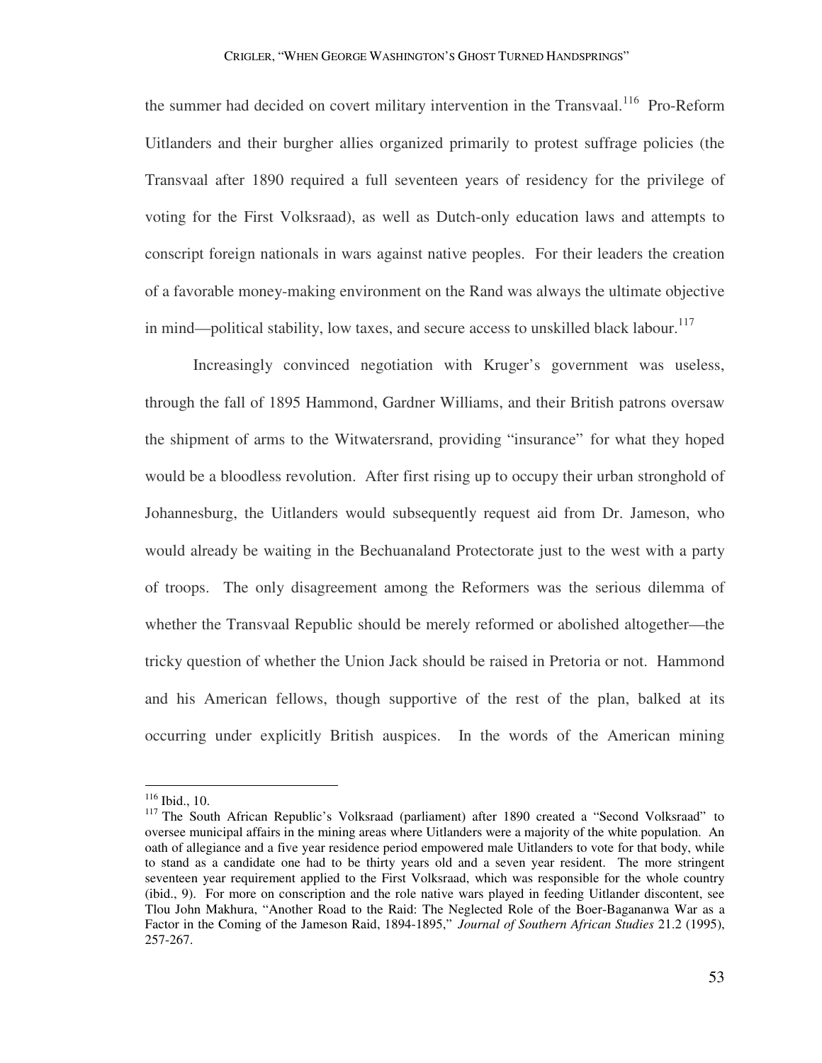the summer had decided on covert military intervention in the Transvaal.[116] Pro-Reform Uitlanders and their burgher allies organized primarily to protest suffrage policies (the Transvaal after 1890 required a full seventeen years of residency for the privilege of voting for the First Volksraad), as well as Dutch-only education laws and attempts to conscript foreign nationals in wars against native peoples. For their leaders the creation of a favorable money-making environment on the Rand was always the ultimate objective in mind—political stability, low taxes, and secure access to unskilled black labour.[117]

Increasingly convinced negotiation with Kruger's government was useless, through the fall of 1895 Hammond, Gardner Williams, and their British patrons oversaw the shipment of arms to the Witwatersrand, providing "insurance" for what they hoped would be a bloodless revolution. After first rising up to occupy their urban stronghold of Johannesburg, the Uitlanders would subsequently request aid from Dr. Jameson, who would already be waiting in the Bechuanaland Protectorate just to the west with a party of troops. The only disagreement among the Reformers was the serious dilemma of whether the Transvaal Republic should be merely reformed or abolished altogether—the tricky question of whether the Union Jack should be raised in Pretoria or not. Hammond and his American fellows, though supportive of the rest of the plan, balked at its occurring under explicitly British auspices. In the words of the American mining

---

[116] Ibid., 10.

[117] The South African Republic's Volksraad (parliament) after 1890 created a "Second Volksraad" to oversee municipal affairs in the mining areas where Uitlanders were a majority of the white population. An oath of allegiance and a five year residence period empowered male Uitlanders to vote for that body, while to stand as a candidate one had to be thirty years old and a seven year resident. The more stringent seventeen year requirement applied to the First Volksraad, which was responsible for the whole country (ibid., 9). For more on conscription and the role native wars played in feeding Uitlander discontent, see Tlou John Makhura, "Another Road to the Raid: The Neglected Role of the Boer-Bagananwa War as a Factor in the Coming of the Jameson Raid, 1894-1895," *Journal of Southern African Studies* 21.2 (1995), 257-267.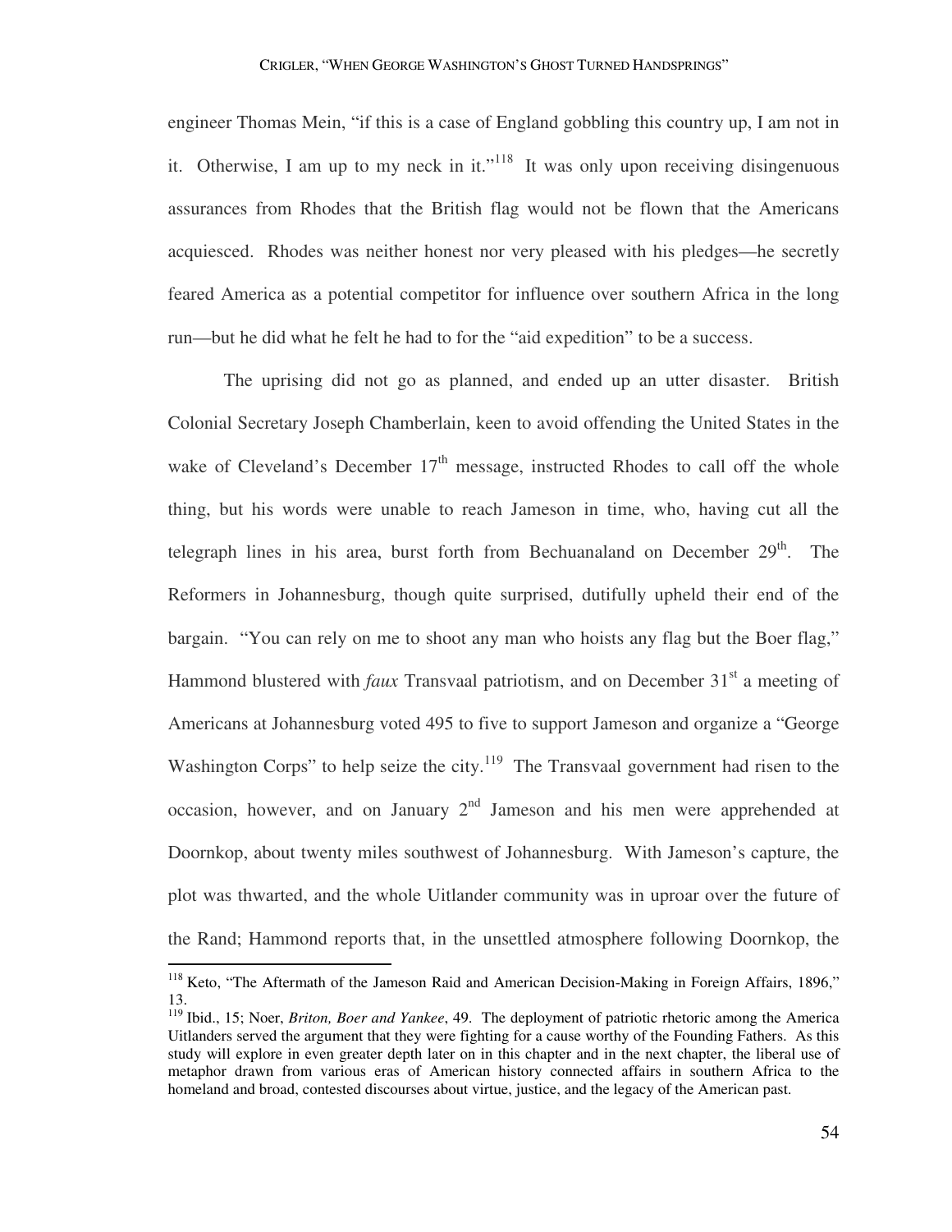engineer Thomas Mein, "if this is a case of England gobbling this country up, I am not in it. Otherwise, I am up to my neck in it."[118] It was only upon receiving disingenuous assurances from Rhodes that the British flag would not be flown that the Americans acquiesced. Rhodes was neither honest nor very pleased with his pledges—he secretly feared America as a potential competitor for influence over southern Africa in the long run—but he did what he felt he had to for the "aid expedition" to be a success.

The uprising did not go as planned, and ended up an utter disaster. British Colonial Secretary Joseph Chamberlain, keen to avoid offending the United States in the wake of Cleveland's December 17th message, instructed Rhodes to call off the whole thing, but his words were unable to reach Jameson in time, who, having cut all the telegraph lines in his area, burst forth from Bechuanaland on December 29th. The Reformers in Johannesburg, though quite surprised, dutifully upheld their end of the bargain. "You can rely on me to shoot any man who hoists any flag but the Boer flag," Hammond blustered with *faux* Transvaal patriotism, and on December 31st a meeting of Americans at Johannesburg voted 495 to five to support Jameson and organize a "George Washington Corps" to help seize the city.[119] The Transvaal government had risen to the occasion, however, and on January 2nd Jameson and his men were apprehended at Doornkop, about twenty miles southwest of Johannesburg. With Jameson's capture, the plot was thwarted, and the whole Uitlander community was in uproar over the future of the Rand; Hammond reports that, in the unsettled atmosphere following Doornkop, the

---

[118] Keto, "The Aftermath of the Jameson Raid and American Decision-Making in Foreign Affairs, 1896," 13.

[119] Ibid., 15; Noer, *Briton, Boer and Yankee*, 49. The deployment of patriotic rhetoric among the America Uitlanders served the argument that they were fighting for a cause worthy of the Founding Fathers. As this study will explore in even greater depth later on in this chapter and in the next chapter, the liberal use of metaphor drawn from various eras of American history connected affairs in southern Africa to the homeland and broad, contested discourses about virtue, justice, and the legacy of the American past.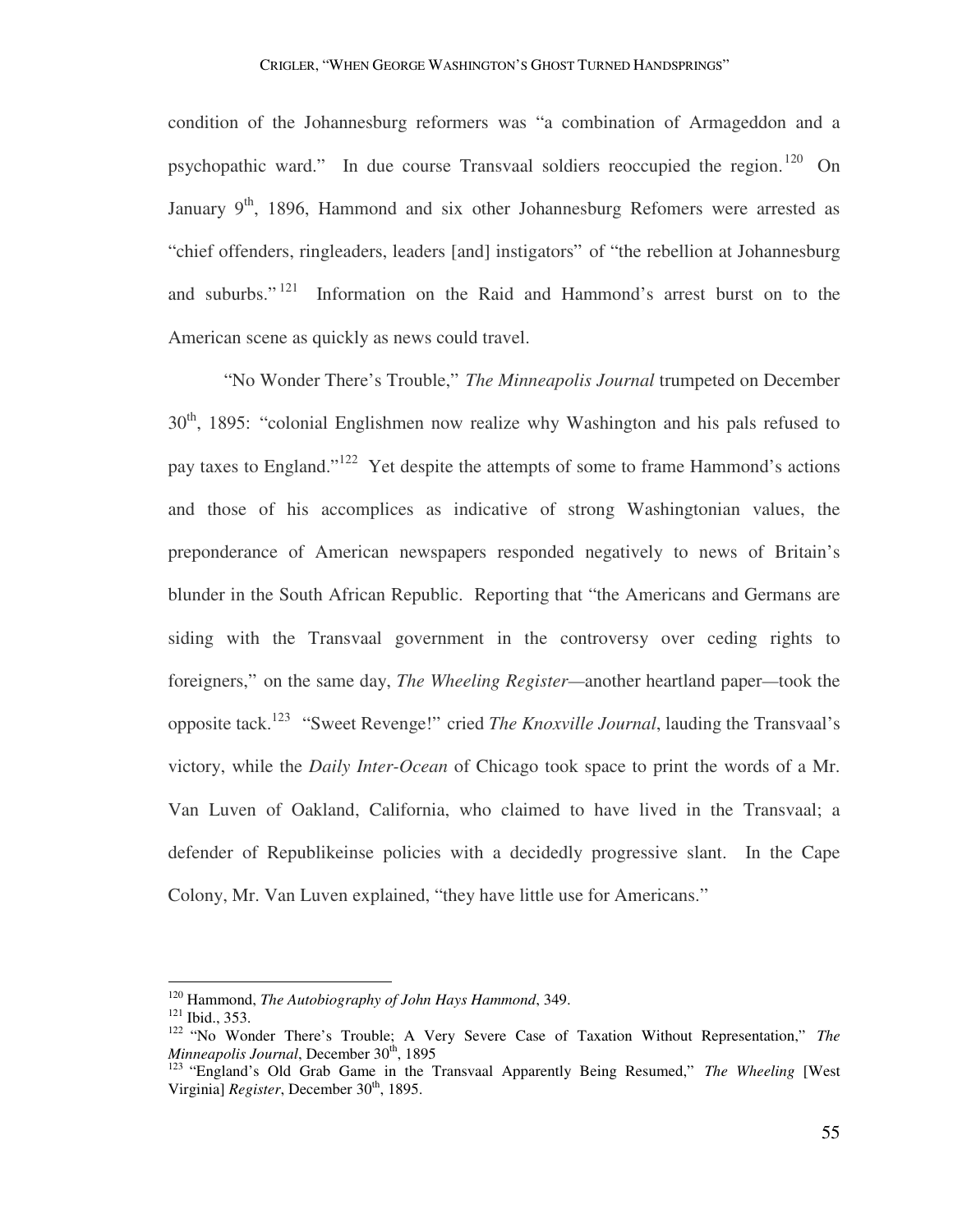condition of the Johannesburg reformers was "a combination of Armageddon and a psychopathic ward." In due course Transvaal soldiers reoccupied the region.[120] On January 9th, 1896, Hammond and six other Johannesburg Refomers were arrested as "chief offenders, ringleaders, leaders [and] instigators" of "the rebellion at Johannesburg and suburbs."[121] Information on the Raid and Hammond's arrest burst on to the American scene as quickly as news could travel.

"No Wonder There's Trouble," *The Minneapolis Journal* trumpeted on December 30th, 1895: "colonial Englishmen now realize why Washington and his pals refused to pay taxes to England."[122] Yet despite the attempts of some to frame Hammond's actions and those of his accomplices as indicative of strong Washingtonian values, the preponderance of American newspapers responded negatively to news of Britain's blunder in the South African Republic. Reporting that "the Americans and Germans are siding with the Transvaal government in the controversy over ceding rights to foreigners," on the same day, *The Wheeling Register*—another heartland paper—took the opposite tack.[123] "Sweet Revenge!" cried *The Knoxville Journal*, lauding the Transvaal's victory, while the *Daily Inter-Ocean* of Chicago took space to print the words of a Mr. Van Luven of Oakland, California, who claimed to have lived in the Transvaal; a defender of Republikeinse policies with a decidedly progressive slant. In the Cape Colony, Mr. Van Luven explained, "they have little use for Americans."

---

[120] Hammond, *The Autobiography of John Hays Hammond*, 349.

[121] Ibid., 353.

[122] "No Wonder There's Trouble; A Very Severe Case of Taxation Without Representation," *The Minneapolis Journal*, December 30th, 1895

[123] "England's Old Grab Game in the Transvaal Apparently Being Resumed," *The Wheeling* [West Virginia] *Register*, December 30th, 1895.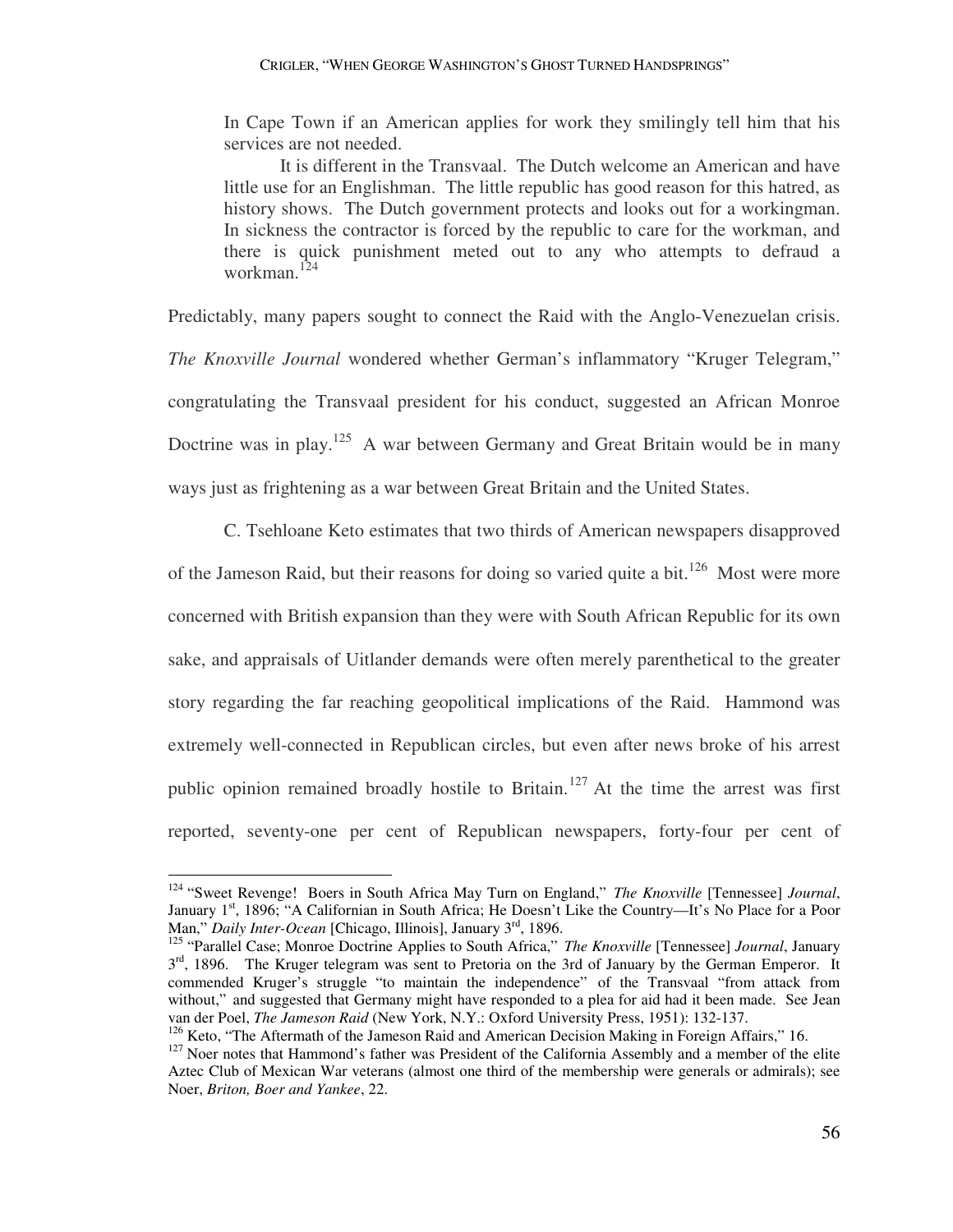In Cape Town if an American applies for work they smilingly tell him that his services are not needed.

It is different in the Transvaal. The Dutch welcome an American and have little use for an Englishman. The little republic has good reason for this hatred, as history shows. The Dutch government protects and looks out for a workingman. In sickness the contractor is forced by the republic to care for the workman, and there is quick punishment meted out to any who attempts to defraud a workman.[124]

Predictably, many papers sought to connect the Raid with the Anglo-Venezuelan crisis. *The Knoxville Journal* wondered whether German's inflammatory "Kruger Telegram," congratulating the Transvaal president for his conduct, suggested an African Monroe Doctrine was in play.[125] A war between Germany and Great Britain would be in many ways just as frightening as a war between Great Britain and the United States.

C. Tsehloane Keto estimates that two thirds of American newspapers disapproved of the Jameson Raid, but their reasons for doing so varied quite a bit.[126] Most were more concerned with British expansion than they were with South African Republic for its own sake, and appraisals of Uitlander demands were often merely parenthetical to the greater story regarding the far reaching geopolitical implications of the Raid. Hammond was extremely well-connected in Republican circles, but even after news broke of his arrest public opinion remained broadly hostile to Britain.[127] At the time the arrest was first reported, seventy-one per cent of Republican newspapers, forty-four per cent of

---

[124] "Sweet Revenge! Boers in South Africa May Turn on England," *The Knoxville* [Tennessee] *Journal*, January 1st, 1896; "A Californian in South Africa; He Doesn't Like the Country—It's No Place for a Poor Man," *Daily Inter-Ocean* [Chicago, Illinois], January 3rd, 1896.

[125] "Parallel Case; Monroe Doctrine Applies to South Africa," *The Knoxville* [Tennessee] *Journal*, January 3rd, 1896. The Kruger telegram was sent to Pretoria on the 3rd of January by the German Emperor. It commended Kruger's struggle "to maintain the independence" of the Transvaal "from attack from without," and suggested that Germany might have responded to a plea for aid had it been made. See Jean van der Poel, *The Jameson Raid* (New York, N.Y.: Oxford University Press, 1951): 132-137.

[126] Keto, "The Aftermath of the Jameson Raid and American Decision Making in Foreign Affairs," 16.

[127] Noer notes that Hammond's father was President of the California Assembly and a member of the elite Aztec Club of Mexican War veterans (almost one third of the membership were generals or admirals); see Noer, *Briton, Boer and Yankee*, 22.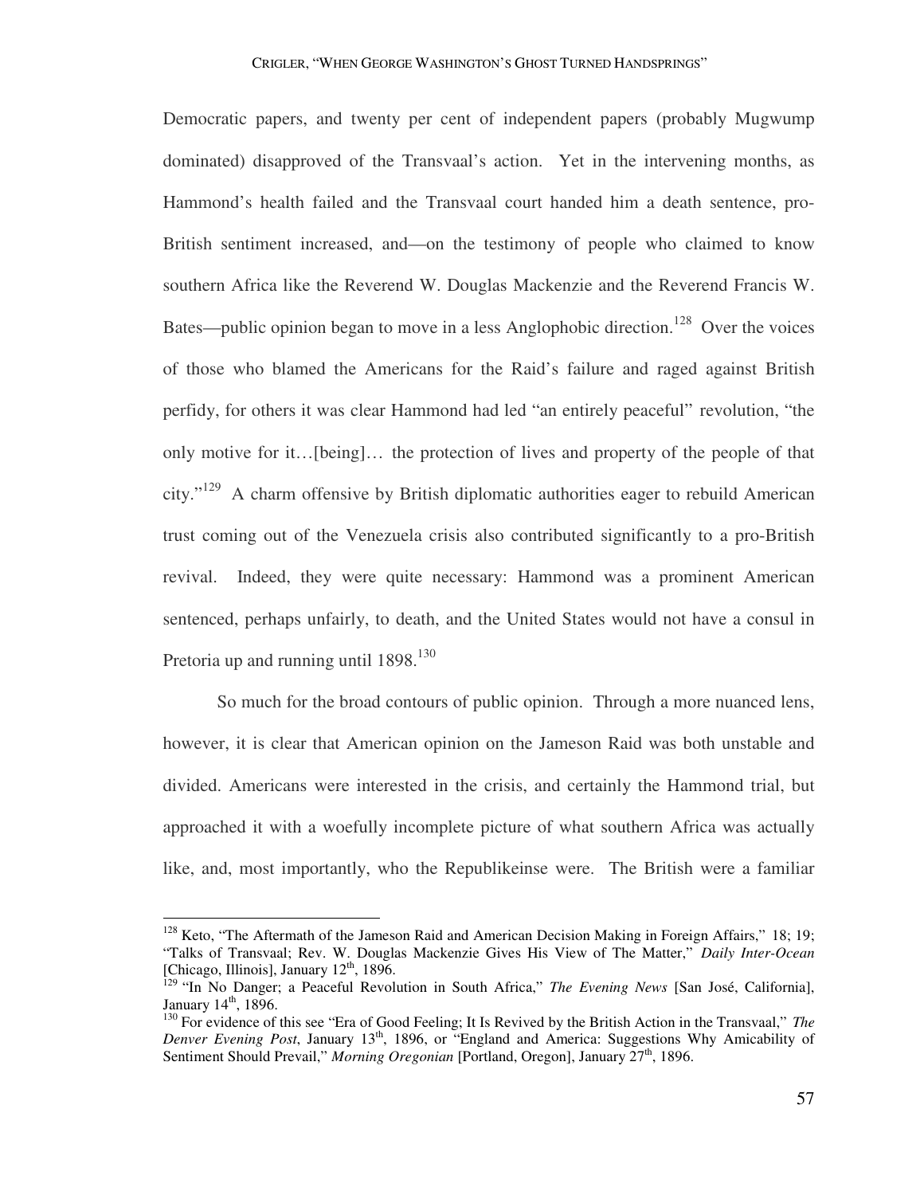Democratic papers, and twenty per cent of independent papers (probably Mugwump dominated) disapproved of the Transvaal's action. Yet in the intervening months, as Hammond's health failed and the Transvaal court handed him a death sentence, pro-British sentiment increased, and—on the testimony of people who claimed to know southern Africa like the Reverend W. Douglas Mackenzie and the Reverend Francis W. Bates—public opinion began to move in a less Anglophobic direction.[128] Over the voices of those who blamed the Americans for the Raid's failure and raged against British perfidy, for others it was clear Hammond had led "an entirely peaceful" revolution, "the only motive for it…[being]… the protection of lives and property of the people of that city."[129] A charm offensive by British diplomatic authorities eager to rebuild American trust coming out of the Venezuela crisis also contributed significantly to a pro-British revival. Indeed, they were quite necessary: Hammond was a prominent American sentenced, perhaps unfairly, to death, and the United States would not have a consul in Pretoria up and running until 1898.[130]

So much for the broad contours of public opinion. Through a more nuanced lens, however, it is clear that American opinion on the Jameson Raid was both unstable and divided. Americans were interested in the crisis, and certainly the Hammond trial, but approached it with a woefully incomplete picture of what southern Africa was actually like, and, most importantly, who the Republikeinse were. The British were a familiar

---

[128] Keto, "The Aftermath of the Jameson Raid and American Decision Making in Foreign Affairs," 18; 19; "Talks of Transvaal; Rev. W. Douglas Mackenzie Gives His View of The Matter," *Daily Inter-Ocean* [Chicago, Illinois], January 12th, 1896.

[129] "In No Danger; a Peaceful Revolution in South Africa," *The Evening News* [San José, California], January 14th, 1896.

[130] For evidence of this see "Era of Good Feeling; It Is Revived by the British Action in the Transvaal," *The Denver Evening Post*, January 13th, 1896, or "England and America: Suggestions Why Amicability of Sentiment Should Prevail," *Morning Oregonian* [Portland, Oregon], January 27th, 1896.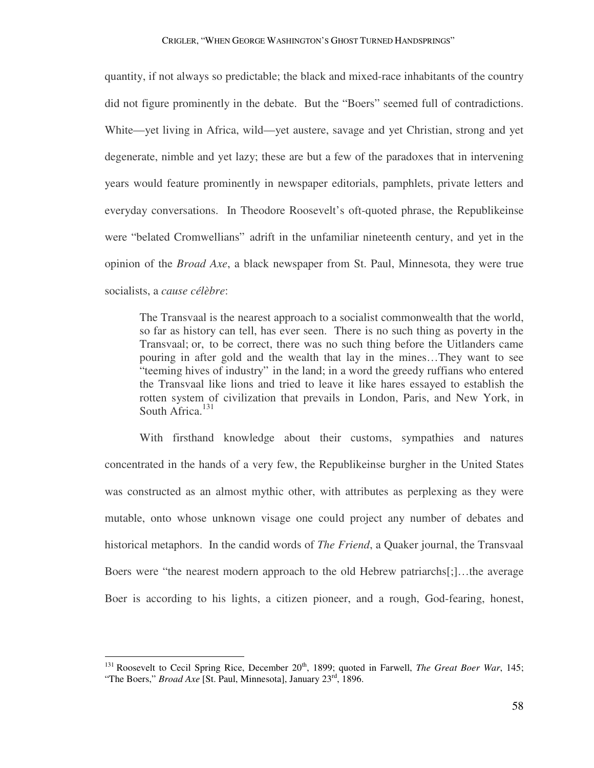quantity, if not always so predictable; the black and mixed-race inhabitants of the country did not figure prominently in the debate. But the "Boers" seemed full of contradictions. White—yet living in Africa, wild—yet austere, savage and yet Christian, strong and yet degenerate, nimble and yet lazy; these are but a few of the paradoxes that in intervening years would feature prominently in newspaper editorials, pamphlets, private letters and everyday conversations. In Theodore Roosevelt's oft-quoted phrase, the Republikeinse were "belated Cromwellians" adrift in the unfamiliar nineteenth century, and yet in the opinion of the *Broad Axe*, a black newspaper from St. Paul, Minnesota, they were true socialists, a *cause célèbre*:

> The Transvaal is the nearest approach to a socialist commonwealth that the world, so far as history can tell, has ever seen. There is no such thing as poverty in the Transvaal; or, to be correct, there was no such thing before the Uitlanders came pouring in after gold and the wealth that lay in the mines…They want to see "teeming hives of industry" in the land; in a word the greedy ruffians who entered the Transvaal like lions and tried to leave it like hares essayed to establish the rotten system of civilization that prevails in London, Paris, and New York, in South Africa.[131]

With firsthand knowledge about their customs, sympathies and natures concentrated in the hands of a very few, the Republikeinse burgher in the United States was constructed as an almost mythic other, with attributes as perplexing as they were mutable, onto whose unknown visage one could project any number of debates and historical metaphors. In the candid words of *The Friend*, a Quaker journal, the Transvaal Boers were "the nearest modern approach to the old Hebrew patriarchs[;]…the average Boer is according to his lights, a citizen pioneer, and a rough, God-fearing, honest,

[131] Roosevelt to Cecil Spring Rice, December 20th, 1899; quoted in Farwell, *The Great Boer War*, 145; "The Boers," *Broad Axe* [St. Paul, Minnesota], January 23rd, 1896.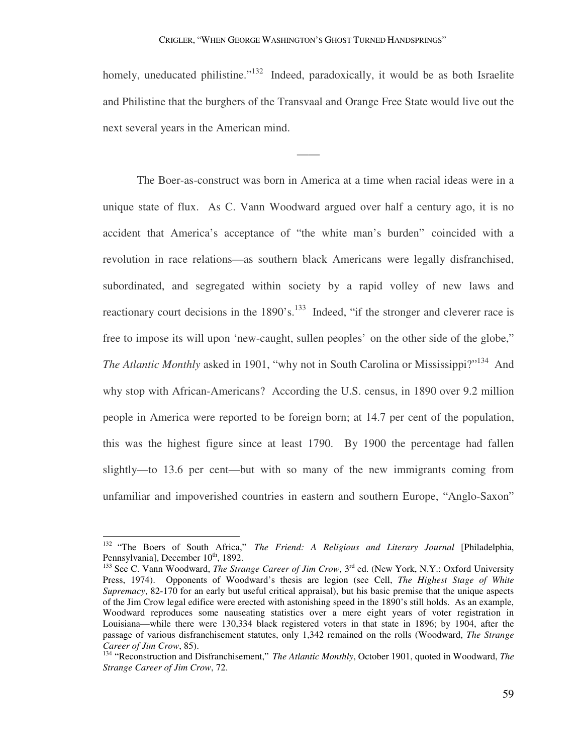homely, uneducated philistine."[132] Indeed, paradoxically, it would be as both Israelite and Philistine that the burghers of the Transvaal and Orange Free State would live out the next several years in the American mind.

——

The Boer-as-construct was born in America at a time when racial ideas were in a unique state of flux. As C. Vann Woodward argued over half a century ago, it is no accident that America's acceptance of "the white man's burden" coincided with a revolution in race relations—as southern black Americans were legally disfranchised, subordinated, and segregated within society by a rapid volley of new laws and reactionary court decisions in the 1890's.[133] Indeed, "if the stronger and cleverer race is free to impose its will upon 'new-caught, sullen peoples' on the other side of the globe," *The Atlantic Monthly* asked in 1901, "why not in South Carolina or Mississippi?"[134] And why stop with African-Americans? According the U.S. census, in 1890 over 9.2 million people in America were reported to be foreign born; at 14.7 per cent of the population, this was the highest figure since at least 1790. By 1900 the percentage had fallen slightly—to 13.6 per cent—but with so many of the new immigrants coming from unfamiliar and impoverished countries in eastern and southern Europe, "Anglo-Saxon"

---

[132] "The Boers of South Africa," *The Friend: A Religious and Literary Journal* [Philadelphia, Pennsylvania], December 10th, 1892.

[133] See C. Vann Woodward, *The Strange Career of Jim Crow*, 3rd ed. (New York, N.Y.: Oxford University Press, 1974). Opponents of Woodward's thesis are legion (see Cell, *The Highest Stage of White Supremacy*, 82-170 for an early but useful critical appraisal), but his basic premise that the unique aspects of the Jim Crow legal edifice were erected with astonishing speed in the 1890's still holds. As an example, Woodward reproduces some nauseating statistics over a mere eight years of voter registration in Louisiana—while there were 130,334 black registered voters in that state in 1896; by 1904, after the passage of various disfranchisement statutes, only 1,342 remained on the rolls (Woodward, *The Strange Career of Jim Crow*, 85).

[134] "Reconstruction and Disfranchisement," *The Atlantic Monthly*, October 1901, quoted in Woodward, *The Strange Career of Jim Crow*, 72.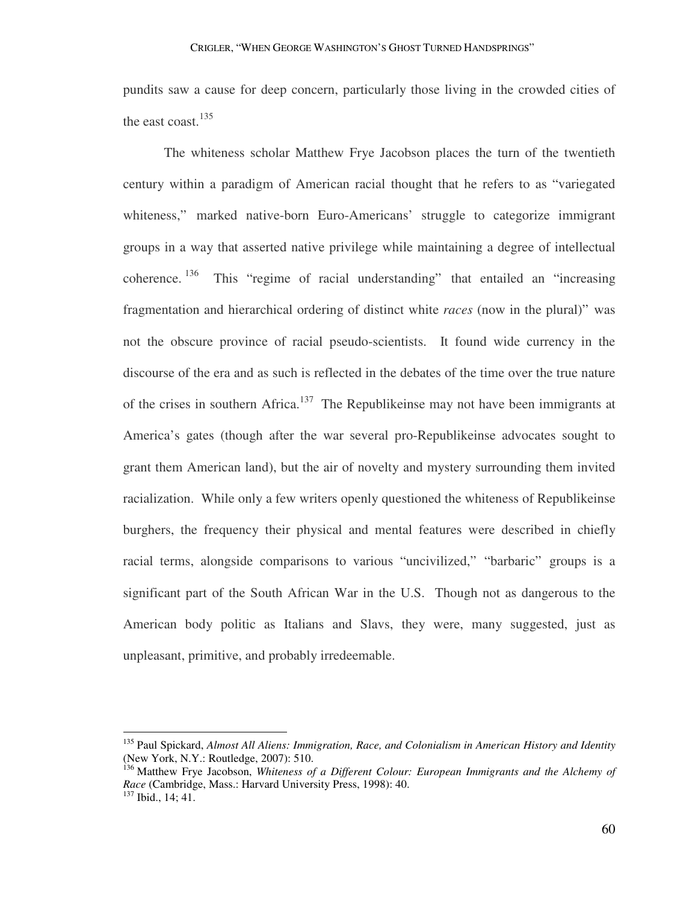pundits saw a cause for deep concern, particularly those living in the crowded cities of the east coast.[135]

The whiteness scholar Matthew Frye Jacobson places the turn of the twentieth century within a paradigm of American racial thought that he refers to as "variegated whiteness," marked native-born Euro-Americans' struggle to categorize immigrant groups in a way that asserted native privilege while maintaining a degree of intellectual coherence.[136] This "regime of racial understanding" that entailed an "increasing fragmentation and hierarchical ordering of distinct white *races* (now in the plural)" was not the obscure province of racial pseudo-scientists. It found wide currency in the discourse of the era and as such is reflected in the debates of the time over the true nature of the crises in southern Africa.[137] The Republikeinse may not have been immigrants at America's gates (though after the war several pro-Republikeinse advocates sought to grant them American land), but the air of novelty and mystery surrounding them invited racialization. While only a few writers openly questioned the whiteness of Republikeinse burghers, the frequency their physical and mental features were described in chiefly racial terms, alongside comparisons to various "uncivilized," "barbaric" groups is a significant part of the South African War in the U.S. Though not as dangerous to the American body politic as Italians and Slavs, they were, many suggested, just as unpleasant, primitive, and probably irredeemable.

---

[135] Paul Spickard, *Almost All Aliens: Immigration, Race, and Colonialism in American History and Identity* (New York, N.Y.: Routledge, 2007): 510.

[136] Matthew Frye Jacobson, *Whiteness of a Different Colour: European Immigrants and the Alchemy of Race* (Cambridge, Mass.: Harvard University Press, 1998): 40.

[137] Ibid., 14; 41.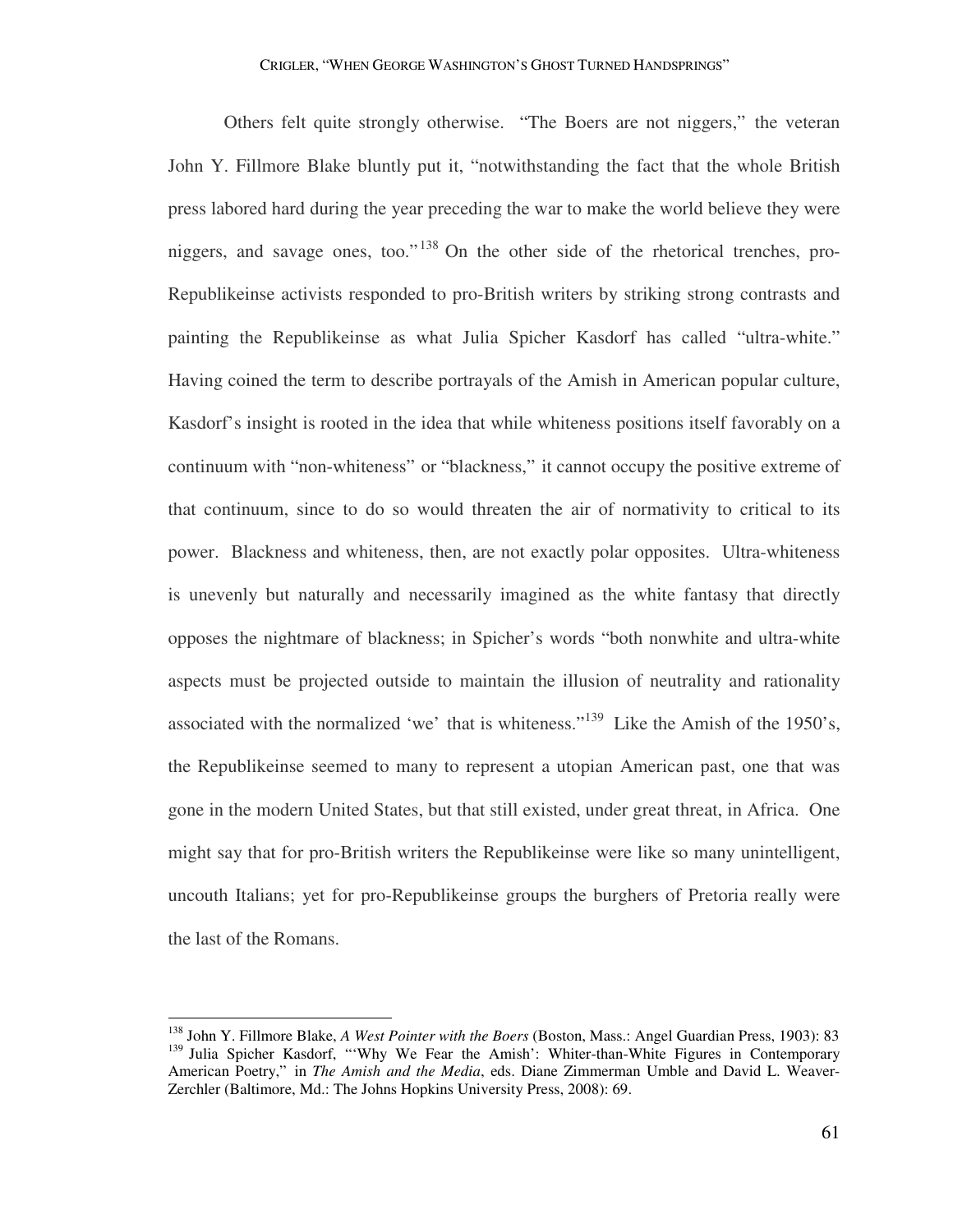Others felt quite strongly otherwise. "The Boers are not niggers," the veteran John Y. Fillmore Blake bluntly put it, "notwithstanding the fact that the whole British press labored hard during the year preceding the war to make the world believe they were niggers, and savage ones, too."[138] On the other side of the rhetorical trenches, pro-Republikeinse activists responded to pro-British writers by striking strong contrasts and painting the Republikeinse as what Julia Spicher Kasdorf has called "ultra-white." Having coined the term to describe portrayals of the Amish in American popular culture, Kasdorf's insight is rooted in the idea that while whiteness positions itself favorably on a continuum with "non-whiteness" or "blackness," it cannot occupy the positive extreme of that continuum, since to do so would threaten the air of normativity to critical to its power. Blackness and whiteness, then, are not exactly polar opposites. Ultra-whiteness is unevenly but naturally and necessarily imagined as the white fantasy that directly opposes the nightmare of blackness; in Spicher's words "both nonwhite and ultra-white aspects must be projected outside to maintain the illusion of neutrality and rationality associated with the normalized 'we' that is whiteness."[139] Like the Amish of the 1950's, the Republikeinse seemed to many to represent a utopian American past, one that was gone in the modern United States, but that still existed, under great threat, in Africa. One might say that for pro-British writers the Republikeinse were like so many unintelligent, uncouth Italians; yet for pro-Republikeinse groups the burghers of Pretoria really were the last of the Romans.

---

[138] John Y. Fillmore Blake, *A West Pointer with the Boers* (Boston, Mass.: Angel Guardian Press, 1903): 83

[139] Julia Spicher Kasdorf, "'Why We Fear the Amish': Whiter-than-White Figures in Contemporary American Poetry," in *The Amish and the Media*, eds. Diane Zimmerman Umble and David L. Weaver-Zerchler (Baltimore, Md.: The Johns Hopkins University Press, 2008): 69.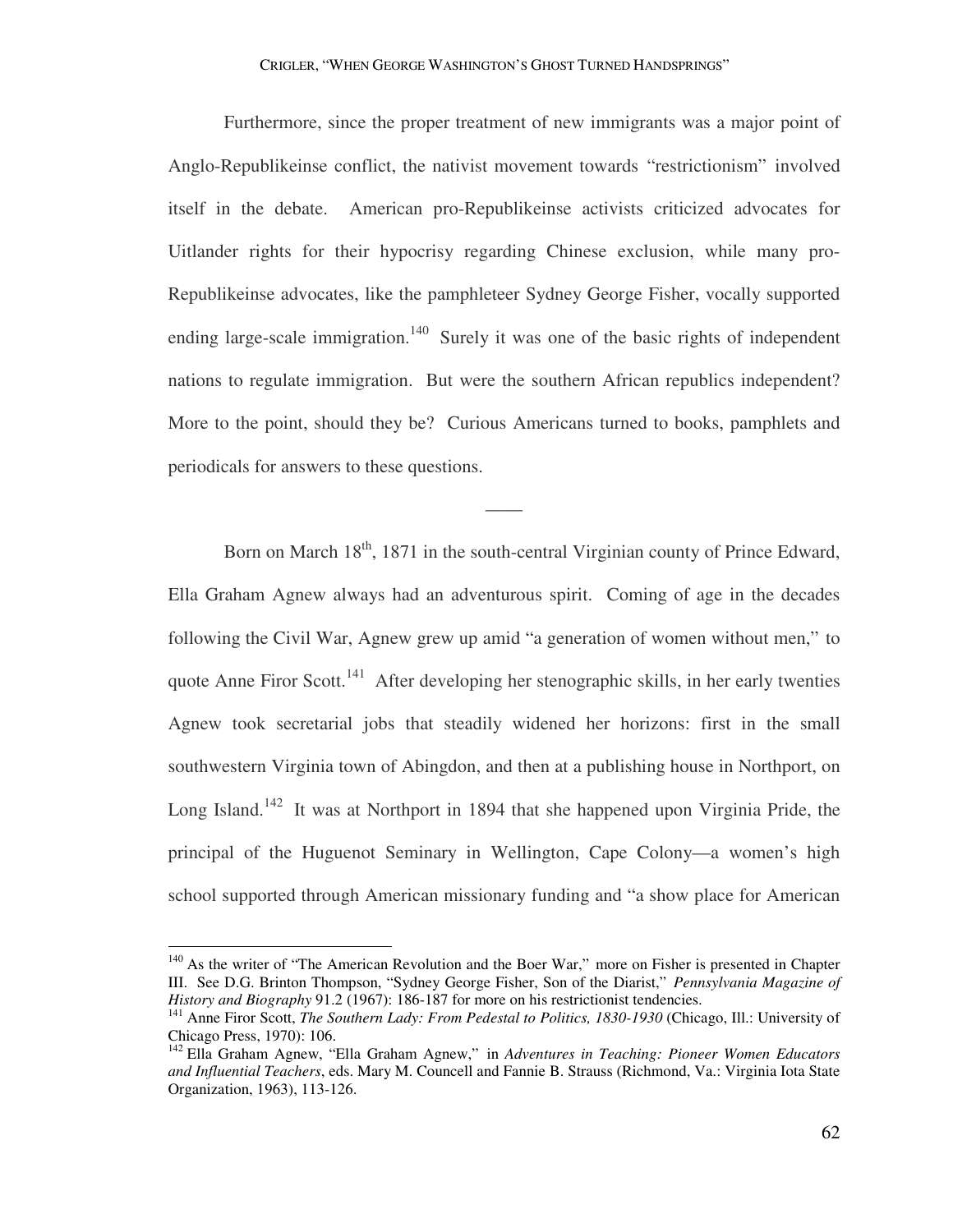Furthermore, since the proper treatment of new immigrants was a major point of Anglo-Republikeinse conflict, the nativist movement towards "restrictionism" involved itself in the debate. American pro-Republikeinse activists criticized advocates for Uitlander rights for their hypocrisy regarding Chinese exclusion, while many pro-Republikeinse advocates, like the pamphleteer Sydney George Fisher, vocally supported ending large-scale immigration.[140] Surely it was one of the basic rights of independent nations to regulate immigration. But were the southern African republics independent? More to the point, should they be? Curious Americans turned to books, pamphlets and periodicals for answers to these questions.

——

Born on March 18th, 1871 in the south-central Virginian county of Prince Edward, Ella Graham Agnew always had an adventurous spirit. Coming of age in the decades following the Civil War, Agnew grew up amid "a generation of women without men," to quote Anne Firor Scott.[141] After developing her stenographic skills, in her early twenties Agnew took secretarial jobs that steadily widened her horizons: first in the small southwestern Virginia town of Abingdon, and then at a publishing house in Northport, on Long Island.[142] It was at Northport in 1894 that she happened upon Virginia Pride, the principal of the Huguenot Seminary in Wellington, Cape Colony—a women's high school supported through American missionary funding and "a show place for American

---

[140] As the writer of "The American Revolution and the Boer War," more on Fisher is presented in Chapter III. See D.G. Brinton Thompson, "Sydney George Fisher, Son of the Diarist," *Pennsylvania Magazine of History and Biography* 91.2 (1967): 186-187 for more on his restrictionist tendencies.

[141] Anne Firor Scott, *The Southern Lady: From Pedestal to Politics, 1830-1930* (Chicago, Ill.: University of Chicago Press, 1970): 106.

[142] Ella Graham Agnew, "Ella Graham Agnew," in *Adventures in Teaching: Pioneer Women Educators and Influential Teachers*, eds. Mary M. Councell and Fannie B. Strauss (Richmond, Va.: Virginia Iota State Organization, 1963), 113-126.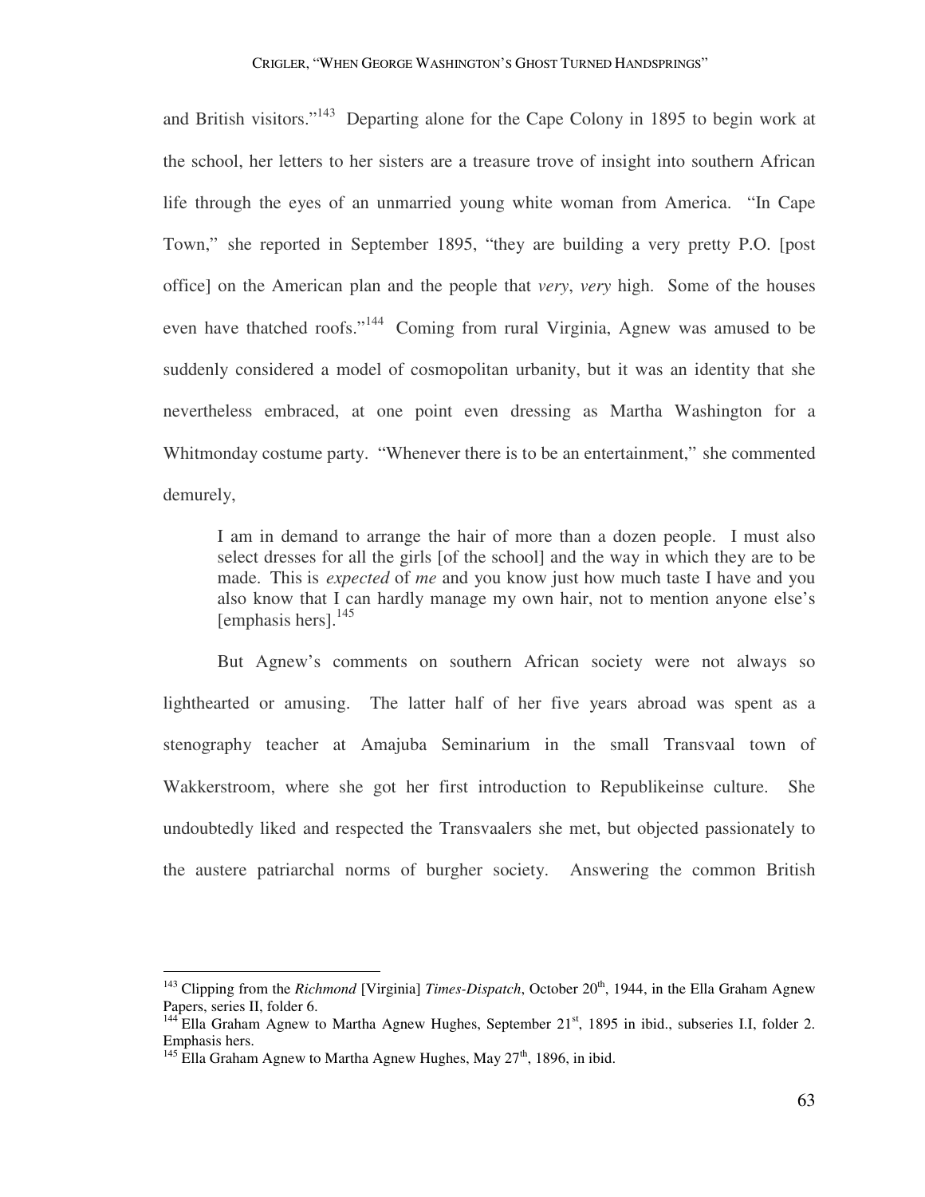and British visitors."[143] Departing alone for the Cape Colony in 1895 to begin work at the school, her letters to her sisters are a treasure trove of insight into southern African life through the eyes of an unmarried young white woman from America. "In Cape Town," she reported in September 1895, "they are building a very pretty P.O. [post office] on the American plan and the people that *very*, *very* high. Some of the houses even have thatched roofs."[144] Coming from rural Virginia, Agnew was amused to be suddenly considered a model of cosmopolitan urbanity, but it was an identity that she nevertheless embraced, at one point even dressing as Martha Washington for a Whitmonday costume party. "Whenever there is to be an entertainment," she commented demurely,

> I am in demand to arrange the hair of more than a dozen people. I must also select dresses for all the girls [of the school] and the way in which they are to be made. This is *expected* of *me* and you know just how much taste I have and you also know that I can hardly manage my own hair, not to mention anyone else's [emphasis hers].[145]

But Agnew's comments on southern African society were not always so lighthearted or amusing. The latter half of her five years abroad was spent as a stenography teacher at Amajuba Seminarium in the small Transvaal town of Wakkerstroom, where she got her first introduction to Republikeinse culture. She undoubtedly liked and respected the Transvaalers she met, but objected passionately to the austere patriarchal norms of burgher society. Answering the common British

---

[143] Clipping from the *Richmond* [Virginia] *Times-Dispatch*, October 20th, 1944, in the Ella Graham Agnew Papers, series II, folder 6.

[144] Ella Graham Agnew to Martha Agnew Hughes, September 21st, 1895 in ibid., subseries I.I, folder 2. Emphasis hers.

[145] Ella Graham Agnew to Martha Agnew Hughes, May 27th, 1896, in ibid.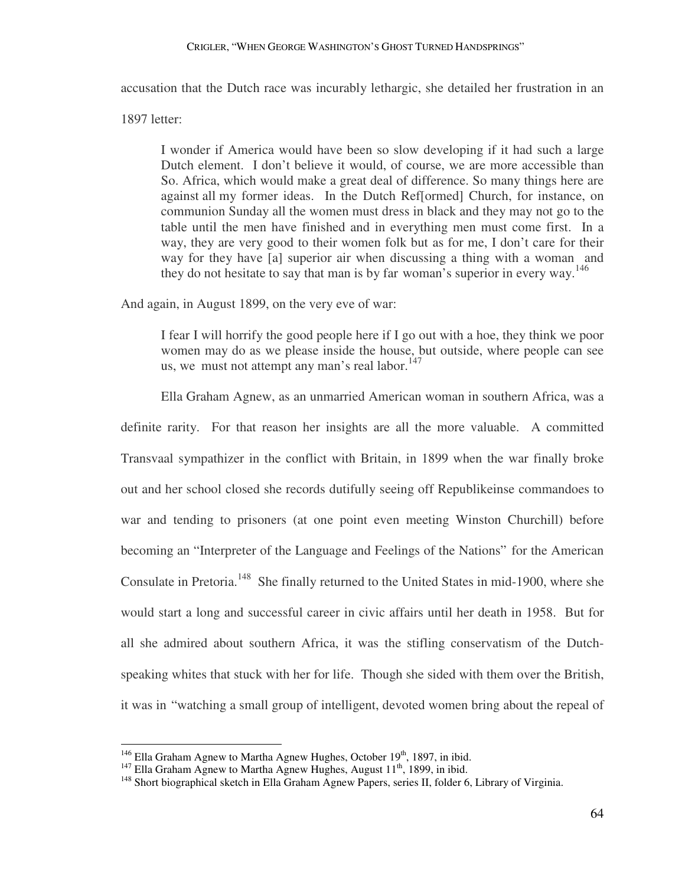accusation that the Dutch race was incurably lethargic, she detailed her frustration in an 1897 letter:

> I wonder if America would have been so slow developing if it had such a large Dutch element. I don't believe it would, of course, we are more accessible than So. Africa, which would make a great deal of difference. So many things here are against all my former ideas. In the Dutch Ref[ormed] Church, for instance, on communion Sunday all the women must dress in black and they may not go to the table until the men have finished and in everything men must come first. In a way, they are very good to their women folk but as for me, I don't care for their way for they have [a] superior air when discussing a thing with a woman and they do not hesitate to say that man is by far woman's superior in every way.[146]

And again, in August 1899, on the very eve of war:

> I fear I will horrify the good people here if I go out with a hoe, they think we poor women may do as we please inside the house, but outside, where people can see us, we must not attempt any man's real labor.[147]

Ella Graham Agnew, as an unmarried American woman in southern Africa, was a definite rarity. For that reason her insights are all the more valuable. A committed Transvaal sympathizer in the conflict with Britain, in 1899 when the war finally broke out and her school closed she records dutifully seeing off Republikeinse commandoes to war and tending to prisoners (at one point even meeting Winston Churchill) before becoming an "Interpreter of the Language and Feelings of the Nations" for the American Consulate in Pretoria.[148] She finally returned to the United States in mid-1900, where she would start a long and successful career in civic affairs until her death in 1958. But for all she admired about southern Africa, it was the stifling conservatism of the Dutch-speaking whites that stuck with her for life. Though she sided with them over the British, it was in "watching a small group of intelligent, devoted women bring about the repeal of

---

[146] Ella Graham Agnew to Martha Agnew Hughes, October 19th, 1897, in ibid.

[147] Ella Graham Agnew to Martha Agnew Hughes, August 11th, 1899, in ibid.

[148] Short biographical sketch in Ella Graham Agnew Papers, series II, folder 6, Library of Virginia.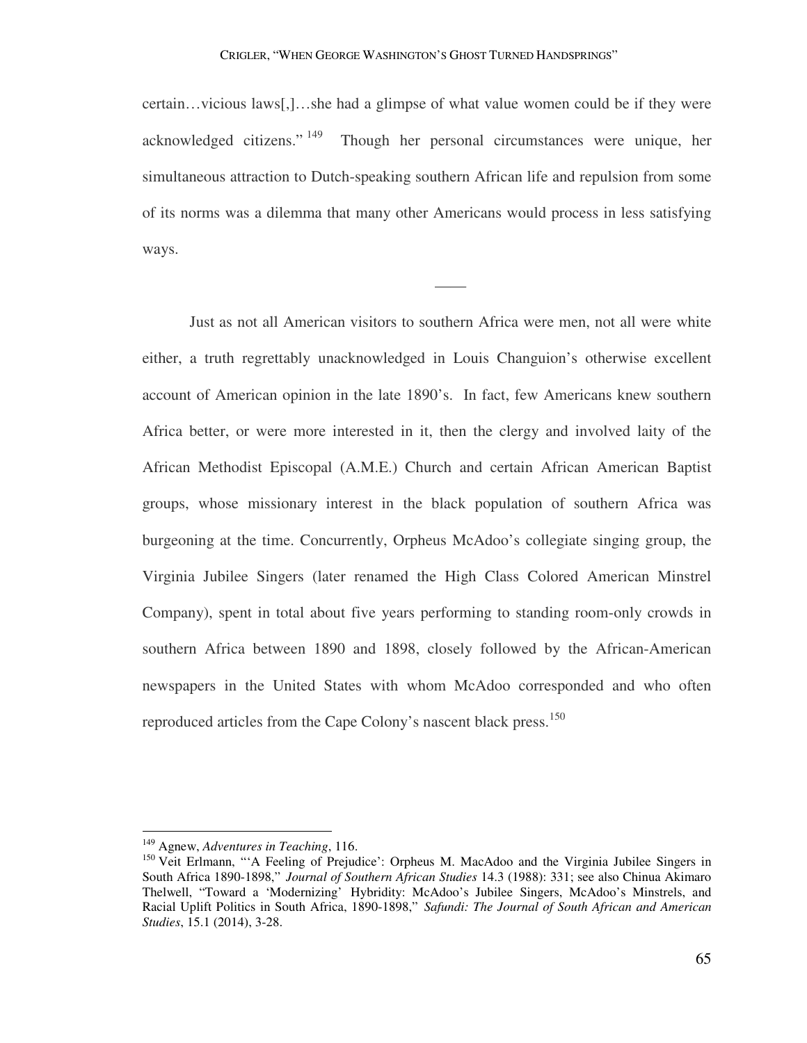certain…vicious laws[,]…she had a glimpse of what value women could be if they were acknowledged citizens."[149] Though her personal circumstances were unique, her simultaneous attraction to Dutch-speaking southern African life and repulsion from some of its norms was a dilemma that many other Americans would process in less satisfying ways.

——

Just as not all American visitors to southern Africa were men, not all were white either, a truth regrettably unacknowledged in Louis Changuion's otherwise excellent account of American opinion in the late 1890's. In fact, few Americans knew southern Africa better, or were more interested in it, then the clergy and involved laity of the African Methodist Episcopal (A.M.E.) Church and certain African American Baptist groups, whose missionary interest in the black population of southern Africa was burgeoning at the time. Concurrently, Orpheus McAdoo's collegiate singing group, the Virginia Jubilee Singers (later renamed the High Class Colored American Minstrel Company), spent in total about five years performing to standing room-only crowds in southern Africa between 1890 and 1898, closely followed by the African-American newspapers in the United States with whom McAdoo corresponded and who often reproduced articles from the Cape Colony's nascent black press.[150]

---

[149] Agnew, *Adventures in Teaching*, 116.

[150] Veit Erlmann, "'A Feeling of Prejudice': Orpheus M. MacAdoo and the Virginia Jubilee Singers in South Africa 1890-1898," *Journal of Southern African Studies* 14.3 (1988): 331; see also Chinua Akimaro Thelwell, "Toward a 'Modernizing' Hybridity: McAdoo's Jubilee Singers, McAdoo's Minstrels, and Racial Uplift Politics in South Africa, 1890-1898," *Safundi: The Journal of South African and American Studies*, 15.1 (2014), 3-28.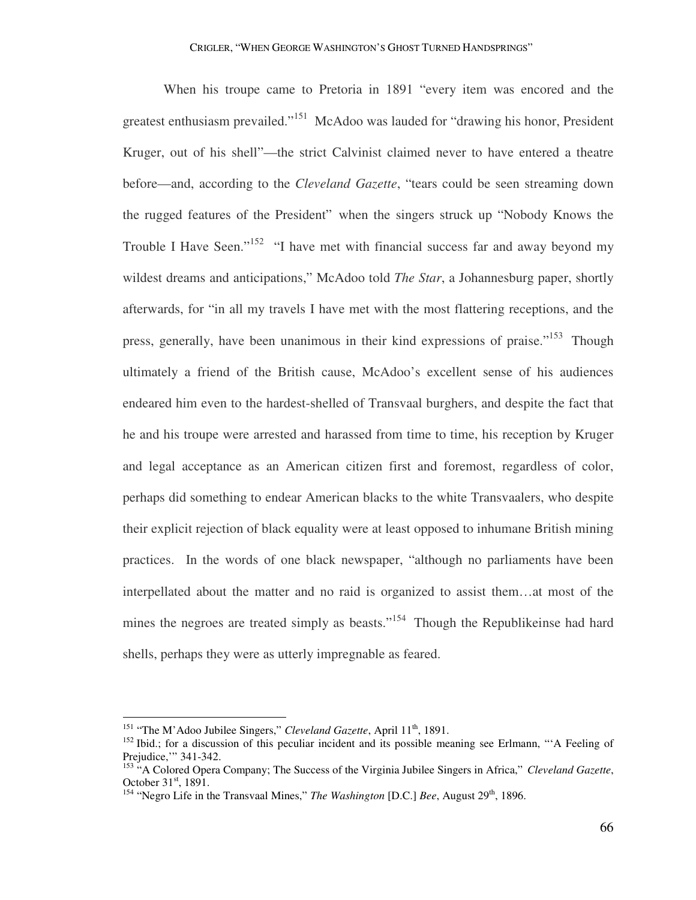When his troupe came to Pretoria in 1891 "every item was encored and the greatest enthusiasm prevailed."[151] McAdoo was lauded for "drawing his honor, President Kruger, out of his shell"—the strict Calvinist claimed never to have entered a theatre before—and, according to the *Cleveland Gazette*, "tears could be seen streaming down the rugged features of the President" when the singers struck up "Nobody Knows the Trouble I Have Seen."[152] "I have met with financial success far and away beyond my wildest dreams and anticipations," McAdoo told *The Star*, a Johannesburg paper, shortly afterwards, for "in all my travels I have met with the most flattering receptions, and the press, generally, have been unanimous in their kind expressions of praise."[153] Though ultimately a friend of the British cause, McAdoo's excellent sense of his audiences endeared him even to the hardest-shelled of Transvaal burghers, and despite the fact that he and his troupe were arrested and harassed from time to time, his reception by Kruger and legal acceptance as an American citizen first and foremost, regardless of color, perhaps did something to endear American blacks to the white Transvaalers, who despite their explicit rejection of black equality were at least opposed to inhumane British mining practices. In the words of one black newspaper, "although no parliaments have been interpellated about the matter and no raid is organized to assist them…at most of the mines the negroes are treated simply as beasts."[154] Though the Republikeinse had hard shells, perhaps they were as utterly impregnable as feared.

---

[151] "The M'Adoo Jubilee Singers," *Cleveland Gazette*, April 11th, 1891.

[152] Ibid.; for a discussion of this peculiar incident and its possible meaning see Erlmann, "'A Feeling of Prejudice,'" 341-342.

[153] "A Colored Opera Company; The Success of the Virginia Jubilee Singers in Africa," *Cleveland Gazette*, October 31st, 1891.

[154] "Negro Life in the Transvaal Mines," *The Washington* [D.C.] *Bee*, August 29th, 1896.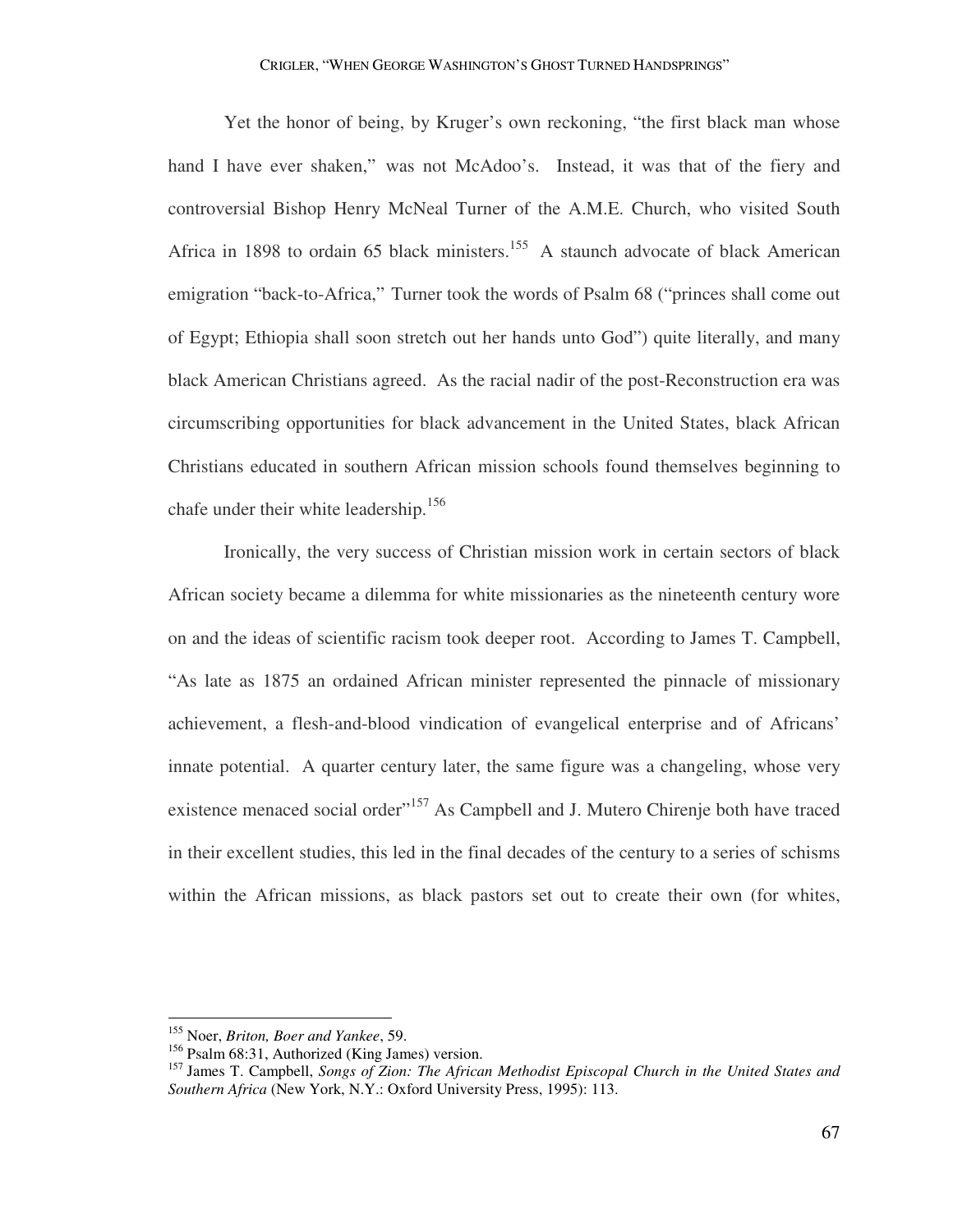Yet the honor of being, by Kruger's own reckoning, "the first black man whose hand I have ever shaken," was not McAdoo's. Instead, it was that of the fiery and controversial Bishop Henry McNeal Turner of the A.M.E. Church, who visited South Africa in 1898 to ordain 65 black ministers.[155] A staunch advocate of black American emigration "back-to-Africa," Turner took the words of Psalm 68 ("princes shall come out of Egypt; Ethiopia shall soon stretch out her hands unto God") quite literally, and many black American Christians agreed. As the racial nadir of the post-Reconstruction era was circumscribing opportunities for black advancement in the United States, black African Christians educated in southern African mission schools found themselves beginning to chafe under their white leadership.[156]

Ironically, the very success of Christian mission work in certain sectors of black African society became a dilemma for white missionaries as the nineteenth century wore on and the ideas of scientific racism took deeper root. According to James T. Campbell, "As late as 1875 an ordained African minister represented the pinnacle of missionary achievement, a flesh-and-blood vindication of evangelical enterprise and of Africans' innate potential. A quarter century later, the same figure was a changeling, whose very existence menaced social order"[157] As Campbell and J. Mutero Chirenje both have traced in their excellent studies, this led in the final decades of the century to a series of schisms within the African missions, as black pastors set out to create their own (for whites,

---

[155] Noer, *Briton, Boer and Yankee*, 59.

[156] Psalm 68:31, Authorized (King James) version.

[157] James T. Campbell, *Songs of Zion: The African Methodist Episcopal Church in the United States and Southern Africa* (New York, N.Y.: Oxford University Press, 1995): 113.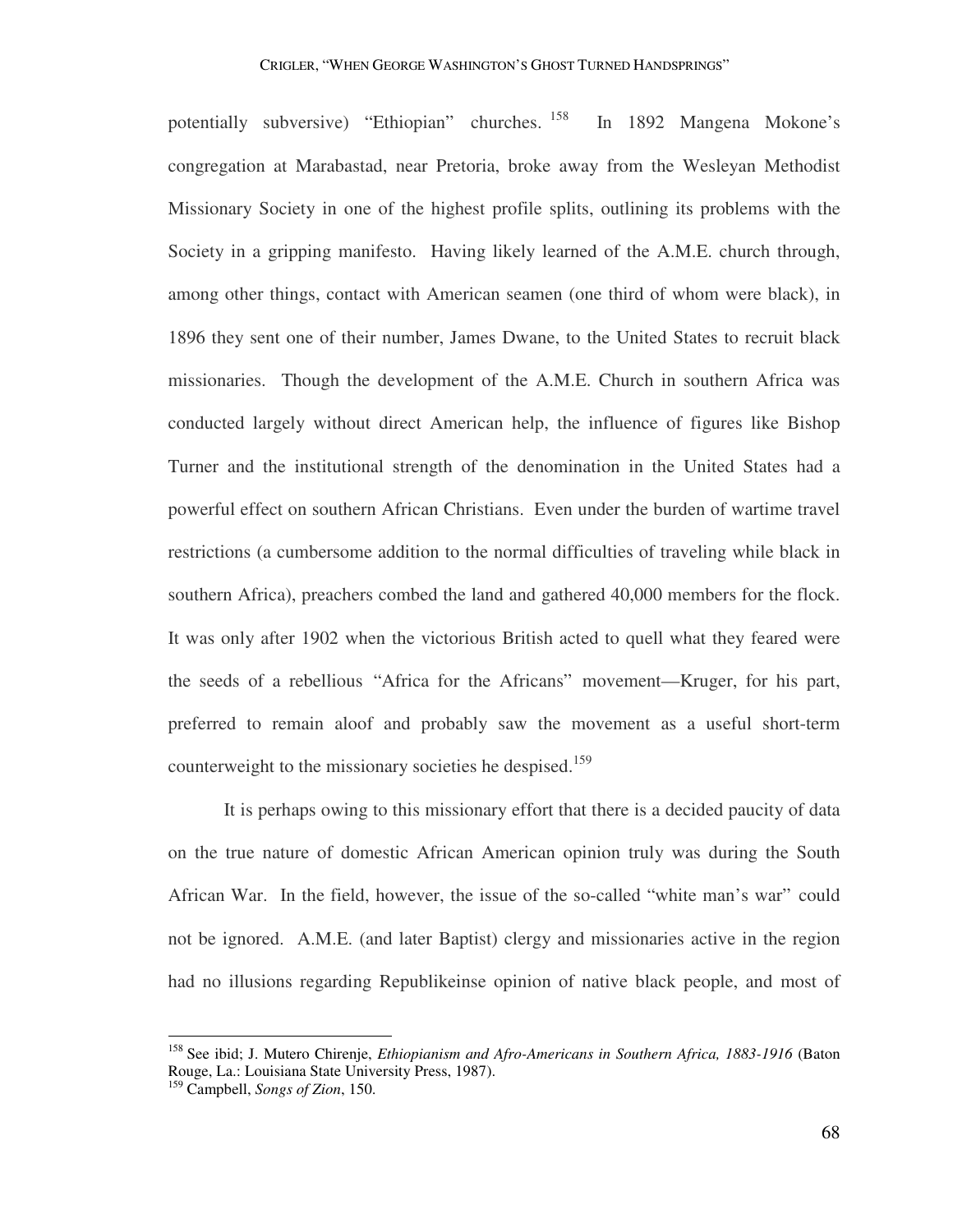potentially subversive) "Ethiopian" churches.[158] In 1892 Mangena Mokone's congregation at Marabastad, near Pretoria, broke away from the Wesleyan Methodist Missionary Society in one of the highest profile splits, outlining its problems with the Society in a gripping manifesto. Having likely learned of the A.M.E. church through, among other things, contact with American seamen (one third of whom were black), in 1896 they sent one of their number, James Dwane, to the United States to recruit black missionaries. Though the development of the A.M.E. Church in southern Africa was conducted largely without direct American help, the influence of figures like Bishop Turner and the institutional strength of the denomination in the United States had a powerful effect on southern African Christians. Even under the burden of wartime travel restrictions (a cumbersome addition to the normal difficulties of traveling while black in southern Africa), preachers combed the land and gathered 40,000 members for the flock. It was only after 1902 when the victorious British acted to quell what they feared were the seeds of a rebellious "Africa for the Africans" movement—Kruger, for his part, preferred to remain aloof and probably saw the movement as a useful short-term counterweight to the missionary societies he despised.[159]

It is perhaps owing to this missionary effort that there is a decided paucity of data on the true nature of domestic African American opinion truly was during the South African War. In the field, however, the issue of the so-called "white man's war" could not be ignored. A.M.E. (and later Baptist) clergy and missionaries active in the region had no illusions regarding Republikeinse opinion of native black people, and most of

---

[158] See ibid; J. Mutero Chirenje, *Ethiopianism and Afro-Americans in Southern Africa, 1883-1916* (Baton Rouge, La.: Louisiana State University Press, 1987).

[159] Campbell, *Songs of Zion*, 150.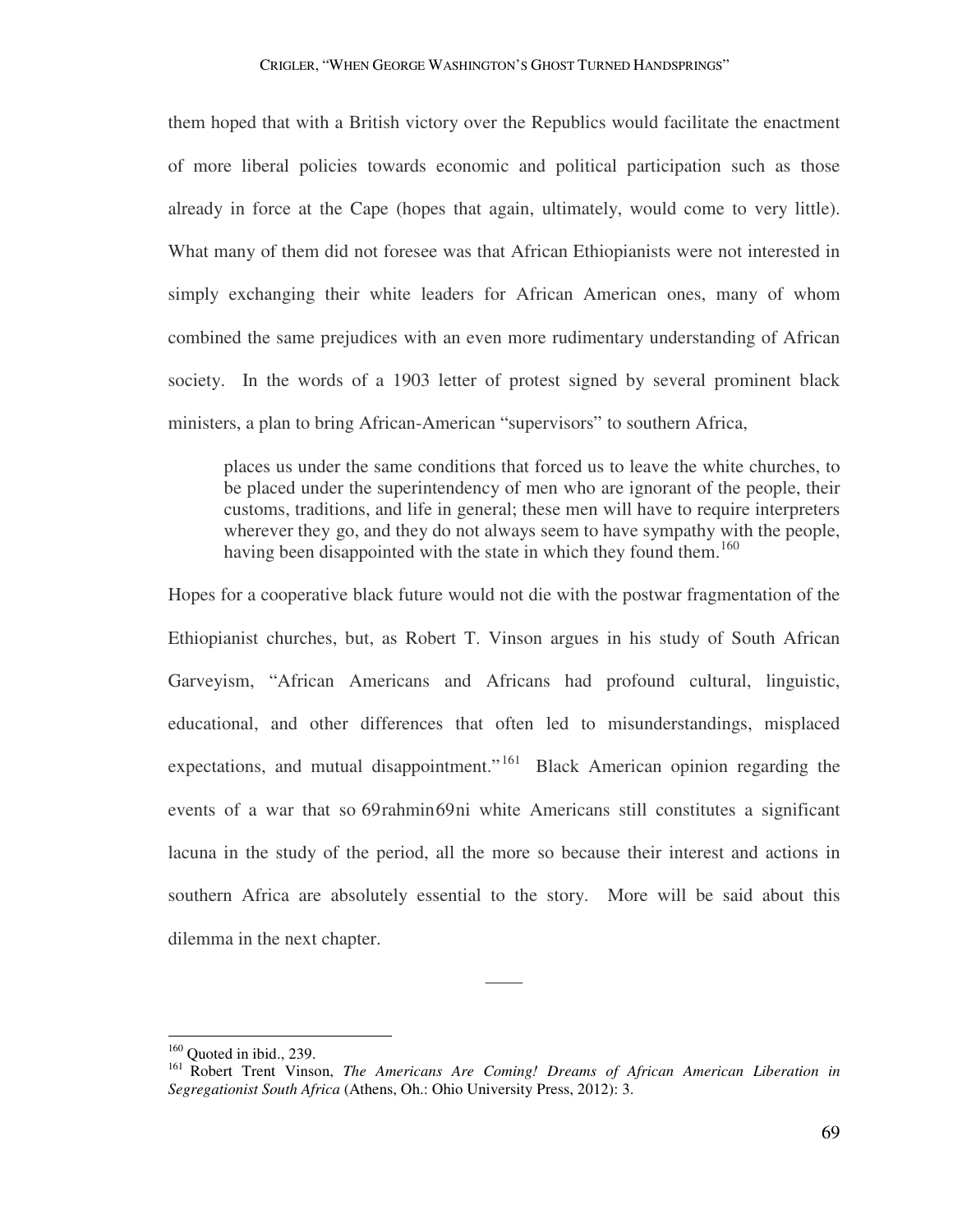them hoped that with a British victory over the Republics would facilitate the enactment of more liberal policies towards economic and political participation such as those already in force at the Cape (hopes that again, ultimately, would come to very little). What many of them did not foresee was that African Ethiopianists were not interested in simply exchanging their white leaders for African American ones, many of whom combined the same prejudices with an even more rudimentary understanding of African society. In the words of a 1903 letter of protest signed by several prominent black ministers, a plan to bring African-American "supervisors" to southern Africa,

> places us under the same conditions that forced us to leave the white churches, to be placed under the superintendency of men who are ignorant of the people, their customs, traditions, and life in general; these men will have to require interpreters wherever they go, and they do not always seem to have sympathy with the people, having been disappointed with the state in which they found them.[160]

Hopes for a cooperative black future would not die with the postwar fragmentation of the Ethiopianist churches, but, as Robert T. Vinson argues in his study of South African Garveyism, "African Americans and Africans had profound cultural, linguistic, educational, and other differences that often led to misunderstandings, misplaced expectations, and mutual disappointment."[161] Black American opinion regarding the events of a war that so 69rahmin69ni white Americans still constitutes a significant lacuna in the study of the period, all the more so because their interest and actions in southern Africa are absolutely essential to the story. More will be said about this dilemma in the next chapter.

——

[160] Quoted in ibid., 239.

[161] Robert Trent Vinson, *The Americans Are Coming! Dreams of African American Liberation in Segregationist South Africa* (Athens, Oh.: Ohio University Press, 2012): 3.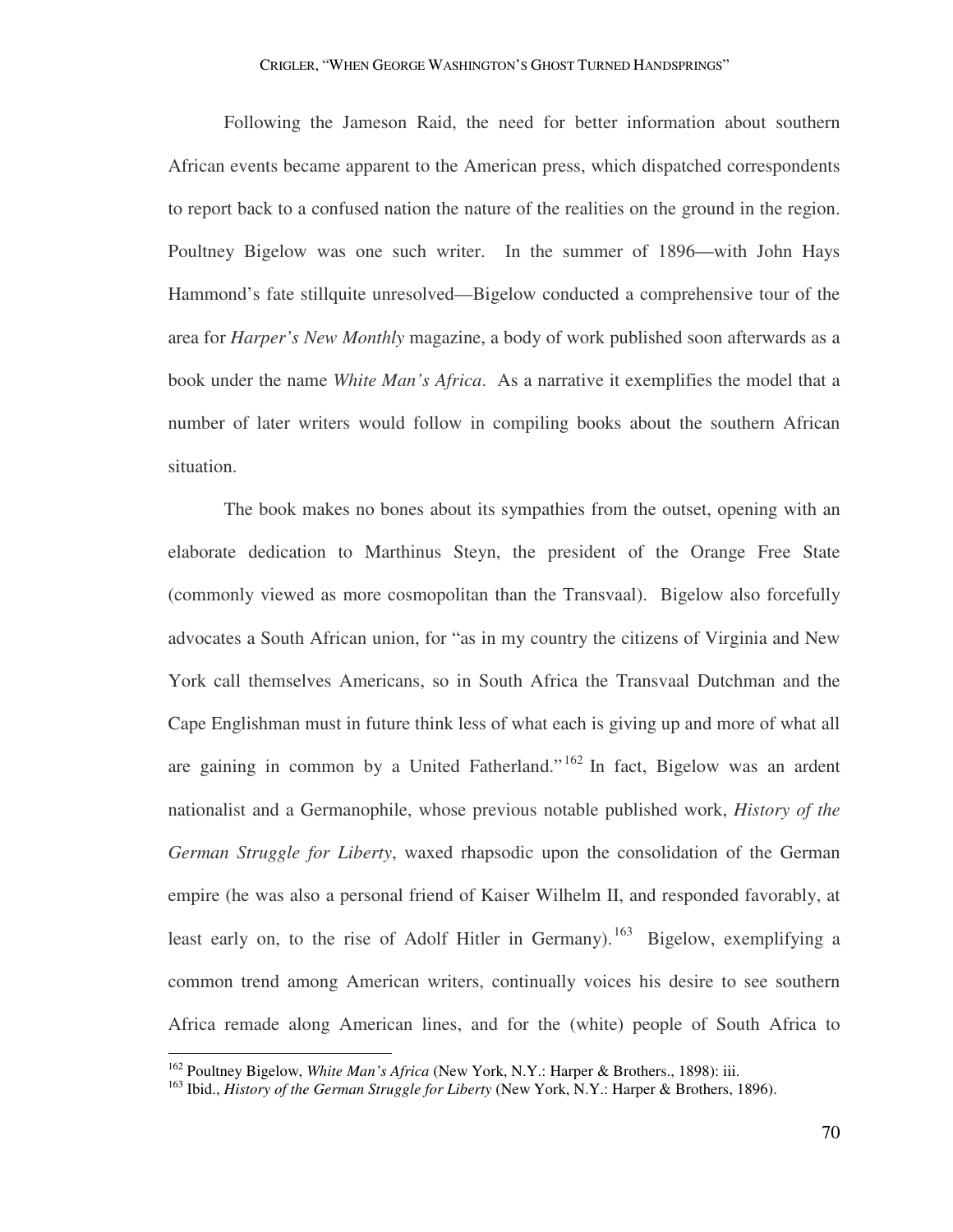Following the Jameson Raid, the need for better information about southern African events became apparent to the American press, which dispatched correspondents to report back to a confused nation the nature of the realities on the ground in the region. Poultney Bigelow was one such writer. In the summer of 1896—with John Hays Hammond's fate stillquite unresolved—Bigelow conducted a comprehensive tour of the area for *Harper's New Monthly* magazine, a body of work published soon afterwards as a book under the name *White Man's Africa*. As a narrative it exemplifies the model that a number of later writers would follow in compiling books about the southern African situation.

The book makes no bones about its sympathies from the outset, opening with an elaborate dedication to Marthinus Steyn, the president of the Orange Free State (commonly viewed as more cosmopolitan than the Transvaal). Bigelow also forcefully advocates a South African union, for "as in my country the citizens of Virginia and New York call themselves Americans, so in South Africa the Transvaal Dutchman and the Cape Englishman must in future think less of what each is giving up and more of what all are gaining in common by a United Fatherland."[162] In fact, Bigelow was an ardent nationalist and a Germanophile, whose previous notable published work, *History of the German Struggle for Liberty*, waxed rhapsodic upon the consolidation of the German empire (he was also a personal friend of Kaiser Wilhelm II, and responded favorably, at least early on, to the rise of Adolf Hitler in Germany).[163] Bigelow, exemplifying a common trend among American writers, continually voices his desire to see southern Africa remade along American lines, and for the (white) people of South Africa to

---

[162] Poultney Bigelow, *White Man's Africa* (New York, N.Y.: Harper & Brothers., 1898): iii.

[163] Ibid., *History of the German Struggle for Liberty* (New York, N.Y.: Harper & Brothers, 1896).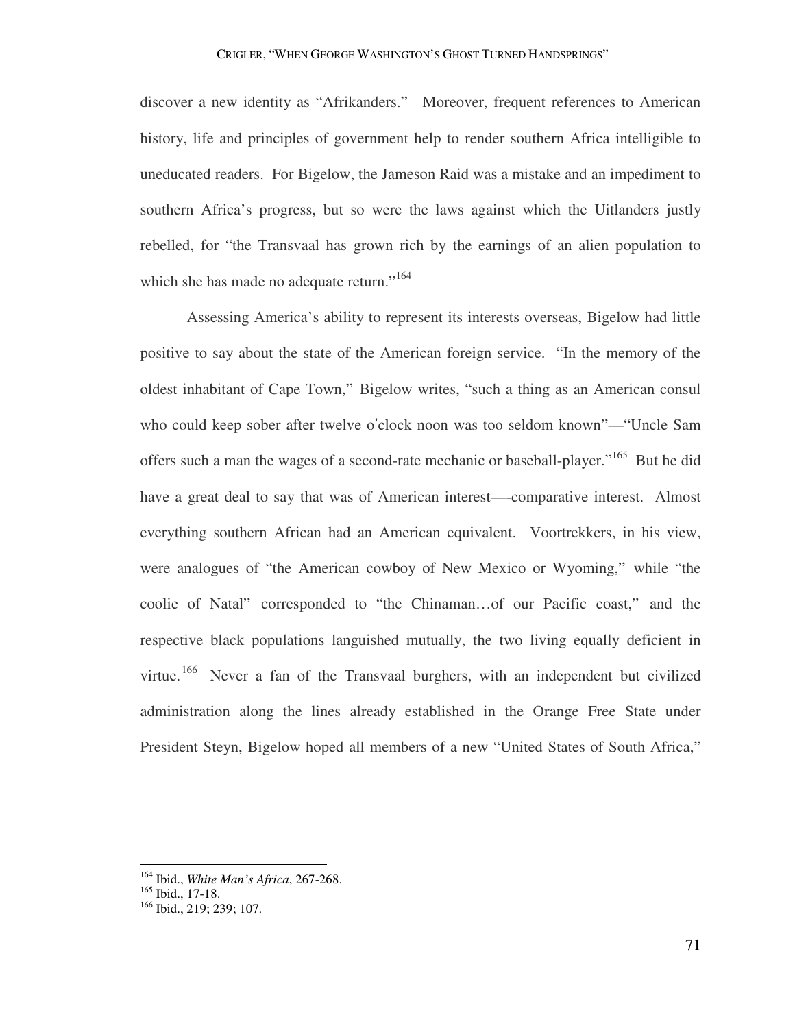discover a new identity as "Afrikanders." Moreover, frequent references to American history, life and principles of government help to render southern Africa intelligible to uneducated readers. For Bigelow, the Jameson Raid was a mistake and an impediment to southern Africa's progress, but so were the laws against which the Uitlanders justly rebelled, for "the Transvaal has grown rich by the earnings of an alien population to which she has made no adequate return."[164]

Assessing America's ability to represent its interests overseas, Bigelow had little positive to say about the state of the American foreign service. "In the memory of the oldest inhabitant of Cape Town," Bigelow writes, "such a thing as an American consul who could keep sober after twelve o'clock noon was too seldom known"—"Uncle Sam offers such a man the wages of a second-rate mechanic or baseball-player."[165] But he did have a great deal to say that was of American interest—-comparative interest. Almost everything southern African had an American equivalent. Voortrekkers, in his view, were analogues of "the American cowboy of New Mexico or Wyoming," while "the coolie of Natal" corresponded to "the Chinaman…of our Pacific coast," and the respective black populations languished mutually, the two living equally deficient in virtue.[166] Never a fan of the Transvaal burghers, with an independent but civilized administration along the lines already established in the Orange Free State under President Steyn, Bigelow hoped all members of a new "United States of South Africa,"

---

[164] Ibid., *White Man's Africa*, 267-268.

[165] Ibid., 17-18.

[166] Ibid., 219; 239; 107.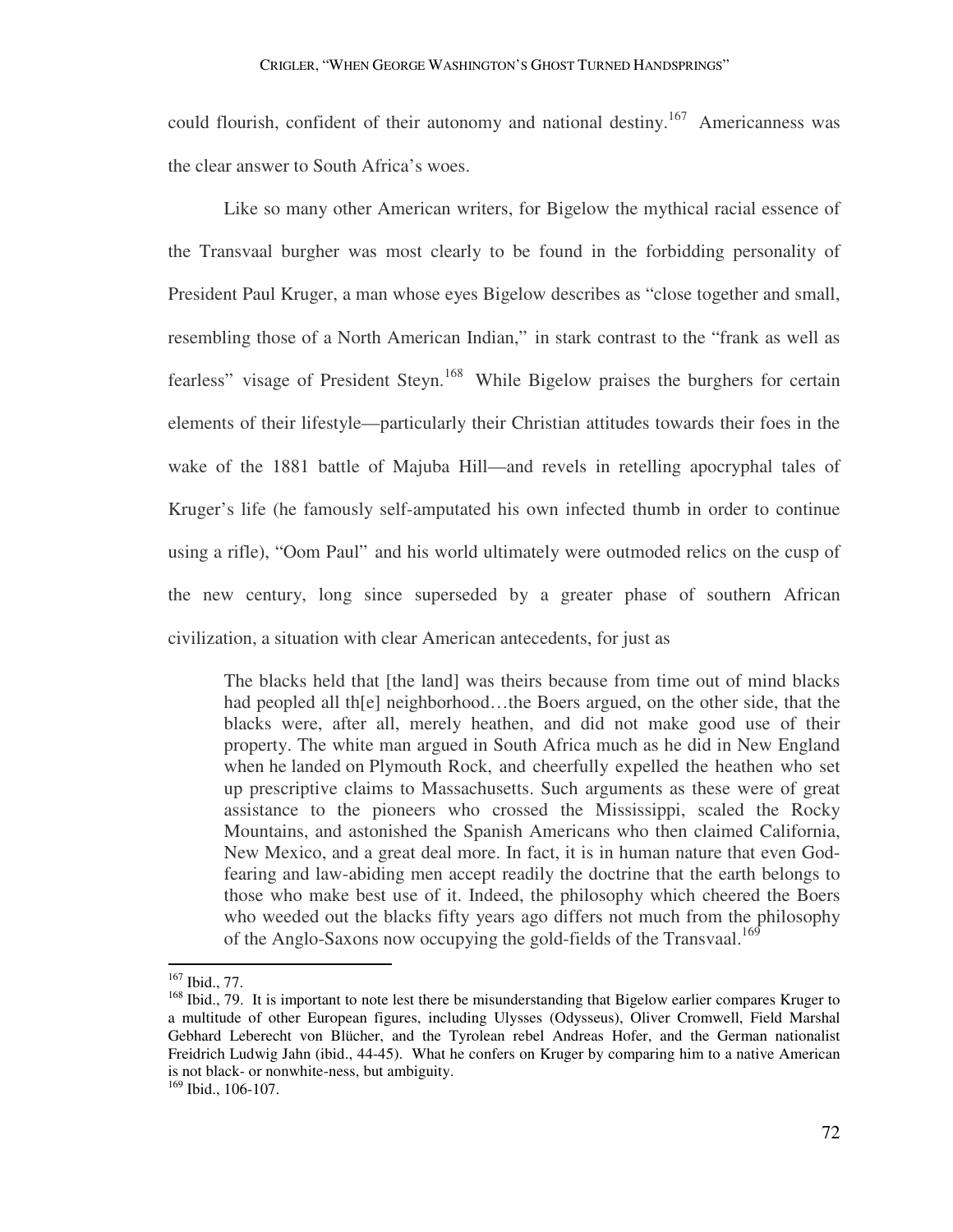could flourish, confident of their autonomy and national destiny.[167] Americanness was the clear answer to South Africa's woes.

Like so many other American writers, for Bigelow the mythical racial essence of the Transvaal burgher was most clearly to be found in the forbidding personality of President Paul Kruger, a man whose eyes Bigelow describes as "close together and small, resembling those of a North American Indian," in stark contrast to the "frank as well as fearless" visage of President Steyn.[168] While Bigelow praises the burghers for certain elements of their lifestyle—particularly their Christian attitudes towards their foes in the wake of the 1881 battle of Majuba Hill—and revels in retelling apocryphal tales of Kruger's life (he famously self-amputated his own infected thumb in order to continue using a rifle), "Oom Paul" and his world ultimately were outmoded relics on the cusp of the new century, long since superseded by a greater phase of southern African civilization, a situation with clear American antecedents, for just as

> The blacks held that [the land] was theirs because from time out of mind blacks had peopled all th[e] neighborhood…the Boers argued, on the other side, that the blacks were, after all, merely heathen, and did not make good use of their property. The white man argued in South Africa much as he did in New England when he landed on Plymouth Rock, and cheerfully expelled the heathen who set up prescriptive claims to Massachusetts. Such arguments as these were of great assistance to the pioneers who crossed the Mississippi, scaled the Rocky Mountains, and astonished the Spanish Americans who then claimed California, New Mexico, and a great deal more. In fact, it is in human nature that even God-fearing and law-abiding men accept readily the doctrine that the earth belongs to those who make best use of it. Indeed, the philosophy which cheered the Boers who weeded out the blacks fifty years ago differs not much from the philosophy of the Anglo-Saxons now occupying the gold-fields of the Transvaal.[169]

---

[167] Ibid., 77.

[168] Ibid., 79. It is important to note lest there be misunderstanding that Bigelow earlier compares Kruger to a multitude of other European figures, including Ulysses (Odysseus), Oliver Cromwell, Field Marshal Gebhard Leberecht von Blücher, and the Tyrolean rebel Andreas Hofer, and the German nationalist Freidrich Ludwig Jahn (ibid., 44-45). What he confers on Kruger by comparing him to a native American is not black- or nonwhite-ness, but ambiguity.

[169] Ibid., 106-107.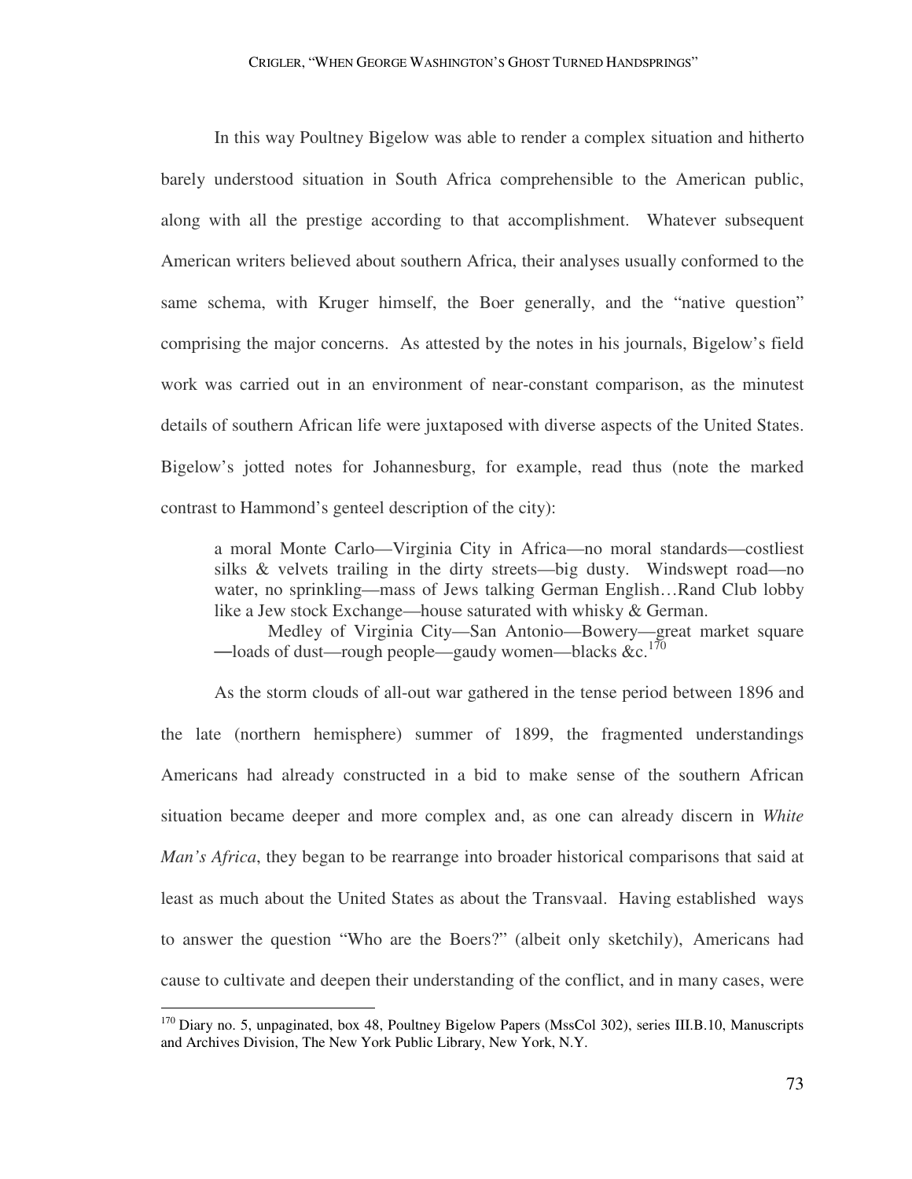In this way Poultney Bigelow was able to render a complex situation and hitherto barely understood situation in South Africa comprehensible to the American public, along with all the prestige according to that accomplishment. Whatever subsequent American writers believed about southern Africa, their analyses usually conformed to the same schema, with Kruger himself, the Boer generally, and the "native question" comprising the major concerns. As attested by the notes in his journals, Bigelow's field work was carried out in an environment of near-constant comparison, as the minutest details of southern African life were juxtaposed with diverse aspects of the United States. Bigelow's jotted notes for Johannesburg, for example, read thus (note the marked contrast to Hammond's genteel description of the city):

> a moral Monte Carlo—Virginia City in Africa—no moral standards—costliest silks & velvets trailing in the dirty streets—big dusty. Windswept road—no water, no sprinkling—mass of Jews talking German English…Rand Club lobby like a Jew stock Exchange—house saturated with whisky & German.
>
> Medley of Virginia City—San Antonio—Bowery—great market square —loads of dust—rough people—gaudy women—blacks &c.[170]

As the storm clouds of all-out war gathered in the tense period between 1896 and the late (northern hemisphere) summer of 1899, the fragmented understandings Americans had already constructed in a bid to make sense of the southern African situation became deeper and more complex and, as one can already discern in *White Man's Africa*, they began to be rearrange into broader historical comparisons that said at least as much about the United States as about the Transvaal. Having established ways to answer the question "Who are the Boers?" (albeit only sketchily), Americans had cause to cultivate and deepen their understanding of the conflict, and in many cases, were

---

[170] Diary no. 5, unpaginated, box 48, Poultney Bigelow Papers (MssCol 302), series III.B.10, Manuscripts and Archives Division, The New York Public Library, New York, N.Y.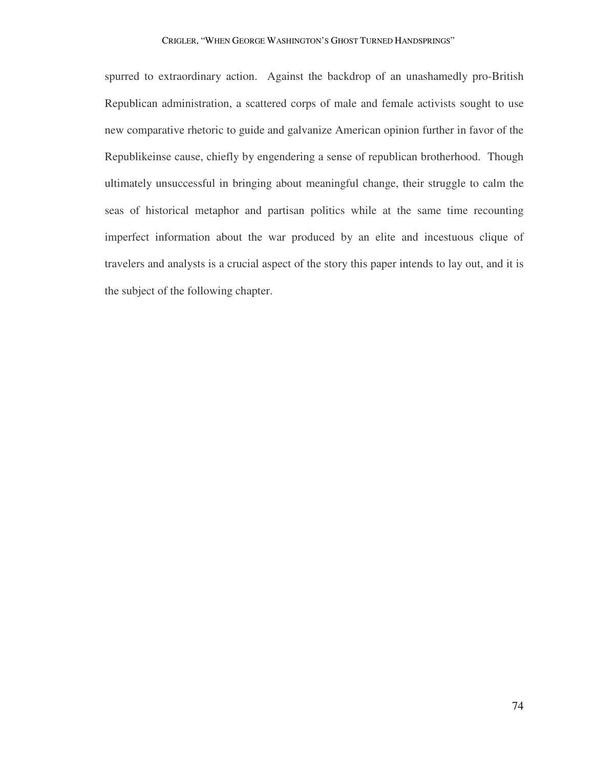spurred to extraordinary action. Against the backdrop of an unashamedly pro-British Republican administration, a scattered corps of male and female activists sought to use new comparative rhetoric to guide and galvanize American opinion further in favor of the Republikeinse cause, chiefly by engendering a sense of republican brotherhood. Though ultimately unsuccessful in bringing about meaningful change, their struggle to calm the seas of historical metaphor and partisan politics while at the same time recounting imperfect information about the war produced by an elite and incestuous clique of travelers and analysts is a crucial aspect of the story this paper intends to lay out, and it is the subject of the following chapter.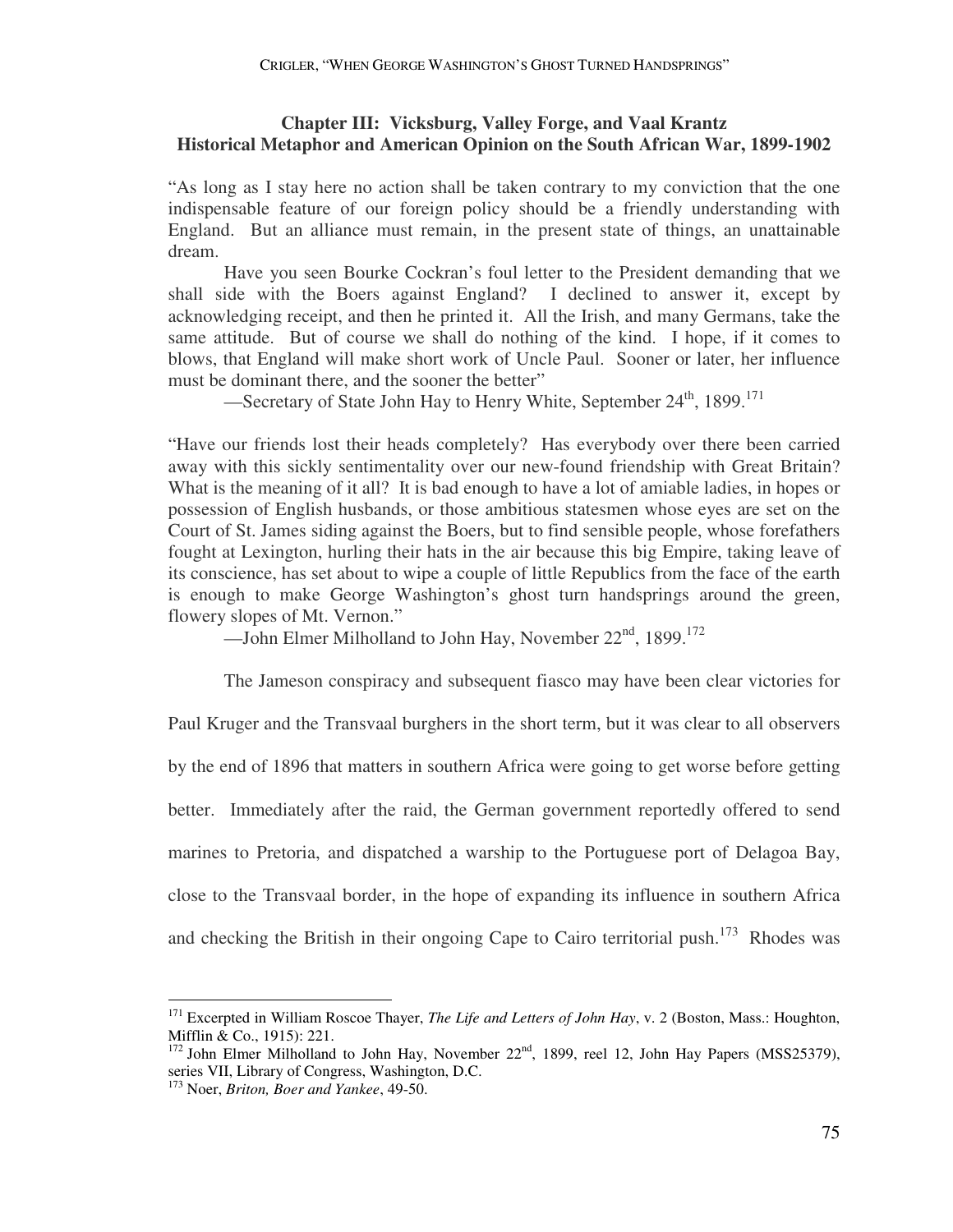## Chapter III: Vicksburg, Valley Forge, and Vaal Krantz
## Historical Metaphor and American Opinion on the South African War, 1899-1902

"As long as I stay here no action shall be taken contrary to my conviction that the one indispensable feature of our foreign policy should be a friendly understanding with England. But an alliance must remain, in the present state of things, an unattainable dream.

Have you seen Bourke Cockran's foul letter to the President demanding that we shall side with the Boers against England? I declined to answer it, except by acknowledging receipt, and then he printed it. All the Irish, and many Germans, take the same attitude. But of course we shall do nothing of the kind. I hope, if it comes to blows, that England will make short work of Uncle Paul. Sooner or later, her influence must be dominant there, and the sooner the better"

—Secretary of State John Hay to Henry White, September 24th, 1899.[171]

"Have our friends lost their heads completely? Has everybody over there been carried away with this sickly sentimentality over our new-found friendship with Great Britain? What is the meaning of it all? It is bad enough to have a lot of amiable ladies, in hopes or possession of English husbands, or those ambitious statesmen whose eyes are set on the Court of St. James siding against the Boers, but to find sensible people, whose forefathers fought at Lexington, hurling their hats in the air because this big Empire, taking leave of its conscience, has set about to wipe a couple of little Republics from the face of the earth is enough to make George Washington's ghost turn handsprings around the green, flowery slopes of Mt. Vernon."

—John Elmer Milholland to John Hay, November 22nd, 1899.[172]

The Jameson conspiracy and subsequent fiasco may have been clear victories for Paul Kruger and the Transvaal burghers in the short term, but it was clear to all observers by the end of 1896 that matters in southern Africa were going to get worse before getting better. Immediately after the raid, the German government reportedly offered to send marines to Pretoria, and dispatched a warship to the Portuguese port of Delagoa Bay, close to the Transvaal border, in the hope of expanding its influence in southern Africa and checking the British in their ongoing Cape to Cairo territorial push.[173] Rhodes was

---

[171] Excerpted in William Roscoe Thayer, *The Life and Letters of John Hay*, v. 2 (Boston, Mass.: Houghton, Mifflin & Co., 1915): 221.

[172] John Elmer Milholland to John Hay, November 22nd, 1899, reel 12, John Hay Papers (MSS25379), series VII, Library of Congress, Washington, D.C.

[173] Noer, *Briton, Boer and Yankee*, 49-50.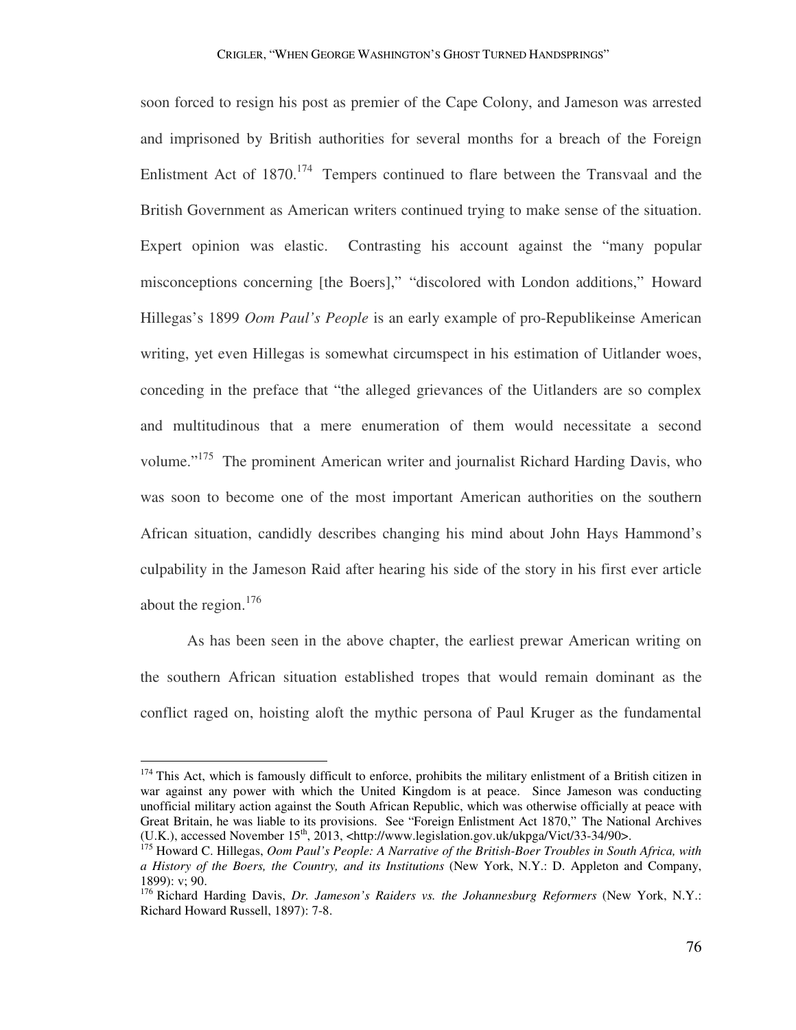soon forced to resign his post as premier of the Cape Colony, and Jameson was arrested and imprisoned by British authorities for several months for a breach of the Foreign Enlistment Act of 1870.[174] Tempers continued to flare between the Transvaal and the British Government as American writers continued trying to make sense of the situation. Expert opinion was elastic. Contrasting his account against the "many popular misconceptions concerning [the Boers]," "discolored with London additions," Howard Hillegas's 1899 *Oom Paul's People* is an early example of pro-Republikeinse American writing, yet even Hillegas is somewhat circumspect in his estimation of Uitlander woes, conceding in the preface that "the alleged grievances of the Uitlanders are so complex and multitudinous that a mere enumeration of them would necessitate a second volume."[175] The prominent American writer and journalist Richard Harding Davis, who was soon to become one of the most important American authorities on the southern African situation, candidly describes changing his mind about John Hays Hammond's culpability in the Jameson Raid after hearing his side of the story in his first ever article about the region.[176]

As has been seen in the above chapter, the earliest prewar American writing on the southern African situation established tropes that would remain dominant as the conflict raged on, hoisting aloft the mythic persona of Paul Kruger as the fundamental

---

[174] This Act, which is famously difficult to enforce, prohibits the military enlistment of a British citizen in war against any power with which the United Kingdom is at peace. Since Jameson was conducting unofficial military action against the South African Republic, which was otherwise officially at peace with Great Britain, he was liable to its provisions. See "Foreign Enlistment Act 1870," The National Archives (U.K.), accessed November 15th, 2013, <http://www.legislation.gov.uk/ukpga/Vict/33-34/90>.

[175] Howard C. Hillegas, *Oom Paul's People: A Narrative of the British-Boer Troubles in South Africa, with a History of the Boers, the Country, and its Institutions* (New York, N.Y.: D. Appleton and Company, 1899): v; 90.

[176] Richard Harding Davis, *Dr. Jameson's Raiders vs. the Johannesburg Reformers* (New York, N.Y.: Richard Howard Russell, 1897): 7-8.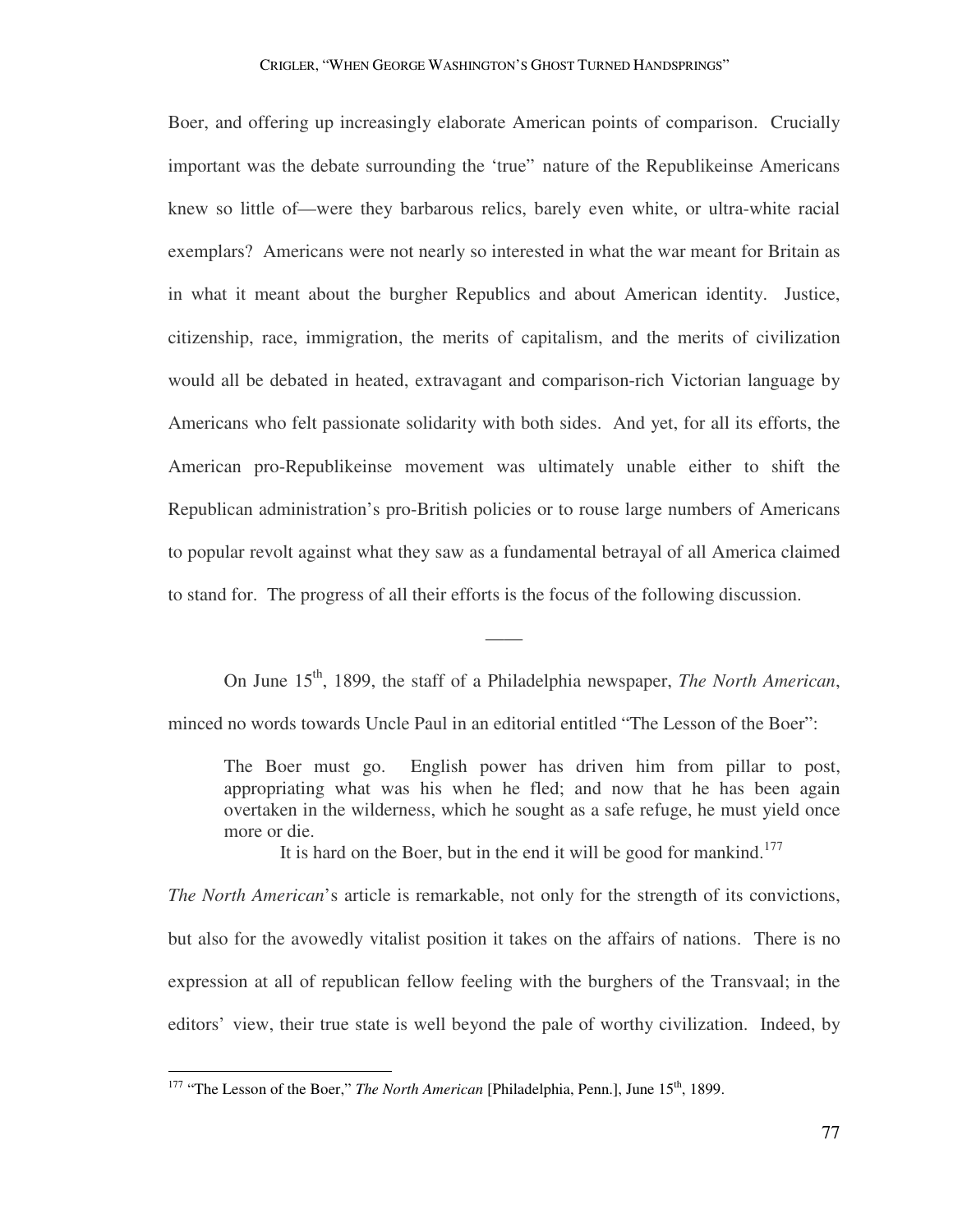Boer, and offering up increasingly elaborate American points of comparison. Crucially important was the debate surrounding the 'true" nature of the Republikeinse Americans knew so little of—were they barbarous relics, barely even white, or ultra-white racial exemplars? Americans were not nearly so interested in what the war meant for Britain as in what it meant about the burgher Republics and about American identity. Justice, citizenship, race, immigration, the merits of capitalism, and the merits of civilization would all be debated in heated, extravagant and comparison-rich Victorian language by Americans who felt passionate solidarity with both sides. And yet, for all its efforts, the American pro-Republikeinse movement was ultimately unable either to shift the Republican administration's pro-British policies or to rouse large numbers of Americans to popular revolt against what they saw as a fundamental betrayal of all America claimed to stand for. The progress of all their efforts is the focus of the following discussion.

——

On June 15th, 1899, the staff of a Philadelphia newspaper, *The North American*, minced no words towards Uncle Paul in an editorial entitled "The Lesson of the Boer":

> The Boer must go. English power has driven him from pillar to post, appropriating what was his when he fled; and now that he has been again overtaken in the wilderness, which he sought as a safe refuge, he must yield once more or die.
>
> It is hard on the Boer, but in the end it will be good for mankind.[177]

*The North American*'s article is remarkable, not only for the strength of its convictions, but also for the avowedly vitalist position it takes on the affairs of nations. There is no expression at all of republican fellow feeling with the burghers of the Transvaal; in the editors' view, their true state is well beyond the pale of worthy civilization. Indeed, by

[177] "The Lesson of the Boer," *The North American* [Philadelphia, Penn.], June 15th, 1899.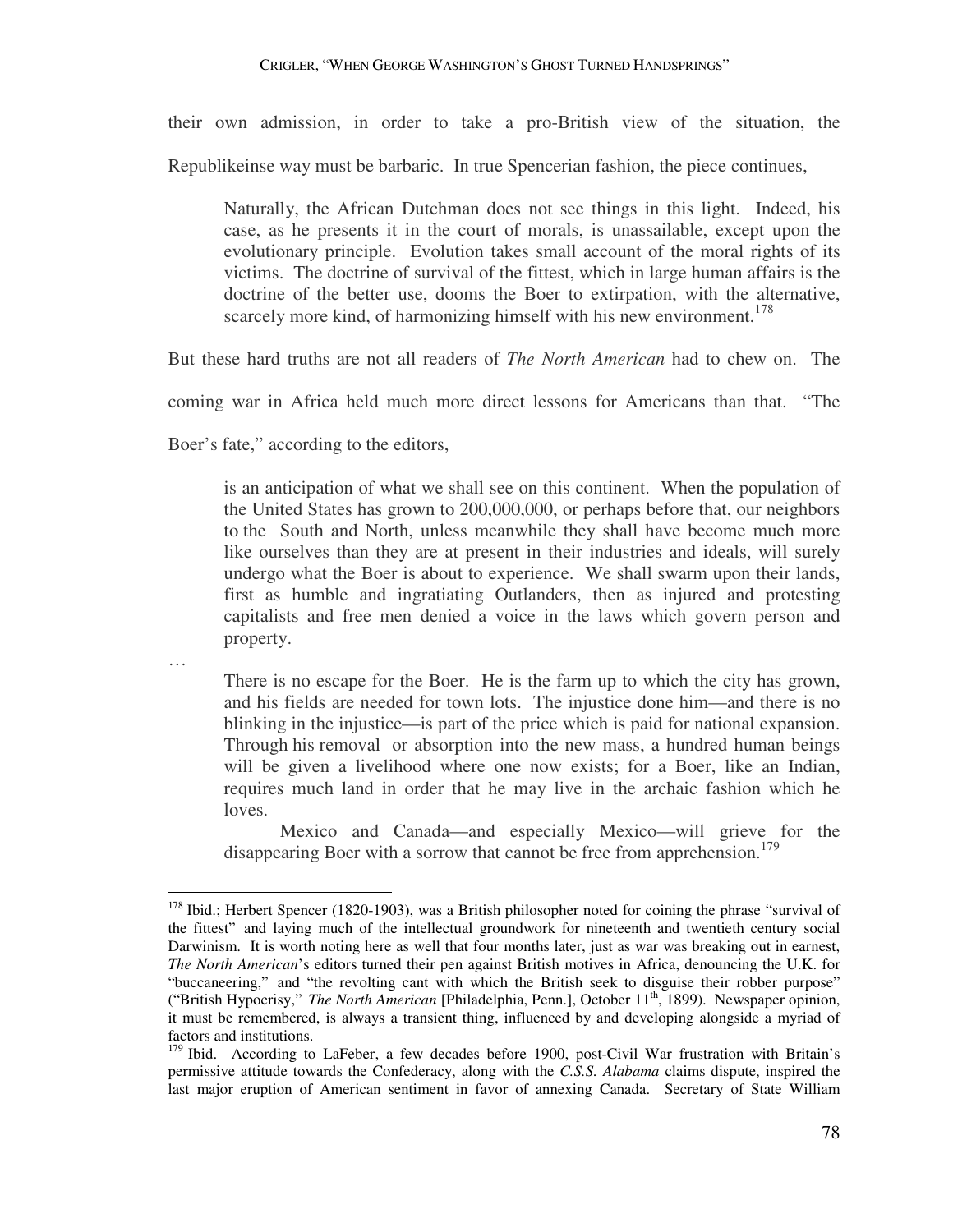their own admission, in order to take a pro-British view of the situation, the Republikeinse way must be barbaric. In true Spencerian fashion, the piece continues,

> Naturally, the African Dutchman does not see things in this light. Indeed, his case, as he presents it in the court of morals, is unassailable, except upon the evolutionary principle. Evolution takes small account of the moral rights of its victims. The doctrine of survival of the fittest, which in large human affairs is the doctrine of the better use, dooms the Boer to extirpation, with the alternative, scarcely more kind, of harmonizing himself with his new environment.[178]

But these hard truths are not all readers of *The North American* had to chew on. The coming war in Africa held much more direct lessons for Americans than that. "The Boer's fate," according to the editors,

> is an anticipation of what we shall see on this continent. When the population of the United States has grown to 200,000,000, or perhaps before that, our neighbors to the South and North, unless meanwhile they shall have become much more like ourselves than they are at present in their industries and ideals, will surely undergo what the Boer is about to experience. We shall swarm upon their lands, first as humble and ingratiating Outlanders, then as injured and protesting capitalists and free men denied a voice in the laws which govern person and property.

…

> There is no escape for the Boer. He is the farm up to which the city has grown, and his fields are needed for town lots. The injustice done him—and there is no blinking in the injustice—is part of the price which is paid for national expansion. Through his removal or absorption into the new mass, a hundred human beings will be given a livelihood where one now exists; for a Boer, like an Indian, requires much land in order that he may live in the archaic fashion which he loves.
>
> Mexico and Canada—and especially Mexico—will grieve for the disappearing Boer with a sorrow that cannot be free from apprehension.[179]

---

[178] Ibid.; Herbert Spencer (1820-1903), was a British philosopher noted for coining the phrase "survival of the fittest" and laying much of the intellectual groundwork for nineteenth and twentieth century social Darwinism. It is worth noting here as well that four months later, just as war was breaking out in earnest, *The North American*'s editors turned their pen against British motives in Africa, denouncing the U.K. for "buccaneering," and "the revolting cant with which the British seek to disguise their robber purpose" ("British Hypocrisy," *The North American* [Philadelphia, Penn.], October 11th, 1899). Newspaper opinion, it must be remembered, is always a transient thing, influenced by and developing alongside a myriad of factors and institutions.

[179] Ibid. According to LaFeber, a few decades before 1900, post-Civil War frustration with Britain's permissive attitude towards the Confederacy, along with the *C.S.S. Alabama* claims dispute, inspired the last major eruption of American sentiment in favor of annexing Canada. Secretary of State William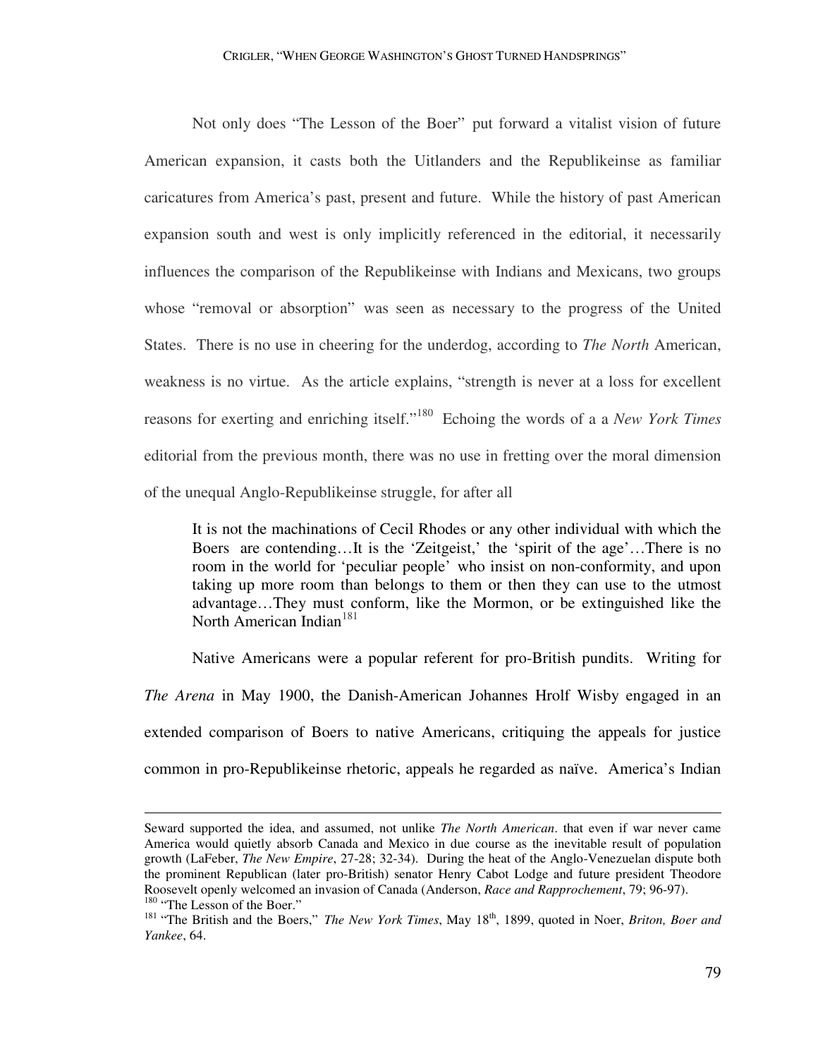Not only does "The Lesson of the Boer" put forward a vitalist vision of future American expansion, it casts both the Uitlanders and the Republikeinse as familiar caricatures from America's past, present and future. While the history of past American expansion south and west is only implicitly referenced in the editorial, it necessarily influences the comparison of the Republikeinse with Indians and Mexicans, two groups whose "removal or absorption" was seen as necessary to the progress of the United States. There is no use in cheering for the underdog, according to *The North* American, weakness is no virtue. As the article explains, "strength is never at a loss for excellent reasons for exerting and enriching itself."[180] Echoing the words of a a *New York Times* editorial from the previous month, there was no use in fretting over the moral dimension of the unequal Anglo-Republikeinse struggle, for after all

> It is not the machinations of Cecil Rhodes or any other individual with which the Boers are contending…It is the 'Zeitgeist,' the 'spirit of the age'…There is no room in the world for 'peculiar people' who insist on non-conformity, and upon taking up more room than belongs to them or then they can use to the utmost advantage…They must conform, like the Mormon, or be extinguished like the North American Indian[181]

Native Americans were a popular referent for pro-British pundits. Writing for *The Arena* in May 1900, the Danish-American Johannes Hrolf Wisby engaged in an extended comparison of Boers to native Americans, critiquing the appeals for justice common in pro-Republikeinse rhetoric, appeals he regarded as naïve. America's Indian

---

Seward supported the idea, and assumed, not unlike *The North American*. that even if war never came America would quietly absorb Canada and Mexico in due course as the inevitable result of population growth (LaFeber, *The New Empire*, 27-28; 32-34). During the heat of the Anglo-Venezuelan dispute both the prominent Republican (later pro-British) senator Henry Cabot Lodge and future president Theodore Roosevelt openly welcomed an invasion of Canada (Anderson, *Race and Rapprochement*, 79; 96-97).

[180] "The Lesson of the Boer."

[181] "The British and the Boers," *The New York Times*, May 18th, 1899, quoted in Noer, *Briton, Boer and Yankee*, 64.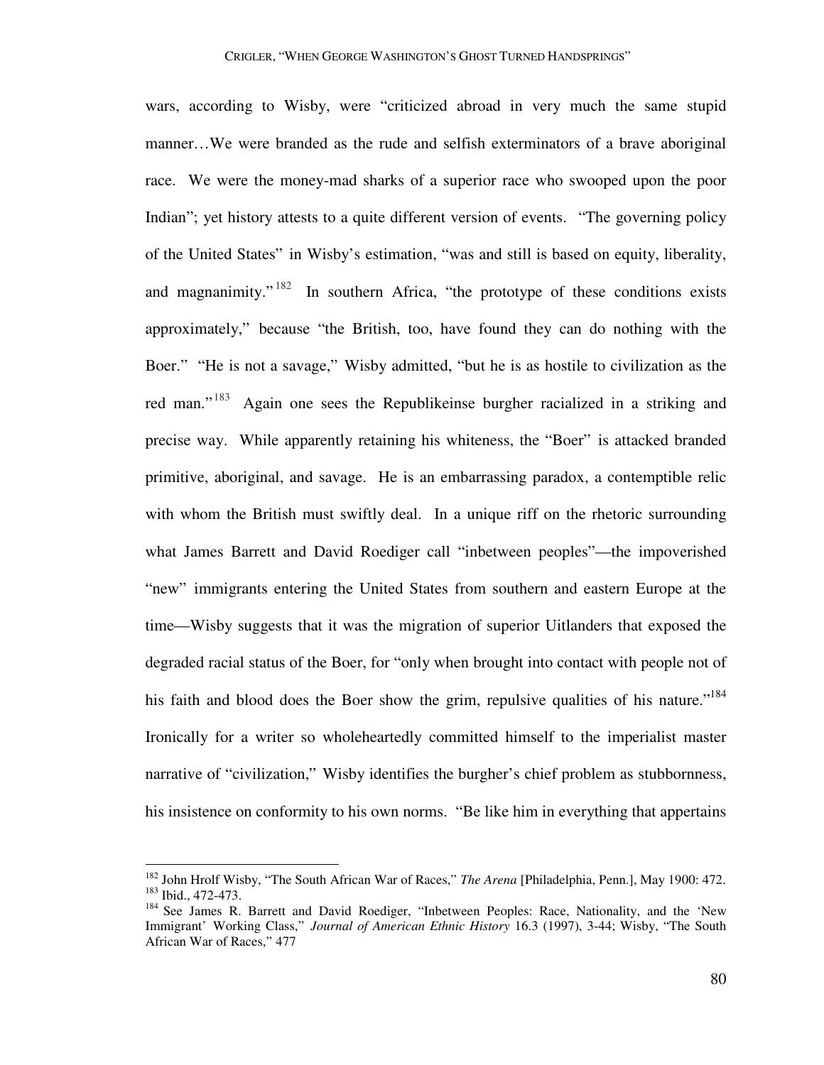wars, according to Wisby, were "criticized abroad in very much the same stupid manner…We were branded as the rude and selfish exterminators of a brave aboriginal race. We were the money-mad sharks of a superior race who swooped upon the poor Indian"; yet history attests to a quite different version of events. "The governing policy of the United States" in Wisby's estimation, "was and still is based on equity, liberality, and magnanimity."[182] In southern Africa, "the prototype of these conditions exists approximately," because "the British, too, have found they can do nothing with the Boer." "He is not a savage," Wisby admitted, "but he is as hostile to civilization as the red man."[183] Again one sees the Republikeinse burgher racialized in a striking and precise way. While apparently retaining his whiteness, the "Boer" is attacked branded primitive, aboriginal, and savage. He is an embarrassing paradox, a contemptible relic with whom the British must swiftly deal. In a unique riff on the rhetoric surrounding what James Barrett and David Roediger call "inbetween peoples"—the impoverished "new" immigrants entering the United States from southern and eastern Europe at the time—Wisby suggests that it was the migration of superior Uitlanders that exposed the degraded racial status of the Boer, for "only when brought into contact with people not of his faith and blood does the Boer show the grim, repulsive qualities of his nature."[184] Ironically for a writer so wholeheartedly committed himself to the imperialist master narrative of "civilization," Wisby identifies the burgher's chief problem as stubbornness, his insistence on conformity to his own norms. "Be like him in everything that appertains

---

[182] John Hrolf Wisby, "The South African War of Races," *The Arena* [Philadelphia, Penn.], May 1900: 472.
[183] Ibid., 472-473.
[184] See James R. Barrett and David Roediger, "Inbetween Peoples: Race, Nationality, and the 'New Immigrant' Working Class," *Journal of American Ethnic History* 16.3 (1997), 3-44; Wisby, "The South African War of Races," 477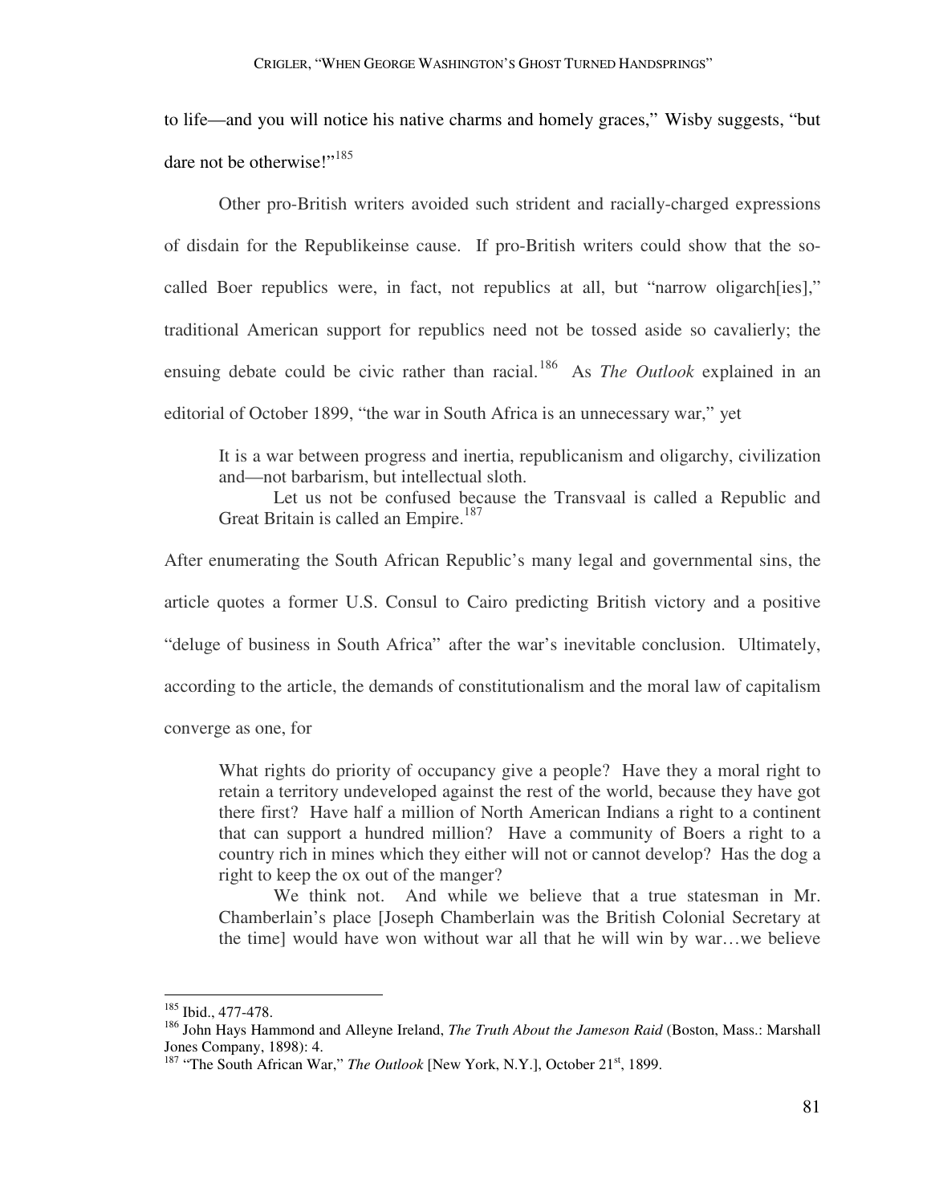to life—and you will notice his native charms and homely graces," Wisby suggests, "but dare not be otherwise!"[185]

Other pro-British writers avoided such strident and racially-charged expressions of disdain for the Republikeinse cause. If pro-British writers could show that the so-called Boer republics were, in fact, not republics at all, but "narrow oligarch[ies]," traditional American support for republics need not be tossed aside so cavalierly; the ensuing debate could be civic rather than racial.[186] As *The Outlook* explained in an editorial of October 1899, "the war in South Africa is an unnecessary war," yet

> It is a war between progress and inertia, republicanism and oligarchy, civilization and—not barbarism, but intellectual sloth.
>
> Let us not be confused because the Transvaal is called a Republic and Great Britain is called an Empire.[187]

After enumerating the South African Republic's many legal and governmental sins, the article quotes a former U.S. Consul to Cairo predicting British victory and a positive "deluge of business in South Africa" after the war's inevitable conclusion. Ultimately, according to the article, the demands of constitutionalism and the moral law of capitalism converge as one, for

> What rights do priority of occupancy give a people? Have they a moral right to retain a territory undeveloped against the rest of the world, because they have got there first? Have half a million of North American Indians a right to a continent that can support a hundred million? Have a community of Boers a right to a country rich in mines which they either will not or cannot develop? Has the dog a right to keep the ox out of the manger?
>
> We think not. And while we believe that a true statesman in Mr. Chamberlain's place [Joseph Chamberlain was the British Colonial Secretary at the time] would have won without war all that he will win by war…we believe

---

[185] Ibid., 477-478.

[186] John Hays Hammond and Alleyne Ireland, *The Truth About the Jameson Raid* (Boston, Mass.: Marshall Jones Company, 1898): 4.

[187] "The South African War," *The Outlook* [New York, N.Y.], October 21st, 1899.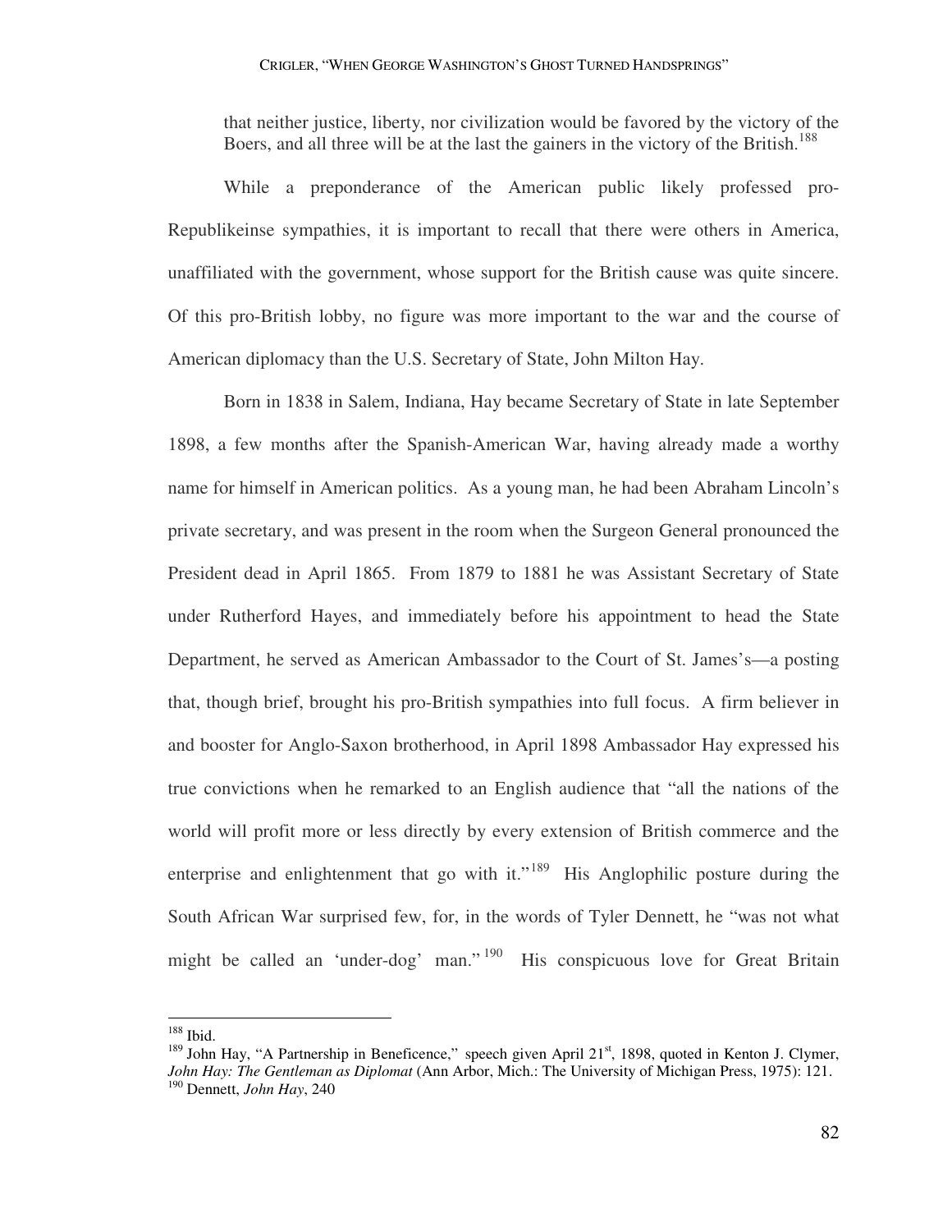that neither justice, liberty, nor civilization would be favored by the victory of the Boers, and all three will be at the last the gainers in the victory of the British.[188]

While a preponderance of the American public likely professed pro-Republikeinse sympathies, it is important to recall that there were others in America, unaffiliated with the government, whose support for the British cause was quite sincere. Of this pro-British lobby, no figure was more important to the war and the course of American diplomacy than the U.S. Secretary of State, John Milton Hay.

Born in 1838 in Salem, Indiana, Hay became Secretary of State in late September 1898, a few months after the Spanish-American War, having already made a worthy name for himself in American politics. As a young man, he had been Abraham Lincoln's private secretary, and was present in the room when the Surgeon General pronounced the President dead in April 1865. From 1879 to 1881 he was Assistant Secretary of State under Rutherford Hayes, and immediately before his appointment to head the State Department, he served as American Ambassador to the Court of St. James's—a posting that, though brief, brought his pro-British sympathies into full focus. A firm believer in and booster for Anglo-Saxon brotherhood, in April 1898 Ambassador Hay expressed his true convictions when he remarked to an English audience that "all the nations of the world will profit more or less directly by every extension of British commerce and the enterprise and enlightenment that go with it."[189] His Anglophilic posture during the South African War surprised few, for, in the words of Tyler Dennett, he "was not what might be called an 'under-dog' man."[190] His conspicuous love for Great Britain

---

[188] Ibid.

[189] John Hay, "A Partnership in Beneficence," speech given April 21st, 1898, quoted in Kenton J. Clymer, *John Hay: The Gentleman as Diplomat* (Ann Arbor, Mich.: The University of Michigan Press, 1975): 121.

[190] Dennett, *John Hay*, 240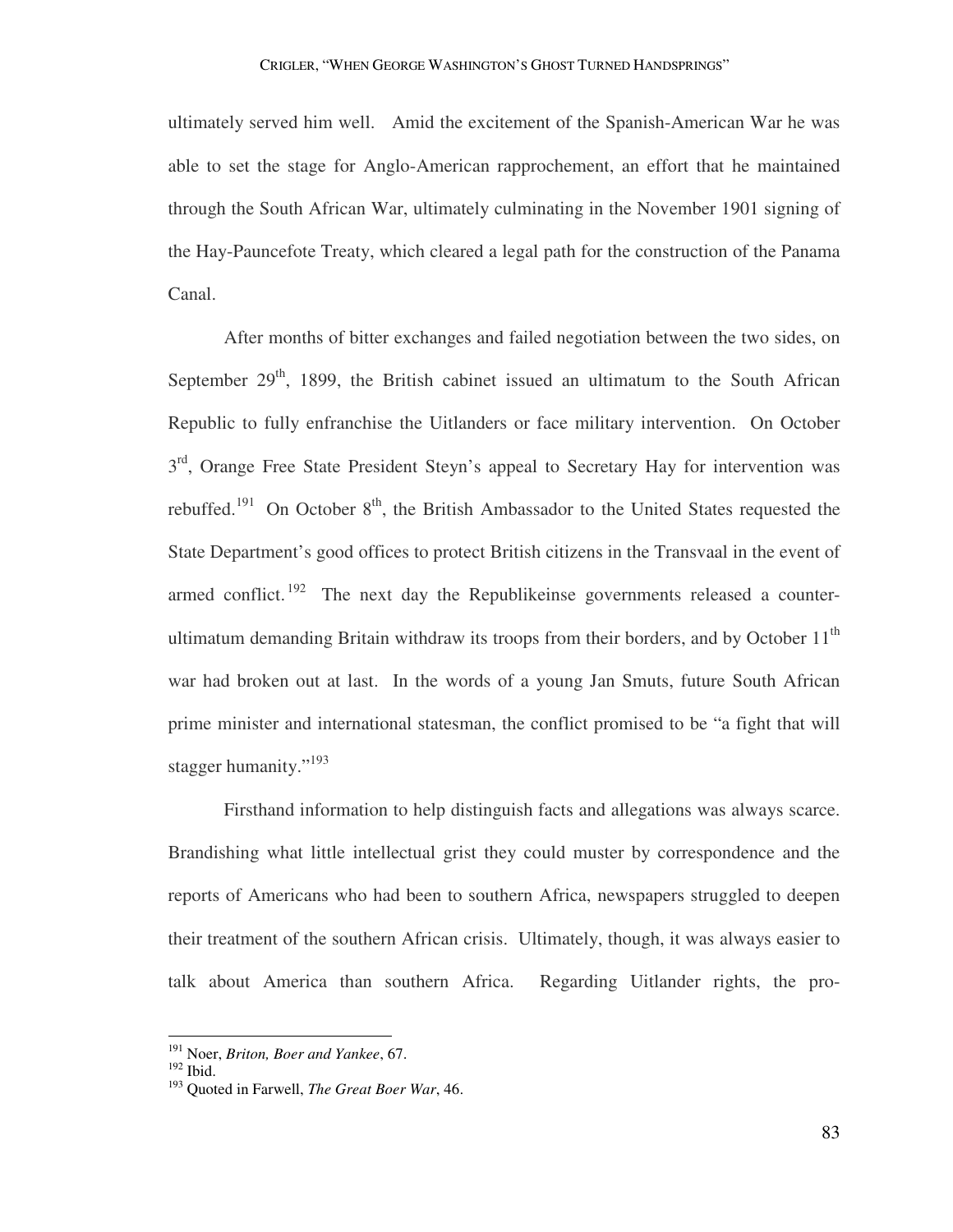ultimately served him well. Amid the excitement of the Spanish-American War he was able to set the stage for Anglo-American rapprochement, an effort that he maintained through the South African War, ultimately culminating in the November 1901 signing of the Hay-Pauncefote Treaty, which cleared a legal path for the construction of the Panama Canal.

After months of bitter exchanges and failed negotiation between the two sides, on September 29th, 1899, the British cabinet issued an ultimatum to the South African Republic to fully enfranchise the Uitlanders or face military intervention. On October 3rd, Orange Free State President Steyn's appeal to Secretary Hay for intervention was rebuffed.[191] On October 8th, the British Ambassador to the United States requested the State Department's good offices to protect British citizens in the Transvaal in the event of armed conflict.[192] The next day the Republikeinse governments released a counter-ultimatum demanding Britain withdraw its troops from their borders, and by October 11th war had broken out at last. In the words of a young Jan Smuts, future South African prime minister and international statesman, the conflict promised to be "a fight that will stagger humanity."[193]

Firsthand information to help distinguish facts and allegations was always scarce. Brandishing what little intellectual grist they could muster by correspondence and the reports of Americans who had been to southern Africa, newspapers struggled to deepen their treatment of the southern African crisis. Ultimately, though, it was always easier to talk about America than southern Africa. Regarding Uitlander rights, the pro-

---

[191] Noer, *Briton, Boer and Yankee*, 67.

[192] Ibid.

[193] Quoted in Farwell, *The Great Boer War*, 46.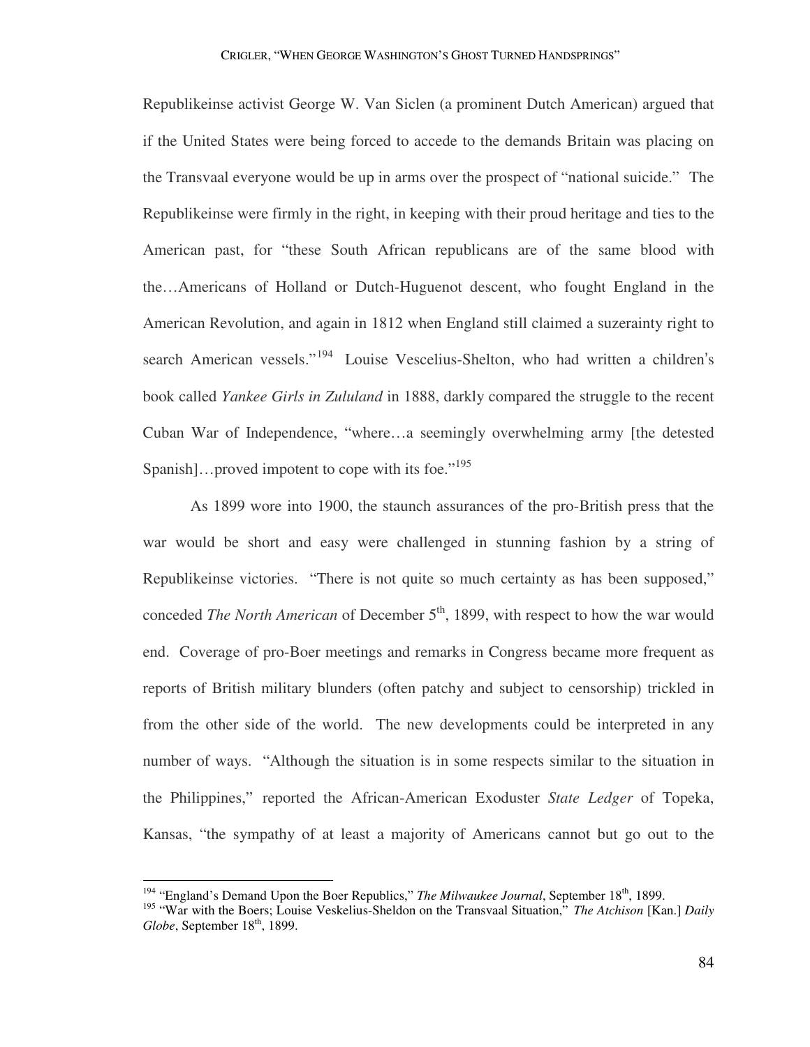Republikeinse activist George W. Van Siclen (a prominent Dutch American) argued that if the United States were being forced to accede to the demands Britain was placing on the Transvaal everyone would be up in arms over the prospect of "national suicide." The Republikeinse were firmly in the right, in keeping with their proud heritage and ties to the American past, for "these South African republicans are of the same blood with the…Americans of Holland or Dutch-Huguenot descent, who fought England in the American Revolution, and again in 1812 when England still claimed a suzerainty right to search American vessels."[194] Louise Vescelius-Shelton, who had written a children's book called *Yankee Girls in Zululand* in 1888, darkly compared the struggle to the recent Cuban War of Independence, "where…a seemingly overwhelming army [the detested Spanish]…proved impotent to cope with its foe."[195]

As 1899 wore into 1900, the staunch assurances of the pro-British press that the war would be short and easy were challenged in stunning fashion by a string of Republikeinse victories. "There is not quite so much certainty as has been supposed," conceded *The North American* of December 5th, 1899, with respect to how the war would end. Coverage of pro-Boer meetings and remarks in Congress became more frequent as reports of British military blunders (often patchy and subject to censorship) trickled in from the other side of the world. The new developments could be interpreted in any number of ways. "Although the situation is in some respects similar to the situation in the Philippines," reported the African-American Exoduster *State Ledger* of Topeka, Kansas, "the sympathy of at least a majority of Americans cannot but go out to the

---

[194] "England's Demand Upon the Boer Republics," *The Milwaukee Journal*, September 18th, 1899.

[195] "War with the Boers; Louise Veskelius-Sheldon on the Transvaal Situation," *The Atchison* [Kan.] *Daily Globe*, September 18th, 1899.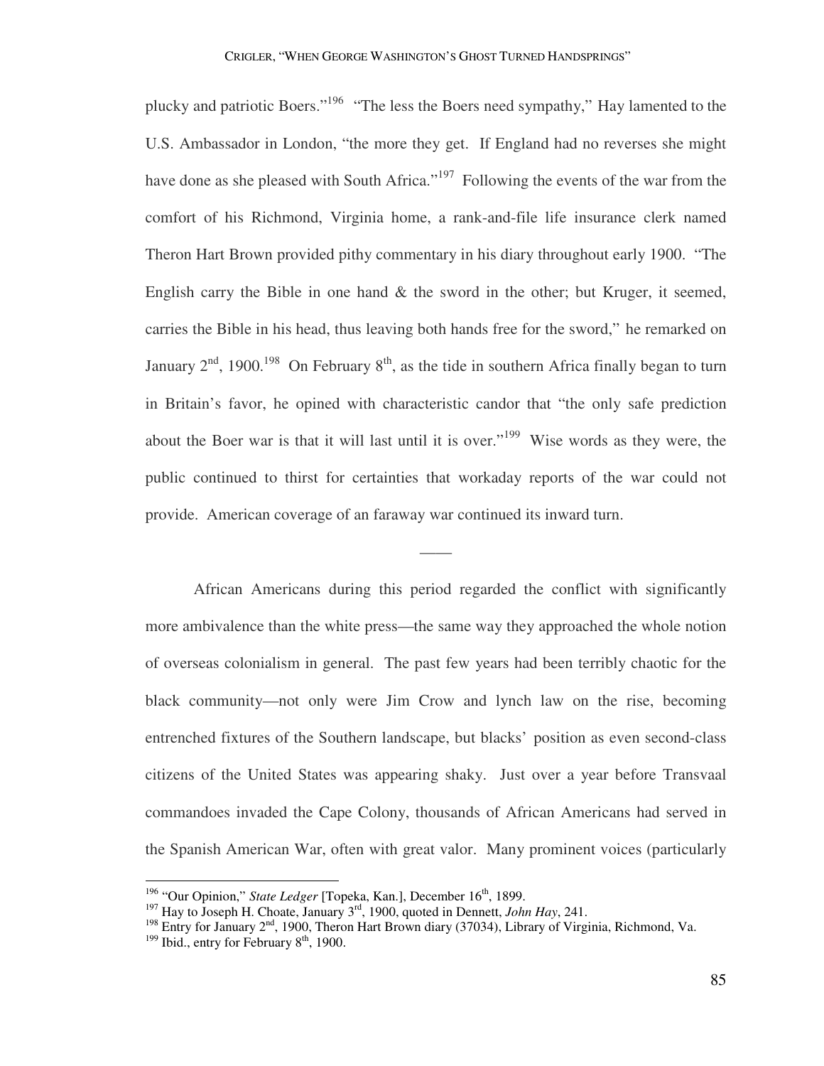plucky and patriotic Boers."[196] "The less the Boers need sympathy," Hay lamented to the U.S. Ambassador in London, "the more they get. If England had no reverses she might have done as she pleased with South Africa."[197] Following the events of the war from the comfort of his Richmond, Virginia home, a rank-and-file life insurance clerk named Theron Hart Brown provided pithy commentary in his diary throughout early 1900. "The English carry the Bible in one hand & the sword in the other; but Kruger, it seemed, carries the Bible in his head, thus leaving both hands free for the sword," he remarked on January 2nd, 1900.[198] On February 8th, as the tide in southern Africa finally began to turn in Britain's favor, he opined with characteristic candor that "the only safe prediction about the Boer war is that it will last until it is over."[199] Wise words as they were, the public continued to thirst for certainties that workaday reports of the war could not provide. American coverage of an faraway war continued its inward turn.

——

African Americans during this period regarded the conflict with significantly more ambivalence than the white press—the same way they approached the whole notion of overseas colonialism in general. The past few years had been terribly chaotic for the black community—not only were Jim Crow and lynch law on the rise, becoming entrenched fixtures of the Southern landscape, but blacks' position as even second-class citizens of the United States was appearing shaky. Just over a year before Transvaal commandoes invaded the Cape Colony, thousands of African Americans had served in the Spanish American War, often with great valor. Many prominent voices (particularly

---

[196] "Our Opinion," *State Ledger* [Topeka, Kan.], December 16th, 1899.

[197] Hay to Joseph H. Choate, January 3rd, 1900, quoted in Dennett, *John Hay*, 241.

[198] Entry for January 2nd, 1900, Theron Hart Brown diary (37034), Library of Virginia, Richmond, Va.

[199] Ibid., entry for February 8th, 1900.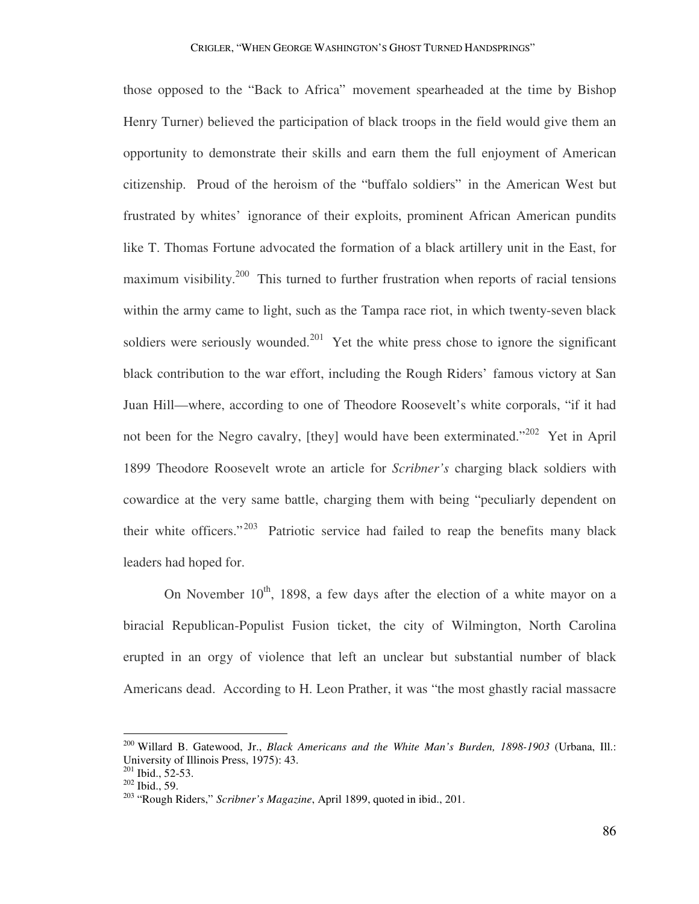those opposed to the "Back to Africa" movement spearheaded at the time by Bishop Henry Turner) believed the participation of black troops in the field would give them an opportunity to demonstrate their skills and earn them the full enjoyment of American citizenship. Proud of the heroism of the "buffalo soldiers" in the American West but frustrated by whites' ignorance of their exploits, prominent African American pundits like T. Thomas Fortune advocated the formation of a black artillery unit in the East, for maximum visibility.[200] This turned to further frustration when reports of racial tensions within the army came to light, such as the Tampa race riot, in which twenty-seven black soldiers were seriously wounded.[201] Yet the white press chose to ignore the significant black contribution to the war effort, including the Rough Riders' famous victory at San Juan Hill—where, according to one of Theodore Roosevelt's white corporals, "if it had not been for the Negro cavalry, [they] would have been exterminated."[202] Yet in April 1899 Theodore Roosevelt wrote an article for *Scribner's* charging black soldiers with cowardice at the very same battle, charging them with being "peculiarly dependent on their white officers."[203] Patriotic service had failed to reap the benefits many black leaders had hoped for.

On November 10th, 1898, a few days after the election of a white mayor on a biracial Republican-Populist Fusion ticket, the city of Wilmington, North Carolina erupted in an orgy of violence that left an unclear but substantial number of black Americans dead. According to H. Leon Prather, it was "the most ghastly racial massacre

---

[200] Willard B. Gatewood, Jr., *Black Americans and the White Man's Burden, 1898-1903* (Urbana, Ill.: University of Illinois Press, 1975): 43.

[201] Ibid., 52-53.

[202] Ibid., 59.

[203] "Rough Riders," *Scribner's Magazine*, April 1899, quoted in ibid., 201.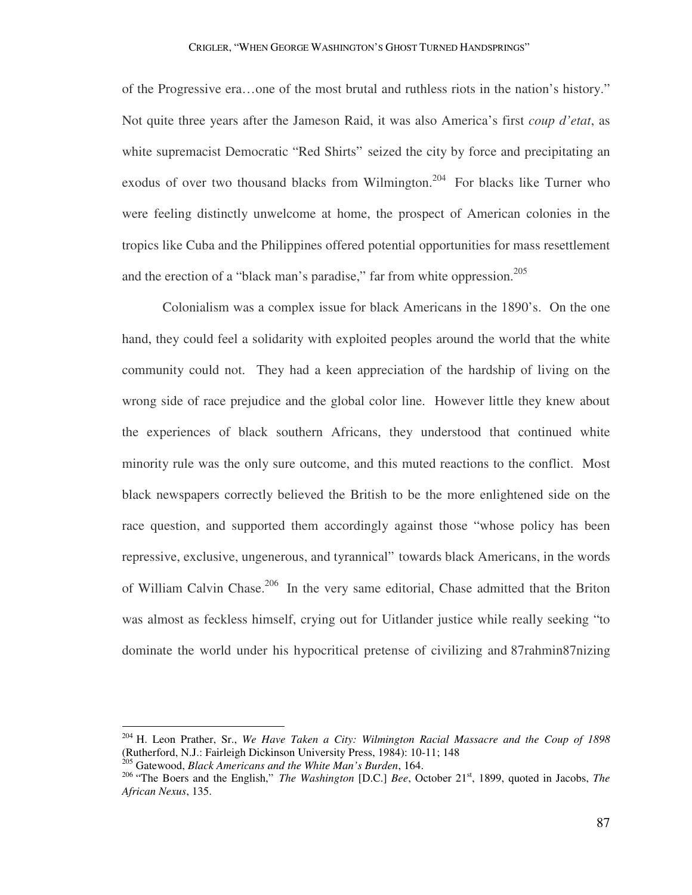of the Progressive era…one of the most brutal and ruthless riots in the nation's history." Not quite three years after the Jameson Raid, it was also America's first *coup d'etat*, as white supremacist Democratic "Red Shirts" seized the city by force and precipitating an exodus of over two thousand blacks from Wilmington.[204] For blacks like Turner who were feeling distinctly unwelcome at home, the prospect of American colonies in the tropics like Cuba and the Philippines offered potential opportunities for mass resettlement and the erection of a "black man's paradise," far from white oppression.[205]

Colonialism was a complex issue for black Americans in the 1890's. On the one hand, they could feel a solidarity with exploited peoples around the world that the white community could not. They had a keen appreciation of the hardship of living on the wrong side of race prejudice and the global color line. However little they knew about the experiences of black southern Africans, they understood that continued white minority rule was the only sure outcome, and this muted reactions to the conflict. Most black newspapers correctly believed the British to be the more enlightened side on the race question, and supported them accordingly against those "whose policy has been repressive, exclusive, ungenerous, and tyrannical" towards black Americans, in the words of William Calvin Chase.[206] In the very same editorial, Chase admitted that the Briton was almost as feckless himself, crying out for Uitlander justice while really seeking "to dominate the world under his hypocritical pretense of civilizing and 87rahmin87nizing

---

[204] H. Leon Prather, Sr., *We Have Taken a City: Wilmington Racial Massacre and the Coup of 1898* (Rutherford, N.J.: Fairleigh Dickinson University Press, 1984): 10-11; 148

[205] Gatewood, *Black Americans and the White Man's Burden*, 164.

[206] "The Boers and the English," *The Washington* [D.C.] *Bee*, October 21st, 1899, quoted in Jacobs, *The African Nexus*, 135.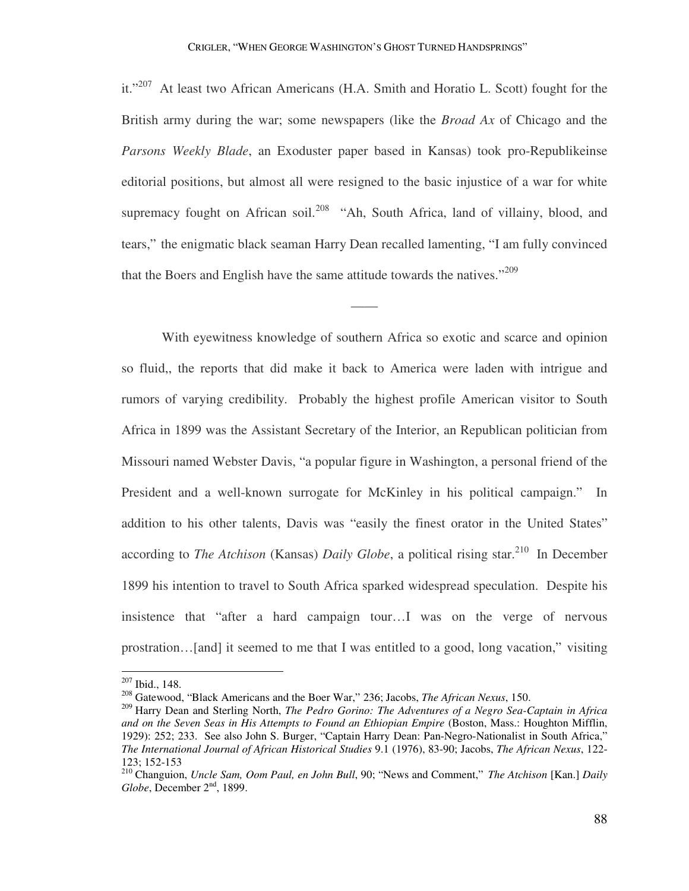it."[207] At least two African Americans (H.A. Smith and Horatio L. Scott) fought for the British army during the war; some newspapers (like the *Broad Ax* of Chicago and the *Parsons Weekly Blade*, an Exoduster paper based in Kansas) took pro-Republikeinse editorial positions, but almost all were resigned to the basic injustice of a war for white supremacy fought on African soil.[208] "Ah, South Africa, land of villainy, blood, and tears," the enigmatic black seaman Harry Dean recalled lamenting, "I am fully convinced that the Boers and English have the same attitude towards the natives."[209]

——

With eyewitness knowledge of southern Africa so exotic and scarce and opinion so fluid,, the reports that did make it back to America were laden with intrigue and rumors of varying credibility. Probably the highest profile American visitor to South Africa in 1899 was the Assistant Secretary of the Interior, an Republican politician from Missouri named Webster Davis, "a popular figure in Washington, a personal friend of the President and a well-known surrogate for McKinley in his political campaign." In addition to his other talents, Davis was "easily the finest orator in the United States" according to *The Atchison* (Kansas) *Daily Globe*, a political rising star.[210] In December 1899 his intention to travel to South Africa sparked widespread speculation. Despite his insistence that "after a hard campaign tour…I was on the verge of nervous prostration…[and] it seemed to me that I was entitled to a good, long vacation," visiting

---

[207] Ibid., 148.

[208] Gatewood, "Black Americans and the Boer War," 236; Jacobs, *The African Nexus*, 150.

[209] Harry Dean and Sterling North, *The Pedro Gorino: The Adventures of a Negro Sea-Captain in Africa and on the Seven Seas in His Attempts to Found an Ethiopian Empire* (Boston, Mass.: Houghton Mifflin, 1929): 252; 233. See also John S. Burger, "Captain Harry Dean: Pan-Negro-Nationalist in South Africa," *The International Journal of African Historical Studies* 9.1 (1976), 83-90; Jacobs, *The African Nexus*, 122-123; 152-153

[210] Changuion, *Uncle Sam, Oom Paul, en John Bull*, 90; "News and Comment," *The Atchison* [Kan.] *Daily Globe*, December 2nd, 1899.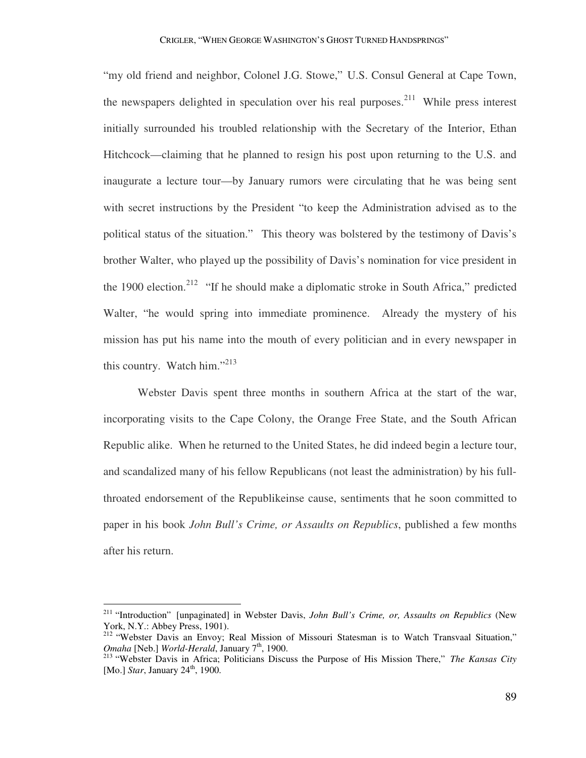"my old friend and neighbor, Colonel J.G. Stowe," U.S. Consul General at Cape Town, the newspapers delighted in speculation over his real purposes.[211] While press interest initially surrounded his troubled relationship with the Secretary of the Interior, Ethan Hitchcock—claiming that he planned to resign his post upon returning to the U.S. and inaugurate a lecture tour—by January rumors were circulating that he was being sent with secret instructions by the President "to keep the Administration advised as to the political status of the situation." This theory was bolstered by the testimony of Davis's brother Walter, who played up the possibility of Davis's nomination for vice president in the 1900 election.[212] "If he should make a diplomatic stroke in South Africa," predicted Walter, "he would spring into immediate prominence. Already the mystery of his mission has put his name into the mouth of every politician and in every newspaper in this country. Watch him."[213]

Webster Davis spent three months in southern Africa at the start of the war, incorporating visits to the Cape Colony, the Orange Free State, and the South African Republic alike. When he returned to the United States, he did indeed begin a lecture tour, and scandalized many of his fellow Republicans (not least the administration) by his full-throated endorsement of the Republikeinse cause, sentiments that he soon committed to paper in his book *John Bull's Crime, or Assaults on Republics*, published a few months after his return.

---

[211] "Introduction" [unpaginated] in Webster Davis, *John Bull's Crime, or, Assaults on Republics* (New York, N.Y.: Abbey Press, 1901).

[212] "Webster Davis an Envoy; Real Mission of Missouri Statesman is to Watch Transvaal Situation," *Omaha* [Neb.] *World-Herald*, January 7th, 1900.

[213] "Webster Davis in Africa; Politicians Discuss the Purpose of His Mission There," *The Kansas City* [Mo.] *Star*, January 24th, 1900.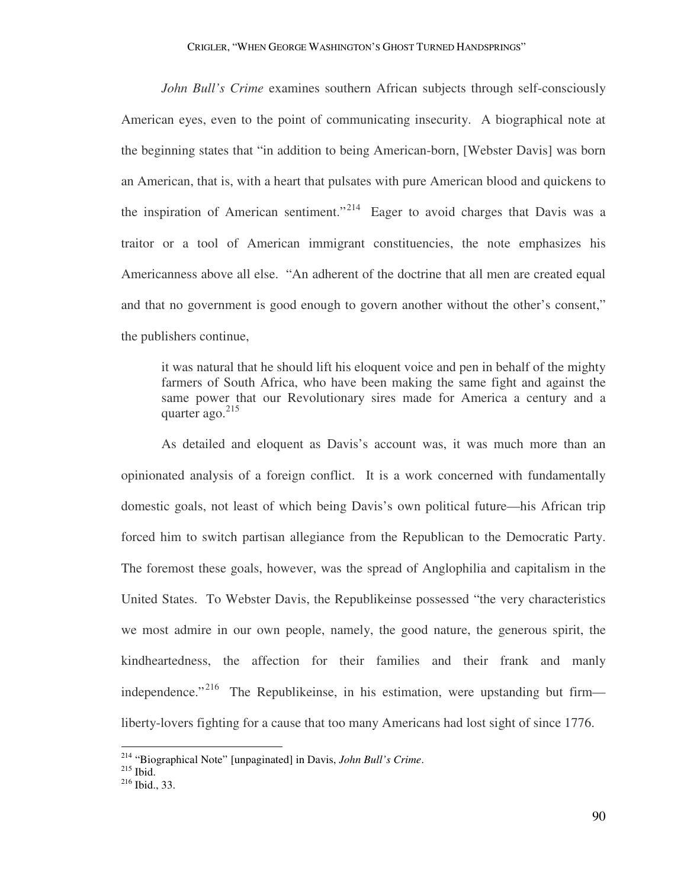*John Bull's Crime* examines southern African subjects through self-consciously American eyes, even to the point of communicating insecurity. A biographical note at the beginning states that "in addition to being American-born, [Webster Davis] was born an American, that is, with a heart that pulsates with pure American blood and quickens to the inspiration of American sentiment."[214] Eager to avoid charges that Davis was a traitor or a tool of American immigrant constituencies, the note emphasizes his Americanness above all else. "An adherent of the doctrine that all men are created equal and that no government is good enough to govern another without the other's consent," the publishers continue,

> it was natural that he should lift his eloquent voice and pen in behalf of the mighty farmers of South Africa, who have been making the same fight and against the same power that our Revolutionary sires made for America a century and a quarter ago.[215]

As detailed and eloquent as Davis's account was, it was much more than an opinionated analysis of a foreign conflict. It is a work concerned with fundamentally domestic goals, not least of which being Davis's own political future—his African trip forced him to switch partisan allegiance from the Republican to the Democratic Party. The foremost these goals, however, was the spread of Anglophilia and capitalism in the United States. To Webster Davis, the Republikeinse possessed "the very characteristics we most admire in our own people, namely, the good nature, the generous spirit, the kindheartedness, the affection for their families and their frank and manly independence."[216] The Republikeinse, in his estimation, were upstanding but firm—liberty-lovers fighting for a cause that too many Americans had lost sight of since 1776.

---

[214] "Biographical Note" [unpaginated] in Davis, *John Bull's Crime*.
[215] Ibid.
[216] Ibid., 33.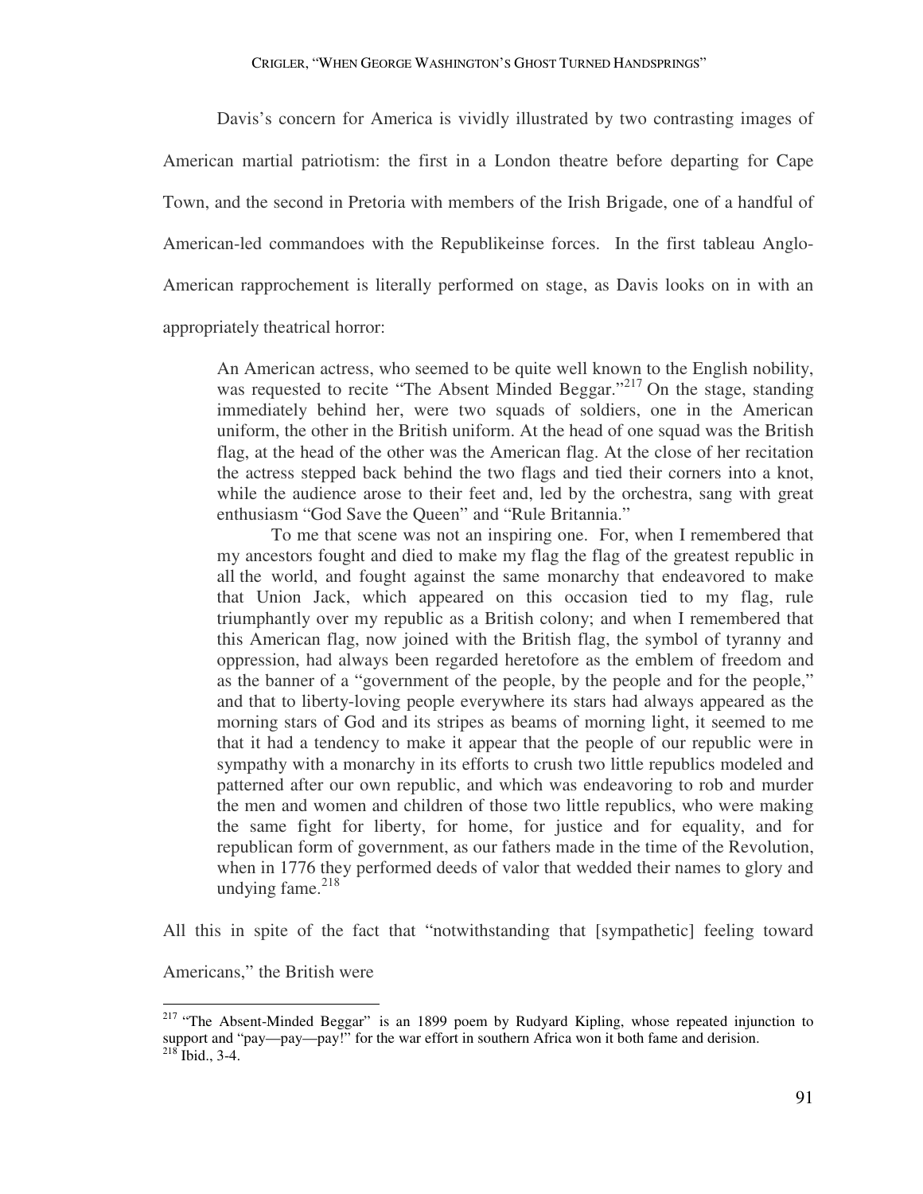Davis's concern for America is vividly illustrated by two contrasting images of American martial patriotism: the first in a London theatre before departing for Cape Town, and the second in Pretoria with members of the Irish Brigade, one of a handful of American-led commandoes with the Republikeinse forces. In the first tableau Anglo-American rapprochement is literally performed on stage, as Davis looks on in with an appropriately theatrical horror:

> An American actress, who seemed to be quite well known to the English nobility, was requested to recite "The Absent Minded Beggar."[217] On the stage, standing immediately behind her, were two squads of soldiers, one in the American uniform, the other in the British uniform. At the head of one squad was the British flag, at the head of the other was the American flag. At the close of her recitation the actress stepped back behind the two flags and tied their corners into a knot, while the audience arose to their feet and, led by the orchestra, sang with great enthusiasm "God Save the Queen" and "Rule Britannia."
>
> To me that scene was not an inspiring one. For, when I remembered that my ancestors fought and died to make my flag the flag of the greatest republic in all the world, and fought against the same monarchy that endeavored to make that Union Jack, which appeared on this occasion tied to my flag, rule triumphantly over my republic as a British colony; and when I remembered that this American flag, now joined with the British flag, the symbol of tyranny and oppression, had always been regarded heretofore as the emblem of freedom and as the banner of a "government of the people, by the people and for the people," and that to liberty-loving people everywhere its stars had always appeared as the morning stars of God and its stripes as beams of morning light, it seemed to me that it had a tendency to make it appear that the people of our republic were in sympathy with a monarchy in its efforts to crush two little republics modeled and patterned after our own republic, and which was endeavoring to rob and murder the men and women and children of those two little republics, who were making the same fight for liberty, for home, for justice and for equality, and for republican form of government, as our fathers made in the time of the Revolution, when in 1776 they performed deeds of valor that wedded their names to glory and undying fame.[218]

All this in spite of the fact that "notwithstanding that [sympathetic] feeling toward Americans," the British were

---

[217] "The Absent-Minded Beggar" is an 1899 poem by Rudyard Kipling, whose repeated injunction to support and "pay—pay—pay!" for the war effort in southern Africa won it both fame and derision.

[218] Ibid., 3-4.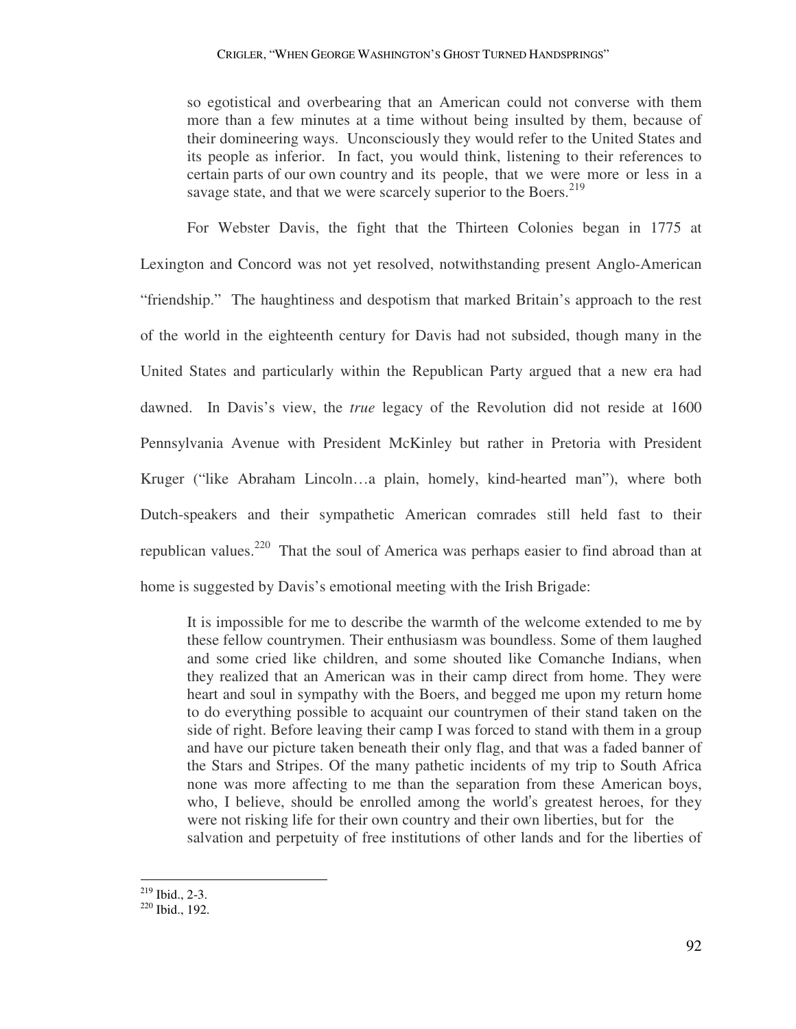> so egotistical and overbearing that an American could not converse with them more than a few minutes at a time without being insulted by them, because of their domineering ways. Unconsciously they would refer to the United States and its people as inferior. In fact, you would think, listening to their references to certain parts of our own country and its people, that we were more or less in a savage state, and that we were scarcely superior to the Boers.[219]

For Webster Davis, the fight that the Thirteen Colonies began in 1775 at Lexington and Concord was not yet resolved, notwithstanding present Anglo-American "friendship." The haughtiness and despotism that marked Britain's approach to the rest of the world in the eighteenth century for Davis had not subsided, though many in the United States and particularly within the Republican Party argued that a new era had dawned. In Davis's view, the *true* legacy of the Revolution did not reside at 1600 Pennsylvania Avenue with President McKinley but rather in Pretoria with President Kruger ("like Abraham Lincoln…a plain, homely, kind-hearted man"), where both Dutch-speakers and their sympathetic American comrades still held fast to their republican values.[220] That the soul of America was perhaps easier to find abroad than at home is suggested by Davis's emotional meeting with the Irish Brigade:

> It is impossible for me to describe the warmth of the welcome extended to me by these fellow countrymen. Their enthusiasm was boundless. Some of them laughed and some cried like children, and some shouted like Comanche Indians, when they realized that an American was in their camp direct from home. They were heart and soul in sympathy with the Boers, and begged me upon my return home to do everything possible to acquaint our countrymen of their stand taken on the side of right. Before leaving their camp I was forced to stand with them in a group and have our picture taken beneath their only flag, and that was a faded banner of the Stars and Stripes. Of the many pathetic incidents of my trip to South Africa none was more affecting to me than the separation from these American boys, who, I believe, should be enrolled among the world's greatest heroes, for they were not risking life for their own country and their own liberties, but for the salvation and perpetuity of free institutions of other lands and for the liberties of

---

[219] Ibid., 2-3.

[220] Ibid., 192.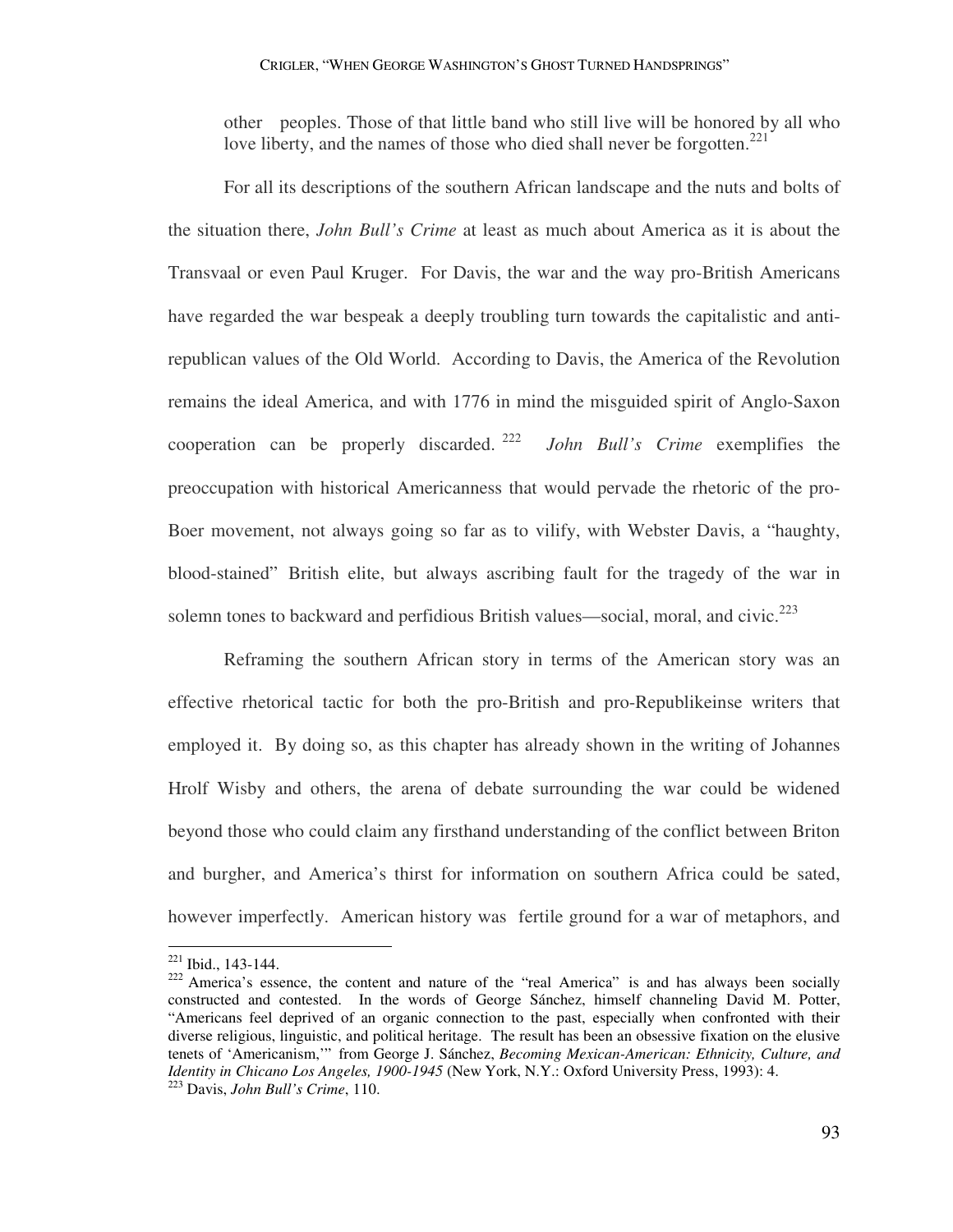other peoples. Those of that little band who still live will be honored by all who love liberty, and the names of those who died shall never be forgotten.[221]

For all its descriptions of the southern African landscape and the nuts and bolts of the situation there, *John Bull's Crime* at least as much about America as it is about the Transvaal or even Paul Kruger. For Davis, the war and the way pro-British Americans have regarded the war bespeak a deeply troubling turn towards the capitalistic and anti-republican values of the Old World. According to Davis, the America of the Revolution remains the ideal America, and with 1776 in mind the misguided spirit of Anglo-Saxon cooperation can be properly discarded.[222] *John Bull's Crime* exemplifies the preoccupation with historical Americanness that would pervade the rhetoric of the pro-Boer movement, not always going so far as to vilify, with Webster Davis, a "haughty, blood-stained" British elite, but always ascribing fault for the tragedy of the war in solemn tones to backward and perfidious British values—social, moral, and civic.[223]

Reframing the southern African story in terms of the American story was an effective rhetorical tactic for both the pro-British and pro-Republikeinse writers that employed it. By doing so, as this chapter has already shown in the writing of Johannes Hrolf Wisby and others, the arena of debate surrounding the war could be widened beyond those who could claim any firsthand understanding of the conflict between Briton and burgher, and America's thirst for information on southern Africa could be sated, however imperfectly. American history was fertile ground for a war of metaphors, and

[221] Ibid., 143-144.

[222] America's essence, the content and nature of the "real America" is and has always been socially constructed and contested. In the words of George Sánchez, himself channeling David M. Potter, "Americans feel deprived of an organic connection to the past, especially when confronted with their diverse religious, linguistic, and political heritage. The result has been an obsessive fixation on the elusive tenets of 'Americanism,'" from George J. Sánchez, *Becoming Mexican-American: Ethnicity, Culture, and Identity in Chicano Los Angeles, 1900-1945* (New York, N.Y.: Oxford University Press, 1993): 4.

[223] Davis, *John Bull's Crime*, 110.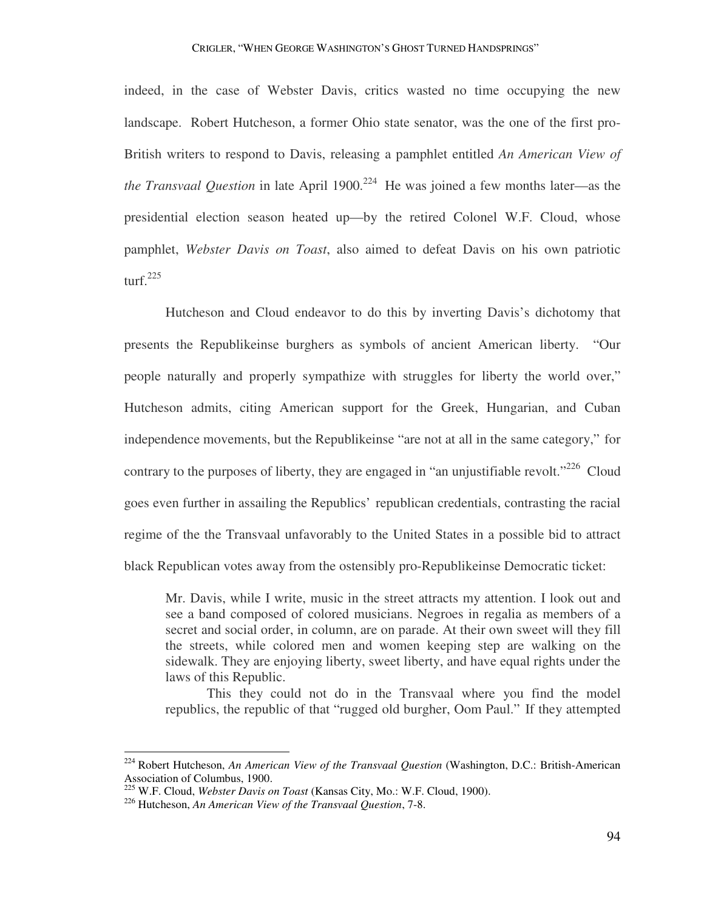indeed, in the case of Webster Davis, critics wasted no time occupying the new landscape. Robert Hutcheson, a former Ohio state senator, was the one of the first pro-British writers to respond to Davis, releasing a pamphlet entitled *An American View of the Transvaal Question* in late April 1900.[224] He was joined a few months later—as the presidential election season heated up—by the retired Colonel W.F. Cloud, whose pamphlet, *Webster Davis on Toast*, also aimed to defeat Davis on his own patriotic turf.[225]

Hutcheson and Cloud endeavor to do this by inverting Davis's dichotomy that presents the Republikeinse burghers as symbols of ancient American liberty. "Our people naturally and properly sympathize with struggles for liberty the world over," Hutcheson admits, citing American support for the Greek, Hungarian, and Cuban independence movements, but the Republikeinse "are not at all in the same category," for contrary to the purposes of liberty, they are engaged in "an unjustifiable revolt."[226] Cloud goes even further in assailing the Republics' republican credentials, contrasting the racial regime of the the Transvaal unfavorably to the United States in a possible bid to attract black Republican votes away from the ostensibly pro-Republikeinse Democratic ticket:

> Mr. Davis, while I write, music in the street attracts my attention. I look out and see a band composed of colored musicians. Negroes in regalia as members of a secret and social order, in column, are on parade. At their own sweet will they fill the streets, while colored men and women keeping step are walking on the sidewalk. They are enjoying liberty, sweet liberty, and have equal rights under the laws of this Republic.
>
> This they could not do in the Transvaal where you find the model republics, the republic of that "rugged old burgher, Oom Paul." If they attempted

---

[224] Robert Hutcheson, *An American View of the Transvaal Question* (Washington, D.C.: British-American Association of Columbus, 1900.

[225] W.F. Cloud, *Webster Davis on Toast* (Kansas City, Mo.: W.F. Cloud, 1900).

[226] Hutcheson, *An American View of the Transvaal Question*, 7-8.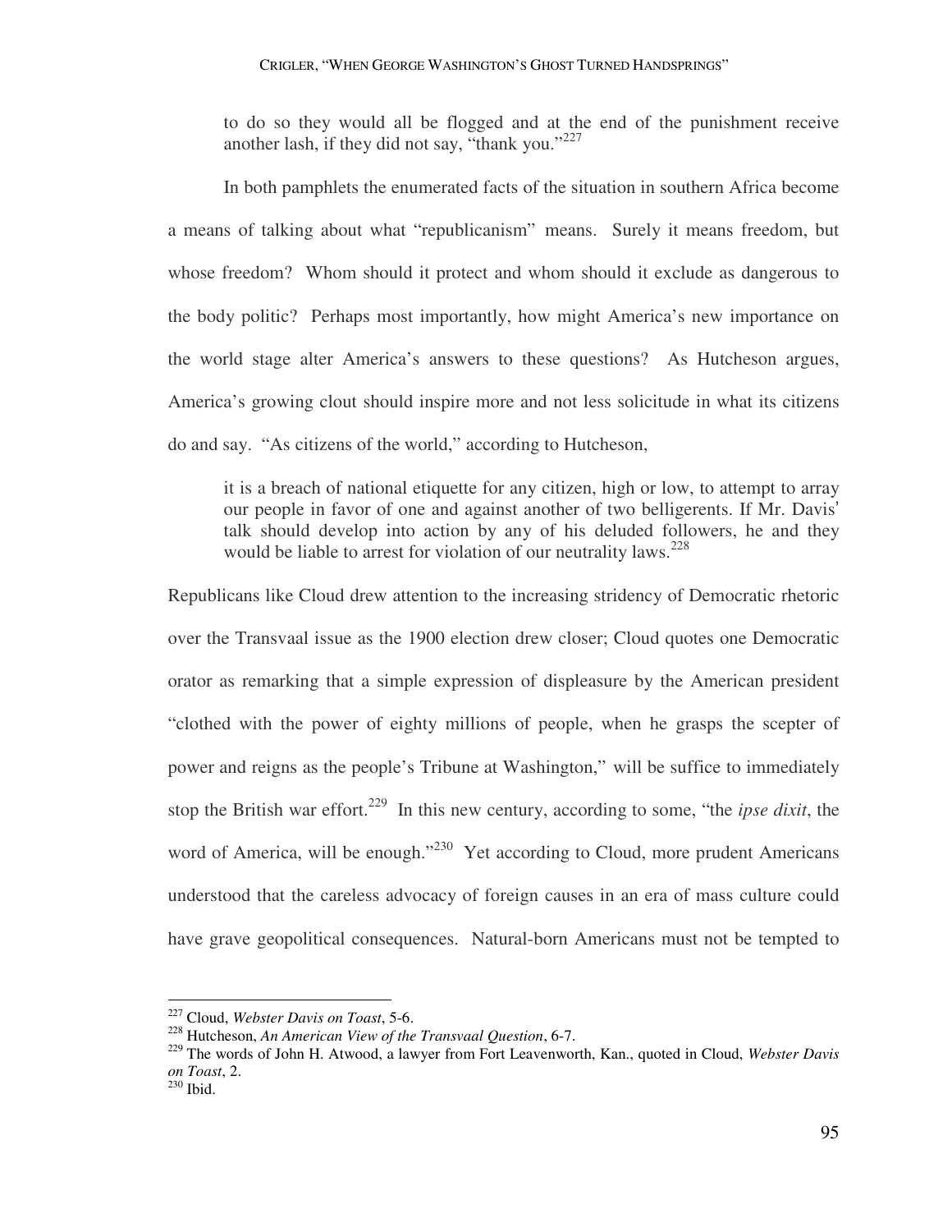to do so they would all be flogged and at the end of the punishment receive another lash, if they did not say, "thank you."[227]

In both pamphlets the enumerated facts of the situation in southern Africa become a means of talking about what "republicanism" means. Surely it means freedom, but whose freedom? Whom should it protect and whom should it exclude as dangerous to the body politic? Perhaps most importantly, how might America's new importance on the world stage alter America's answers to these questions? As Hutcheson argues, America's growing clout should inspire more and not less solicitude in what its citizens do and say. "As citizens of the world," according to Hutcheson,

> it is a breach of national etiquette for any citizen, high or low, to attempt to array our people in favor of one and against another of two belligerents. If Mr. Davis' talk should develop into action by any of his deluded followers, he and they would be liable to arrest for violation of our neutrality laws.[228]

Republicans like Cloud drew attention to the increasing stridency of Democratic rhetoric over the Transvaal issue as the 1900 election drew closer; Cloud quotes one Democratic orator as remarking that a simple expression of displeasure by the American president "clothed with the power of eighty millions of people, when he grasps the scepter of power and reigns as the people's Tribune at Washington," will be suffice to immediately stop the British war effort.[229] In this new century, according to some, "the *ipse dixit*, the word of America, will be enough."[230] Yet according to Cloud, more prudent Americans understood that the careless advocacy of foreign causes in an era of mass culture could have grave geopolitical consequences. Natural-born Americans must not be tempted to

---

[227] Cloud, *Webster Davis on Toast*, 5-6.

[228] Hutcheson, *An American View of the Transvaal Question*, 6-7.

[229] The words of John H. Atwood, a lawyer from Fort Leavenworth, Kan., quoted in Cloud, *Webster Davis on Toast*, 2.

[230] Ibid.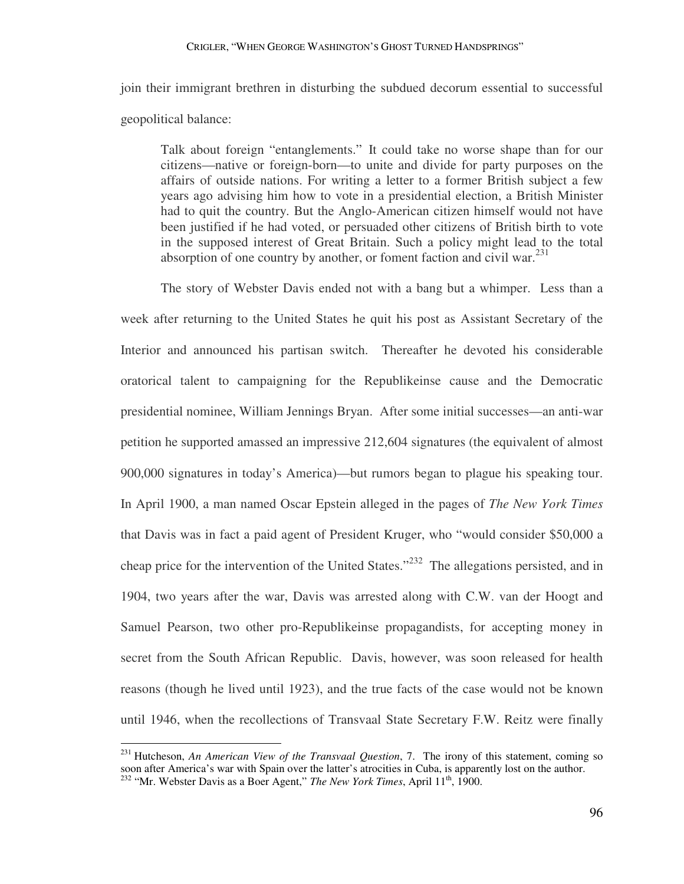join their immigrant brethren in disturbing the subdued decorum essential to successful geopolitical balance:

> Talk about foreign "entanglements." It could take no worse shape than for our citizens—native or foreign-born—to unite and divide for party purposes on the affairs of outside nations. For writing a letter to a former British subject a few years ago advising him how to vote in a presidential election, a British Minister had to quit the country. But the Anglo-American citizen himself would not have been justified if he had voted, or persuaded other citizens of British birth to vote in the supposed interest of Great Britain. Such a policy might lead to the total absorption of one country by another, or foment faction and civil war.[231]

The story of Webster Davis ended not with a bang but a whimper. Less than a week after returning to the United States he quit his post as Assistant Secretary of the Interior and announced his partisan switch. Thereafter he devoted his considerable oratorical talent to campaigning for the Republikeinse cause and the Democratic presidential nominee, William Jennings Bryan. After some initial successes—an anti-war petition he supported amassed an impressive 212,604 signatures (the equivalent of almost 900,000 signatures in today's America)—but rumors began to plague his speaking tour. In April 1900, a man named Oscar Epstein alleged in the pages of *The New York Times* that Davis was in fact a paid agent of President Kruger, who "would consider $50,000 a cheap price for the intervention of the United States."[232] The allegations persisted, and in 1904, two years after the war, Davis was arrested along with C.W. van der Hoogt and Samuel Pearson, two other pro-Republikeinse propagandists, for accepting money in secret from the South African Republic. Davis, however, was soon released for health reasons (though he lived until 1923), and the true facts of the case would not be known until 1946, when the recollections of Transvaal State Secretary F.W. Reitz were finally

---

[231] Hutcheson, *An American View of the Transvaal Question*, 7. The irony of this statement, coming so soon after America's war with Spain over the latter's atrocities in Cuba, is apparently lost on the author.

[232] "Mr. Webster Davis as a Boer Agent," *The New York Times*, April 11th, 1900.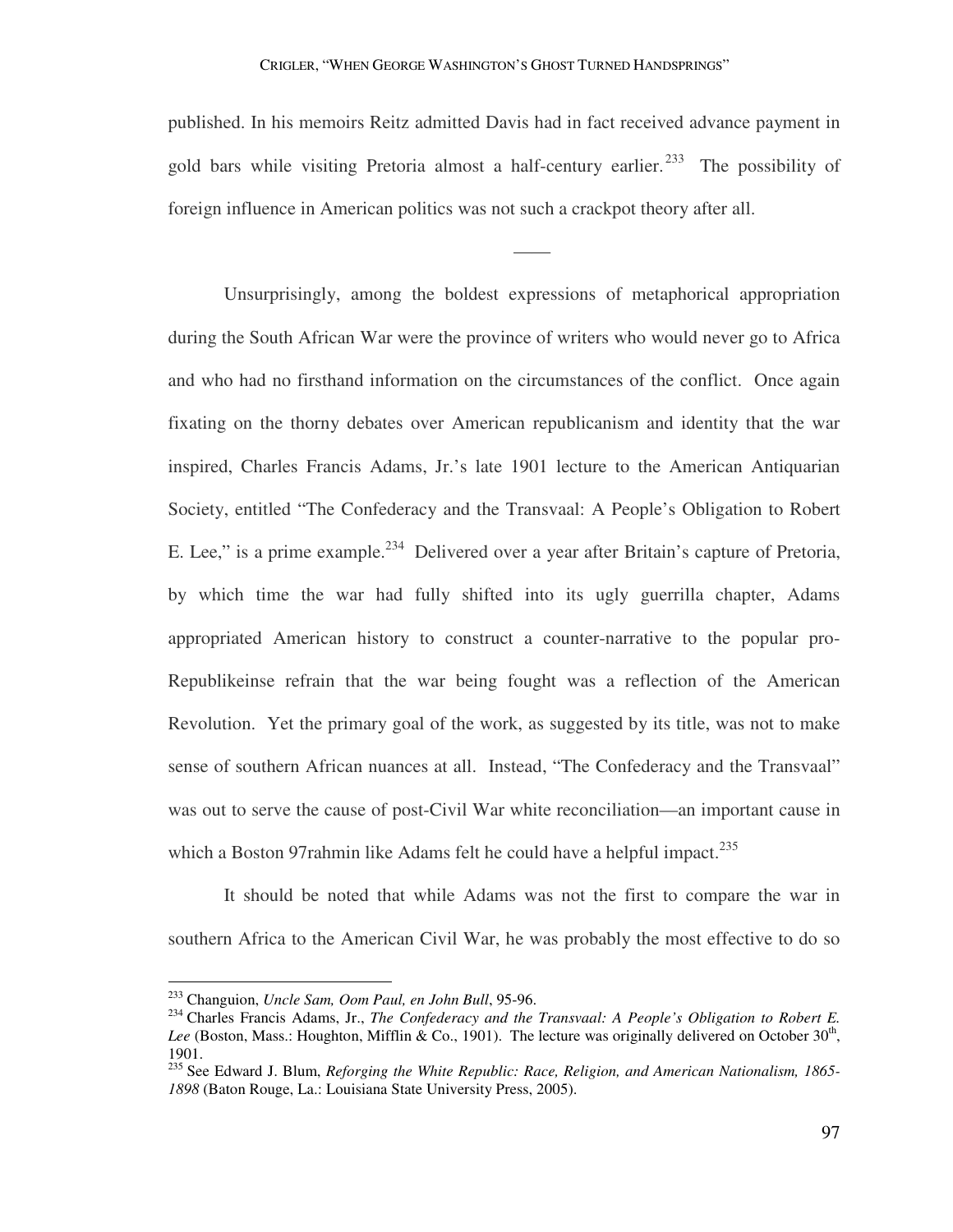published. In his memoirs Reitz admitted Davis had in fact received advance payment in gold bars while visiting Pretoria almost a half-century earlier.[233] The possibility of foreign influence in American politics was not such a crackpot theory after all.

——

Unsurprisingly, among the boldest expressions of metaphorical appropriation during the South African War were the province of writers who would never go to Africa and who had no firsthand information on the circumstances of the conflict. Once again fixating on the thorny debates over American republicanism and identity that the war inspired, Charles Francis Adams, Jr.'s late 1901 lecture to the American Antiquarian Society, entitled "The Confederacy and the Transvaal: A People's Obligation to Robert E. Lee," is a prime example.[234] Delivered over a year after Britain's capture of Pretoria, by which time the war had fully shifted into its ugly guerrilla chapter, Adams appropriated American history to construct a counter-narrative to the popular pro-Republikeinse refrain that the war being fought was a reflection of the American Revolution. Yet the primary goal of the work, as suggested by its title, was not to make sense of southern African nuances at all. Instead, "The Confederacy and the Transvaal" was out to serve the cause of post-Civil War white reconciliation—an important cause in which a Boston 97rahmin like Adams felt he could have a helpful impact.[235]

It should be noted that while Adams was not the first to compare the war in southern Africa to the American Civil War, he was probably the most effective to do so

---

[233] Changuion, *Uncle Sam, Oom Paul, en John Bull*, 95-96.

[234] Charles Francis Adams, Jr., *The Confederacy and the Transvaal: A People's Obligation to Robert E. Lee* (Boston, Mass.: Houghton, Mifflin & Co., 1901). The lecture was originally delivered on October 30th, 1901.

[235] See Edward J. Blum, *Reforging the White Republic: Race, Religion, and American Nationalism, 1865-1898* (Baton Rouge, La.: Louisiana State University Press, 2005).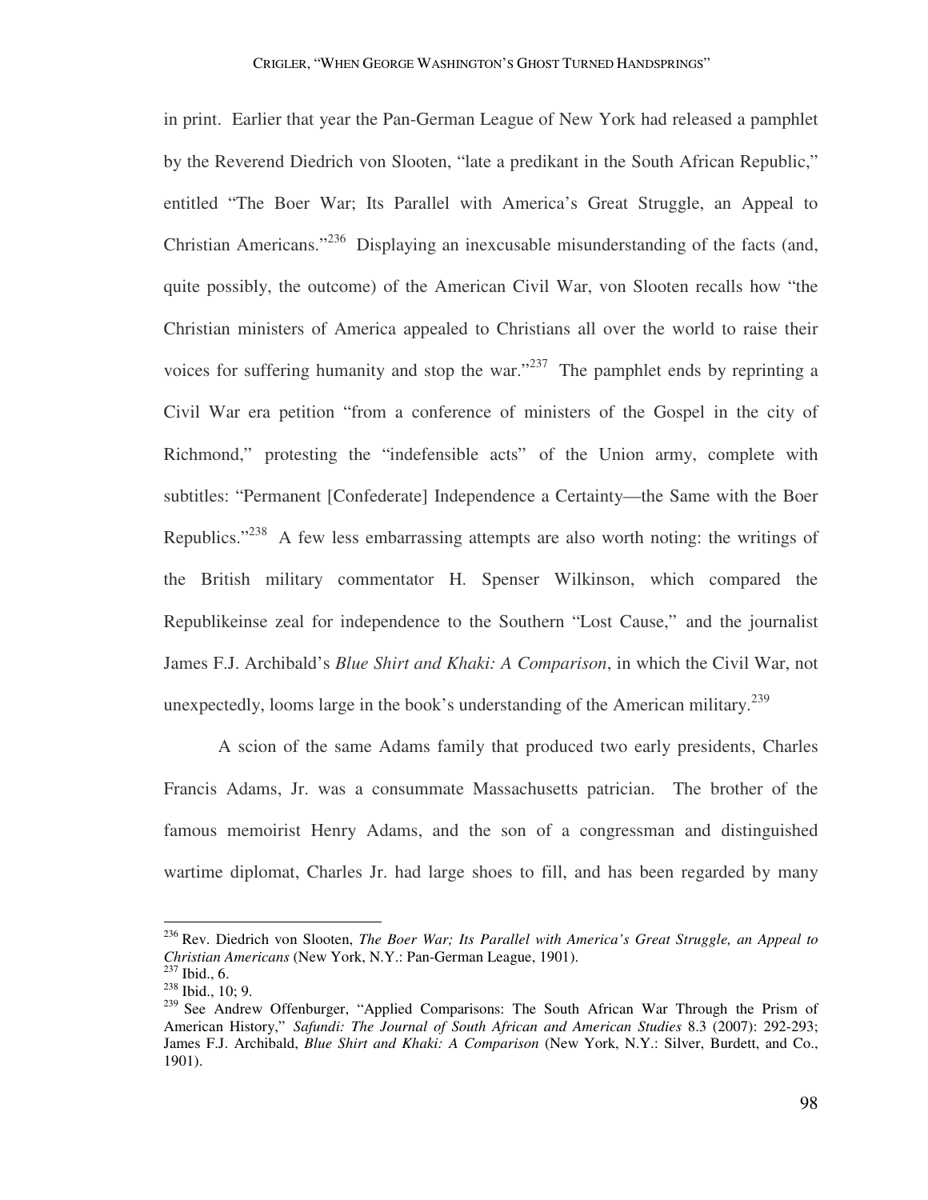in print. Earlier that year the Pan-German League of New York had released a pamphlet by the Reverend Diedrich von Slooten, "late a predikant in the South African Republic," entitled "The Boer War; Its Parallel with America's Great Struggle, an Appeal to Christian Americans."[236] Displaying an inexcusable misunderstanding of the facts (and, quite possibly, the outcome) of the American Civil War, von Slooten recalls how "the Christian ministers of America appealed to Christians all over the world to raise their voices for suffering humanity and stop the war."[237] The pamphlet ends by reprinting a Civil War era petition "from a conference of ministers of the Gospel in the city of Richmond," protesting the "indefensible acts" of the Union army, complete with subtitles: "Permanent [Confederate] Independence a Certainty—the Same with the Boer Republics."[238] A few less embarrassing attempts are also worth noting: the writings of the British military commentator H. Spenser Wilkinson, which compared the Republikeinse zeal for independence to the Southern "Lost Cause," and the journalist James F.J. Archibald's *Blue Shirt and Khaki: A Comparison*, in which the Civil War, not unexpectedly, looms large in the book's understanding of the American military.[239]

A scion of the same Adams family that produced two early presidents, Charles Francis Adams, Jr. was a consummate Massachusetts patrician. The brother of the famous memoirist Henry Adams, and the son of a congressman and distinguished wartime diplomat, Charles Jr. had large shoes to fill, and has been regarded by many

---

[236] Rev. Diedrich von Slooten, *The Boer War; Its Parallel with America's Great Struggle, an Appeal to Christian Americans* (New York, N.Y.: Pan-German League, 1901).

[237] Ibid., 6.

[238] Ibid., 10; 9.

[239] See Andrew Offenburger, "Applied Comparisons: The South African War Through the Prism of American History," *Safundi: The Journal of South African and American Studies* 8.3 (2007): 292-293; James F.J. Archibald, *Blue Shirt and Khaki: A Comparison* (New York, N.Y.: Silver, Burdett, and Co., 1901).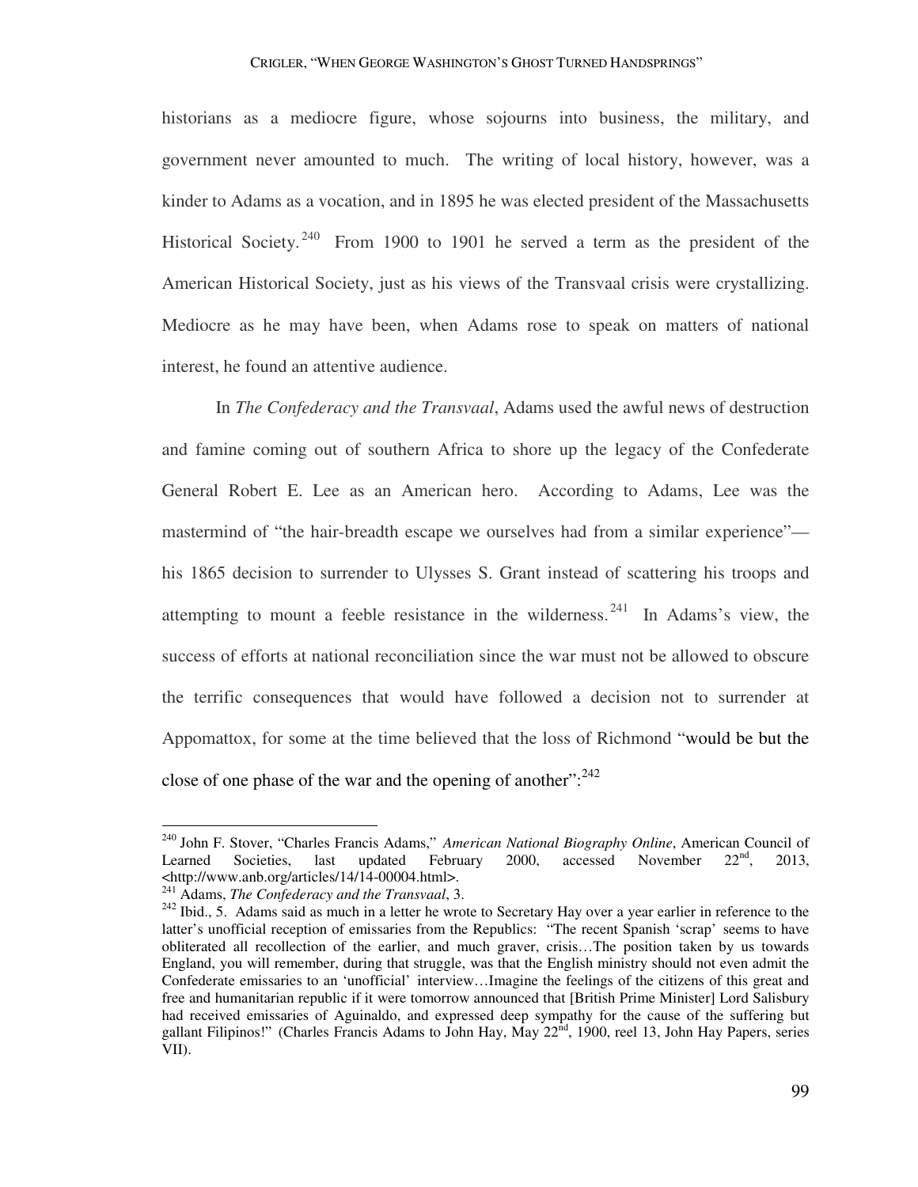historians as a mediocre figure, whose sojourns into business, the military, and government never amounted to much. The writing of local history, however, was a kinder to Adams as a vocation, and in 1895 he was elected president of the Massachusetts Historical Society.[240] From 1900 to 1901 he served a term as the president of the American Historical Society, just as his views of the Transvaal crisis were crystallizing. Mediocre as he may have been, when Adams rose to speak on matters of national interest, he found an attentive audience.

In *The Confederacy and the Transvaal*, Adams used the awful news of destruction and famine coming out of southern Africa to shore up the legacy of the Confederate General Robert E. Lee as an American hero. According to Adams, Lee was the mastermind of "the hair-breadth escape we ourselves had from a similar experience"—his 1865 decision to surrender to Ulysses S. Grant instead of scattering his troops and attempting to mount a feeble resistance in the wilderness.[241] In Adams's view, the success of efforts at national reconciliation since the war must not be allowed to obscure the terrific consequences that would have followed a decision not to surrender at Appomattox, for some at the time believed that the loss of Richmond "would be but the close of one phase of the war and the opening of another":[242]

---

[240] John F. Stover, "Charles Francis Adams," *American National Biography Online*, American Council of Learned Societies, last updated February 2000, accessed November 22nd, 2013, <http://www.anb.org/articles/14/14-00004.html>.

[241] Adams, *The Confederacy and the Transvaal*, 3.

[242] Ibid., 5. Adams said as much in a letter he wrote to Secretary Hay over a year earlier in reference to the latter's unofficial reception of emissaries from the Republics: "The recent Spanish 'scrap' seems to have obliterated all recollection of the earlier, and much graver, crisis…The position taken by us towards England, you will remember, during that struggle, was that the English ministry should not even admit the Confederate emissaries to an 'unofficial' interview…Imagine the feelings of the citizens of this great and free and humanitarian republic if it were tomorrow announced that [British Prime Minister] Lord Salisbury had received emissaries of Aguinaldo, and expressed deep sympathy for the cause of the suffering but gallant Filipinos!" (Charles Francis Adams to John Hay, May 22nd, 1900, reel 13, John Hay Papers, series VII).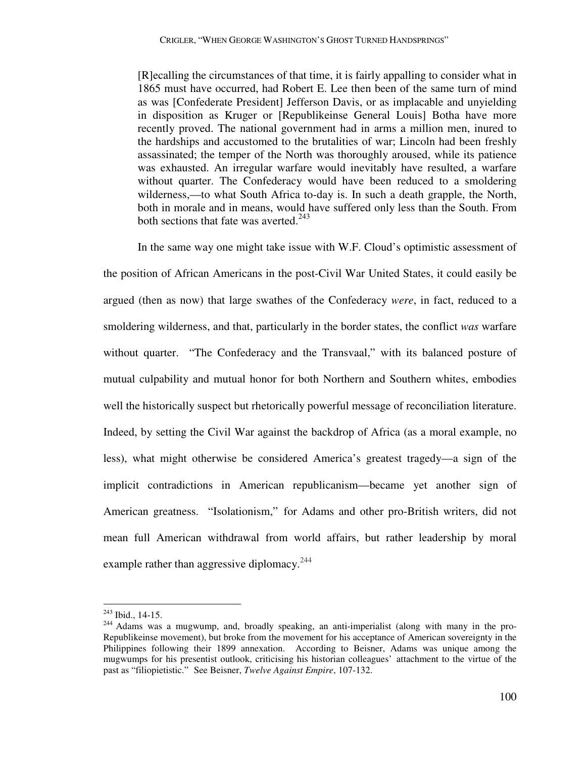> [R]ecalling the circumstances of that time, it is fairly appalling to consider what in 1865 must have occurred, had Robert E. Lee then been of the same turn of mind as was [Confederate President] Jefferson Davis, or as implacable and unyielding in disposition as Kruger or [Republikeinse General Louis] Botha have more recently proved. The national government had in arms a million men, inured to the hardships and accustomed to the brutalities of war; Lincoln had been freshly assassinated; the temper of the North was thoroughly aroused, while its patience was exhausted. An irregular warfare would inevitably have resulted, a warfare without quarter. The Confederacy would have been reduced to a smoldering wilderness,—to what South Africa to-day is. In such a death grapple, the North, both in morale and in means, would have suffered only less than the South. From both sections that fate was averted.[243]

In the same way one might take issue with W.F. Cloud's optimistic assessment of the position of African Americans in the post-Civil War United States, it could easily be argued (then as now) that large swathes of the Confederacy *were*, in fact, reduced to a smoldering wilderness, and that, particularly in the border states, the conflict *was* warfare without quarter. "The Confederacy and the Transvaal," with its balanced posture of mutual culpability and mutual honor for both Northern and Southern whites, embodies well the historically suspect but rhetorically powerful message of reconciliation literature. Indeed, by setting the Civil War against the backdrop of Africa (as a moral example, no less), what might otherwise be considered America's greatest tragedy—a sign of the implicit contradictions in American republicanism—became yet another sign of American greatness. "Isolationism," for Adams and other pro-British writers, did not mean full American withdrawal from world affairs, but rather leadership by moral example rather than aggressive diplomacy.[244]

---

[243] Ibid., 14-15.

[244] Adams was a mugwump, and, broadly speaking, an anti-imperialist (along with many in the pro-Republikeinse movement), but broke from the movement for his acceptance of American sovereignty in the Philippines following their 1899 annexation. According to Beisner, Adams was unique among the mugwumps for his presentist outlook, criticising his historian colleagues' attachment to the virtue of the past as "filiopietistic." See Beisner, *Twelve Against Empire*, 107-132.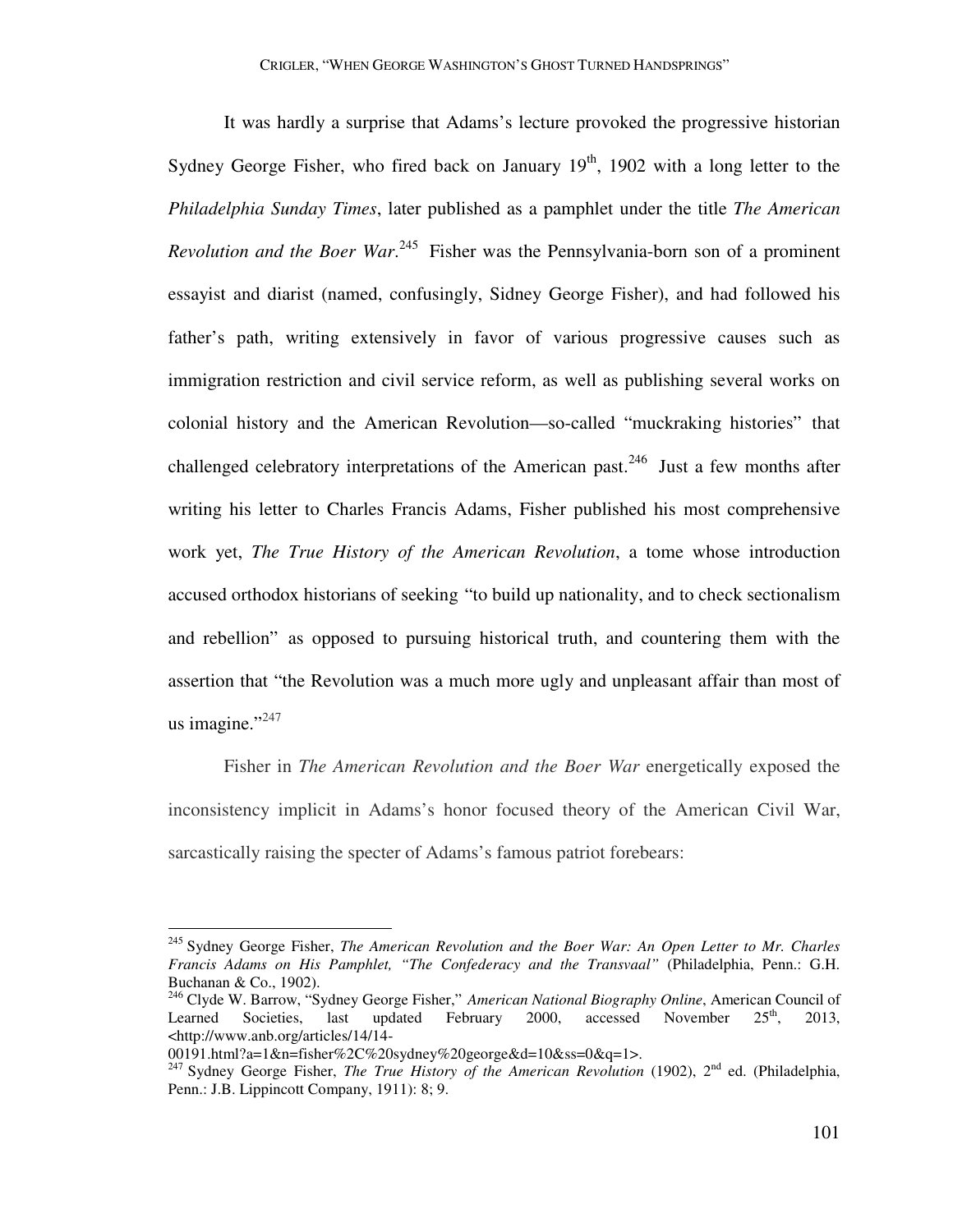It was hardly a surprise that Adams's lecture provoked the progressive historian Sydney George Fisher, who fired back on January 19th, 1902 with a long letter to the *Philadelphia Sunday Times*, later published as a pamphlet under the title *The American Revolution and the Boer War*.[245] Fisher was the Pennsylvania-born son of a prominent essayist and diarist (named, confusingly, Sidney George Fisher), and had followed his father's path, writing extensively in favor of various progressive causes such as immigration restriction and civil service reform, as well as publishing several works on colonial history and the American Revolution—so-called "muckraking histories" that challenged celebratory interpretations of the American past.[246] Just a few months after writing his letter to Charles Francis Adams, Fisher published his most comprehensive work yet, *The True History of the American Revolution*, a tome whose introduction accused orthodox historians of seeking "to build up nationality, and to check sectionalism and rebellion" as opposed to pursuing historical truth, and countering them with the assertion that "the Revolution was a much more ugly and unpleasant affair than most of us imagine."[247]

Fisher in *The American Revolution and the Boer War* energetically exposed the inconsistency implicit in Adams's honor focused theory of the American Civil War, sarcastically raising the specter of Adams's famous patriot forebears:

---

[245] Sydney George Fisher, *The American Revolution and the Boer War: An Open Letter to Mr. Charles Francis Adams on His Pamphlet, "The Confederacy and the Transvaal"* (Philadelphia, Penn.: G.H. Buchanan & Co., 1902).

[246] Clyde W. Barrow, "Sydney George Fisher," *American National Biography Online*, American Council of Learned Societies, last updated February 2000, accessed November 25th, 2013, <http://www.anb.org/articles/14/14-00191.html?a=1&n=fisher%2C%20sydney%20george&d=10&ss=0&q=1>.

[247] Sydney George Fisher, *The True History of the American Revolution* (1902), 2nd ed. (Philadelphia, Penn.: J.B. Lippincott Company, 1911): 8; 9.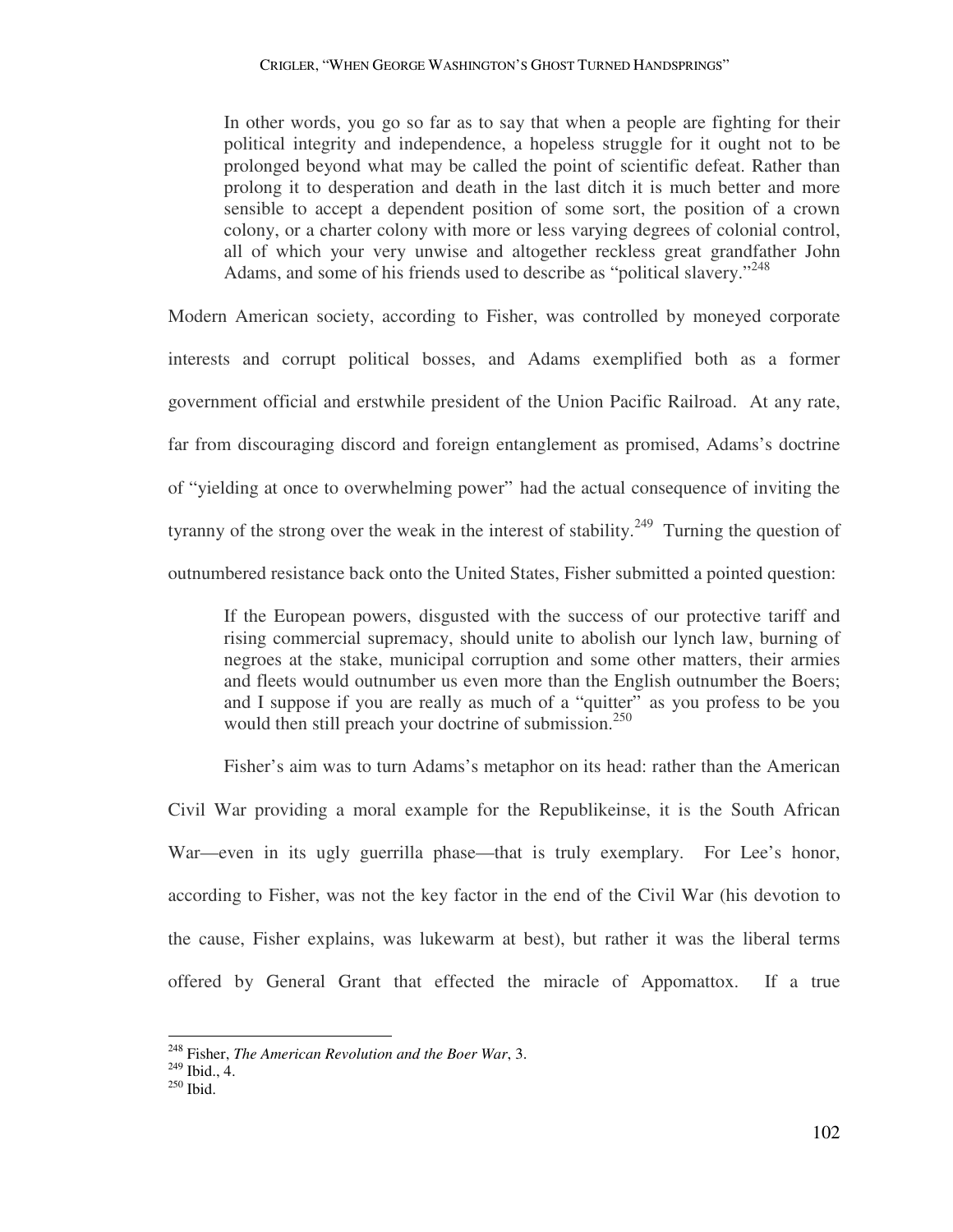> In other words, you go so far as to say that when a people are fighting for their political integrity and independence, a hopeless struggle for it ought not to be prolonged beyond what may be called the point of scientific defeat. Rather than prolong it to desperation and death in the last ditch it is much better and more sensible to accept a dependent position of some sort, the position of a crown colony, or a charter colony with more or less varying degrees of colonial control, all of which your very unwise and altogether reckless great grandfather John Adams, and some of his friends used to describe as "political slavery."[248]

Modern American society, according to Fisher, was controlled by moneyed corporate interests and corrupt political bosses, and Adams exemplified both as a former government official and erstwhile president of the Union Pacific Railroad. At any rate, far from discouraging discord and foreign entanglement as promised, Adams's doctrine of "yielding at once to overwhelming power" had the actual consequence of inviting the tyranny of the strong over the weak in the interest of stability.[249] Turning the question of outnumbered resistance back onto the United States, Fisher submitted a pointed question:

> If the European powers, disgusted with the success of our protective tariff and rising commercial supremacy, should unite to abolish our lynch law, burning of negroes at the stake, municipal corruption and some other matters, their armies and fleets would outnumber us even more than the English outnumber the Boers; and I suppose if you are really as much of a "quitter" as you profess to be you would then still preach your doctrine of submission.[250]

Fisher's aim was to turn Adams's metaphor on its head: rather than the American Civil War providing a moral example for the Republikeinse, it is the South African War—even in its ugly guerrilla phase—that is truly exemplary. For Lee's honor, according to Fisher, was not the key factor in the end of the Civil War (his devotion to the cause, Fisher explains, was lukewarm at best), but rather it was the liberal terms offered by General Grant that effected the miracle of Appomattox. If a true

---

[248] Fisher, *The American Revolution and the Boer War*, 3.

[249] Ibid., 4.

[250] Ibid.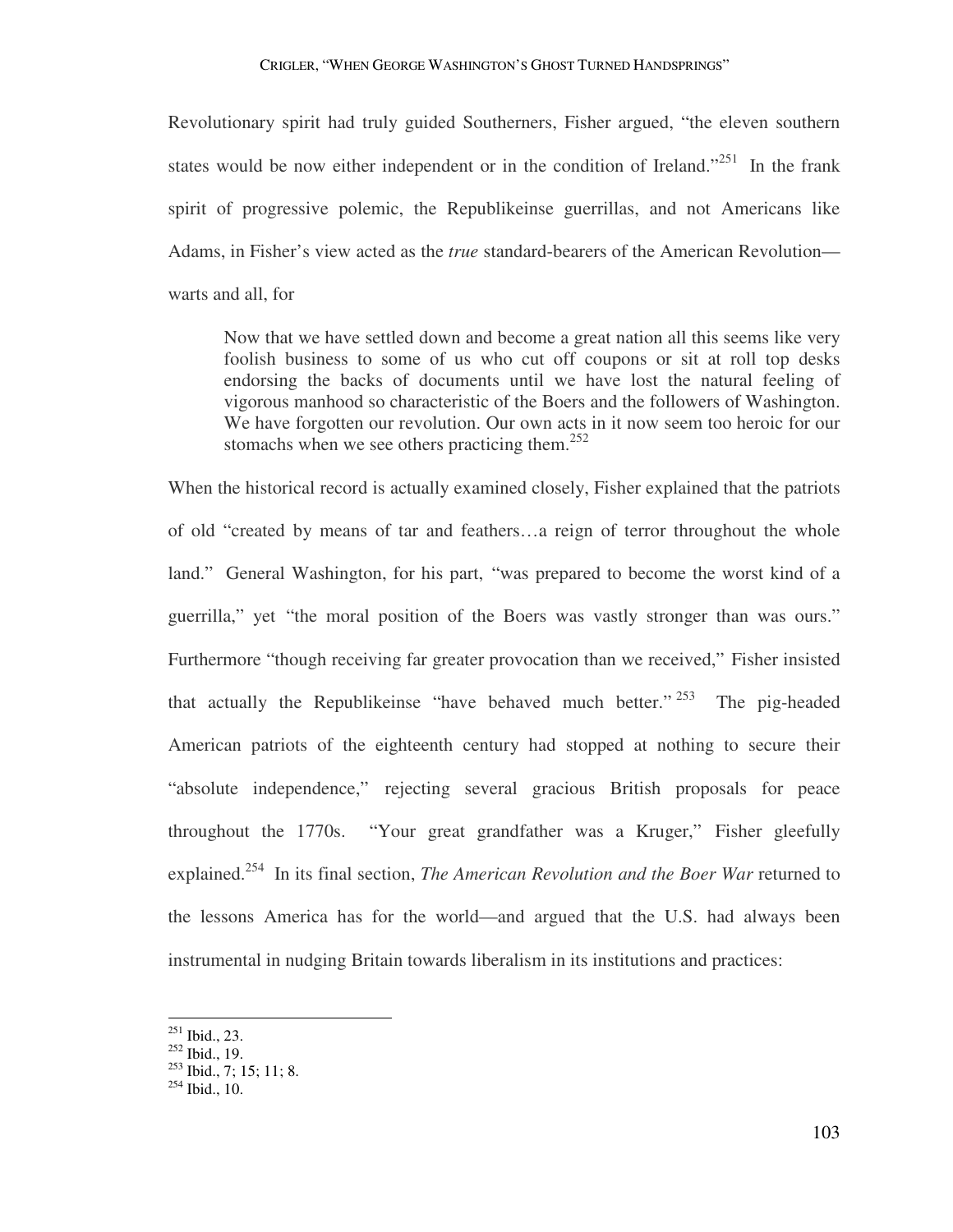Revolutionary spirit had truly guided Southerners, Fisher argued, "the eleven southern states would be now either independent or in the condition of Ireland."[251] In the frank spirit of progressive polemic, the Republikeinse guerrillas, and not Americans like Adams, in Fisher's view acted as the *true* standard-bearers of the American Revolution—warts and all, for

> Now that we have settled down and become a great nation all this seems like very foolish business to some of us who cut off coupons or sit at roll top desks endorsing the backs of documents until we have lost the natural feeling of vigorous manhood so characteristic of the Boers and the followers of Washington. We have forgotten our revolution. Our own acts in it now seem too heroic for our stomachs when we see others practicing them.[252]

When the historical record is actually examined closely, Fisher explained that the patriots of old "created by means of tar and feathers…a reign of terror throughout the whole land." General Washington, for his part, "was prepared to become the worst kind of a guerrilla," yet "the moral position of the Boers was vastly stronger than was ours." Furthermore "though receiving far greater provocation than we received," Fisher insisted that actually the Republikeinse "have behaved much better."[253] The pig-headed American patriots of the eighteenth century had stopped at nothing to secure their "absolute independence," rejecting several gracious British proposals for peace throughout the 1770s. "Your great grandfather was a Kruger," Fisher gleefully explained.[254] In its final section, *The American Revolution and the Boer War* returned to the lessons America has for the world—and argued that the U.S. had always been instrumental in nudging Britain towards liberalism in its institutions and practices:

[251] Ibid., 23.
[252] Ibid., 19.
[253] Ibid., 7; 15; 11; 8.
[254] Ibid., 10.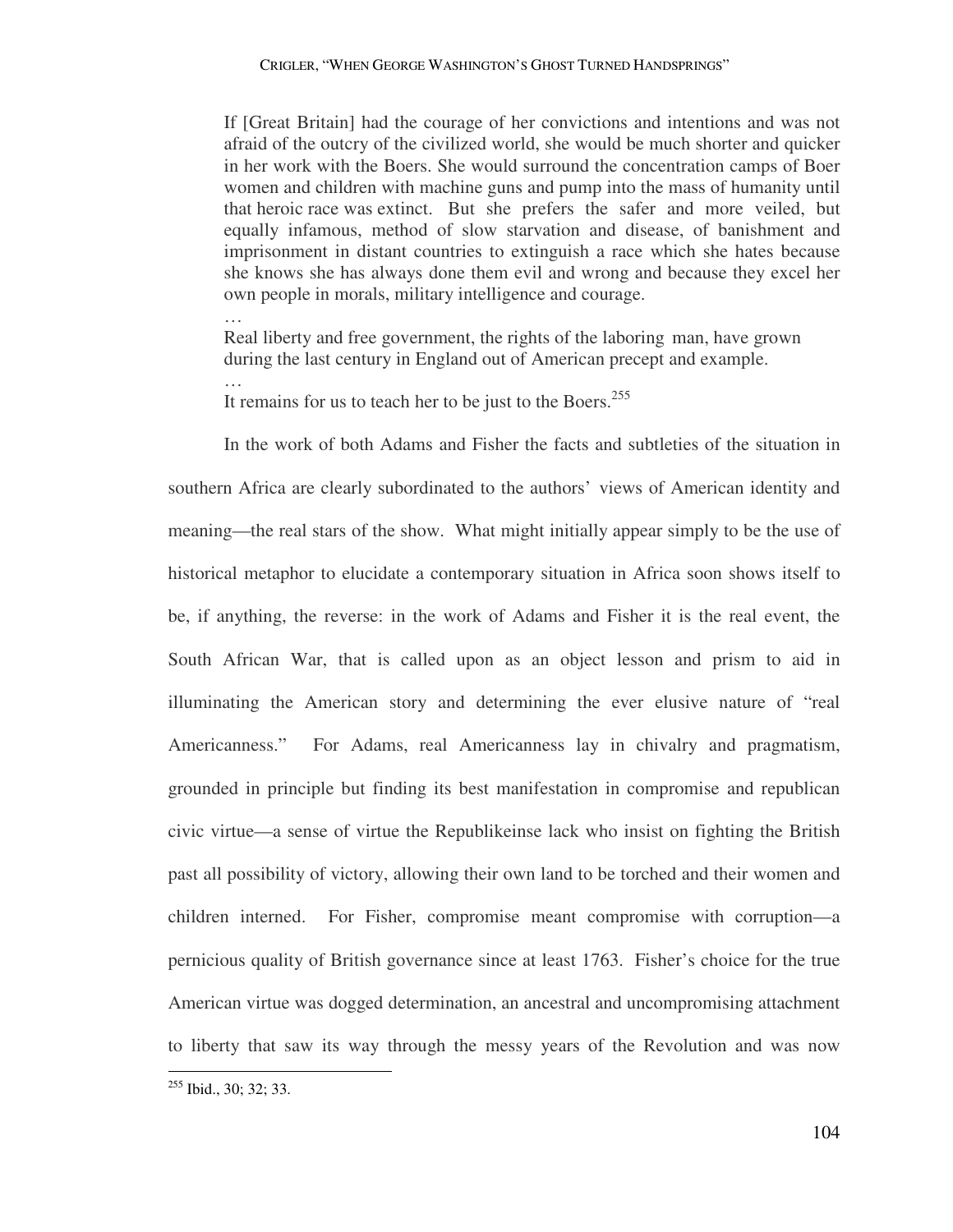> If [Great Britain] had the courage of her convictions and intentions and was not afraid of the outcry of the civilized world, she would be much shorter and quicker in her work with the Boers. She would surround the concentration camps of Boer women and children with machine guns and pump into the mass of humanity until that heroic race was extinct. But she prefers the safer and more veiled, but equally infamous, method of slow starvation and disease, of banishment and imprisonment in distant countries to extinguish a race which she hates because she knows she has always done them evil and wrong and because they excel her own people in morals, military intelligence and courage.
>
> …
>
> Real liberty and free government, the rights of the laboring man, have grown during the last century in England out of American precept and example.
>
> …
>
> It remains for us to teach her to be just to the Boers.[255]

In the work of both Adams and Fisher the facts and subtleties of the situation in southern Africa are clearly subordinated to the authors' views of American identity and meaning—the real stars of the show. What might initially appear simply to be the use of historical metaphor to elucidate a contemporary situation in Africa soon shows itself to be, if anything, the reverse: in the work of Adams and Fisher it is the real event, the South African War, that is called upon as an object lesson and prism to aid in illuminating the American story and determining the ever elusive nature of "real Americanness." For Adams, real Americanness lay in chivalry and pragmatism, grounded in principle but finding its best manifestation in compromise and republican civic virtue—a sense of virtue the Republikeinse lack who insist on fighting the British past all possibility of victory, allowing their own land to be torched and their women and children interned. For Fisher, compromise meant compromise with corruption—a pernicious quality of British governance since at least 1763. Fisher's choice for the true American virtue was dogged determination, an ancestral and uncompromising attachment to liberty that saw its way through the messy years of the Revolution and was now

---

[255] Ibid., 30; 32; 33.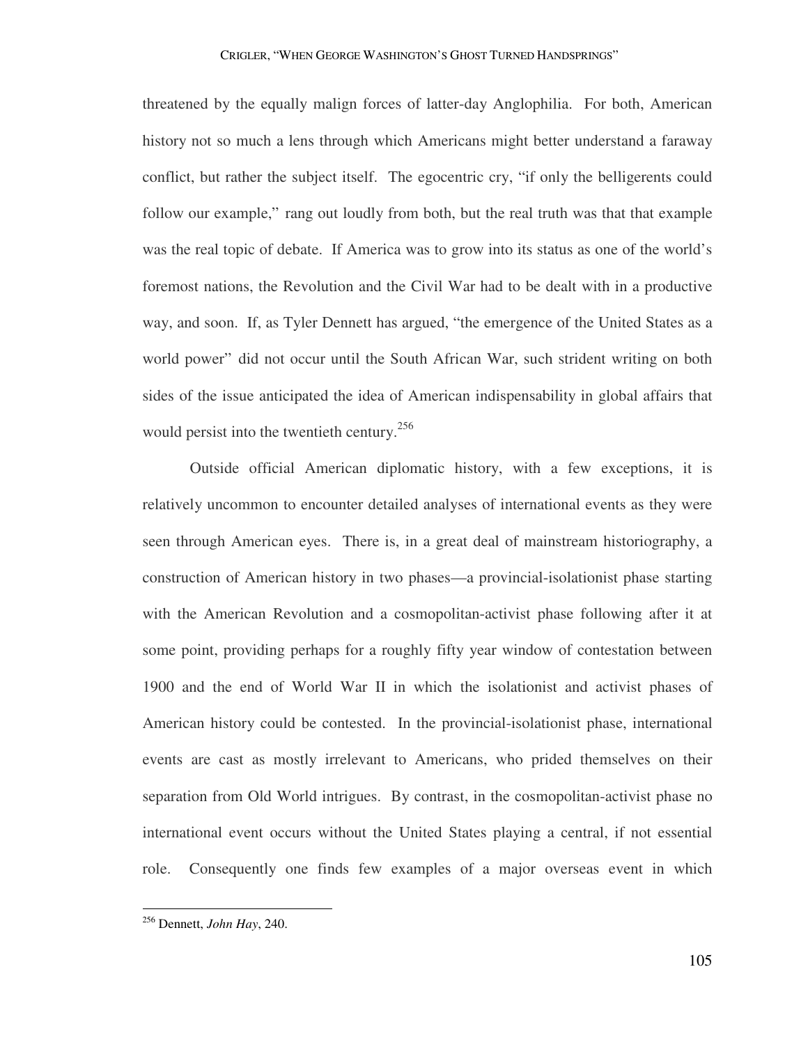threatened by the equally malign forces of latter-day Anglophilia. For both, American history not so much a lens through which Americans might better understand a faraway conflict, but rather the subject itself. The egocentric cry, "if only the belligerents could follow our example," rang out loudly from both, but the real truth was that that example was the real topic of debate. If America was to grow into its status as one of the world's foremost nations, the Revolution and the Civil War had to be dealt with in a productive way, and soon. If, as Tyler Dennett has argued, "the emergence of the United States as a world power" did not occur until the South African War, such strident writing on both sides of the issue anticipated the idea of American indispensability in global affairs that would persist into the twentieth century.[256]

Outside official American diplomatic history, with a few exceptions, it is relatively uncommon to encounter detailed analyses of international events as they were seen through American eyes. There is, in a great deal of mainstream historiography, a construction of American history in two phases—a provincial-isolationist phase starting with the American Revolution and a cosmopolitan-activist phase following after it at some point, providing perhaps for a roughly fifty year window of contestation between 1900 and the end of World War II in which the isolationist and activist phases of American history could be contested. In the provincial-isolationist phase, international events are cast as mostly irrelevant to Americans, who prided themselves on their separation from Old World intrigues. By contrast, in the cosmopolitan-activist phase no international event occurs without the United States playing a central, if not essential role. Consequently one finds few examples of a major overseas event in which

[256] Dennett, *John Hay*, 240.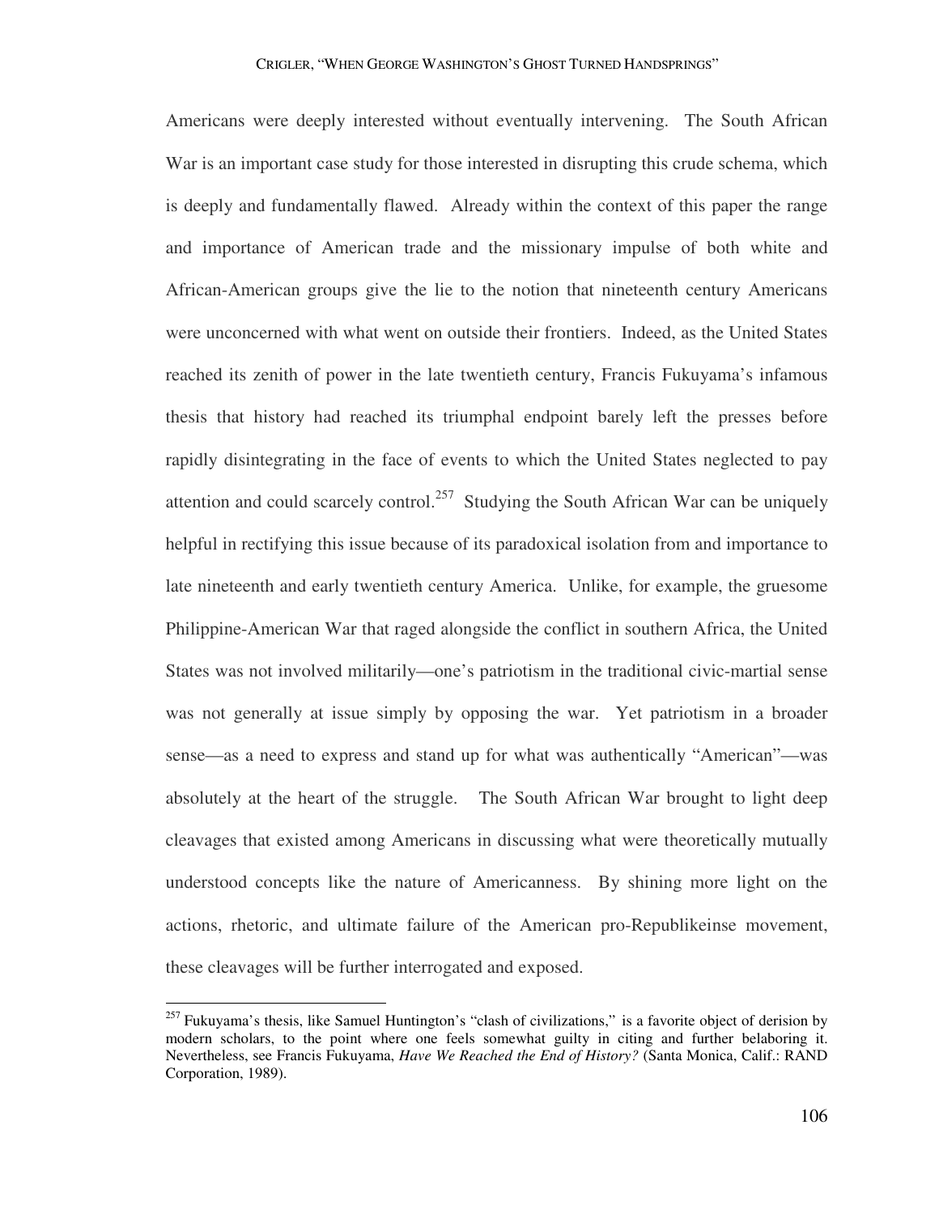Americans were deeply interested without eventually intervening. The South African War is an important case study for those interested in disrupting this crude schema, which is deeply and fundamentally flawed. Already within the context of this paper the range and importance of American trade and the missionary impulse of both white and African-American groups give the lie to the notion that nineteenth century Americans were unconcerned with what went on outside their frontiers. Indeed, as the United States reached its zenith of power in the late twentieth century, Francis Fukuyama's infamous thesis that history had reached its triumphal endpoint barely left the presses before rapidly disintegrating in the face of events to which the United States neglected to pay attention and could scarcely control.[257] Studying the South African War can be uniquely helpful in rectifying this issue because of its paradoxical isolation from and importance to late nineteenth and early twentieth century America. Unlike, for example, the gruesome Philippine-American War that raged alongside the conflict in southern Africa, the United States was not involved militarily—one's patriotism in the traditional civic-martial sense was not generally at issue simply by opposing the war. Yet patriotism in a broader sense—as a need to express and stand up for what was authentically "American"—was absolutely at the heart of the struggle. The South African War brought to light deep cleavages that existed among Americans in discussing what were theoretically mutually understood concepts like the nature of Americanness. By shining more light on the actions, rhetoric, and ultimate failure of the American pro-Republikeinse movement, these cleavages will be further interrogated and exposed.

---

[257] Fukuyama's thesis, like Samuel Huntington's "clash of civilizations," is a favorite object of derision by modern scholars, to the point where one feels somewhat guilty in citing and further belaboring it. Nevertheless, see Francis Fukuyama, *Have We Reached the End of History?* (Santa Monica, Calif.: RAND Corporation, 1989).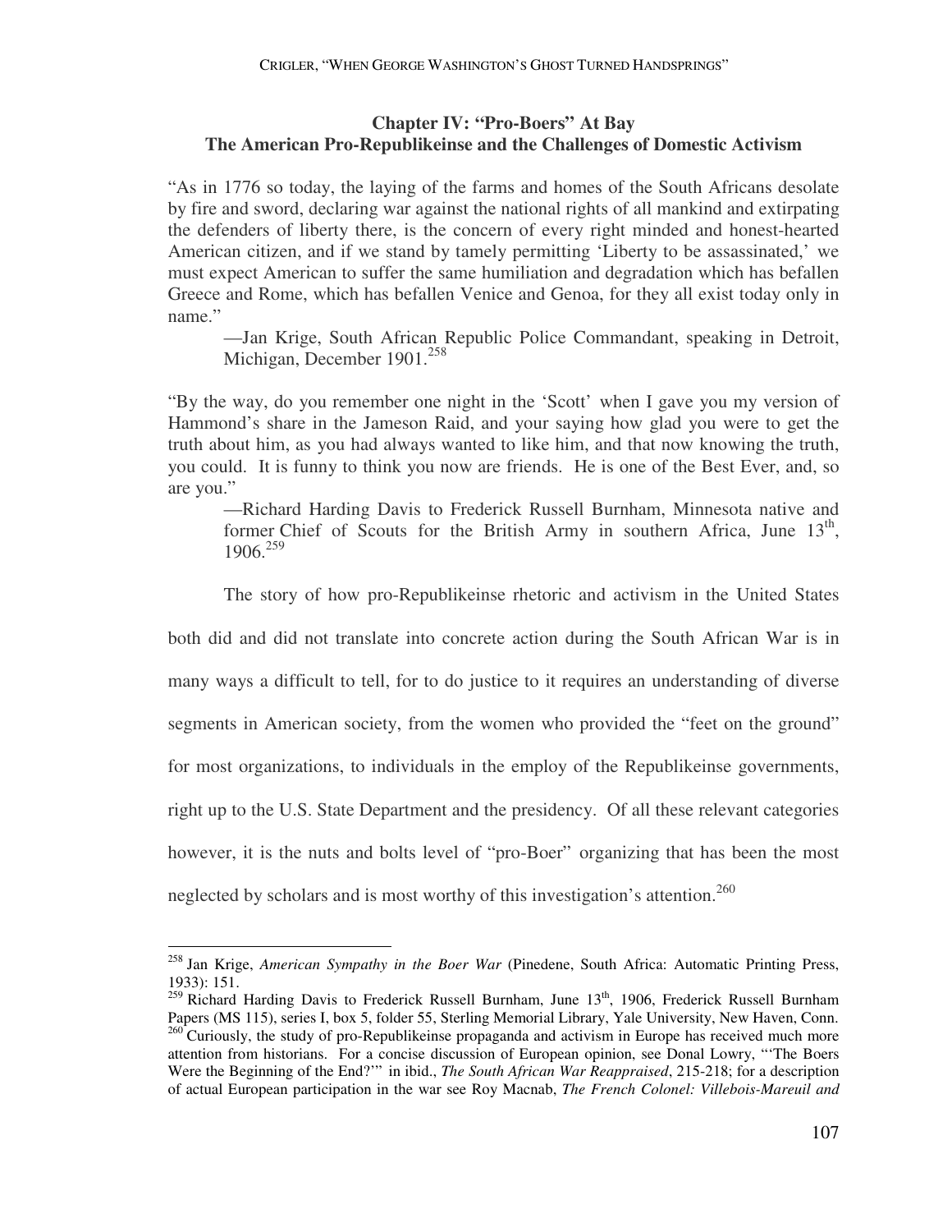## Chapter IV: "Pro-Boers" At Bay
## The American Pro-Republikeinse and the Challenges of Domestic Activism

"As in 1776 so today, the laying of the farms and homes of the South Africans desolate by fire and sword, declaring war against the national rights of all mankind and extirpating the defenders of liberty there, is the concern of every right minded and honest-hearted American citizen, and if we stand by tamely permitting 'Liberty to be assassinated,' we must expect American to suffer the same humiliation and degradation which has befallen Greece and Rome, which has befallen Venice and Genoa, for they all exist today only in name."

> —Jan Krige, South African Republic Police Commandant, speaking in Detroit, Michigan, December 1901.[258]

"By the way, do you remember one night in the 'Scott' when I gave you my version of Hammond's share in the Jameson Raid, and your saying how glad you were to get the truth about him, as you had always wanted to like him, and that now knowing the truth, you could. It is funny to think you now are friends. He is one of the Best Ever, and, so are you."

> —Richard Harding Davis to Frederick Russell Burnham, Minnesota native and former Chief of Scouts for the British Army in southern Africa, June 13th, 1906.[259]

The story of how pro-Republikeinse rhetoric and activism in the United States both did and did not translate into concrete action during the South African War is in many ways a difficult to tell, for to do justice to it requires an understanding of diverse segments in American society, from the women who provided the "feet on the ground" for most organizations, to individuals in the employ of the Republikeinse governments, right up to the U.S. State Department and the presidency. Of all these relevant categories however, it is the nuts and bolts level of "pro-Boer" organizing that has been the most neglected by scholars and is most worthy of this investigation's attention.[260]

---

[258] Jan Krige, *American Sympathy in the Boer War* (Pinedene, South Africa: Automatic Printing Press, 1933): 151.

[259] Richard Harding Davis to Frederick Russell Burnham, June 13th, 1906, Frederick Russell Burnham Papers (MS 115), series I, box 5, folder 55, Sterling Memorial Library, Yale University, New Haven, Conn.

[260] Curiously, the study of pro-Republikeinse propaganda and activism in Europe has received much more attention from historians. For a concise discussion of European opinion, see Donal Lowry, "'The Boers Were the Beginning of the End?'" in ibid., *The South African War Reappraised*, 215-218; for a description of actual European participation in the war see Roy Macnab, *The French Colonel: Villebois-Mareuil and*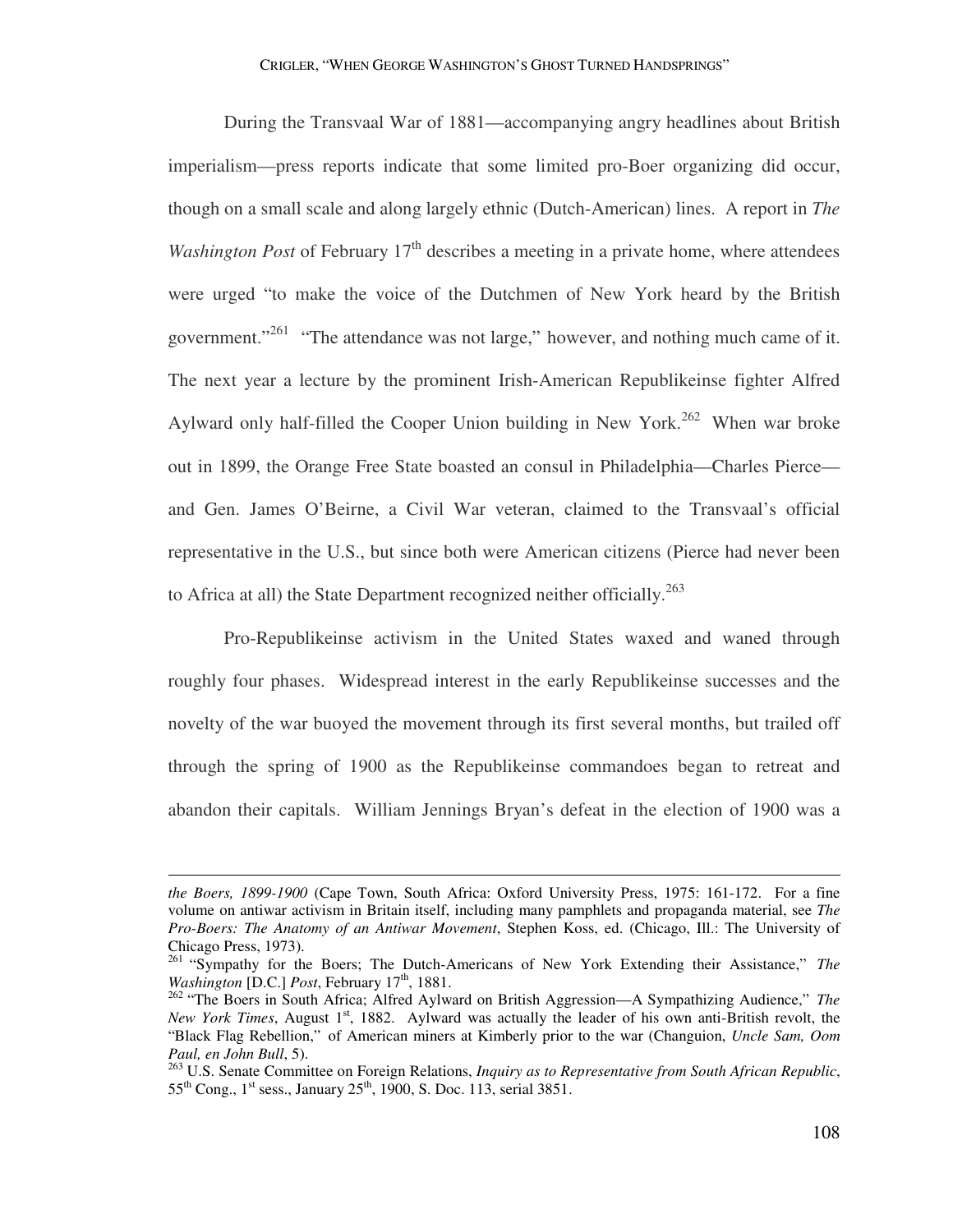During the Transvaal War of 1881—accompanying angry headlines about British imperialism—press reports indicate that some limited pro-Boer organizing did occur, though on a small scale and along largely ethnic (Dutch-American) lines. A report in *The Washington Post* of February 17[th] describes a meeting in a private home, where attendees were urged "to make the voice of the Dutchmen of New York heard by the British government."[261] "The attendance was not large," however, and nothing much came of it. The next year a lecture by the prominent Irish-American Republikeinse fighter Alfred Aylward only half-filled the Cooper Union building in New York.[262] When war broke out in 1899, the Orange Free State boasted an consul in Philadelphia—Charles Pierce—and Gen. James O'Beirne, a Civil War veteran, claimed to the Transvaal's official representative in the U.S., but since both were American citizens (Pierce had never been to Africa at all) the State Department recognized neither officially.[263]

Pro-Republikeinse activism in the United States waxed and waned through roughly four phases. Widespread interest in the early Republikeinse successes and the novelty of the war buoyed the movement through its first several months, but trailed off through the spring of 1900 as the Republikeinse commandoes began to retreat and abandon their capitals. William Jennings Bryan's defeat in the election of 1900 was a

---

*the Boers, 1899-1900* (Cape Town, South Africa: Oxford University Press, 1975: 161-172. For a fine volume on antiwar activism in Britain itself, including many pamphlets and propaganda material, see *The Pro-Boers: The Anatomy of an Antiwar Movement*, Stephen Koss, ed. (Chicago, Ill.: The University of Chicago Press, 1973).

[261] "Sympathy for the Boers; The Dutch-Americans of New York Extending their Assistance," *The Washington* [D.C.] *Post*, February 17[th], 1881.

[262] "The Boers in South Africa; Alfred Aylward on British Aggression—A Sympathizing Audience," *The New York Times*, August 1[st], 1882. Aylward was actually the leader of his own anti-British revolt, the "Black Flag Rebellion," of American miners at Kimberly prior to the war (Changuion, *Uncle Sam, Oom Paul, en John Bull*, 5).

[263] U.S. Senate Committee on Foreign Relations, *Inquiry as to Representative from South African Republic*, 55[th] Cong., 1[st] sess., January 25[th], 1900, S. Doc. 113, serial 3851.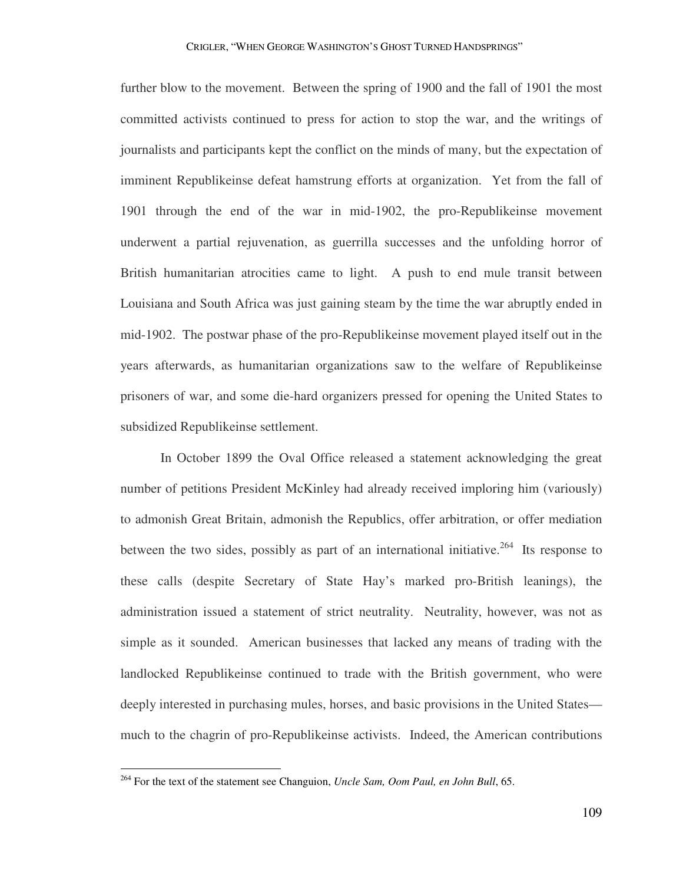further blow to the movement. Between the spring of 1900 and the fall of 1901 the most committed activists continued to press for action to stop the war, and the writings of journalists and participants kept the conflict on the minds of many, but the expectation of imminent Republikeinse defeat hamstrung efforts at organization. Yet from the fall of 1901 through the end of the war in mid-1902, the pro-Republikeinse movement underwent a partial rejuvenation, as guerrilla successes and the unfolding horror of British humanitarian atrocities came to light. A push to end mule transit between Louisiana and South Africa was just gaining steam by the time the war abruptly ended in mid-1902. The postwar phase of the pro-Republikeinse movement played itself out in the years afterwards, as humanitarian organizations saw to the welfare of Republikeinse prisoners of war, and some die-hard organizers pressed for opening the United States to subsidized Republikeinse settlement.

In October 1899 the Oval Office released a statement acknowledging the great number of petitions President McKinley had already received imploring him (variously) to admonish Great Britain, admonish the Republics, offer arbitration, or offer mediation between the two sides, possibly as part of an international initiative.[264] Its response to these calls (despite Secretary of State Hay's marked pro-British leanings), the administration issued a statement of strict neutrality. Neutrality, however, was not as simple as it sounded. American businesses that lacked any means of trading with the landlocked Republikeinse continued to trade with the British government, who were deeply interested in purchasing mules, horses, and basic provisions in the United States—much to the chagrin of pro-Republikeinse activists. Indeed, the American contributions

---

[264] For the text of the statement see Changuion, *Uncle Sam, Oom Paul, en John Bull*, 65.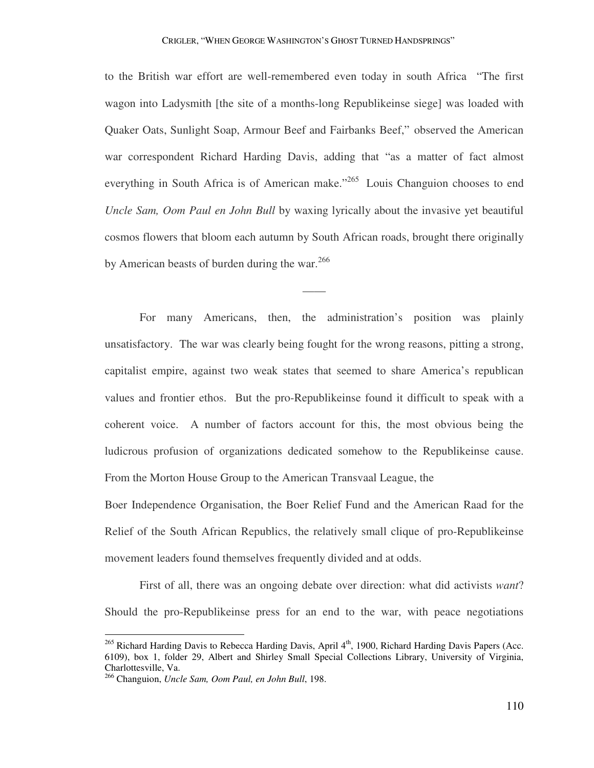to the British war effort are well-remembered even today in south Africa "The first wagon into Ladysmith [the site of a months-long Republikeinse siege] was loaded with Quaker Oats, Sunlight Soap, Armour Beef and Fairbanks Beef," observed the American war correspondent Richard Harding Davis, adding that "as a matter of fact almost everything in South Africa is of American make."[265] Louis Changuion chooses to end *Uncle Sam, Oom Paul en John Bull* by waxing lyrically about the invasive yet beautiful cosmos flowers that bloom each autumn by South African roads, brought there originally by American beasts of burden during the war.[266]

—–

For many Americans, then, the administration's position was plainly unsatisfactory. The war was clearly being fought for the wrong reasons, pitting a strong, capitalist empire, against two weak states that seemed to share America's republican values and frontier ethos. But the pro-Republikeinse found it difficult to speak with a coherent voice. A number of factors account for this, the most obvious being the ludicrous profusion of organizations dedicated somehow to the Republikeinse cause. From the Morton House Group to the American Transvaal League, the Boer Independence Organisation, the Boer Relief Fund and the American Raad for the Relief of the South African Republics, the relatively small clique of pro-Republikeinse movement leaders found themselves frequently divided and at odds.

First of all, there was an ongoing debate over direction: what did activists *want*? Should the pro-Republikeinse press for an end to the war, with peace negotiations

[265] Richard Harding Davis to Rebecca Harding Davis, April 4th, 1900, Richard Harding Davis Papers (Acc. 6109), box 1, folder 29, Albert and Shirley Small Special Collections Library, University of Virginia, Charlottesville, Va.

[266] Changuion, *Uncle Sam, Oom Paul, en John Bull*, 198.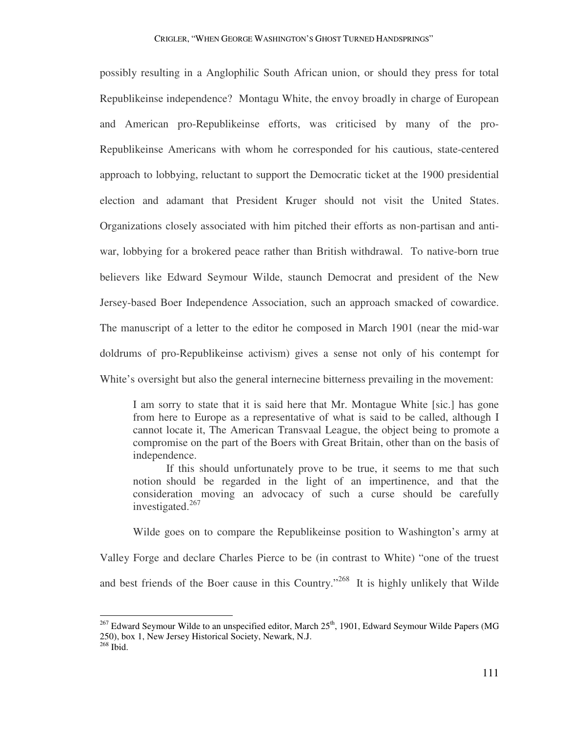possibly resulting in a Anglophilic South African union, or should they press for total Republikeinse independence? Montagu White, the envoy broadly in charge of European and American pro-Republikeinse efforts, was criticised by many of the pro-Republikeinse Americans with whom he corresponded for his cautious, state-centered approach to lobbying, reluctant to support the Democratic ticket at the 1900 presidential election and adamant that President Kruger should not visit the United States. Organizations closely associated with him pitched their efforts as non-partisan and anti-war, lobbying for a brokered peace rather than British withdrawal. To native-born true believers like Edward Seymour Wilde, staunch Democrat and president of the New Jersey-based Boer Independence Association, such an approach smacked of cowardice. The manuscript of a letter to the editor he composed in March 1901 (near the mid-war doldrums of pro-Republikeinse activism) gives a sense not only of his contempt for White's oversight but also the general internecine bitterness prevailing in the movement:

> I am sorry to state that it is said here that Mr. Montague White [sic.] has gone from here to Europe as a representative of what is said to be called, although I cannot locate it, The American Transvaal League, the object being to promote a compromise on the part of the Boers with Great Britain, other than on the basis of independence.
>
> If this should unfortunately prove to be true, it seems to me that such notion should be regarded in the light of an impertinence, and that the consideration moving an advocacy of such a curse should be carefully investigated.[267]

Wilde goes on to compare the Republikeinse position to Washington's army at Valley Forge and declare Charles Pierce to be (in contrast to White) "one of the truest and best friends of the Boer cause in this Country."[268] It is highly unlikely that Wilde

---

[267] Edward Seymour Wilde to an unspecified editor, March 25th, 1901, Edward Seymour Wilde Papers (MG 250), box 1, New Jersey Historical Society, Newark, N.J.

[268] Ibid.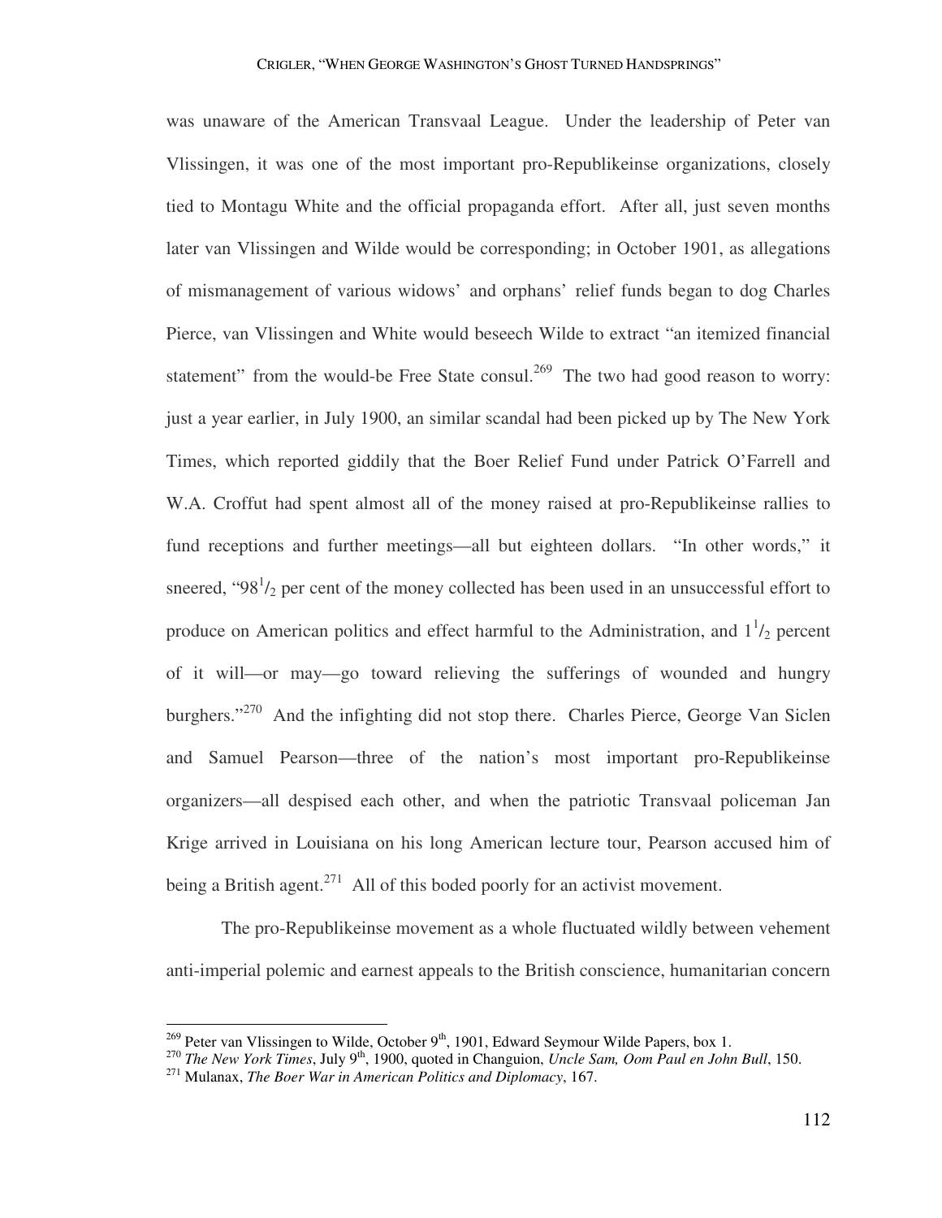was unaware of the American Transvaal League. Under the leadership of Peter van Vlissingen, it was one of the most important pro-Republikeinse organizations, closely tied to Montagu White and the official propaganda effort. After all, just seven months later van Vlissingen and Wilde would be corresponding; in October 1901, as allegations of mismanagement of various widows' and orphans' relief funds began to dog Charles Pierce, van Vlissingen and White would beseech Wilde to extract "an itemized financial statement" from the would-be Free State consul.[269] The two had good reason to worry: just a year earlier, in July 1900, an similar scandal had been picked up by The New York Times, which reported giddily that the Boer Relief Fund under Patrick O'Farrell and W.A. Croffut had spent almost all of the money raised at pro-Republikeinse rallies to fund receptions and further meetings—all but eighteen dollars. "In other words," it sneered, "$98^1/_2$ per cent of the money collected has been used in an unsuccessful effort to produce on American politics and effect harmful to the Administration, and $1^1/_2$ percent of it will—or may—go toward relieving the sufferings of wounded and hungry burghers."[270] And the infighting did not stop there. Charles Pierce, George Van Siclen and Samuel Pearson—three of the nation's most important pro-Republikeinse organizers—all despised each other, and when the patriotic Transvaal policeman Jan Krige arrived in Louisiana on his long American lecture tour, Pearson accused him of being a British agent.[271] All of this boded poorly for an activist movement.

The pro-Republikeinse movement as a whole fluctuated wildly between vehement anti-imperial polemic and earnest appeals to the British conscience, humanitarian concern

---

[269] Peter van Vlissingen to Wilde, October 9th, 1901, Edward Seymour Wilde Papers, box 1.

[270] *The New York Times*, July 9th, 1900, quoted in Changuion, *Uncle Sam, Oom Paul en John Bull*, 150.

[271] Mulanax, *The Boer War in American Politics and Diplomacy*, 167.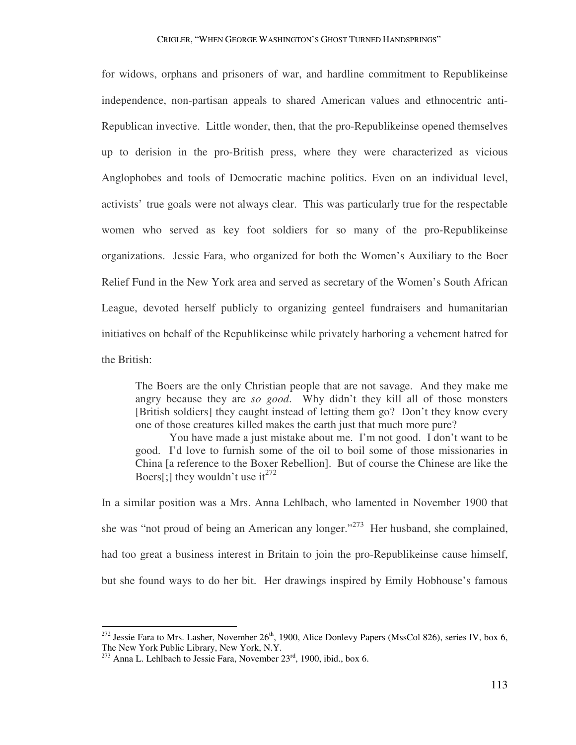for widows, orphans and prisoners of war, and hardline commitment to Republikeinse independence, non-partisan appeals to shared American values and ethnocentric anti-Republican invective. Little wonder, then, that the pro-Republikeinse opened themselves up to derision in the pro-British press, where they were characterized as vicious Anglophobes and tools of Democratic machine politics. Even on an individual level, activists' true goals were not always clear. This was particularly true for the respectable women who served as key foot soldiers for so many of the pro-Republikeinse organizations. Jessie Fara, who organized for both the Women's Auxiliary to the Boer Relief Fund in the New York area and served as secretary of the Women's South African League, devoted herself publicly to organizing genteel fundraisers and humanitarian initiatives on behalf of the Republikeinse while privately harboring a vehement hatred for the British:

> The Boers are the only Christian people that are not savage. And they make me angry because they are *so good*. Why didn't they kill all of those monsters [British soldiers] they caught instead of letting them go? Don't they know every one of those creatures killed makes the earth just that much more pure?
>
> You have made a just mistake about me. I'm not good. I don't want to be good. I'd love to furnish some of the oil to boil some of those missionaries in China [a reference to the Boxer Rebellion]. But of course the Chinese are like the Boers[;] they wouldn't use it[272]

In a similar position was a Mrs. Anna Lehlbach, who lamented in November 1900 that she was "not proud of being an American any longer."[273] Her husband, she complained, had too great a business interest in Britain to join the pro-Republikeinse cause himself, but she found ways to do her bit. Her drawings inspired by Emily Hobhouse's famous

---

[272] Jessie Fara to Mrs. Lasher, November 26th, 1900, Alice Donlevy Papers (MssCol 826), series IV, box 6, The New York Public Library, New York, N.Y.

[273] Anna L. Lehlbach to Jessie Fara, November 23rd, 1900, ibid., box 6.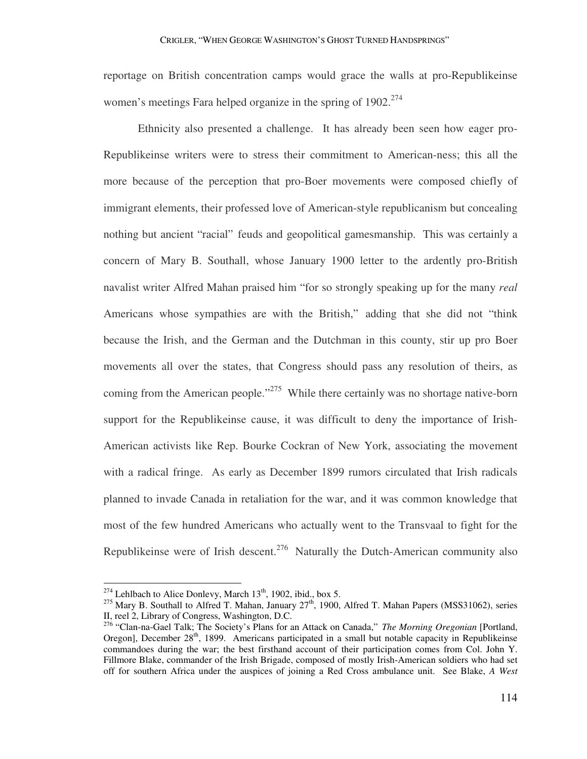reportage on British concentration camps would grace the walls at pro-Republikeinse women's meetings Fara helped organize in the spring of 1902.[274]

Ethnicity also presented a challenge. It has already been seen how eager pro-Republikeinse writers were to stress their commitment to American-ness; this all the more because of the perception that pro-Boer movements were composed chiefly of immigrant elements, their professed love of American-style republicanism but concealing nothing but ancient "racial" feuds and geopolitical gamesmanship. This was certainly a concern of Mary B. Southall, whose January 1900 letter to the ardently pro-British navalist writer Alfred Mahan praised him "for so strongly speaking up for the many *real* Americans whose sympathies are with the British," adding that she did not "think because the Irish, and the German and the Dutchman in this county, stir up pro Boer movements all over the states, that Congress should pass any resolution of theirs, as coming from the American people."[275] While there certainly was no shortage native-born support for the Republikeinse cause, it was difficult to deny the importance of Irish-American activists like Rep. Bourke Cockran of New York, associating the movement with a radical fringe. As early as December 1899 rumors circulated that Irish radicals planned to invade Canada in retaliation for the war, and it was common knowledge that most of the few hundred Americans who actually went to the Transvaal to fight for the Republikeinse were of Irish descent.[276] Naturally the Dutch-American community also

---

[274] Lehlbach to Alice Donlevy, March 13th, 1902, ibid., box 5.

[275] Mary B. Southall to Alfred T. Mahan, January 27th, 1900, Alfred T. Mahan Papers (MSS31062), series II, reel 2, Library of Congress, Washington, D.C.

[276] "Clan-na-Gael Talk; The Society's Plans for an Attack on Canada," *The Morning Oregonian* [Portland, Oregon], December 28th, 1899. Americans participated in a small but notable capacity in Republikeinse commandoes during the war; the best firsthand account of their participation comes from Col. John Y. Fillmore Blake, commander of the Irish Brigade, composed of mostly Irish-American soldiers who had set off for southern Africa under the auspices of joining a Red Cross ambulance unit. See Blake, *A West*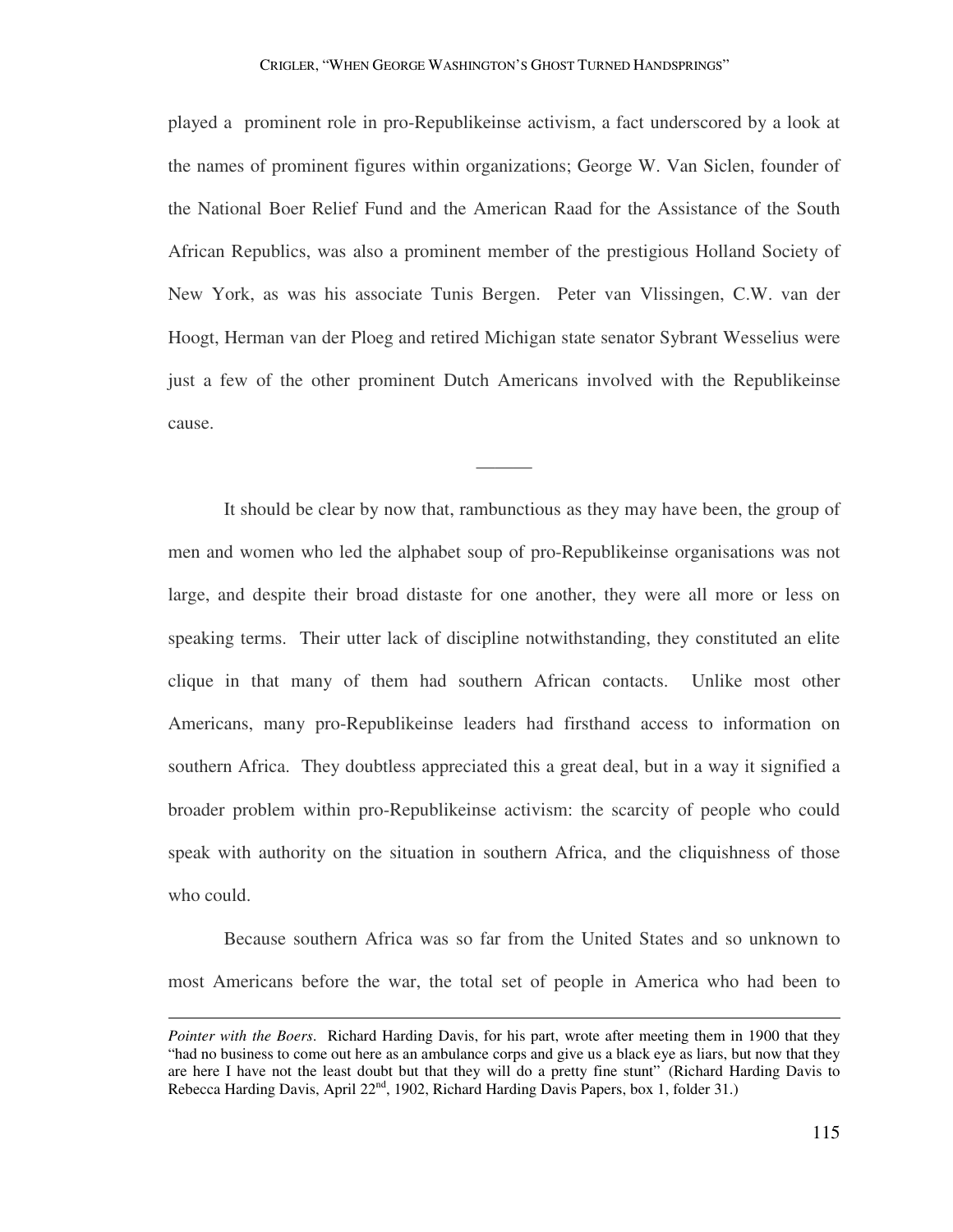played a  prominent role in pro-Republikeinse activism, a fact underscored by a look at the names of prominent figures within organizations; George W. Van Siclen, founder of the National Boer Relief Fund and the American Raad for the Assistance of the South African Republics, was also a prominent member of the prestigious Holland Society of New York, as was his associate Tunis Bergen.  Peter van Vlissingen, C.W. van der Hoogt, Herman van der Ploeg and retired Michigan state senator Sybrant Wesselius were just a few of the other prominent Dutch Americans involved with the Republikeinse cause.

———

It should be clear by now that, rambunctious as they may have been, the group of men and women who led the alphabet soup of pro-Republikeinse organisations was not large, and despite their broad distaste for one another, they were all more or less on speaking terms.  Their utter lack of discipline notwithstanding, they constituted an elite clique in that many of them had southern African contacts.  Unlike most other Americans, many pro-Republikeinse leaders had firsthand access to information on southern Africa.  They doubtless appreciated this a great deal, but in a way it signified a broader problem within pro-Republikeinse activism: the scarcity of people who could speak with authority on the situation in southern Africa, and the cliquishness of those who could.

Because southern Africa was so far from the United States and so unknown to most Americans before the war, the total set of people in America who had been to

---

*Pointer with the Boers*.  Richard Harding Davis, for his part, wrote after meeting them in 1900 that they "had no business to come out here as an ambulance corps and give us a black eye as liars, but now that they are here I have not the least doubt but that they will do a pretty fine stunt" (Richard Harding Davis to Rebecca Harding Davis, April 22nd, 1902, Richard Harding Davis Papers, box 1, folder 31.)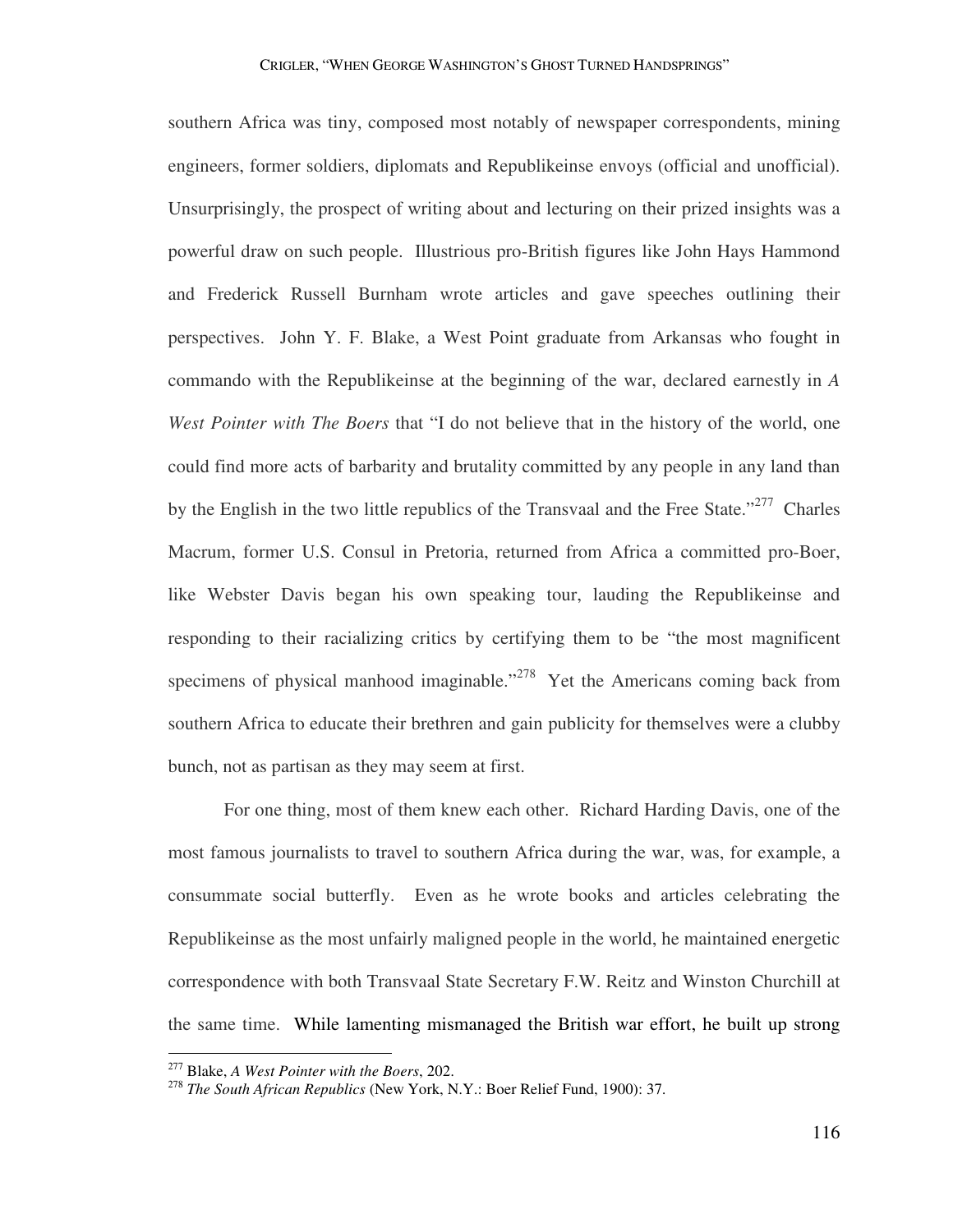southern Africa was tiny, composed most notably of newspaper correspondents, mining engineers, former soldiers, diplomats and Republikeinse envoys (official and unofficial). Unsurprisingly, the prospect of writing about and lecturing on their prized insights was a powerful draw on such people. Illustrious pro-British figures like John Hays Hammond and Frederick Russell Burnham wrote articles and gave speeches outlining their perspectives. John Y. F. Blake, a West Point graduate from Arkansas who fought in commando with the Republikeinse at the beginning of the war, declared earnestly in *A West Pointer with The Boers* that "I do not believe that in the history of the world, one could find more acts of barbarity and brutality committed by any people in any land than by the English in the two little republics of the Transvaal and the Free State."[277] Charles Macrum, former U.S. Consul in Pretoria, returned from Africa a committed pro-Boer, like Webster Davis began his own speaking tour, lauding the Republikeinse and responding to their racializing critics by certifying them to be "the most magnificent specimens of physical manhood imaginable."[278] Yet the Americans coming back from southern Africa to educate their brethren and gain publicity for themselves were a clubby bunch, not as partisan as they may seem at first.

For one thing, most of them knew each other. Richard Harding Davis, one of the most famous journalists to travel to southern Africa during the war, was, for example, a consummate social butterfly. Even as he wrote books and articles celebrating the Republikeinse as the most unfairly maligned people in the world, he maintained energetic correspondence with both Transvaal State Secretary F.W. Reitz and Winston Churchill at the same time. While lamenting mismanaged the British war effort, he built up strong

---

[277] Blake, *A West Pointer with the Boers*, 202.

[278] *The South African Republics* (New York, N.Y.: Boer Relief Fund, 1900): 37.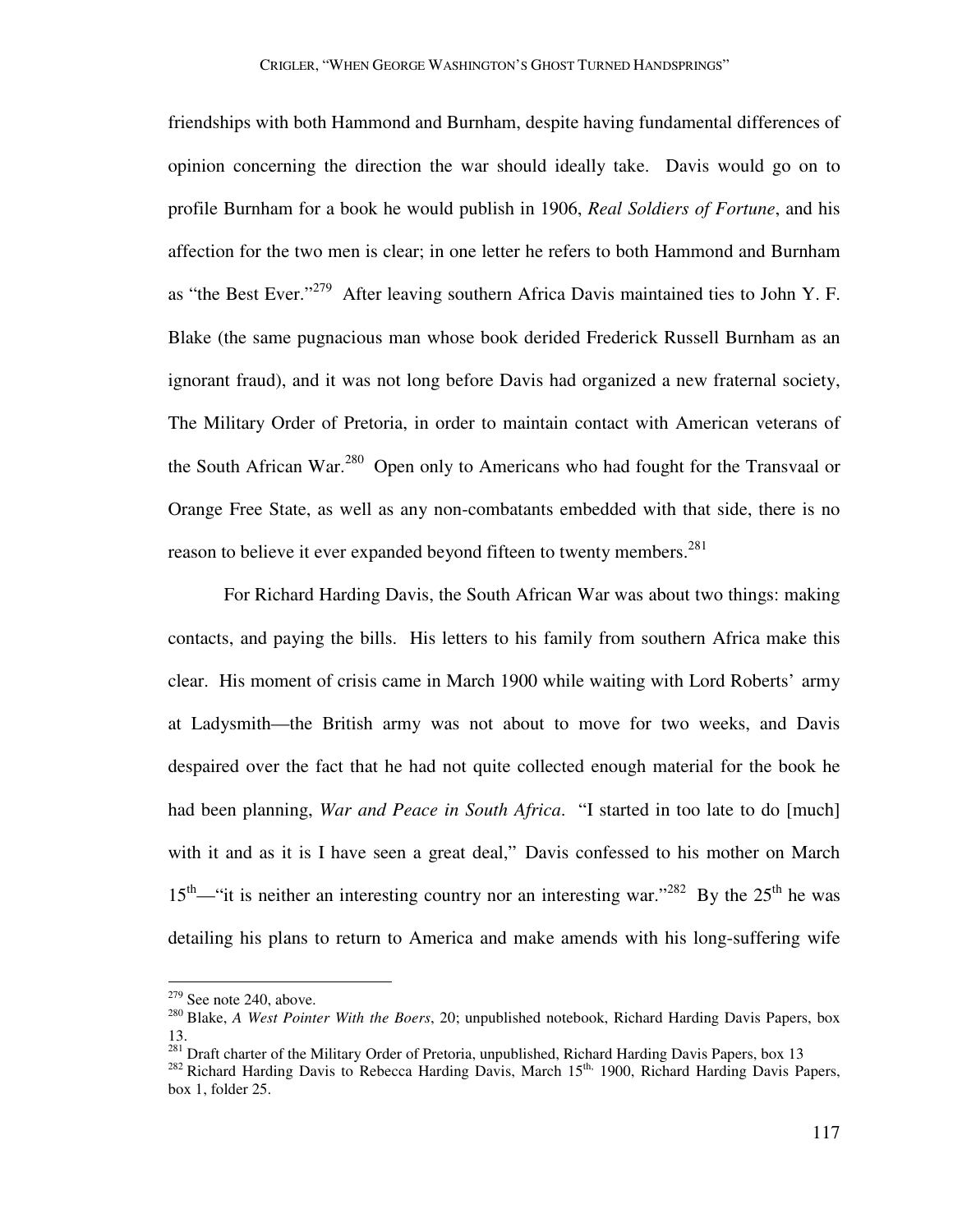friendships with both Hammond and Burnham, despite having fundamental differences of opinion concerning the direction the war should ideally take. Davis would go on to profile Burnham for a book he would publish in 1906, *Real Soldiers of Fortune*, and his affection for the two men is clear; in one letter he refers to both Hammond and Burnham as "the Best Ever."[279] After leaving southern Africa Davis maintained ties to John Y. F. Blake (the same pugnacious man whose book derided Frederick Russell Burnham as an ignorant fraud), and it was not long before Davis had organized a new fraternal society, The Military Order of Pretoria, in order to maintain contact with American veterans of the South African War.[280] Open only to Americans who had fought for the Transvaal or Orange Free State, as well as any non-combatants embedded with that side, there is no reason to believe it ever expanded beyond fifteen to twenty members.[281]

For Richard Harding Davis, the South African War was about two things: making contacts, and paying the bills. His letters to his family from southern Africa make this clear. His moment of crisis came in March 1900 while waiting with Lord Roberts' army at Ladysmith—the British army was not about to move for two weeks, and Davis despaired over the fact that he had not quite collected enough material for the book he had been planning, *War and Peace in South Africa*. "I started in too late to do [much] with it and as it is I have seen a great deal," Davis confessed to his mother on March 15th—"it is neither an interesting country nor an interesting war."[282] By the 25th he was detailing his plans to return to America and make amends with his long-suffering wife

---

[279] See note 240, above.

[280] Blake, *A West Pointer With the Boers*, 20; unpublished notebook, Richard Harding Davis Papers, box 13.

[281] Draft charter of the Military Order of Pretoria, unpublished, Richard Harding Davis Papers, box 13

[282] Richard Harding Davis to Rebecca Harding Davis, March 15th, 1900, Richard Harding Davis Papers, box 1, folder 25.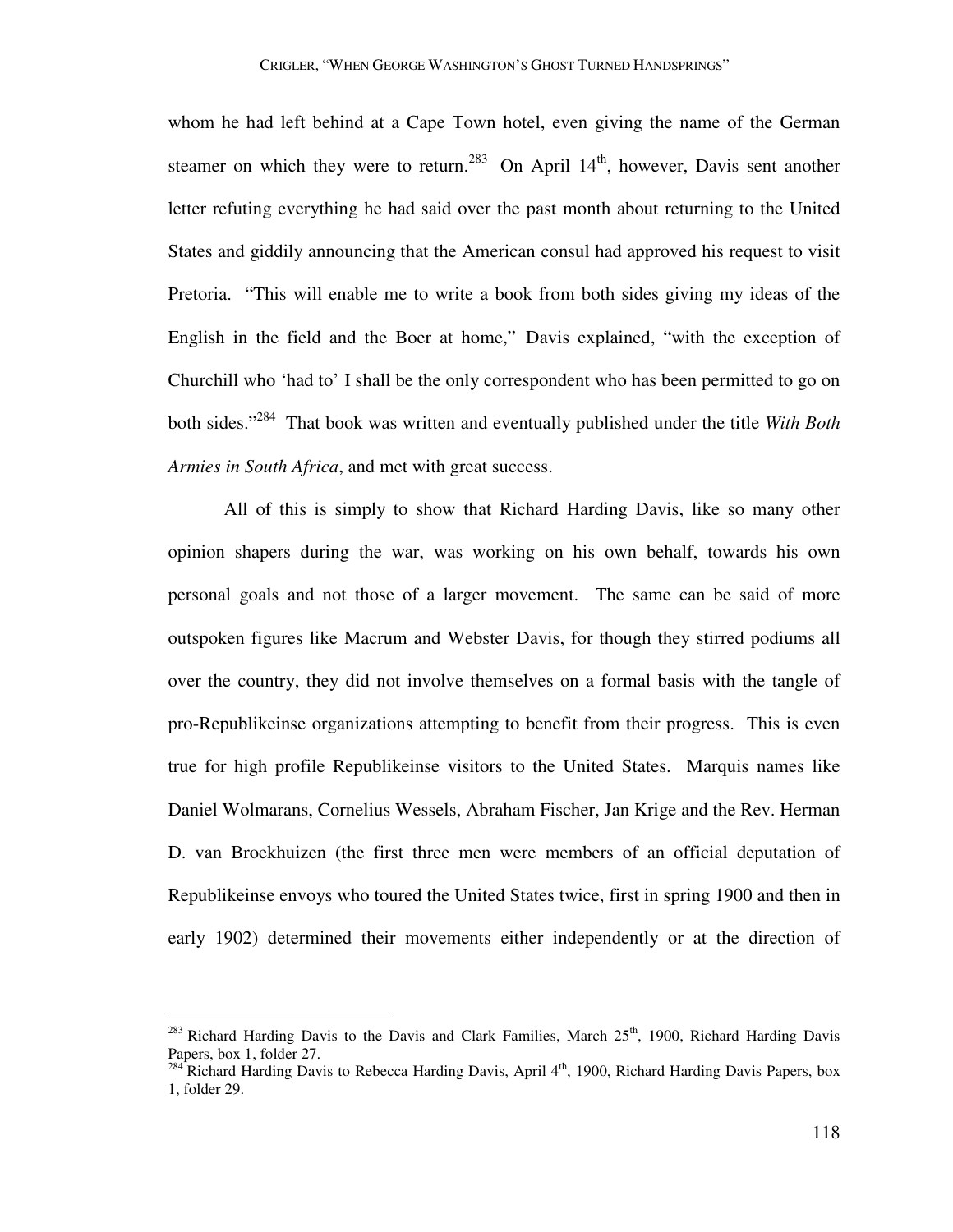whom he had left behind at a Cape Town hotel, even giving the name of the German steamer on which they were to return.[283] On April 14th, however, Davis sent another letter refuting everything he had said over the past month about returning to the United States and giddily announcing that the American consul had approved his request to visit Pretoria. "This will enable me to write a book from both sides giving my ideas of the English in the field and the Boer at home," Davis explained, "with the exception of Churchill who 'had to' I shall be the only correspondent who has been permitted to go on both sides."[284] That book was written and eventually published under the title *With Both Armies in South Africa*, and met with great success.

All of this is simply to show that Richard Harding Davis, like so many other opinion shapers during the war, was working on his own behalf, towards his own personal goals and not those of a larger movement. The same can be said of more outspoken figures like Macrum and Webster Davis, for though they stirred podiums all over the country, they did not involve themselves on a formal basis with the tangle of pro-Republikeinse organizations attempting to benefit from their progress. This is even true for high profile Republikeinse visitors to the United States. Marquis names like Daniel Wolmarans, Cornelius Wessels, Abraham Fischer, Jan Krige and the Rev. Herman D. van Broekhuizen (the first three men were members of an official deputation of Republikeinse envoys who toured the United States twice, first in spring 1900 and then in early 1902) determined their movements either independently or at the direction of

---

[283] Richard Harding Davis to the Davis and Clark Families, March 25th, 1900, Richard Harding Davis Papers, box 1, folder 27.

[284] Richard Harding Davis to Rebecca Harding Davis, April 4th, 1900, Richard Harding Davis Papers, box 1, folder 29.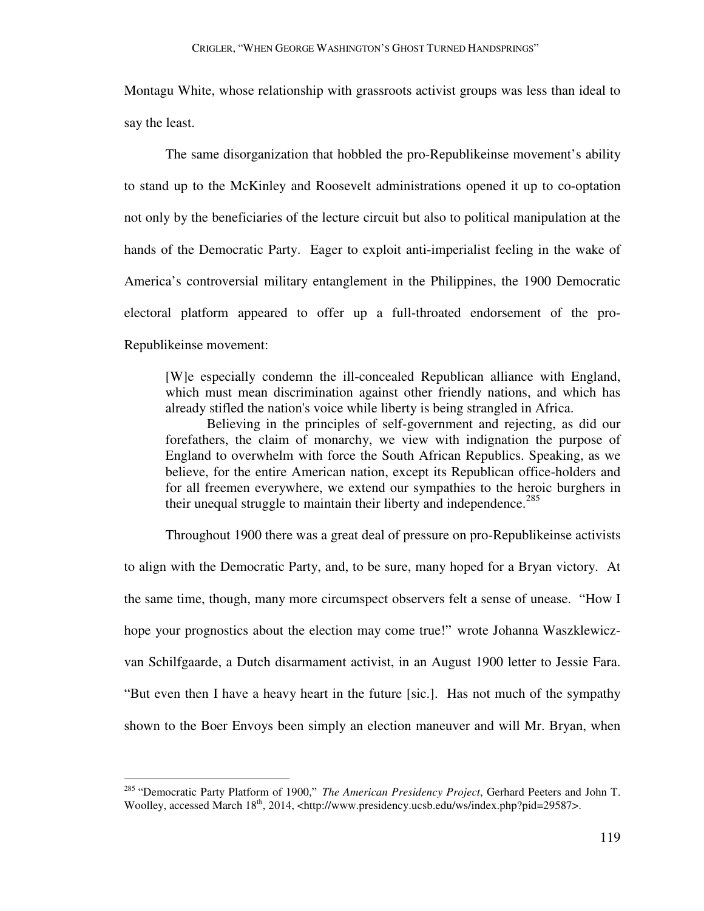Montagu White, whose relationship with grassroots activist groups was less than ideal to say the least.

The same disorganization that hobbled the pro-Republikeinse movement's ability to stand up to the McKinley and Roosevelt administrations opened it up to co-optation not only by the beneficiaries of the lecture circuit but also to political manipulation at the hands of the Democratic Party. Eager to exploit anti-imperialist feeling in the wake of America's controversial military entanglement in the Philippines, the 1900 Democratic electoral platform appeared to offer up a full-throated endorsement of the pro-Republikeinse movement:

> [W]e especially condemn the ill-concealed Republican alliance with England, which must mean discrimination against other friendly nations, and which has already stifled the nation's voice while liberty is being strangled in Africa.
>
> Believing in the principles of self-government and rejecting, as did our forefathers, the claim of monarchy, we view with indignation the purpose of England to overwhelm with force the South African Republics. Speaking, as we believe, for the entire American nation, except its Republican office-holders and for all freemen everywhere, we extend our sympathies to the heroic burghers in their unequal struggle to maintain their liberty and independence.[285]

Throughout 1900 there was a great deal of pressure on pro-Republikeinse activists to align with the Democratic Party, and, to be sure, many hoped for a Bryan victory. At the same time, though, many more circumspect observers felt a sense of unease. "How I hope your prognostics about the election may come true!" wrote Johanna Waszklewicz-van Schilfgaarde, a Dutch disarmament activist, in an August 1900 letter to Jessie Fara. "But even then I have a heavy heart in the future [sic.]. Has not much of the sympathy shown to the Boer Envoys been simply an election maneuver and will Mr. Bryan, when

---

[285] "Democratic Party Platform of 1900," *The American Presidency Project*, Gerhard Peeters and John T. Woolley, accessed March 18th, 2014, <http://www.presidency.ucsb.edu/ws/index.php?pid=29587>.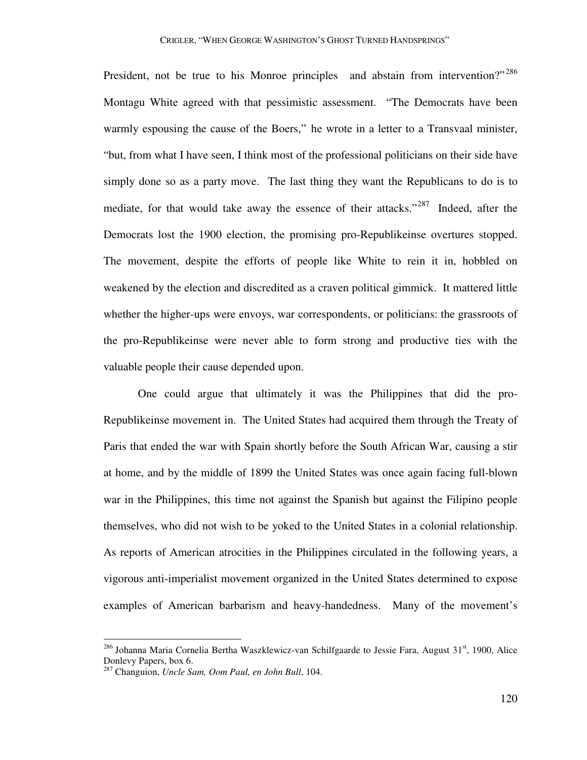President, not be true to his Monroe principles and abstain from intervention?"[286] Montagu White agreed with that pessimistic assessment. "The Democrats have been warmly espousing the cause of the Boers," he wrote in a letter to a Transvaal minister, "but, from what I have seen, I think most of the professional politicians on their side have simply done so as a party move. The last thing they want the Republicans to do is to mediate, for that would take away the essence of their attacks."[287] Indeed, after the Democrats lost the 1900 election, the promising pro-Republikeinse overtures stopped. The movement, despite the efforts of people like White to rein it in, hobbled on weakened by the election and discredited as a craven political gimmick. It mattered little whether the higher-ups were envoys, war correspondents, or politicians: the grassroots of the pro-Republikeinse were never able to form strong and productive ties with the valuable people their cause depended upon.

One could argue that ultimately it was the Philippines that did the pro-Republikeinse movement in. The United States had acquired them through the Treaty of Paris that ended the war with Spain shortly before the South African War, causing a stir at home, and by the middle of 1899 the United States was once again facing full-blown war in the Philippines, this time not against the Spanish but against the Filipino people themselves, who did not wish to be yoked to the United States in a colonial relationship. As reports of American atrocities in the Philippines circulated in the following years, a vigorous anti-imperialist movement organized in the United States determined to expose examples of American barbarism and heavy-handedness. Many of the movement's

---

[286] Johanna Maria Cornelia Bertha Waszklewicz-van Schilfgaarde to Jessie Fara, August 31st, 1900, Alice Donlevy Papers, box 6.

[287] Changuion, *Uncle Sam, Oom Paul, en John Bull*, 104.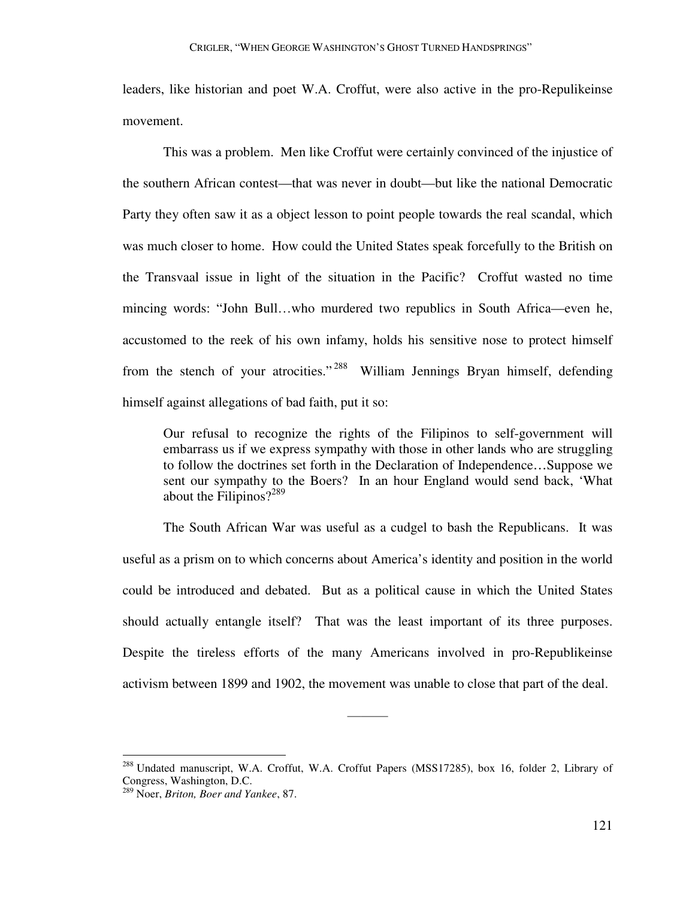leaders, like historian and poet W.A. Croffut, were also active in the pro-Repulikeinse movement.

This was a problem. Men like Croffut were certainly convinced of the injustice of the southern African contest—that was never in doubt—but like the national Democratic Party they often saw it as a object lesson to point people towards the real scandal, which was much closer to home. How could the United States speak forcefully to the British on the Transvaal issue in light of the situation in the Pacific? Croffut wasted no time mincing words: "John Bull…who murdered two republics in South Africa—even he, accustomed to the reek of his own infamy, holds his sensitive nose to protect himself from the stench of your atrocities."[288] William Jennings Bryan himself, defending himself against allegations of bad faith, put it so:

> Our refusal to recognize the rights of the Filipinos to self-government will embarrass us if we express sympathy with those in other lands who are struggling to follow the doctrines set forth in the Declaration of Independence…Suppose we sent our sympathy to the Boers? In an hour England would send back, 'What about the Filipinos?[289]

The South African War was useful as a cudgel to bash the Republicans. It was useful as a prism on to which concerns about America's identity and position in the world could be introduced and debated. But as a political cause in which the United States should actually entangle itself? That was the least important of its three purposes. Despite the tireless efforts of the many Americans involved in pro-Republikeinse activism between 1899 and 1902, the movement was unable to close that part of the deal.

---

[288] Undated manuscript, W.A. Croffut, W.A. Croffut Papers (MSS17285), box 16, folder 2, Library of Congress, Washington, D.C.

[289] Noer, *Briton, Boer and Yankee*, 87.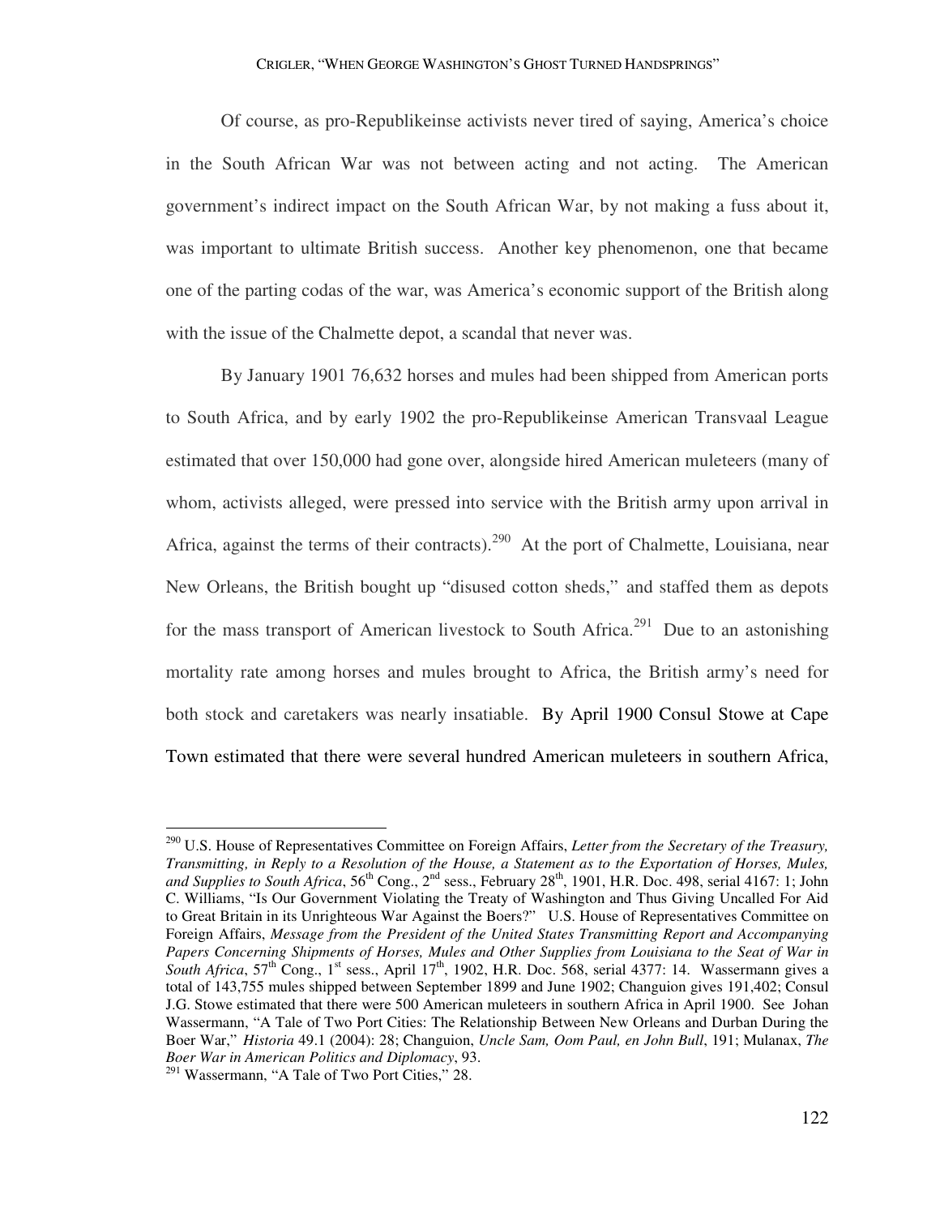Of course, as pro-Republikeinse activists never tired of saying, America's choice in the South African War was not between acting and not acting. The American government's indirect impact on the South African War, by not making a fuss about it, was important to ultimate British success. Another key phenomenon, one that became one of the parting codas of the war, was America's economic support of the British along with the issue of the Chalmette depot, a scandal that never was.

By January 1901 76,632 horses and mules had been shipped from American ports to South Africa, and by early 1902 the pro-Republikeinse American Transvaal League estimated that over 150,000 had gone over, alongside hired American muleteers (many of whom, activists alleged, were pressed into service with the British army upon arrival in Africa, against the terms of their contracts).[290] At the port of Chalmette, Louisiana, near New Orleans, the British bought up "disused cotton sheds," and staffed them as depots for the mass transport of American livestock to South Africa.[291] Due to an astonishing mortality rate among horses and mules brought to Africa, the British army's need for both stock and caretakers was nearly insatiable. By April 1900 Consul Stowe at Cape Town estimated that there were several hundred American muleteers in southern Africa,

---

[290] U.S. House of Representatives Committee on Foreign Affairs, *Letter from the Secretary of the Treasury, Transmitting, in Reply to a Resolution of the House, a Statement as to the Exportation of Horses, Mules, and Supplies to South Africa*, 56th Cong., 2nd sess., February 28th, 1901, H.R. Doc. 498, serial 4167: 1; John C. Williams, "Is Our Government Violating the Treaty of Washington and Thus Giving Uncalled For Aid to Great Britain in its Unrighteous War Against the Boers?" U.S. House of Representatives Committee on Foreign Affairs, *Message from the President of the United States Transmitting Report and Accompanying Papers Concerning Shipments of Horses, Mules and Other Supplies from Louisiana to the Seat of War in South Africa*, 57th Cong., 1st sess., April 17th, 1902, H.R. Doc. 568, serial 4377: 14. Wassermann gives a total of 143,755 mules shipped between September 1899 and June 1902; Changuion gives 191,402; Consul J.G. Stowe estimated that there were 500 American muleteers in southern Africa in April 1900. See Johan Wassermann, "A Tale of Two Port Cities: The Relationship Between New Orleans and Durban During the Boer War," *Historia* 49.1 (2004): 28; Changuion, *Uncle Sam, Oom Paul, en John Bull*, 191; Mulanax, *The Boer War in American Politics and Diplomacy*, 93.

[291] Wassermann, "A Tale of Two Port Cities," 28.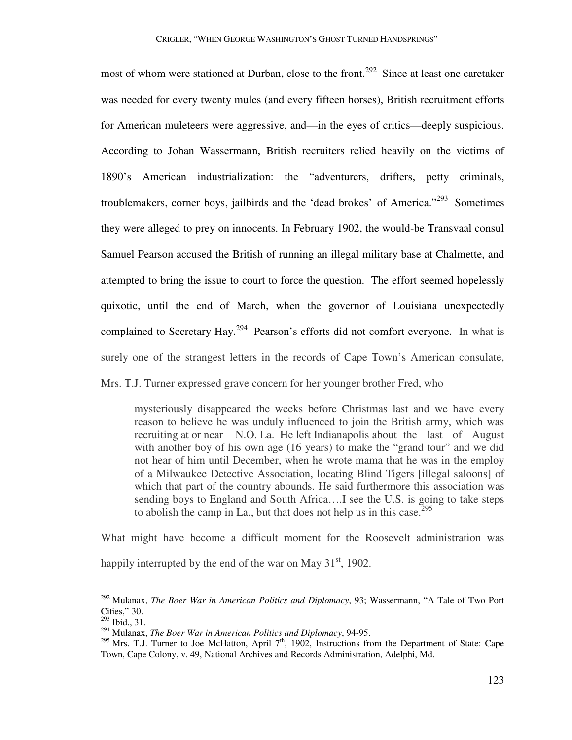most of whom were stationed at Durban, close to the front.[292] Since at least one caretaker was needed for every twenty mules (and every fifteen horses), British recruitment efforts for American muleteers were aggressive, and—in the eyes of critics—deeply suspicious. According to Johan Wassermann, British recruiters relied heavily on the victims of 1890's American industrialization: the "adventurers, drifters, petty criminals, troublemakers, corner boys, jailbirds and the 'dead brokes' of America."[293] Sometimes they were alleged to prey on innocents. In February 1902, the would-be Transvaal consul Samuel Pearson accused the British of running an illegal military base at Chalmette, and attempted to bring the issue to court to force the question. The effort seemed hopelessly quixotic, until the end of March, when the governor of Louisiana unexpectedly complained to Secretary Hay.[294] Pearson's efforts did not comfort everyone. In what is surely one of the strangest letters in the records of Cape Town's American consulate, Mrs. T.J. Turner expressed grave concern for her younger brother Fred, who

> mysteriously disappeared the weeks before Christmas last and we have every reason to believe he was unduly influenced to join the British army, which was recruiting at or near N.O. La. He left Indianapolis about the last of August with another boy of his own age (16 years) to make the "grand tour" and we did not hear of him until December, when he wrote mama that he was in the employ of a Milwaukee Detective Association, locating Blind Tigers [illegal saloons] of which that part of the country abounds. He said furthermore this association was sending boys to England and South Africa….I see the U.S. is going to take steps to abolish the camp in La., but that does not help us in this case.[295]

What might have become a difficult moment for the Roosevelt administration was happily interrupted by the end of the war on May 31st, 1902.

---

[292] Mulanax, *The Boer War in American Politics and Diplomacy*, 93; Wassermann, "A Tale of Two Port Cities," 30.

[293] Ibid., 31.

[294] Mulanax, *The Boer War in American Politics and Diplomacy*, 94-95.

[295] Mrs. T.J. Turner to Joe McHatton, April 7th, 1902, Instructions from the Department of State: Cape Town, Cape Colony, v. 49, National Archives and Records Administration, Adelphi, Md.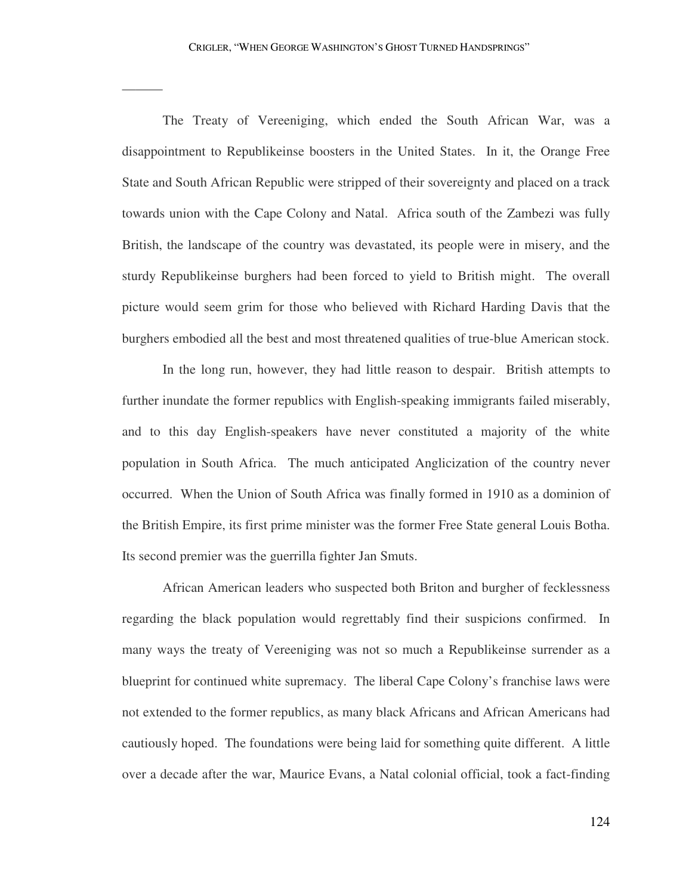———

The Treaty of Vereeniging, which ended the South African War, was a disappointment to Republikeinse boosters in the United States. In it, the Orange Free State and South African Republic were stripped of their sovereignty and placed on a track towards union with the Cape Colony and Natal. Africa south of the Zambezi was fully British, the landscape of the country was devastated, its people were in misery, and the sturdy Republikeinse burghers had been forced to yield to British might. The overall picture would seem grim for those who believed with Richard Harding Davis that the burghers embodied all the best and most threatened qualities of true-blue American stock.

In the long run, however, they had little reason to despair. British attempts to further inundate the former republics with English-speaking immigrants failed miserably, and to this day English-speakers have never constituted a majority of the white population in South Africa. The much anticipated Anglicization of the country never occurred. When the Union of South Africa was finally formed in 1910 as a dominion of the British Empire, its first prime minister was the former Free State general Louis Botha. Its second premier was the guerrilla fighter Jan Smuts.

African American leaders who suspected both Briton and burgher of fecklessness regarding the black population would regrettably find their suspicions confirmed. In many ways the treaty of Vereeniging was not so much a Republikeinse surrender as a blueprint for continued white supremacy. The liberal Cape Colony's franchise laws were not extended to the former republics, as many black Africans and African Americans had cautiously hoped. The foundations were being laid for something quite different. A little over a decade after the war, Maurice Evans, a Natal colonial official, took a fact-finding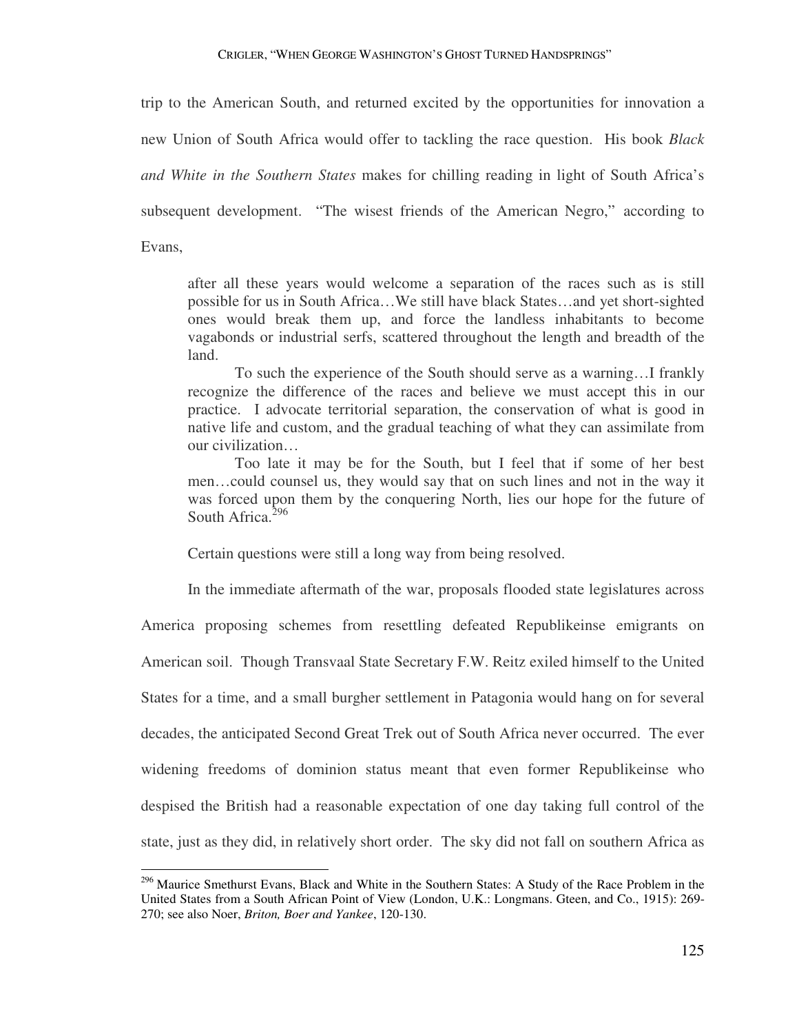trip to the American South, and returned excited by the opportunities for innovation a new Union of South Africa would offer to tackling the race question. His book *Black and White in the Southern States* makes for chilling reading in light of South Africa's subsequent development. "The wisest friends of the American Negro," according to Evans,

> after all these years would welcome a separation of the races such as is still possible for us in South Africa…We still have black States…and yet short-sighted ones would break them up, and force the landless inhabitants to become vagabonds or industrial serfs, scattered throughout the length and breadth of the land.
>
> To such the experience of the South should serve as a warning…I frankly recognize the difference of the races and believe we must accept this in our practice. I advocate territorial separation, the conservation of what is good in native life and custom, and the gradual teaching of what they can assimilate from our civilization…
>
> Too late it may be for the South, but I feel that if some of her best men…could counsel us, they would say that on such lines and not in the way it was forced upon them by the conquering North, lies our hope for the future of South Africa.[296]

Certain questions were still a long way from being resolved.

In the immediate aftermath of the war, proposals flooded state legislatures across America proposing schemes from resettling defeated Republikeinse emigrants on American soil. Though Transvaal State Secretary F.W. Reitz exiled himself to the United States for a time, and a small burgher settlement in Patagonia would hang on for several decades, the anticipated Second Great Trek out of South Africa never occurred. The ever widening freedoms of dominion status meant that even former Republikeinse who despised the British had a reasonable expectation of one day taking full control of the state, just as they did, in relatively short order. The sky did not fall on southern Africa as

[296] Maurice Smethurst Evans, Black and White in the Southern States: A Study of the Race Problem in the United States from a South African Point of View (London, U.K.: Longmans. Gteen, and Co., 1915): 269-270; see also Noer, *Briton, Boer and Yankee*, 120-130.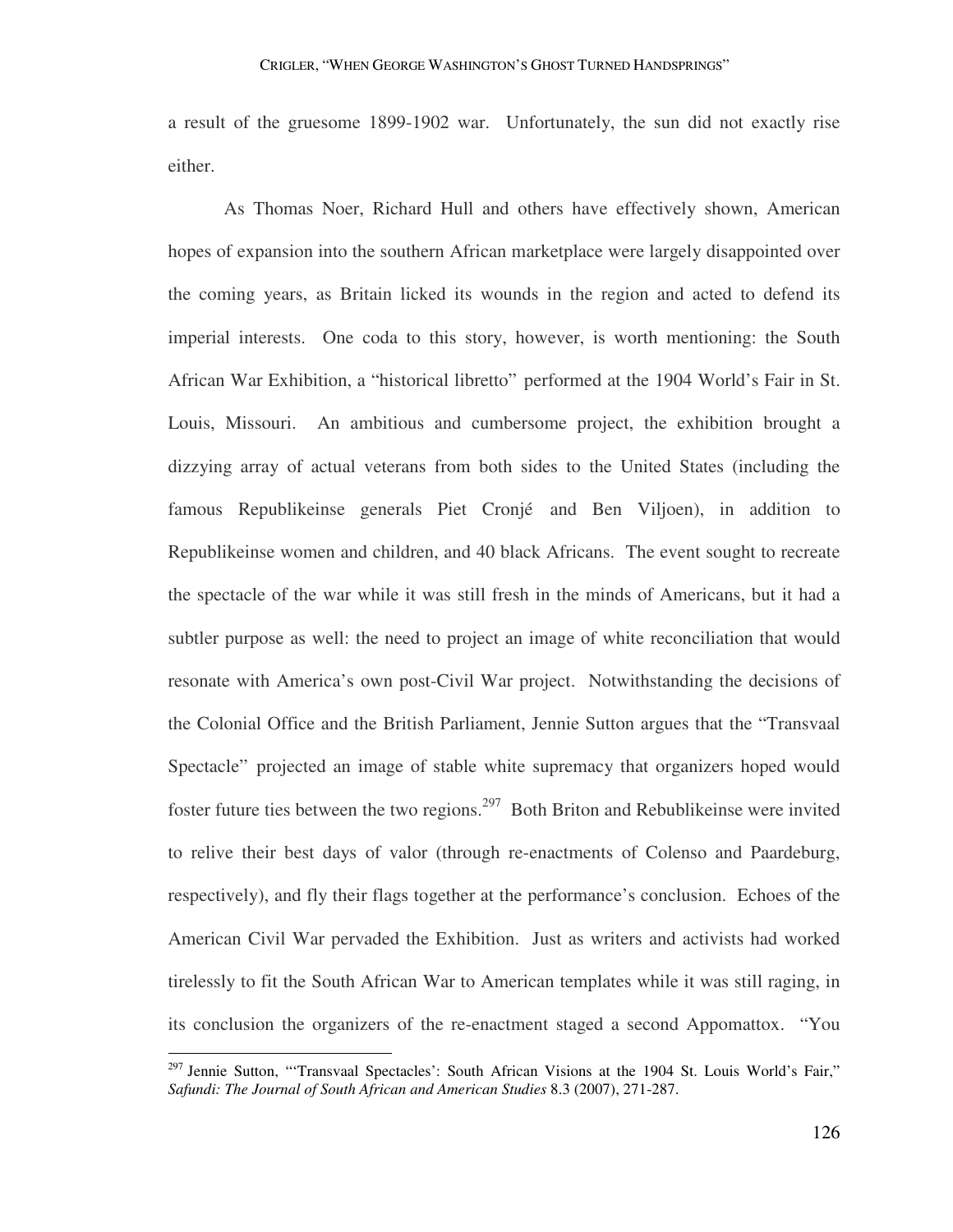a result of the gruesome 1899-1902 war. Unfortunately, the sun did not exactly rise either.

As Thomas Noer, Richard Hull and others have effectively shown, American hopes of expansion into the southern African marketplace were largely disappointed over the coming years, as Britain licked its wounds in the region and acted to defend its imperial interests. One coda to this story, however, is worth mentioning: the South African War Exhibition, a "historical libretto" performed at the 1904 World's Fair in St. Louis, Missouri. An ambitious and cumbersome project, the exhibition brought a dizzying array of actual veterans from both sides to the United States (including the famous Republikeinse generals Piet Cronjé and Ben Viljoen), in addition to Republikeinse women and children, and 40 black Africans. The event sought to recreate the spectacle of the war while it was still fresh in the minds of Americans, but it had a subtler purpose as well: the need to project an image of white reconciliation that would resonate with America's own post-Civil War project. Notwithstanding the decisions of the Colonial Office and the British Parliament, Jennie Sutton argues that the "Transvaal Spectacle" projected an image of stable white supremacy that organizers hoped would foster future ties between the two regions.[297] Both Briton and Rebublikeinse were invited to relive their best days of valor (through re-enactments of Colenso and Paardeburg, respectively), and fly their flags together at the performance's conclusion. Echoes of the American Civil War pervaded the Exhibition. Just as writers and activists had worked tirelessly to fit the South African War to American templates while it was still raging, in its conclusion the organizers of the re-enactment staged a second Appomattox. "You

[297] Jennie Sutton, "'Transvaal Spectacles': South African Visions at the 1904 St. Louis World's Fair," *Safundi: The Journal of South African and American Studies* 8.3 (2007), 271-287.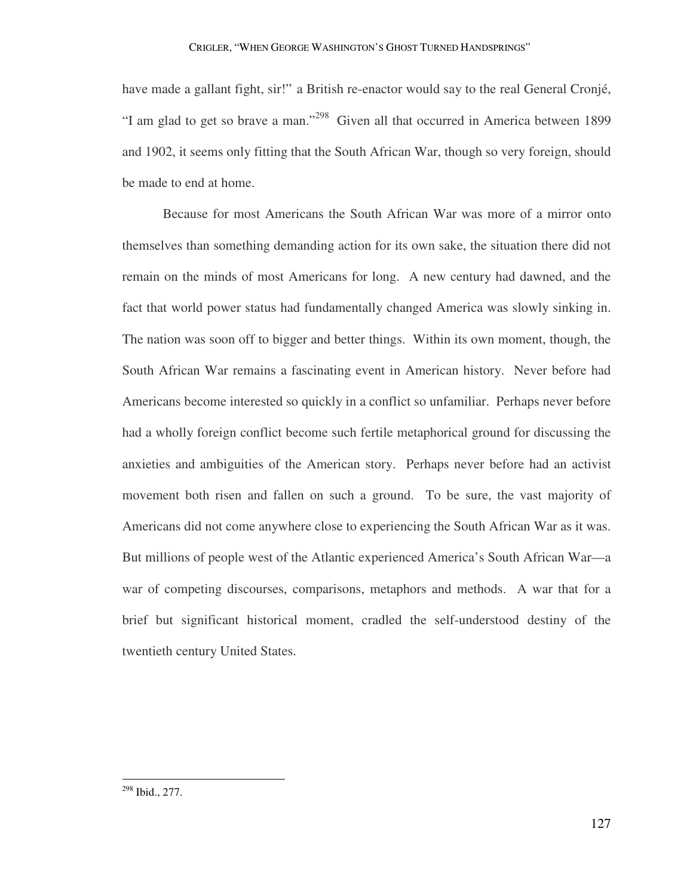have made a gallant fight, sir!" a British re-enactor would say to the real General Cronjé, "I am glad to get so brave a man."[298] Given all that occurred in America between 1899 and 1902, it seems only fitting that the South African War, though so very foreign, should be made to end at home.

Because for most Americans the South African War was more of a mirror onto themselves than something demanding action for its own sake, the situation there did not remain on the minds of most Americans for long. A new century had dawned, and the fact that world power status had fundamentally changed America was slowly sinking in. The nation was soon off to bigger and better things. Within its own moment, though, the South African War remains a fascinating event in American history. Never before had Americans become interested so quickly in a conflict so unfamiliar. Perhaps never before had a wholly foreign conflict become such fertile metaphorical ground for discussing the anxieties and ambiguities of the American story. Perhaps never before had an activist movement both risen and fallen on such a ground. To be sure, the vast majority of Americans did not come anywhere close to experiencing the South African War as it was. But millions of people west of the Atlantic experienced America's South African War—a war of competing discourses, comparisons, metaphors and methods. A war that for a brief but significant historical moment, cradled the self-understood destiny of the twentieth century United States.

---

[298] Ibid., 277.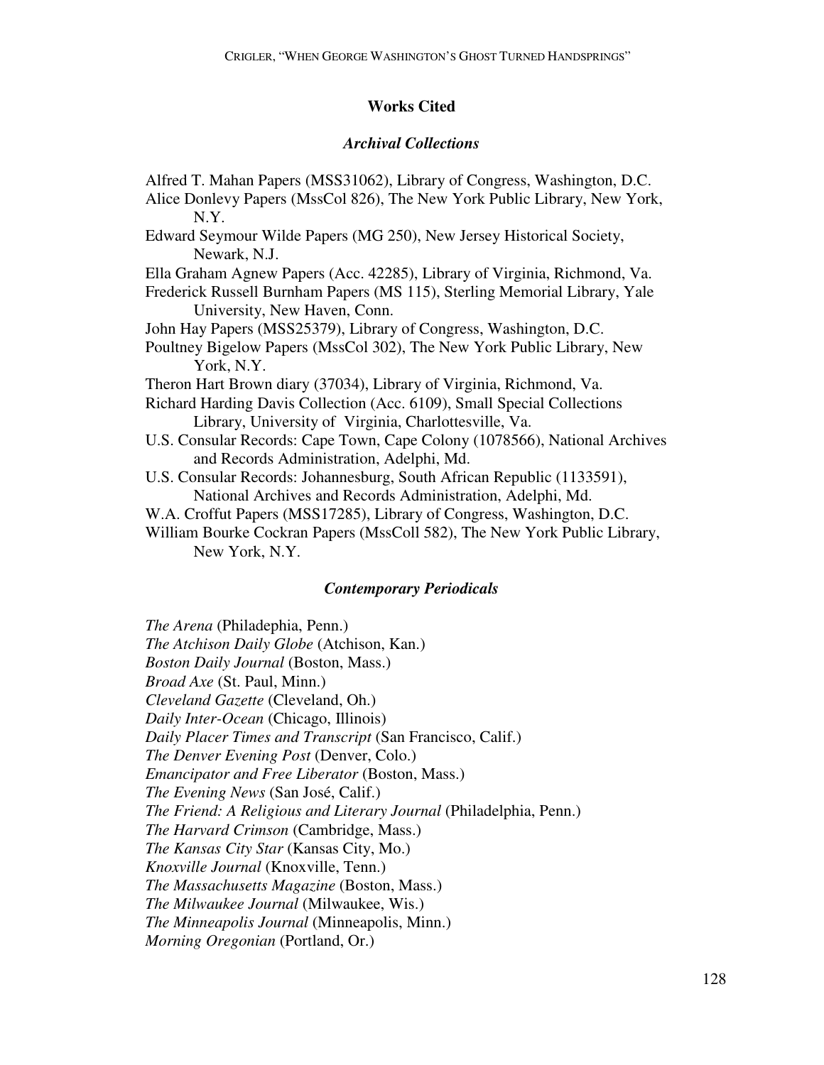## Works Cited

### *Archival Collections*

Alfred T. Mahan Papers (MSS31062), Library of Congress, Washington, D.C.

Alice Donlevy Papers (MssCol 826), The New York Public Library, New York, N.Y.

Edward Seymour Wilde Papers (MG 250), New Jersey Historical Society, Newark, N.J.

Ella Graham Agnew Papers (Acc. 42285), Library of Virginia, Richmond, Va.

Frederick Russell Burnham Papers (MS 115), Sterling Memorial Library, Yale University, New Haven, Conn.

John Hay Papers (MSS25379), Library of Congress, Washington, D.C.

Poultney Bigelow Papers (MssCol 302), The New York Public Library, New York, N.Y.

Theron Hart Brown diary (37034), Library of Virginia, Richmond, Va.

Richard Harding Davis Collection (Acc. 6109), Small Special Collections Library, University of Virginia, Charlottesville, Va.

U.S. Consular Records: Cape Town, Cape Colony (1078566), National Archives and Records Administration, Adelphi, Md.

U.S. Consular Records: Johannesburg, South African Republic (1133591), National Archives and Records Administration, Adelphi, Md.

W.A. Croffut Papers (MSS17285), Library of Congress, Washington, D.C.

William Bourke Cockran Papers (MssColl 582), The New York Public Library, New York, N.Y.

### *Contemporary Periodicals*

*The Arena* (Philadephia, Penn.)

*The Atchison Daily Globe* (Atchison, Kan.)

*Boston Daily Journal* (Boston, Mass.)

*Broad Axe* (St. Paul, Minn.)

*Cleveland Gazette* (Cleveland, Oh.)

*Daily Inter-Ocean* (Chicago, Illinois)

*Daily Placer Times and Transcript* (San Francisco, Calif.)

*The Denver Evening Post* (Denver, Colo.)

*Emancipator and Free Liberator* (Boston, Mass.)

*The Evening News* (San José, Calif.)

*The Friend: A Religious and Literary Journal* (Philadelphia, Penn.)

*The Harvard Crimson* (Cambridge, Mass.)

*The Kansas City Star* (Kansas City, Mo.)

*Knoxville Journal* (Knoxville, Tenn.)

*The Massachusetts Magazine* (Boston, Mass.)

*The Milwaukee Journal* (Milwaukee, Wis.)

*The Minneapolis Journal* (Minneapolis, Minn.)

*Morning Oregonian* (Portland, Or.)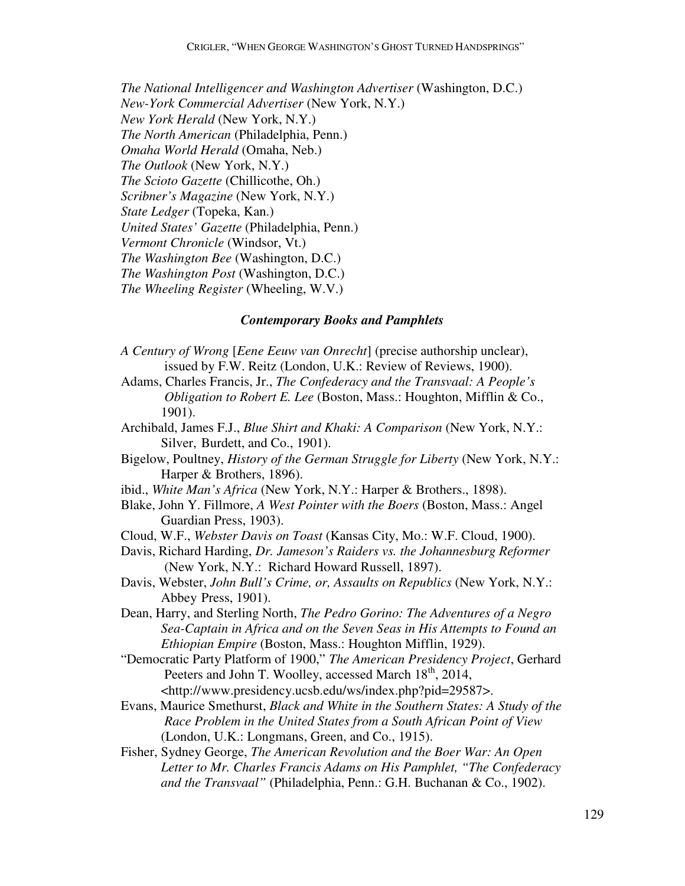*The National Intelligencer and Washington Advertiser* (Washington, D.C.)
*New-York Commercial Advertiser* (New York, N.Y.)
*New York Herald* (New York, N.Y.)
*The North American* (Philadelphia, Penn.)
*Omaha World Herald* (Omaha, Neb.)
*The Outlook* (New York, N.Y.)
*The Scioto Gazette* (Chillicothe, Oh.)
*Scribner's Magazine* (New York, N.Y.)
*State Ledger* (Topeka, Kan.)
*United States' Gazette* (Philadelphia, Penn.)
*Vermont Chronicle* (Windsor, Vt.)
*The Washington Bee* (Washington, D.C.)
*The Washington Post* (Washington, D.C.)
*The Wheeling Register* (Wheeling, W.V.)

### *Contemporary Books and Pamphlets*

*A Century of Wrong* [*Eene Eeuw van Onrecht*] (precise authorship unclear), issued by F.W. Reitz (London, U.K.: Review of Reviews, 1900).

Adams, Charles Francis, Jr., *The Confederacy and the Transvaal: A People's Obligation to Robert E. Lee* (Boston, Mass.: Houghton, Mifflin & Co., 1901).

Archibald, James F.J., *Blue Shirt and Khaki: A Comparison* (New York, N.Y.: Silver, Burdett, and Co., 1901).

Bigelow, Poultney, *History of the German Struggle for Liberty* (New York, N.Y.: Harper & Brothers, 1896).

ibid., *White Man's Africa* (New York, N.Y.: Harper & Brothers., 1898).

Blake, John Y. Fillmore, *A West Pointer with the Boers* (Boston, Mass.: Angel Guardian Press, 1903).

Cloud, W.F., *Webster Davis on Toast* (Kansas City, Mo.: W.F. Cloud, 1900).

Davis, Richard Harding, *Dr. Jameson's Raiders vs. the Johannesburg Reformer* (New York, N.Y.: Richard Howard Russell, 1897).

Davis, Webster, *John Bull's Crime, or, Assaults on Republics* (New York, N.Y.: Abbey Press, 1901).

Dean, Harry, and Sterling North, *The Pedro Gorino: The Adventures of a Negro Sea-Captain in Africa and on the Seven Seas in His Attempts to Found an Ethiopian Empire* (Boston, Mass.: Houghton Mifflin, 1929).

"Democratic Party Platform of 1900," *The American Presidency Project*, Gerhard Peeters and John T. Woolley, accessed March 18th, 2014, <http://www.presidency.ucsb.edu/ws/index.php?pid=29587>.

Evans, Maurice Smethurst, *Black and White in the Southern States: A Study of the Race Problem in the United States from a South African Point of View* (London, U.K.: Longmans, Green, and Co., 1915).

Fisher, Sydney George, *The American Revolution and the Boer War: An Open Letter to Mr. Charles Francis Adams on His Pamphlet, "The Confederacy and the Transvaal"* (Philadelphia, Penn.: G.H. Buchanan & Co., 1902).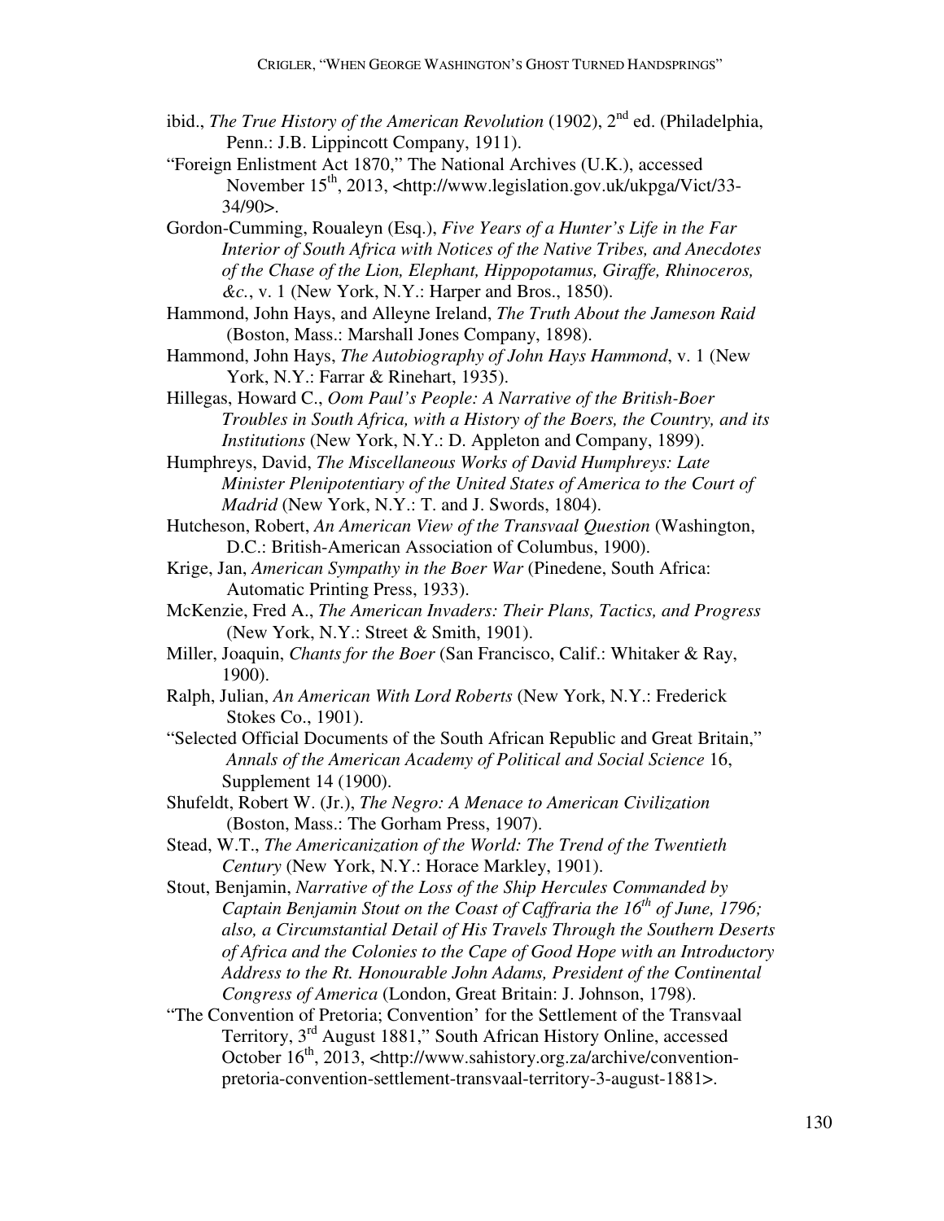ibid., *The True History of the American Revolution* (1902), 2nd ed. (Philadelphia, Penn.: J.B. Lippincott Company, 1911).

"Foreign Enlistment Act 1870," The National Archives (U.K.), accessed November 15th, 2013, <http://www.legislation.gov.uk/ukpga/Vict/33-34/90>.

Gordon-Cumming, Roualeyn (Esq.), *Five Years of a Hunter's Life in the Far Interior of South Africa with Notices of the Native Tribes, and Anecdotes of the Chase of the Lion, Elephant, Hippopotamus, Giraffe, Rhinoceros, &c.*, v. 1 (New York, N.Y.: Harper and Bros., 1850).

Hammond, John Hays, and Alleyne Ireland, *The Truth About the Jameson Raid* (Boston, Mass.: Marshall Jones Company, 1898).

Hammond, John Hays, *The Autobiography of John Hays Hammond*, v. 1 (New York, N.Y.: Farrar & Rinehart, 1935).

Hillegas, Howard C., *Oom Paul's People: A Narrative of the British-Boer Troubles in South Africa, with a History of the Boers, the Country, and its Institutions* (New York, N.Y.: D. Appleton and Company, 1899).

Humphreys, David, *The Miscellaneous Works of David Humphreys: Late Minister Plenipotentiary of the United States of America to the Court of Madrid* (New York, N.Y.: T. and J. Swords, 1804).

Hutcheson, Robert, *An American View of the Transvaal Question* (Washington, D.C.: British-American Association of Columbus, 1900).

Krige, Jan, *American Sympathy in the Boer War* (Pinedene, South Africa: Automatic Printing Press, 1933).

McKenzie, Fred A., *The American Invaders: Their Plans, Tactics, and Progress* (New York, N.Y.: Street & Smith, 1901).

Miller, Joaquin, *Chants for the Boer* (San Francisco, Calif.: Whitaker & Ray, 1900).

Ralph, Julian, *An American With Lord Roberts* (New York, N.Y.: Frederick Stokes Co., 1901).

"Selected Official Documents of the South African Republic and Great Britain," *Annals of the American Academy of Political and Social Science* 16, Supplement 14 (1900).

Shufeldt, Robert W. (Jr.), *The Negro: A Menace to American Civilization* (Boston, Mass.: The Gorham Press, 1907).

Stead, W.T., *The Americanization of the World: The Trend of the Twentieth Century* (New York, N.Y.: Horace Markley, 1901).

Stout, Benjamin, *Narrative of the Loss of the Ship Hercules Commanded by Captain Benjamin Stout on the Coast of Caffraria the 16th of June, 1796; also, a Circumstantial Detail of His Travels Through the Southern Deserts of Africa and the Colonies to the Cape of Good Hope with an Introductory Address to the Rt. Honourable John Adams, President of the Continental Congress of America* (London, Great Britain: J. Johnson, 1798).

"The Convention of Pretoria; Convention' for the Settlement of the Transvaal Territory, 3rd August 1881," South African History Online, accessed October 16th, 2013, <http://www.sahistory.org.za/archive/convention-pretoria-convention-settlement-transvaal-territory-3-august-1881>.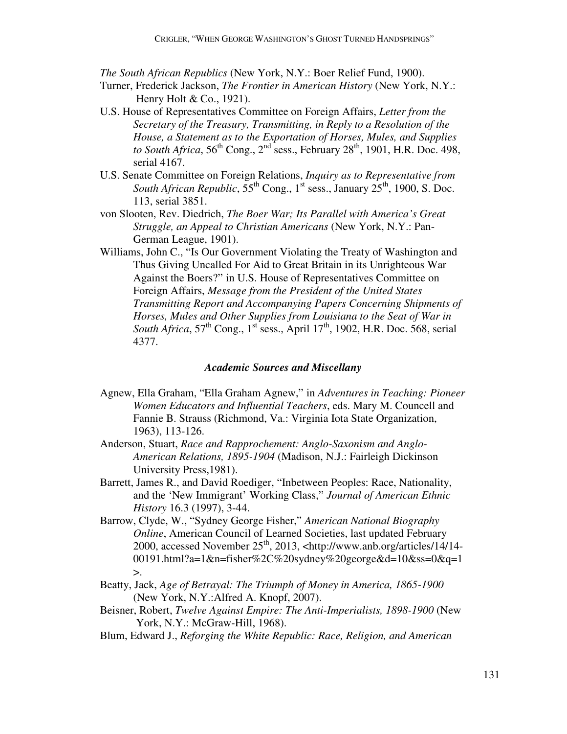*The South African Republics* (New York, N.Y.: Boer Relief Fund, 1900).

Turner, Frederick Jackson, *The Frontier in American History* (New York, N.Y.: Henry Holt & Co., 1921).

U.S. House of Representatives Committee on Foreign Affairs, *Letter from the Secretary of the Treasury, Transmitting, in Reply to a Resolution of the House, a Statement as to the Exportation of Horses, Mules, and Supplies to South Africa*, 56th Cong., 2nd sess., February 28th, 1901, H.R. Doc. 498, serial 4167.

U.S. Senate Committee on Foreign Relations, *Inquiry as to Representative from South African Republic*, 55th Cong., 1st sess., January 25th, 1900, S. Doc. 113, serial 3851.

von Slooten, Rev. Diedrich, *The Boer War; Its Parallel with America's Great Struggle, an Appeal to Christian Americans* (New York, N.Y.: Pan-German League, 1901).

Williams, John C., "Is Our Government Violating the Treaty of Washington and Thus Giving Uncalled For Aid to Great Britain in its Unrighteous War Against the Boers?" in U.S. House of Representatives Committee on Foreign Affairs, *Message from the President of the United States Transmitting Report and Accompanying Papers Concerning Shipments of Horses, Mules and Other Supplies from Louisiana to the Seat of War in South Africa*, 57th Cong., 1st sess., April 17th, 1902, H.R. Doc. 568, serial 4377.

### *Academic Sources and Miscellany*

Agnew, Ella Graham, "Ella Graham Agnew," in *Adventures in Teaching: Pioneer Women Educators and Influential Teachers*, eds. Mary M. Councell and Fannie B. Strauss (Richmond, Va.: Virginia Iota State Organization, 1963), 113-126.

Anderson, Stuart, *Race and Rapprochement: Anglo-Saxonism and Anglo-American Relations, 1895-1904* (Madison, N.J.: Fairleigh Dickinson University Press,1981).

Barrett, James R., and David Roediger, "Inbetween Peoples: Race, Nationality, and the 'New Immigrant' Working Class," *Journal of American Ethnic History* 16.3 (1997), 3-44.

Barrow, Clyde, W., "Sydney George Fisher," *American National Biography Online*, American Council of Learned Societies, last updated February 2000, accessed November 25th, 2013, <http://www.anb.org/articles/14/14-00191.html?a=1&n=fisher%2C%20sydney%20george&d=10&ss=0&q=1>.

Beatty, Jack, *Age of Betrayal: The Triumph of Money in America, 1865-1900* (New York, N.Y.:Alfred A. Knopf, 2007).

Beisner, Robert, *Twelve Against Empire: The Anti-Imperialists, 1898-1900* (New York, N.Y.: McGraw-Hill, 1968).

Blum, Edward J., *Reforging the White Republic: Race, Religion, and American*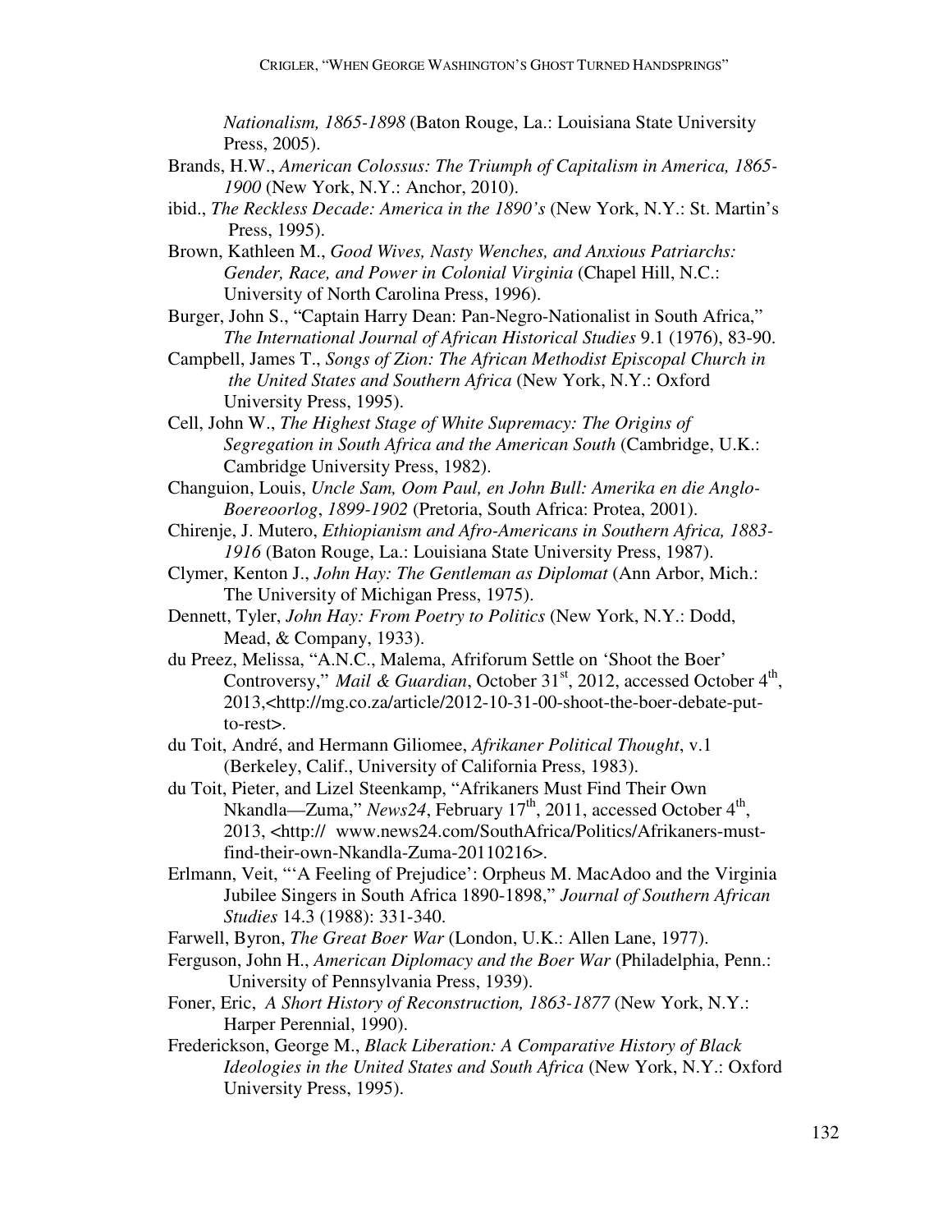*Nationalism, 1865-1898* (Baton Rouge, La.: Louisiana State University Press, 2005).

Brands, H.W., *American Colossus: The Triumph of Capitalism in America, 1865-1900* (New York, N.Y.: Anchor, 2010).

ibid., *The Reckless Decade: America in the 1890's* (New York, N.Y.: St. Martin's Press, 1995).

Brown, Kathleen M., *Good Wives, Nasty Wenches, and Anxious Patriarchs: Gender, Race, and Power in Colonial Virginia* (Chapel Hill, N.C.: University of North Carolina Press, 1996).

Burger, John S., "Captain Harry Dean: Pan-Negro-Nationalist in South Africa," *The International Journal of African Historical Studies* 9.1 (1976), 83-90.

Campbell, James T., *Songs of Zion: The African Methodist Episcopal Church in the United States and Southern Africa* (New York, N.Y.: Oxford University Press, 1995).

Cell, John W., *The Highest Stage of White Supremacy: The Origins of Segregation in South Africa and the American South* (Cambridge, U.K.: Cambridge University Press, 1982).

Changuion, Louis, *Uncle Sam, Oom Paul, en John Bull: Amerika en die Anglo-Boereoorlog*, *1899-1902* (Pretoria, South Africa: Protea, 2001).

Chirenje, J. Mutero, *Ethiopianism and Afro-Americans in Southern Africa, 1883-1916* (Baton Rouge, La.: Louisiana State University Press, 1987).

Clymer, Kenton J., *John Hay: The Gentleman as Diplomat* (Ann Arbor, Mich.: The University of Michigan Press, 1975).

Dennett, Tyler, *John Hay: From Poetry to Politics* (New York, N.Y.: Dodd, Mead, & Company, 1933).

du Preez, Melissa, "A.N.C., Malema, Afriforum Settle on 'Shoot the Boer' Controversy," *Mail & Guardian*, October 31st, 2012, accessed October 4th, 2013,<http://mg.co.za/article/2012-10-31-00-shoot-the-boer-debate-put-to-rest>.

du Toit, André, and Hermann Giliomee, *Afrikaner Political Thought*, v.1 (Berkeley, Calif., University of California Press, 1983).

du Toit, Pieter, and Lizel Steenkamp, "Afrikaners Must Find Their Own Nkandla—Zuma," *News24*, February 17th, 2011, accessed October 4th, 2013, <http:// www.news24.com/SouthAfrica/Politics/Afrikaners-must-find-their-own-Nkandla-Zuma-20110216>.

Erlmann, Veit, "'A Feeling of Prejudice': Orpheus M. MacAdoo and the Virginia Jubilee Singers in South Africa 1890-1898," *Journal of Southern African Studies* 14.3 (1988): 331-340.

Farwell, Byron, *The Great Boer War* (London, U.K.: Allen Lane, 1977).

Ferguson, John H., *American Diplomacy and the Boer War* (Philadelphia, Penn.: University of Pennsylvania Press, 1939).

Foner, Eric, *A Short History of Reconstruction, 1863-1877* (New York, N.Y.: Harper Perennial, 1990).

Frederickson, George M., *Black Liberation: A Comparative History of Black Ideologies in the United States and South Africa* (New York, N.Y.: Oxford University Press, 1995).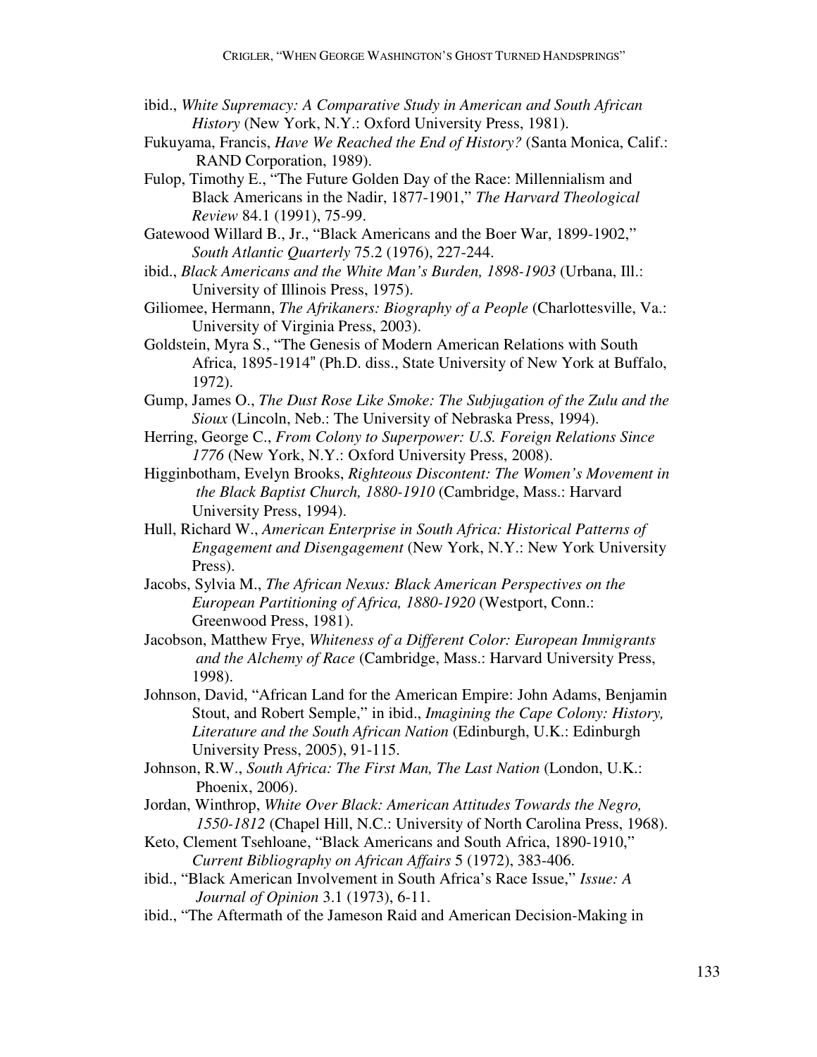ibid., *White Supremacy: A Comparative Study in American and South African History* (New York, N.Y.: Oxford University Press, 1981).

Fukuyama, Francis, *Have We Reached the End of History?* (Santa Monica, Calif.: RAND Corporation, 1989).

Fulop, Timothy E., "The Future Golden Day of the Race: Millennialism and Black Americans in the Nadir, 1877-1901," *The Harvard Theological Review* 84.1 (1991), 75-99.

Gatewood Willard B., Jr., "Black Americans and the Boer War, 1899-1902," *South Atlantic Quarterly* 75.2 (1976), 227-244.

ibid., *Black Americans and the White Man's Burden, 1898-1903* (Urbana, Ill.: University of Illinois Press, 1975).

Giliomee, Hermann, *The Afrikaners: Biography of a People* (Charlottesville, Va.: University of Virginia Press, 2003).

Goldstein, Myra S., "The Genesis of Modern American Relations with South Africa, 1895-1914" (Ph.D. diss., State University of New York at Buffalo, 1972).

Gump, James O., *The Dust Rose Like Smoke: The Subjugation of the Zulu and the Sioux* (Lincoln, Neb.: The University of Nebraska Press, 1994).

Herring, George C., *From Colony to Superpower: U.S. Foreign Relations Since 1776* (New York, N.Y.: Oxford University Press, 2008).

Higginbotham, Evelyn Brooks, *Righteous Discontent: The Women's Movement in the Black Baptist Church, 1880-1910* (Cambridge, Mass.: Harvard University Press, 1994).

Hull, Richard W., *American Enterprise in South Africa: Historical Patterns of Engagement and Disengagement* (New York, N.Y.: New York University Press).

Jacobs, Sylvia M., *The African Nexus: Black American Perspectives on the European Partitioning of Africa, 1880-1920* (Westport, Conn.: Greenwood Press, 1981).

Jacobson, Matthew Frye, *Whiteness of a Different Color: European Immigrants and the Alchemy of Race* (Cambridge, Mass.: Harvard University Press, 1998).

Johnson, David, "African Land for the American Empire: John Adams, Benjamin Stout, and Robert Semple," in ibid., *Imagining the Cape Colony: History, Literature and the South African Nation* (Edinburgh, U.K.: Edinburgh University Press, 2005), 91-115.

Johnson, R.W., *South Africa: The First Man, The Last Nation* (London, U.K.: Phoenix, 2006).

Jordan, Winthrop, *White Over Black: American Attitudes Towards the Negro, 1550-1812* (Chapel Hill, N.C.: University of North Carolina Press, 1968).

Keto, Clement Tsehloane, "Black Americans and South Africa, 1890-1910," *Current Bibliography on African Affairs* 5 (1972), 383-406.

ibid., "Black American Involvement in South Africa's Race Issue," *Issue: A Journal of Opinion* 3.1 (1973), 6-11.

ibid., "The Aftermath of the Jameson Raid and American Decision-Making in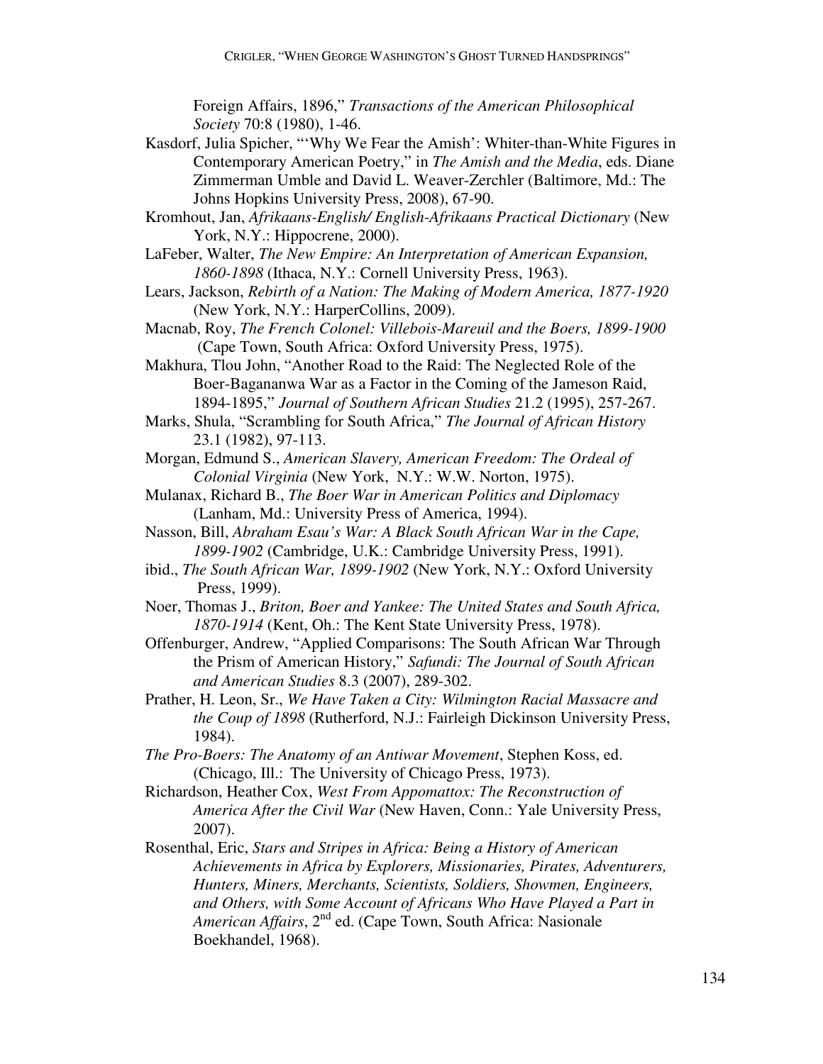Foreign Affairs, 1896," *Transactions of the American Philosophical Society* 70:8 (1980), 1-46.

Kasdorf, Julia Spicher, "'Why We Fear the Amish': Whiter-than-White Figures in Contemporary American Poetry," in *The Amish and the Media*, eds. Diane Zimmerman Umble and David L. Weaver-Zerchler (Baltimore, Md.: The Johns Hopkins University Press, 2008), 67-90.

Kromhout, Jan, *Afrikaans-English/ English-Afrikaans Practical Dictionary* (New York, N.Y.: Hippocrene, 2000).

LaFeber, Walter, *The New Empire: An Interpretation of American Expansion, 1860-1898* (Ithaca, N.Y.: Cornell University Press, 1963).

Lears, Jackson, *Rebirth of a Nation: The Making of Modern America, 1877-1920* (New York, N.Y.: HarperCollins, 2009).

Macnab, Roy, *The French Colonel: Villebois-Mareuil and the Boers, 1899-1900* (Cape Town, South Africa: Oxford University Press, 1975).

Makhura, Tlou John, "Another Road to the Raid: The Neglected Role of the Boer-Bagananwa War as a Factor in the Coming of the Jameson Raid, 1894-1895," *Journal of Southern African Studies* 21.2 (1995), 257-267.

Marks, Shula, "Scrambling for South Africa," *The Journal of African History* 23.1 (1982), 97-113.

Morgan, Edmund S., *American Slavery, American Freedom: The Ordeal of Colonial Virginia* (New York, N.Y.: W.W. Norton, 1975).

Mulanax, Richard B., *The Boer War in American Politics and Diplomacy* (Lanham, Md.: University Press of America, 1994).

Nasson, Bill, *Abraham Esau's War: A Black South African War in the Cape, 1899-1902* (Cambridge, U.K.: Cambridge University Press, 1991).

ibid., *The South African War, 1899-1902* (New York, N.Y.: Oxford University Press, 1999).

Noer, Thomas J., *Briton, Boer and Yankee: The United States and South Africa, 1870-1914* (Kent, Oh.: The Kent State University Press, 1978).

Offenburger, Andrew, "Applied Comparisons: The South African War Through the Prism of American History," *Safundi: The Journal of South African and American Studies* 8.3 (2007), 289-302.

Prather, H. Leon, Sr., *We Have Taken a City: Wilmington Racial Massacre and the Coup of 1898* (Rutherford, N.J.: Fairleigh Dickinson University Press, 1984).

*The Pro-Boers: The Anatomy of an Antiwar Movement*, Stephen Koss, ed. (Chicago, Ill.: The University of Chicago Press, 1973).

Richardson, Heather Cox, *West From Appomattox: The Reconstruction of America After the Civil War* (New Haven, Conn.: Yale University Press, 2007).

Rosenthal, Eric, *Stars and Stripes in Africa: Being a History of American Achievements in Africa by Explorers, Missionaries, Pirates, Adventurers, Hunters, Miners, Merchants, Scientists, Soldiers, Showmen, Engineers, and Others, with Some Account of Africans Who Have Played a Part in American Affairs*, 2nd ed. (Cape Town, South Africa: Nasionale Boekhandel, 1968).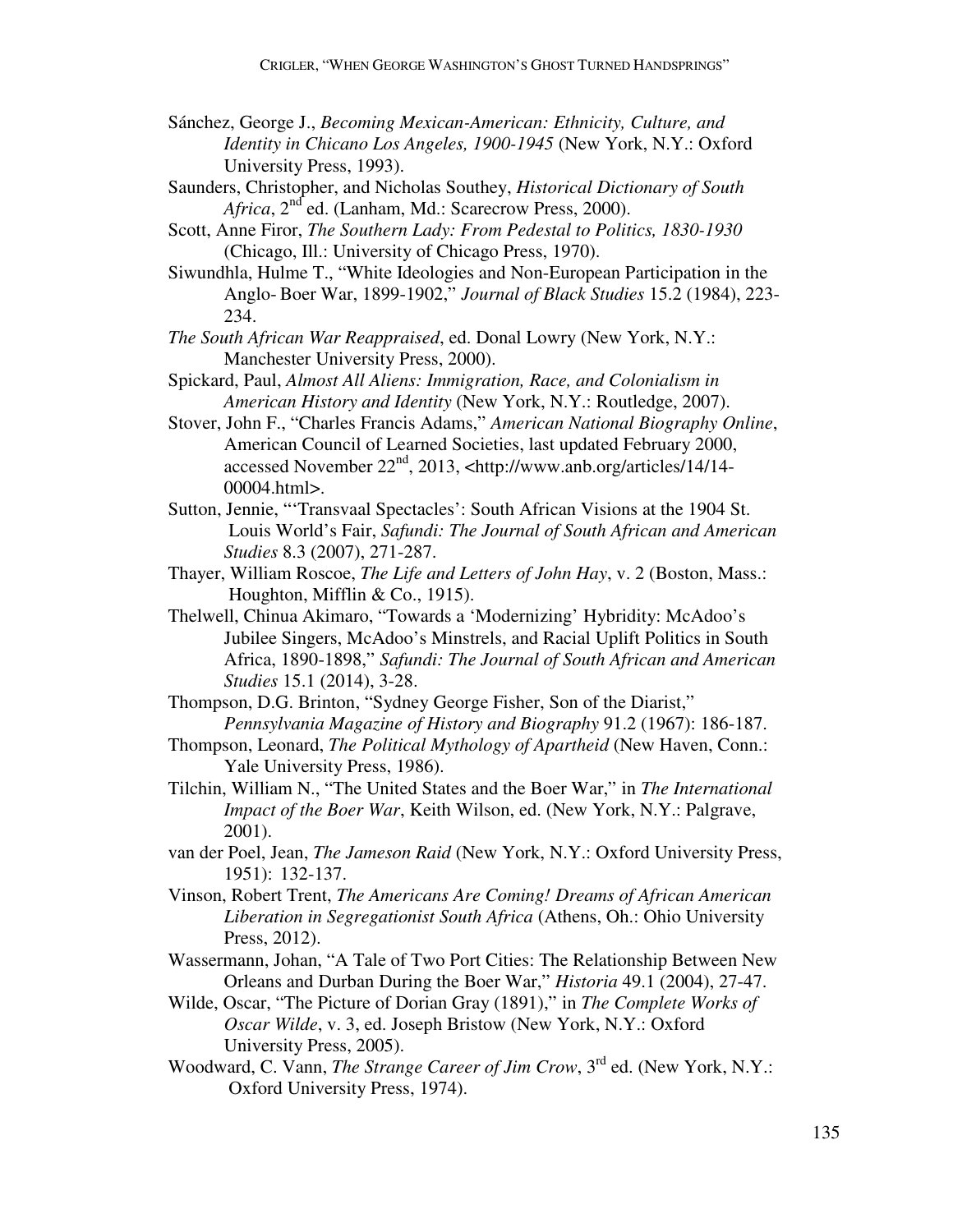Sánchez, George J., *Becoming Mexican-American: Ethnicity, Culture, and Identity in Chicano Los Angeles, 1900-1945* (New York, N.Y.: Oxford University Press, 1993).

Saunders, Christopher, and Nicholas Southey, *Historical Dictionary of South Africa*, 2nd ed. (Lanham, Md.: Scarecrow Press, 2000).

Scott, Anne Firor, *The Southern Lady: From Pedestal to Politics, 1830-1930* (Chicago, Ill.: University of Chicago Press, 1970).

Siwundhla, Hulme T., "White Ideologies and Non-European Participation in the Anglo- Boer War, 1899-1902," *Journal of Black Studies* 15.2 (1984), 223-234.

*The South African War Reappraised*, ed. Donal Lowry (New York, N.Y.: Manchester University Press, 2000).

Spickard, Paul, *Almost All Aliens: Immigration, Race, and Colonialism in American History and Identity* (New York, N.Y.: Routledge, 2007).

Stover, John F., "Charles Francis Adams," *American National Biography Online*, American Council of Learned Societies, last updated February 2000, accessed November 22nd, 2013, <http://www.anb.org/articles/14/14-00004.html>.

Sutton, Jennie, "'Transvaal Spectacles': South African Visions at the 1904 St. Louis World's Fair, *Safundi: The Journal of South African and American Studies* 8.3 (2007), 271-287.

Thayer, William Roscoe, *The Life and Letters of John Hay*, v. 2 (Boston, Mass.: Houghton, Mifflin & Co., 1915).

Thelwell, Chinua Akimaro, "Towards a 'Modernizing' Hybridity: McAdoo's Jubilee Singers, McAdoo's Minstrels, and Racial Uplift Politics in South Africa, 1890-1898," *Safundi: The Journal of South African and American Studies* 15.1 (2014), 3-28.

Thompson, D.G. Brinton, "Sydney George Fisher, Son of the Diarist," *Pennsylvania Magazine of History and Biography* 91.2 (1967): 186-187.

Thompson, Leonard, *The Political Mythology of Apartheid* (New Haven, Conn.: Yale University Press, 1986).

Tilchin, William N., "The United States and the Boer War," in *The International Impact of the Boer War*, Keith Wilson, ed. (New York, N.Y.: Palgrave, 2001).

van der Poel, Jean, *The Jameson Raid* (New York, N.Y.: Oxford University Press, 1951): 132-137.

Vinson, Robert Trent, *The Americans Are Coming! Dreams of African American Liberation in Segregationist South Africa* (Athens, Oh.: Ohio University Press, 2012).

Wassermann, Johan, "A Tale of Two Port Cities: The Relationship Between New Orleans and Durban During the Boer War," *Historia* 49.1 (2004), 27-47.

Wilde, Oscar, "The Picture of Dorian Gray (1891)," in *The Complete Works of Oscar Wilde*, v. 3, ed. Joseph Bristow (New York, N.Y.: Oxford University Press, 2005).

Woodward, C. Vann, *The Strange Career of Jim Crow*, 3rd ed. (New York, N.Y.: Oxford University Press, 1974).